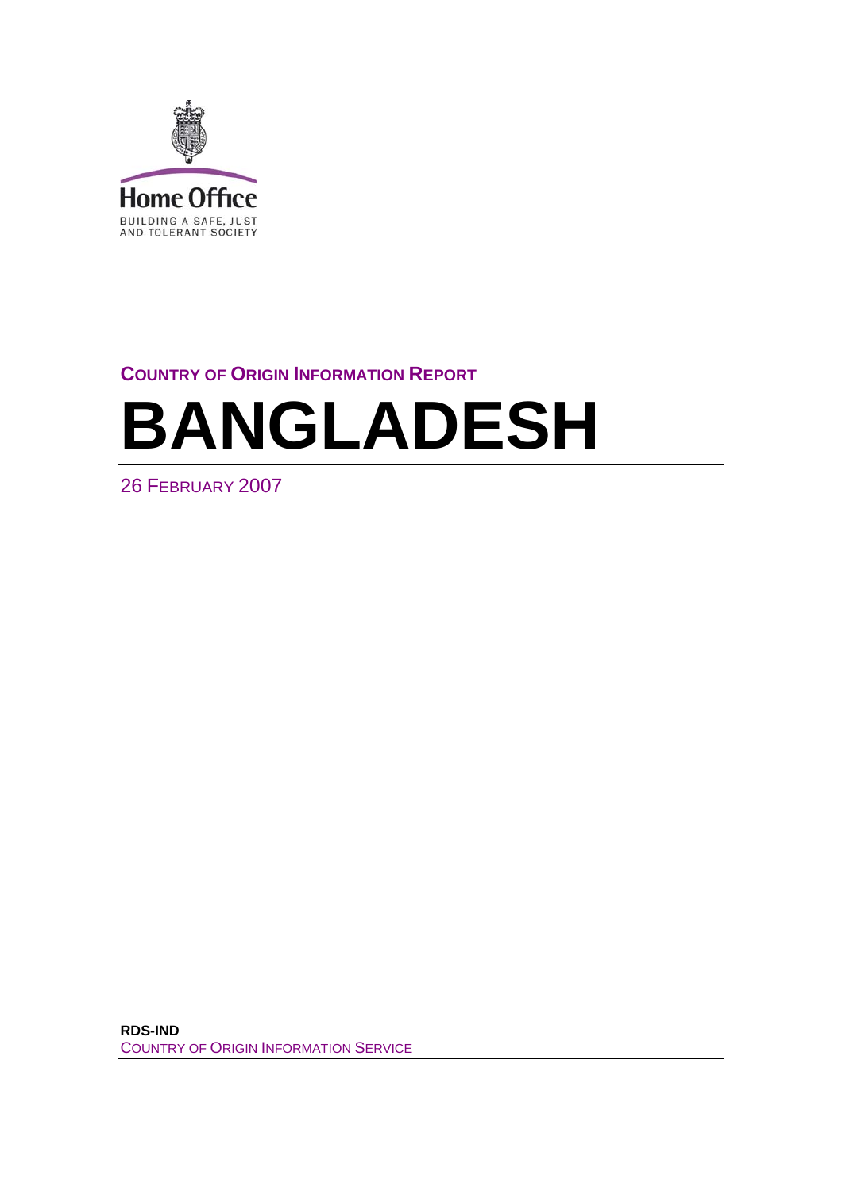Home Office

BUILDING A SAFE, JUST AND TOLERANT SOCIETY

**COUNTRY OF ORIGIN INFORMATION REPORT**

# BANGLADESH

26 FEBRUARY 2007

**RDS-IND**

COUNTRY OF ORIGIN INFORMATION SERVICE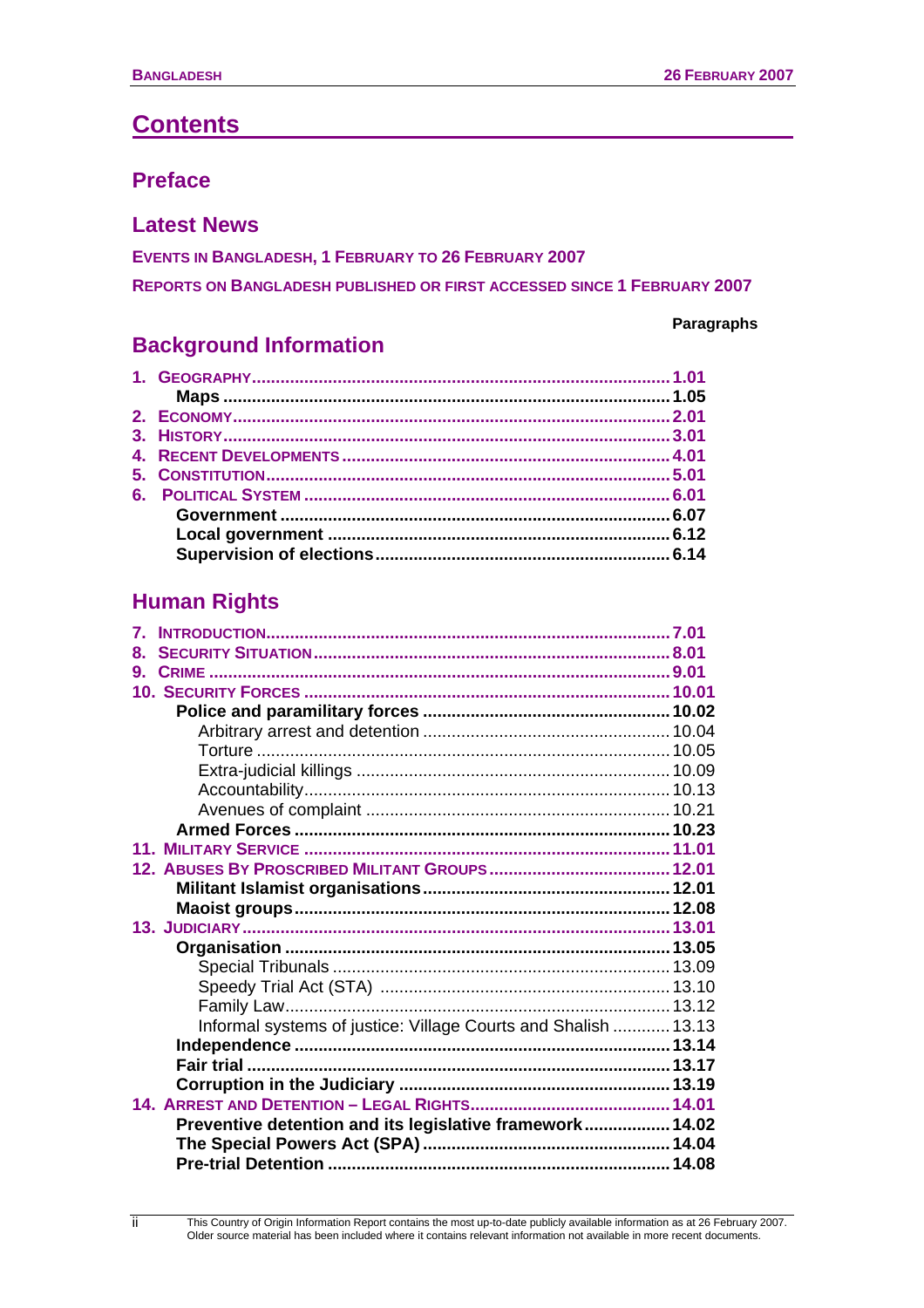# Contents

## Preface

## Latest News

**EVENTS IN BANGLADESH, 1 FEBRUARY TO 26 FEBRUARY 2007**

**REPORTS ON BANGLADESH PUBLISHED OR FIRST ACCESSED SINCE 1 FEBRUARY 2007**

**Paragraphs**

## Background Information

| | |
|---|---|
| **1. GEOGRAPHY** | **1.01** |
| **Maps** | **1.05** |
| **2. ECONOMY** | **2.01** |
| **3. HISTORY** | **3.01** |
| **4. RECENT DEVELOPMENTS** | **4.01** |
| **5. CONSTITUTION** | **5.01** |
| **6. POLITICAL SYSTEM** | **6.01** |
| **Government** | **6.07** |
| **Local government** | **6.12** |
| **Supervision of elections** | **6.14** |

## Human Rights

| | |
|---|---|
| **7. INTRODUCTION** | **7.01** |
| **8. SECURITY SITUATION** | **8.01** |
| **9. CRIME** | **9.01** |
| **10. SECURITY FORCES** | **10.01** |
| **Police and paramilitary forces** | **10.02** |
| Arbitrary arrest and detention | 10.04 |
| Torture | 10.05 |
| Extra-judicial killings | 10.09 |
| Accountability | 10.13 |
| Avenues of complaint | 10.21 |
| **Armed Forces** | **10.23** |
| **11. MILITARY SERVICE** | **11.01** |
| **12. ABUSES BY PROSCRIBED MILITANT GROUPS** | **12.01** |
| **Militant Islamist organisations** | **12.01** |
| **Maoist groups** | **12.08** |
| **13. JUDICIARY** | **13.01** |
| **Organisation** | **13.05** |
| Special Tribunals | 13.09 |
| Speedy Trial Act (STA) | 13.10 |
| Family Law | 13.12 |
| Informal systems of justice: Village Courts and Shalish | 13.13 |
| **Independence** | **13.14** |
| **Fair trial** | **13.17** |
| **Corruption in the Judiciary** | **13.19** |
| **14. ARREST AND DETENTION – LEGAL RIGHTS** | **14.01** |
| **Preventive detention and its legislative framework** | **14.02** |
| **The Special Powers Act (SPA)** | **14.04** |
| **Pre-trial Detention** | **14.08** |

This Country of Origin Information Report contains the most up-to-date publicly available information as at 26 February 2007. Older source material has been included where it contains relevant information not available in more recent documents.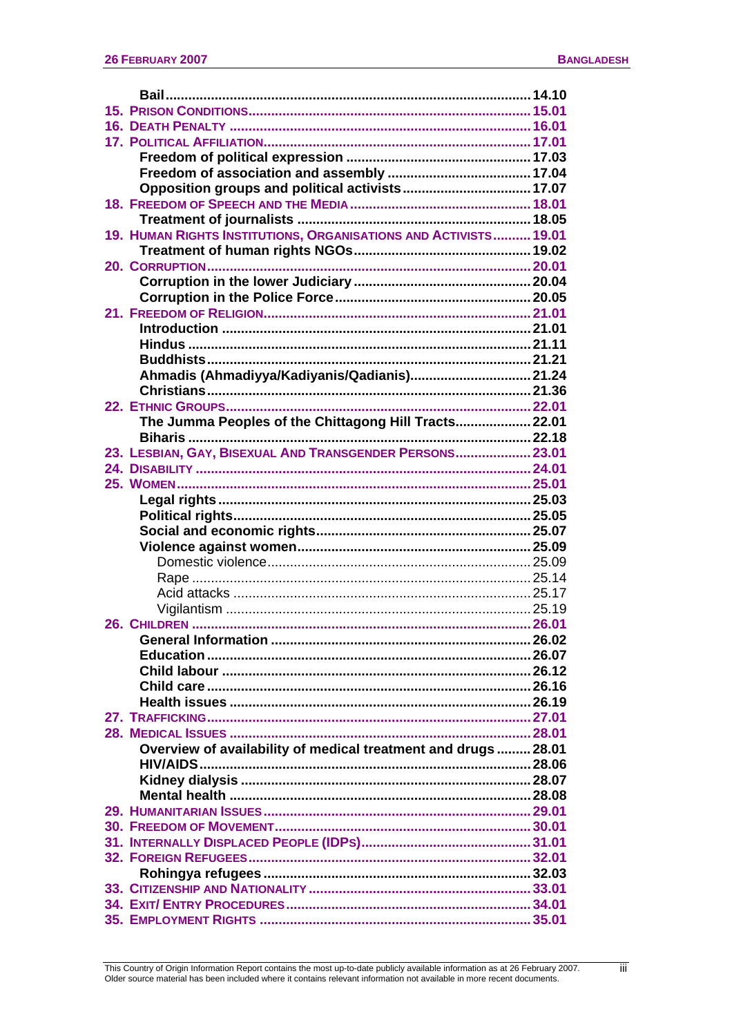Bail ............................................................................................ 14.10
15. Prison Conditions ................................................................. 15.01
16. Death Penalty ...................................................................... 16.01
17. Political Affiliation ............................................................... 17.01
    Freedom of political expression .............................................. 17.03
    Freedom of association and assembly ..................................... 17.04
    Opposition groups and political activists ................................. 17.07
18. Freedom of Speech and the Media ........................................... 18.01
    Treatment of journalists ........................................................ 18.05
19. Human Rights Institutions, Organisations and Activists .......... 19.01
    Treatment of human rights NGOs ............................................ 19.02
20. Corruption ........................................................................... 20.01
    Corruption in the lower Judiciary ............................................ 20.04
    Corruption in the Police Force ................................................ 20.05
21. Freedom of Religion ............................................................. 21.01
    Introduction ........................................................................... 21.01
    Hindus .................................................................................. 21.11
    Buddhists .............................................................................. 21.21
    Ahmadis (Ahmadiyya/Kadiyanis/Qadianis) ............................... 21.24
    Christians .............................................................................. 21.36
22. Ethnic Groups ...................................................................... 22.01
    The Jumma Peoples of the Chittagong Hill Tracts ..................... 22.01
    Biharis .................................................................................. 22.18
23. Lesbian, Gay, Bisexual And Transgender Persons .................... 23.01
24. Disability ............................................................................. 24.01
25. Women ................................................................................ 25.01
    Legal rights ........................................................................... 25.03
    Political rights ........................................................................ 25.05
    Social and economic rights ...................................................... 25.07
    Violence against women .......................................................... 25.09
        Domestic violence ............................................................. 25.09
        Rape ................................................................................. 25.14
        Acid attacks ...................................................................... 25.17
        Vigilantism ........................................................................ 25.19
26. Children .............................................................................. 26.01
    General Information ............................................................... 26.02
    Education .............................................................................. 26.07
    Child labour ........................................................................... 26.12
    Child care .............................................................................. 26.16
    Health issues ......................................................................... 26.19
27. Trafficking ........................................................................... 27.01
28. Medical Issues ..................................................................... 28.01
    Overview of availability of medical treatment and drugs ........... 28.01
    HIV/AIDS ............................................................................... 28.06
    Kidney dialysis ....................................................................... 28.07
    Mental health ......................................................................... 28.08
29. Humanitarian Issues ............................................................. 29.01
30. Freedom of Movement .......................................................... 30.01
31. Internally Displaced People (IDPs) ......................................... 31.01
32. Foreign Refugees ................................................................. 32.01
    Rohingya refugees .................................................................. 32.03
33. Citizenship and Nationality ................................................... 33.01
34. Exit/ Entry Procedures .......................................................... 34.01
35. Employment Rights .............................................................. 35.01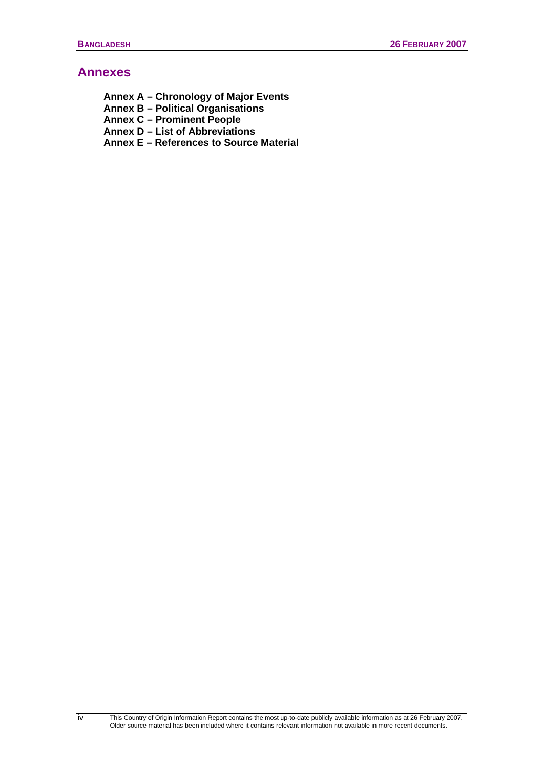## Annexes

**Annex A – Chronology of Major Events**
**Annex B – Political Organisations**
**Annex C – Prominent People**
**Annex D – List of Abbreviations**
**Annex E – References to Source Material**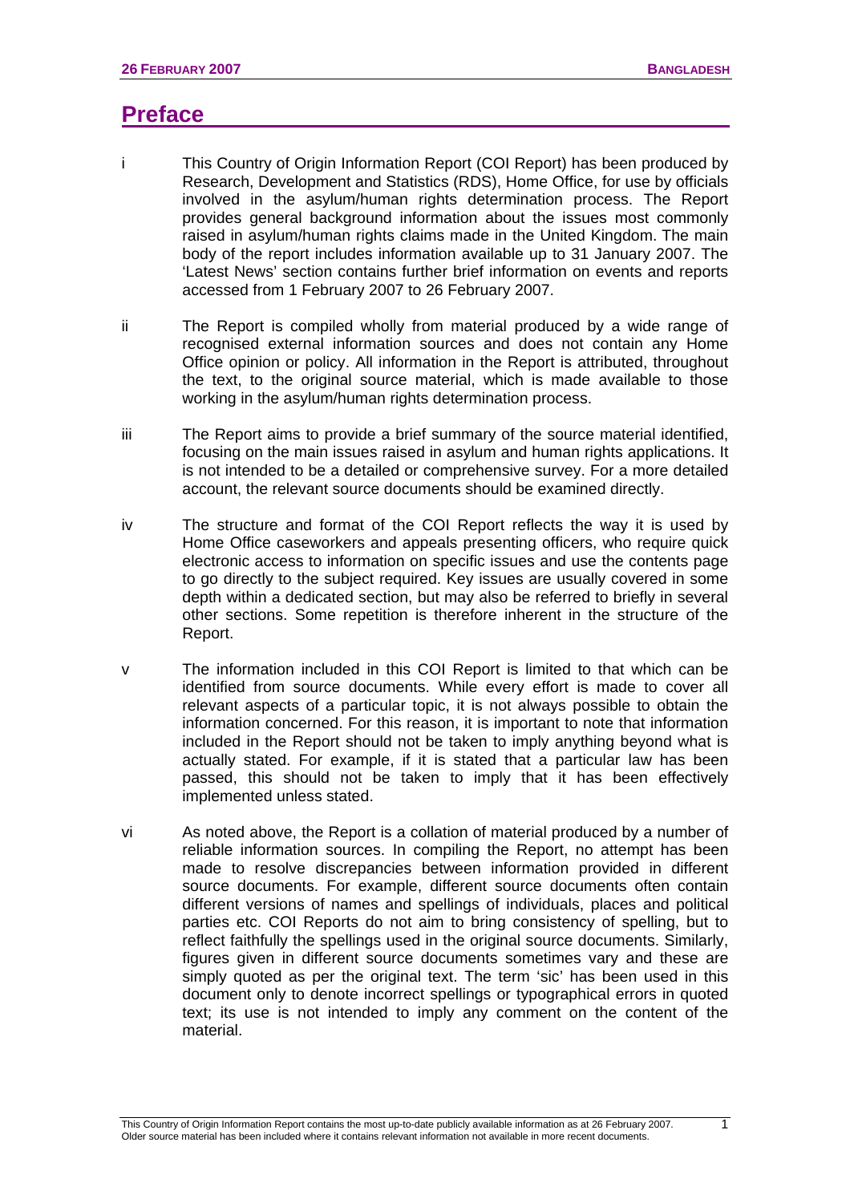# Preface

i This Country of Origin Information Report (COI Report) has been produced by Research, Development and Statistics (RDS), Home Office, for use by officials involved in the asylum/human rights determination process. The Report provides general background information about the issues most commonly raised in asylum/human rights claims made in the United Kingdom. The main body of the report includes information available up to 31 January 2007. The 'Latest News' section contains further brief information on events and reports accessed from 1 February 2007 to 26 February 2007.

ii The Report is compiled wholly from material produced by a wide range of recognised external information sources and does not contain any Home Office opinion or policy. All information in the Report is attributed, throughout the text, to the original source material, which is made available to those working in the asylum/human rights determination process.

iii The Report aims to provide a brief summary of the source material identified, focusing on the main issues raised in asylum and human rights applications. It is not intended to be a detailed or comprehensive survey. For a more detailed account, the relevant source documents should be examined directly.

iv The structure and format of the COI Report reflects the way it is used by Home Office caseworkers and appeals presenting officers, who require quick electronic access to information on specific issues and use the contents page to go directly to the subject required. Key issues are usually covered in some depth within a dedicated section, but may also be referred to briefly in several other sections. Some repetition is therefore inherent in the structure of the Report.

v The information included in this COI Report is limited to that which can be identified from source documents. While every effort is made to cover all relevant aspects of a particular topic, it is not always possible to obtain the information concerned. For this reason, it is important to note that information included in the Report should not be taken to imply anything beyond what is actually stated. For example, if it is stated that a particular law has been passed, this should not be taken to imply that it has been effectively implemented unless stated.

vi As noted above, the Report is a collation of material produced by a number of reliable information sources. In compiling the Report, no attempt has been made to resolve discrepancies between information provided in different source documents. For example, different source documents often contain different versions of names and spellings of individuals, places and political parties etc. COI Reports do not aim to bring consistency of spelling, but to reflect faithfully the spellings used in the original source documents. Similarly, figures given in different source documents sometimes vary and these are simply quoted as per the original text. The term 'sic' has been used in this document only to denote incorrect spellings or typographical errors in quoted text; its use is not intended to imply any comment on the content of the material.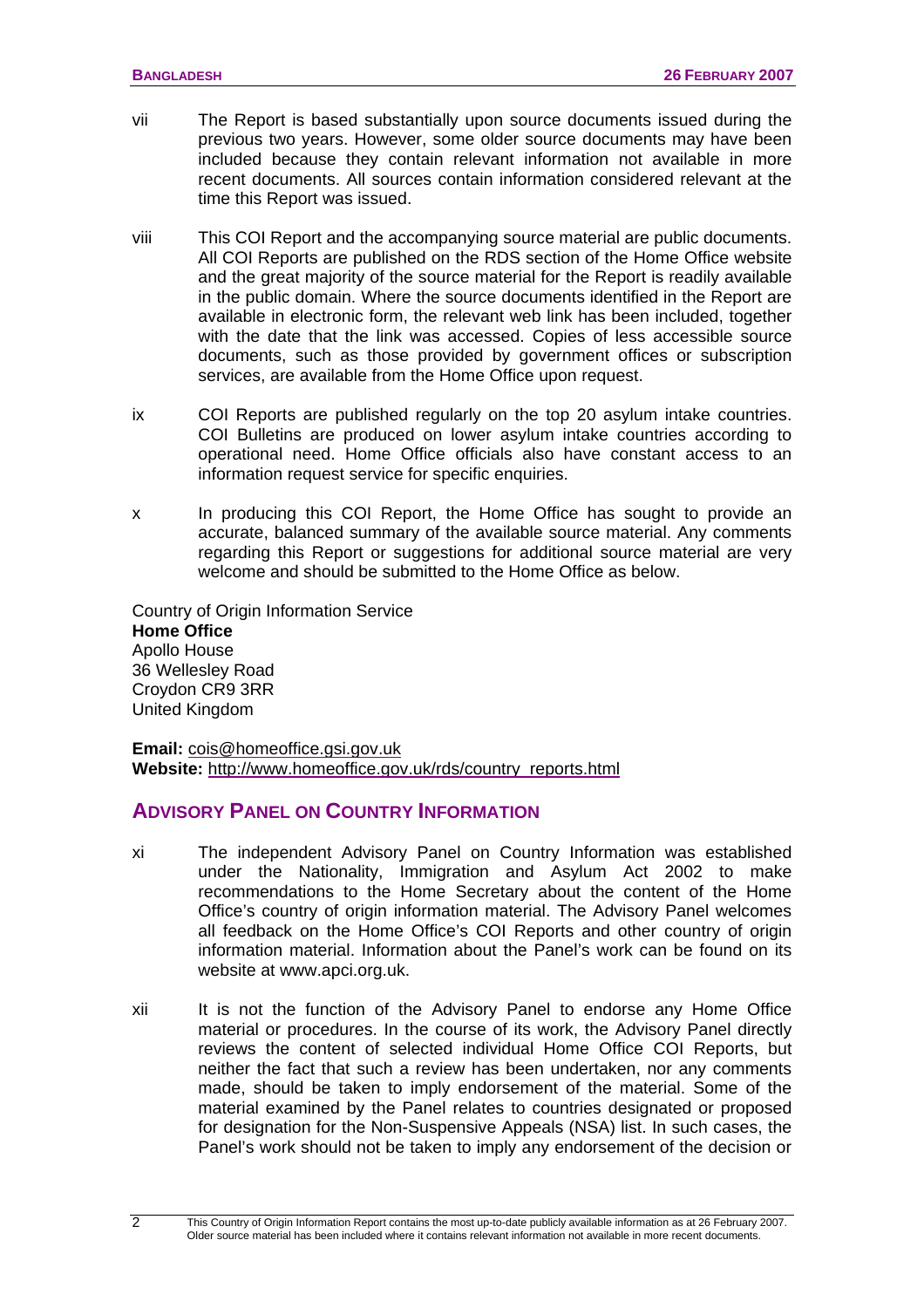vii The Report is based substantially upon source documents issued during the previous two years. However, some older source documents may have been included because they contain relevant information not available in more recent documents. All sources contain information considered relevant at the time this Report was issued.

viii This COI Report and the accompanying source material are public documents. All COI Reports are published on the RDS section of the Home Office website and the great majority of the source material for the Report is readily available in the public domain. Where the source documents identified in the Report are available in electronic form, the relevant web link has been included, together with the date that the link was accessed. Copies of less accessible source documents, such as those provided by government offices or subscription services, are available from the Home Office upon request.

ix COI Reports are published regularly on the top 20 asylum intake countries. COI Bulletins are produced on lower asylum intake countries according to operational need. Home Office officials also have constant access to an information request service for specific enquiries.

x In producing this COI Report, the Home Office has sought to provide an accurate, balanced summary of the available source material. Any comments regarding this Report or suggestions for additional source material are very welcome and should be submitted to the Home Office as below.

Country of Origin Information Service
**Home Office**
Apollo House
36 Wellesley Road
Croydon CR9 3RR
United Kingdom

**Email:** cois@homeoffice.gsi.gov.uk
**Website:** http://www.homeoffice.gov.uk/rds/country_reports.html

## ADVISORY PANEL ON COUNTRY INFORMATION

xi The independent Advisory Panel on Country Information was established under the Nationality, Immigration and Asylum Act 2002 to make recommendations to the Home Secretary about the content of the Home Office's country of origin information material. The Advisory Panel welcomes all feedback on the Home Office's COI Reports and other country of origin information material. Information about the Panel's work can be found on its website at www.apci.org.uk.

xii It is not the function of the Advisory Panel to endorse any Home Office material or procedures. In the course of its work, the Advisory Panel directly reviews the content of selected individual Home Office COI Reports, but neither the fact that such a review has been undertaken, nor any comments made, should be taken to imply endorsement of the material. Some of the material examined by the Panel relates to countries designated or proposed for designation for the Non-Suspensive Appeals (NSA) list. In such cases, the Panel's work should not be taken to imply any endorsement of the decision or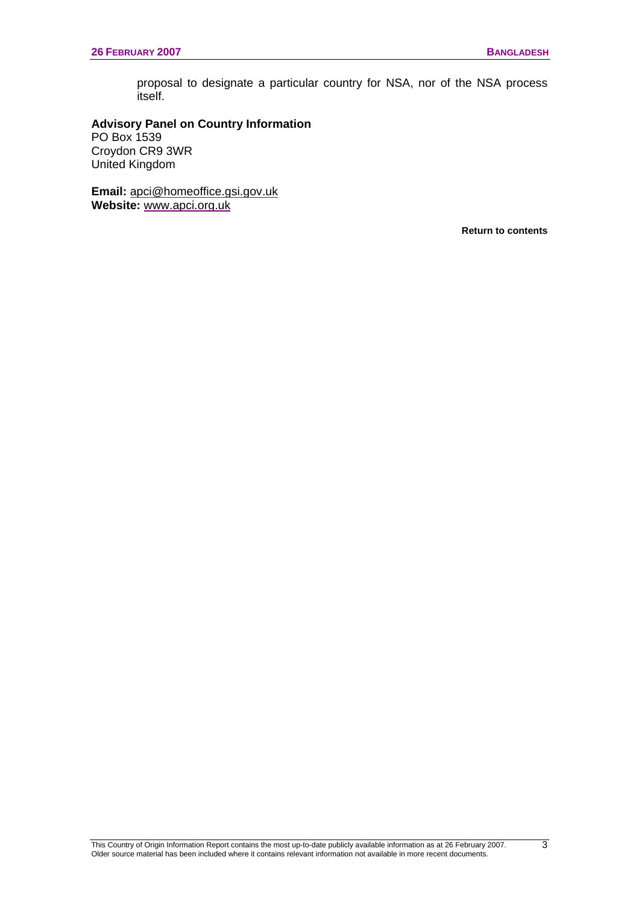proposal to designate a particular country for NSA, nor of the NSA process itself.

**Advisory Panel on Country Information**
PO Box 1539
Croydon CR9 3WR
United Kingdom

**Email:** apci@homeoffice.gsi.gov.uk
**Website:** www.apci.org.uk

**Return to contents**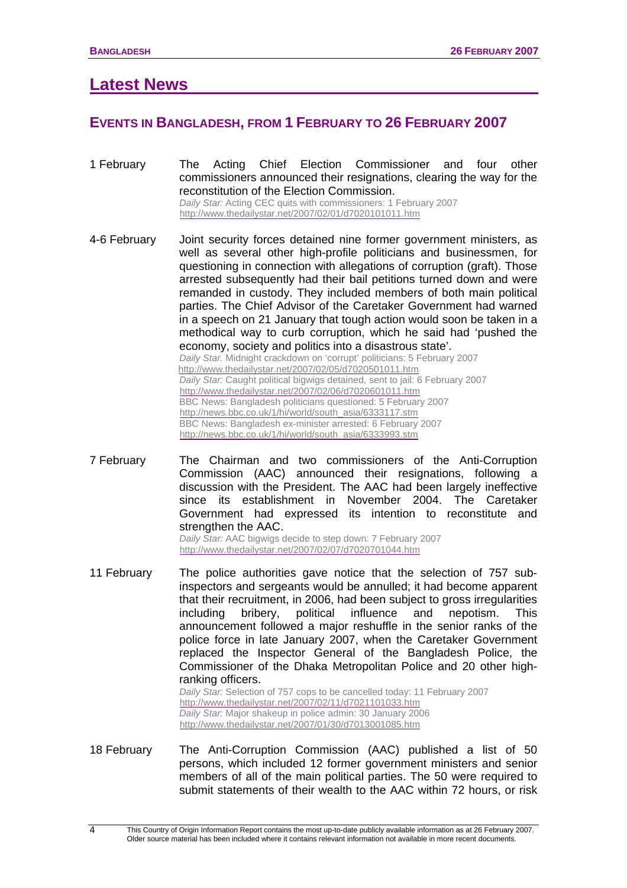## Latest News

### Events in Bangladesh, from 1 February to 26 February 2007

1 February — The Acting Chief Election Commissioner and four other commissioners announced their resignations, clearing the way for the reconstitution of the Election Commission.
*Daily Star:* Acting CEC quits with commissioners: 1 February 2007
http://www.thedailystar.net/2007/02/01/d7020101011.htm

4-6 February — Joint security forces detained nine former government ministers, as well as several other high-profile politicians and businessmen, for questioning in connection with allegations of corruption (graft). Those arrested subsequently had their bail petitions turned down and were remanded in custody. They included members of both main political parties. The Chief Advisor of the Caretaker Government had warned in a speech on 21 January that tough action would soon be taken in a methodical way to curb corruption, which he said had 'pushed the economy, society and politics into a disastrous state'.
*Daily Star.* Midnight crackdown on 'corrupt' politicians: 5 February 2007
http://www.thedailystar.net/2007/02/05/d7020501011.htm
*Daily Star:* Caught political bigwigs detained, sent to jail: 6 February 2007
http://www.thedailystar.net/2007/02/06/d7020601011.htm
BBC News: Bangladesh politicians questioned: 5 February 2007
http://news.bbc.co.uk/1/hi/world/south_asia/6333117.stm
BBC News: Bangladesh ex-minister arrested: 6 February 2007
http://news.bbc.co.uk/1/hi/world/south_asia/6333993.stm

7 February — The Chairman and two commissioners of the Anti-Corruption Commission (AAC) announced their resignations, following a discussion with the President. The AAC had been largely ineffective since its establishment in November 2004. The Caretaker Government had expressed its intention to reconstitute and strengthen the AAC.
*Daily Star:* AAC bigwigs decide to step down: 7 February 2007
http://www.thedailystar.net/2007/02/07/d7020701044.htm

11 February — The police authorities gave notice that the selection of 757 sub-inspectors and sergeants would be annulled; it had become apparent that their recruitment, in 2006, had been subject to gross irregularities including bribery, political influence and nepotism. This announcement followed a major reshuffle in the senior ranks of the police force in late January 2007, when the Caretaker Government replaced the Inspector General of the Bangladesh Police, the Commissioner of the Dhaka Metropolitan Police and 20 other high-ranking officers.
*Daily Star:* Selection of 757 cops to be cancelled today: 11 February 2007
http://www.thedailystar.net/2007/02/11/d7021101033.htm
*Daily Star:* Major shakeup in police admin: 30 January 2006
http://www.thedailystar.net/2007/01/30/d7013001085.htm

18 February — The Anti-Corruption Commission (AAC) published a list of 50 persons, which included 12 former government ministers and senior members of all of the main political parties. The 50 were required to submit statements of their wealth to the AAC within 72 hours, or risk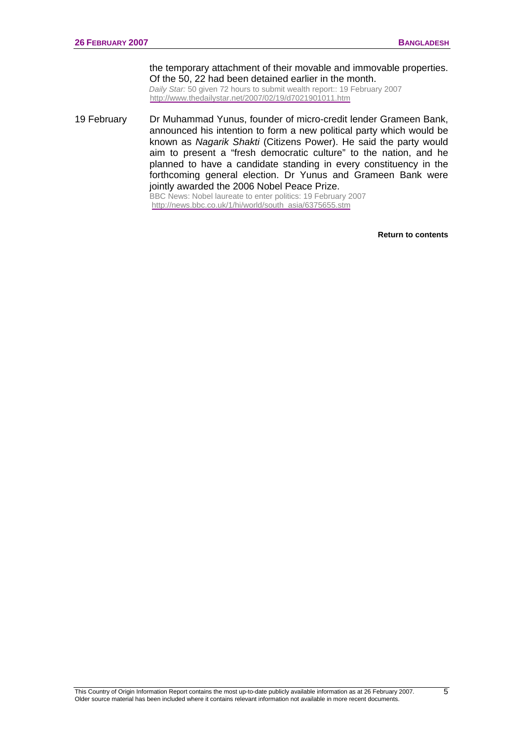the temporary attachment of their movable and immovable properties. Of the 50, 22 had been detained earlier in the month.
*Daily Star:* 50 given 72 hours to submit wealth report:: 19 February 2007
http://www.thedailystar.net/2007/02/19/d7021901011.htm

19 February Dr Muhammad Yunus, founder of micro-credit lender Grameen Bank, announced his intention to form a new political party which would be known as *Nagarik Shakti* (Citizens Power). He said the party would aim to present a "fresh democratic culture" to the nation, and he planned to have a candidate standing in every constituency in the forthcoming general election. Dr Yunus and Grameen Bank were jointly awarded the 2006 Nobel Peace Prize.
BBC News: Nobel laureate to enter politics: 19 February 2007
http://news.bbc.co.uk/1/hi/world/south_asia/6375655.stm

**Return to contents**

This Country of Origin Information Report contains the most up-to-date publicly available information as at 26 February 2007. Older source material has been included where it contains relevant information not available in more recent documents.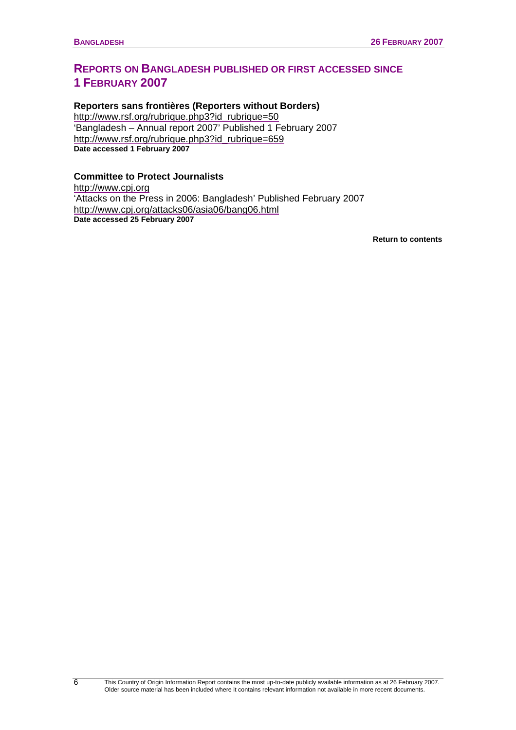## REPORTS ON BANGLADESH PUBLISHED OR FIRST ACCESSED SINCE 1 FEBRUARY 2007

**Reporters sans frontières (Reporters without Borders)**
http://www.rsf.org/rubrique.php3?id_rubrique=50
'Bangladesh – Annual report 2007' Published 1 February 2007
http://www.rsf.org/rubrique.php3?id_rubrique=659
**Date accessed 1 February 2007**

**Committee to Protect Journalists**
http://www.cpj.org
'Attacks on the Press in 2006: Bangladesh' Published February 2007
http://www.cpj.org/attacks06/asia06/bang06.html
**Date accessed 25 February 2007**

**Return to contents**

This Country of Origin Information Report contains the most up-to-date publicly available information as at 26 February 2007. Older source material has been included where it contains relevant information not available in more recent documents.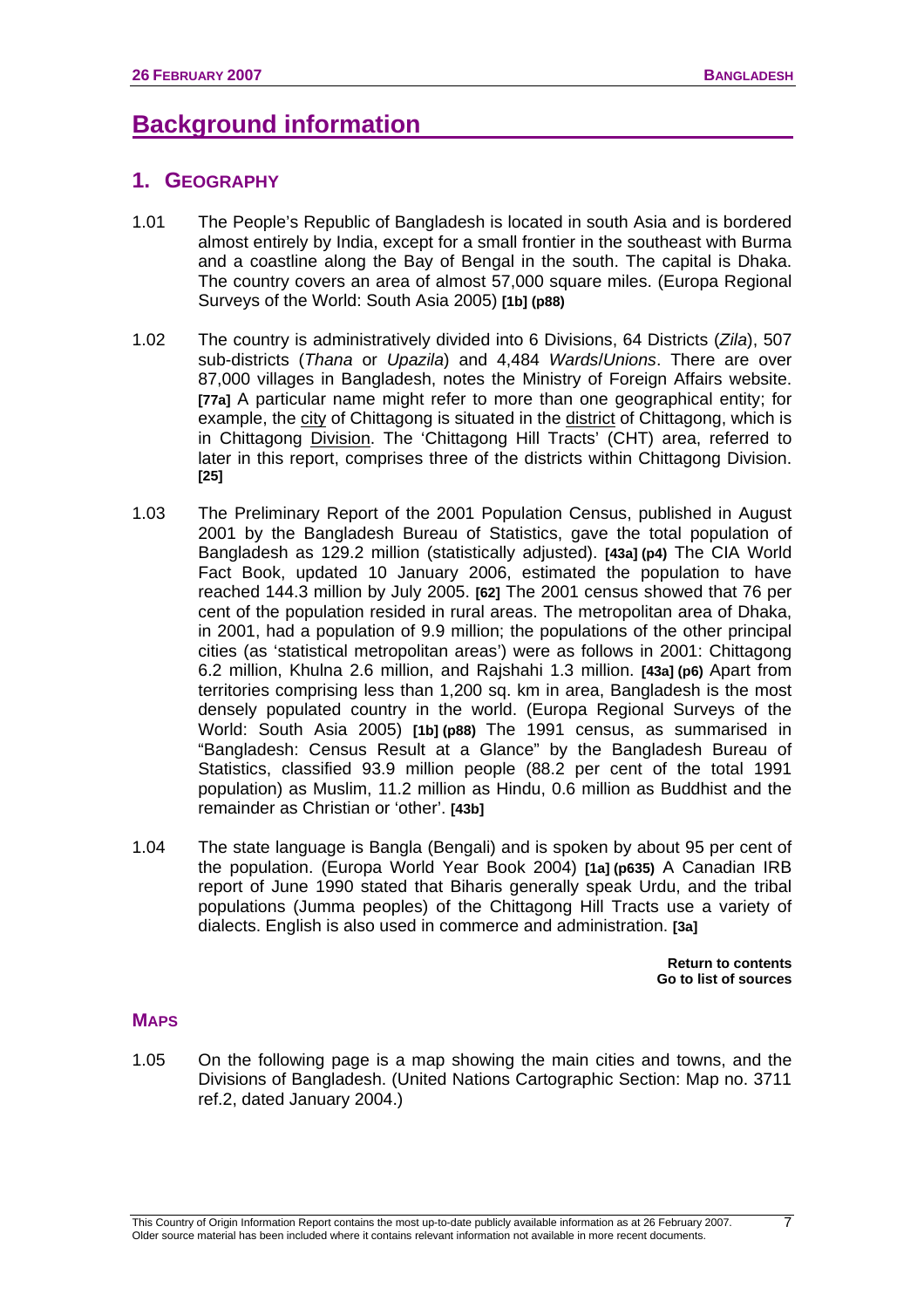# Background information

## 1. GEOGRAPHY

1.01 The People's Republic of Bangladesh is located in south Asia and is bordered almost entirely by India, except for a small frontier in the southeast with Burma and a coastline along the Bay of Bengal in the south. The capital is Dhaka. The country covers an area of almost 57,000 square miles. (Europa Regional Surveys of the World: South Asia 2005) **[1b] (p88)**

1.02 The country is administratively divided into 6 Divisions, 64 Districts (*Zila*), 507 sub-districts (*Thana* or *Upazila*) and 4,484 *Wards*/*Unions*. There are over 87,000 villages in Bangladesh, notes the Ministry of Foreign Affairs website. **[77a]** A particular name might refer to more than one geographical entity; for example, the city of Chittagong is situated in the district of Chittagong, which is in Chittagong Division. The 'Chittagong Hill Tracts' (CHT) area, referred to later in this report, comprises three of the districts within Chittagong Division. **[25]**

1.03 The Preliminary Report of the 2001 Population Census, published in August 2001 by the Bangladesh Bureau of Statistics, gave the total population of Bangladesh as 129.2 million (statistically adjusted). **[43a] (p4)** The CIA World Fact Book, updated 10 January 2006, estimated the population to have reached 144.3 million by July 2005. **[62]** The 2001 census showed that 76 per cent of the population resided in rural areas. The metropolitan area of Dhaka, in 2001, had a population of 9.9 million; the populations of the other principal cities (as 'statistical metropolitan areas') were as follows in 2001: Chittagong 6.2 million, Khulna 2.6 million, and Rajshahi 1.3 million. **[43a] (p6)** Apart from territories comprising less than 1,200 sq. km in area, Bangladesh is the most densely populated country in the world. (Europa Regional Surveys of the World: South Asia 2005) **[1b] (p88)** The 1991 census, as summarised in "Bangladesh: Census Result at a Glance" by the Bangladesh Bureau of Statistics, classified 93.9 million people (88.2 per cent of the total 1991 population) as Muslim, 11.2 million as Hindu, 0.6 million as Buddhist and the remainder as Christian or 'other'. **[43b]**

1.04 The state language is Bangla (Bengali) and is spoken by about 95 per cent of the population. (Europa World Year Book 2004) **[1a] (p635)** A Canadian IRB report of June 1990 stated that Biharis generally speak Urdu, and the tribal populations (Jumma peoples) of the Chittagong Hill Tracts use a variety of dialects. English is also used in commerce and administration. **[3a]**

**Return to contents**
**Go to list of sources**

### MAPS

1.05 On the following page is a map showing the main cities and towns, and the Divisions of Bangladesh. (United Nations Cartographic Section: Map no. 3711 ref.2, dated January 2004.)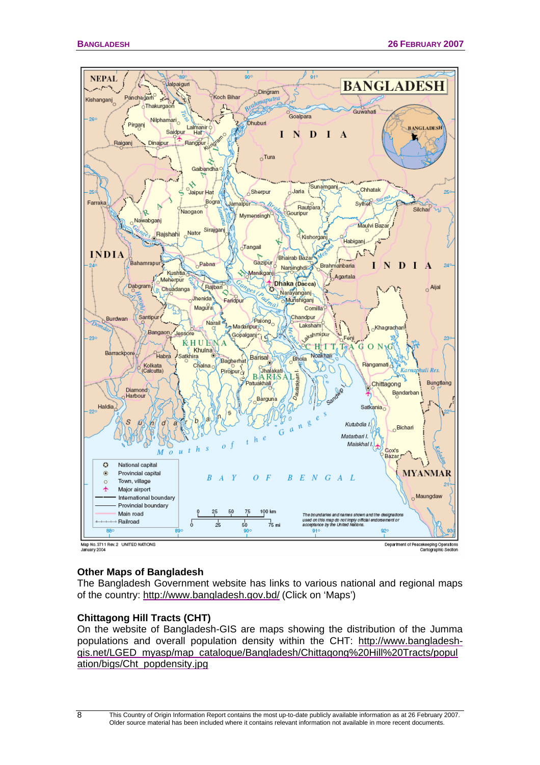Map No. 3711 Rev. 2 UNITED NATIONS
January 2004

Department of Peacekeeping Operations
Cartographic Section

## Other Maps of Bangladesh

The Bangladesh Government website has links to various national and regional maps of the country: http://www.bangladesh.gov.bd/ (Click on 'Maps')

## Chittagong Hill Tracts (CHT)

On the website of Bangladesh-GIS are maps showing the distribution of the Jumma populations and overall population density within the CHT: http://www.bangladesh-gis.net/LGED_myasp/map_catalogue/Bangladesh/Chittagong%20Hill%20Tracts/population/bigs/Cht_popdensity.jpg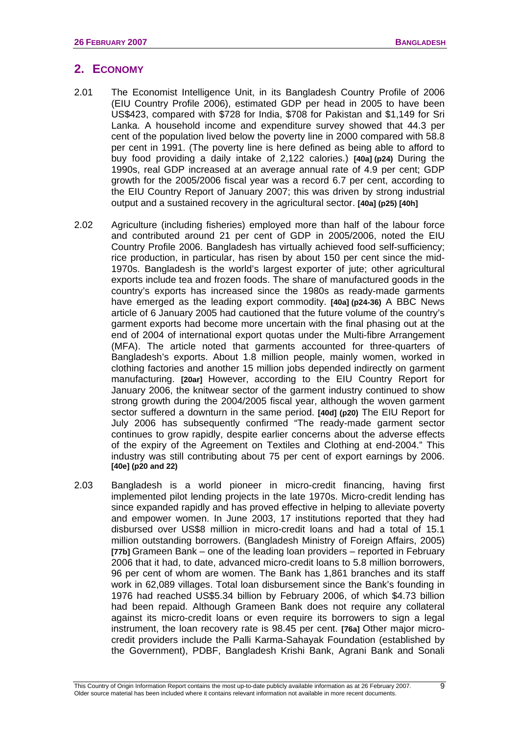## 2. ECONOMY

2.01 The Economist Intelligence Unit, in its Bangladesh Country Profile of 2006 (EIU Country Profile 2006), estimated GDP per head in 2005 to have been US$423, compared with $728 for India, $708 for Pakistan and $1,149 for Sri Lanka. A household income and expenditure survey showed that 44.3 per cent of the population lived below the poverty line in 2000 compared with 58.8 per cent in 1991. (The poverty line is here defined as being able to afford to buy food providing a daily intake of 2,122 calories.) **[40a] (p24)** During the 1990s, real GDP increased at an average annual rate of 4.9 per cent; GDP growth for the 2005/2006 fiscal year was a record 6.7 per cent, according to the EIU Country Report of January 2007; this was driven by strong industrial output and a sustained recovery in the agricultural sector. **[40a] (p25) [40h]**

2.02 Agriculture (including fisheries) employed more than half of the labour force and contributed around 21 per cent of GDP in 2005/2006, noted the EIU Country Profile 2006. Bangladesh has virtually achieved food self-sufficiency; rice production, in particular, has risen by about 150 per cent since the mid-1970s. Bangladesh is the world's largest exporter of jute; other agricultural exports include tea and frozen foods. The share of manufactured goods in the country's exports has increased since the 1980s as ready-made garments have emerged as the leading export commodity. **[40a] (p24-36)** A BBC News article of 6 January 2005 had cautioned that the future volume of the country's garment exports had become more uncertain with the final phasing out at the end of 2004 of international export quotas under the Multi-fibre Arrangement (MFA). The article noted that garments accounted for three-quarters of Bangladesh's exports. About 1.8 million people, mainly women, worked in clothing factories and another 15 million jobs depended indirectly on garment manufacturing. **[20ar]** However, according to the EIU Country Report for January 2006, the knitwear sector of the garment industry continued to show strong growth during the 2004/2005 fiscal year, although the woven garment sector suffered a downturn in the same period. **[40d] (p20)** The EIU Report for July 2006 has subsequently confirmed "The ready-made garment sector continues to grow rapidly, despite earlier concerns about the adverse effects of the expiry of the Agreement on Textiles and Clothing at end-2004." This industry was still contributing about 75 per cent of export earnings by 2006. **[40e] (p20 and 22)**

2.03 Bangladesh is a world pioneer in micro-credit financing, having first implemented pilot lending projects in the late 1970s. Micro-credit lending has since expanded rapidly and has proved effective in helping to alleviate poverty and empower women. In June 2003, 17 institutions reported that they had disbursed over US$8 million in micro-credit loans and had a total of 15.1 million outstanding borrowers. (Bangladesh Ministry of Foreign Affairs, 2005) **[77b]** Grameen Bank – one of the leading loan providers – reported in February 2006 that it had, to date, advanced micro-credit loans to 5.8 million borrowers, 96 per cent of whom are women. The Bank has 1,861 branches and its staff work in 62,089 villages. Total loan disbursement since the Bank's founding in 1976 had reached US$5.34 billion by February 2006, of which $4.73 billion had been repaid. Although Grameen Bank does not require any collateral against its micro-credit loans or even require its borrowers to sign a legal instrument, the loan recovery rate is 98.45 per cent. **[76a]** Other major micro-credit providers include the Palli Karma-Sahayak Foundation (established by the Government), PDBF, Bangladesh Krishi Bank, Agrani Bank and Sonali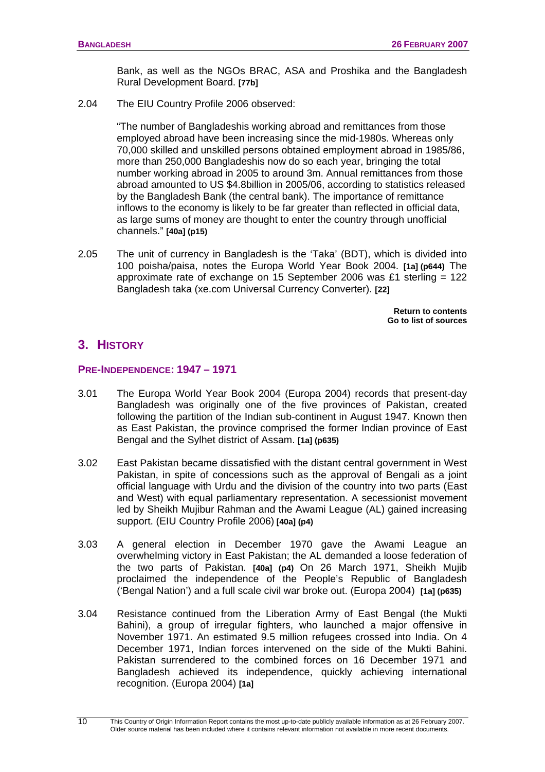Bank, as well as the NGOs BRAC, ASA and Proshika and the Bangladesh Rural Development Board. **[77b]**

2.04 The EIU Country Profile 2006 observed:

"The number of Bangladeshis working abroad and remittances from those employed abroad have been increasing since the mid-1980s. Whereas only 70,000 skilled and unskilled persons obtained employment abroad in 1985/86, more than 250,000 Bangladeshis now do so each year, bringing the total number working abroad in 2005 to around 3m. Annual remittances from those abroad amounted to US $4.8billion in 2005/06, according to statistics released by the Bangladesh Bank (the central bank). The importance of remittance inflows to the economy is likely to be far greater than reflected in official data, as large sums of money are thought to enter the country through unofficial channels." **[40a] (p15)**

2.05 The unit of currency in Bangladesh is the 'Taka' (BDT), which is divided into 100 poisha/paisa, notes the Europa World Year Book 2004. **[1a] (p644)** The approximate rate of exchange on 15 September 2006 was £1 sterling = 122 Bangladesh taka (xe.com Universal Currency Converter). **[22]**

**Return to contents**
**Go to list of sources**

## 3. HISTORY

### PRE-INDEPENDENCE: 1947 – 1971

3.01 The Europa World Year Book 2004 (Europa 2004) records that present-day Bangladesh was originally one of the five provinces of Pakistan, created following the partition of the Indian sub-continent in August 1947. Known then as East Pakistan, the province comprised the former Indian province of East Bengal and the Sylhet district of Assam. **[1a] (p635)**

3.02 East Pakistan became dissatisfied with the distant central government in West Pakistan, in spite of concessions such as the approval of Bengali as a joint official language with Urdu and the division of the country into two parts (East and West) with equal parliamentary representation. A secessionist movement led by Sheikh Mujibur Rahman and the Awami League (AL) gained increasing support. (EIU Country Profile 2006) **[40a] (p4)**

3.03 A general election in December 1970 gave the Awami League an overwhelming victory in East Pakistan; the AL demanded a loose federation of the two parts of Pakistan. **[40a] (p4)** On 26 March 1971, Sheikh Mujib proclaimed the independence of the People's Republic of Bangladesh ('Bengal Nation') and a full scale civil war broke out. (Europa 2004) **[1a] (p635)**

3.04 Resistance continued from the Liberation Army of East Bengal (the Mukti Bahini), a group of irregular fighters, who launched a major offensive in November 1971. An estimated 9.5 million refugees crossed into India. On 4 December 1971, Indian forces intervened on the side of the Mukti Bahini. Pakistan surrendered to the combined forces on 16 December 1971 and Bangladesh achieved its independence, quickly achieving international recognition. (Europa 2004) **[1a]**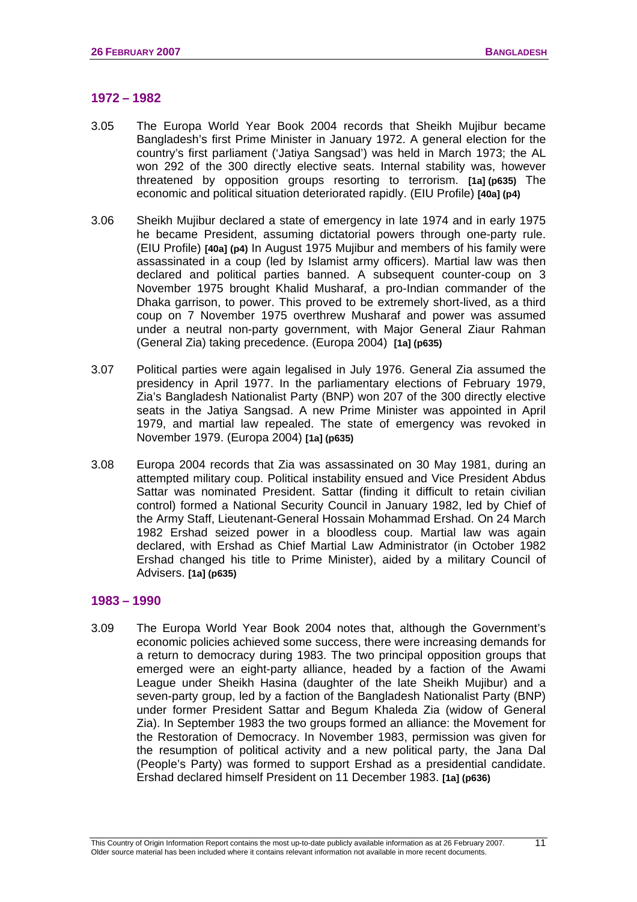## 1972 – 1982

3.05 The Europa World Year Book 2004 records that Sheikh Mujibur became Bangladesh's first Prime Minister in January 1972. A general election for the country's first parliament ('Jatiya Sangsad') was held in March 1973; the AL won 292 of the 300 directly elective seats. Internal stability was, however threatened by opposition groups resorting to terrorism. **[1a] (p635)** The economic and political situation deteriorated rapidly. (EIU Profile) **[40a] (p4)**

3.06 Sheikh Mujibur declared a state of emergency in late 1974 and in early 1975 he became President, assuming dictatorial powers through one-party rule. (EIU Profile) **[40a] (p4)** In August 1975 Mujibur and members of his family were assassinated in a coup (led by Islamist army officers). Martial law was then declared and political parties banned. A subsequent counter-coup on 3 November 1975 brought Khalid Musharaf, a pro-Indian commander of the Dhaka garrison, to power. This proved to be extremely short-lived, as a third coup on 7 November 1975 overthrew Musharaf and power was assumed under a neutral non-party government, with Major General Ziaur Rahman (General Zia) taking precedence. (Europa 2004) **[1a] (p635)**

3.07 Political parties were again legalised in July 1976. General Zia assumed the presidency in April 1977. In the parliamentary elections of February 1979, Zia's Bangladesh Nationalist Party (BNP) won 207 of the 300 directly elective seats in the Jatiya Sangsad. A new Prime Minister was appointed in April 1979, and martial law repealed. The state of emergency was revoked in November 1979. (Europa 2004) **[1a] (p635)**

3.08 Europa 2004 records that Zia was assassinated on 30 May 1981, during an attempted military coup. Political instability ensued and Vice President Abdus Sattar was nominated President. Sattar (finding it difficult to retain civilian control) formed a National Security Council in January 1982, led by Chief of the Army Staff, Lieutenant-General Hossain Mohammad Ershad. On 24 March 1982 Ershad seized power in a bloodless coup. Martial law was again declared, with Ershad as Chief Martial Law Administrator (in October 1982 Ershad changed his title to Prime Minister), aided by a military Council of Advisers. **[1a] (p635)**

## 1983 – 1990

3.09 The Europa World Year Book 2004 notes that, although the Government's economic policies achieved some success, there were increasing demands for a return to democracy during 1983. The two principal opposition groups that emerged were an eight-party alliance, headed by a faction of the Awami League under Sheikh Hasina (daughter of the late Sheikh Mujibur) and a seven-party group, led by a faction of the Bangladesh Nationalist Party (BNP) under former President Sattar and Begum Khaleda Zia (widow of General Zia). In September 1983 the two groups formed an alliance: the Movement for the Restoration of Democracy. In November 1983, permission was given for the resumption of political activity and a new political party, the Jana Dal (People's Party) was formed to support Ershad as a presidential candidate. Ershad declared himself President on 11 December 1983. **[1a] (p636)**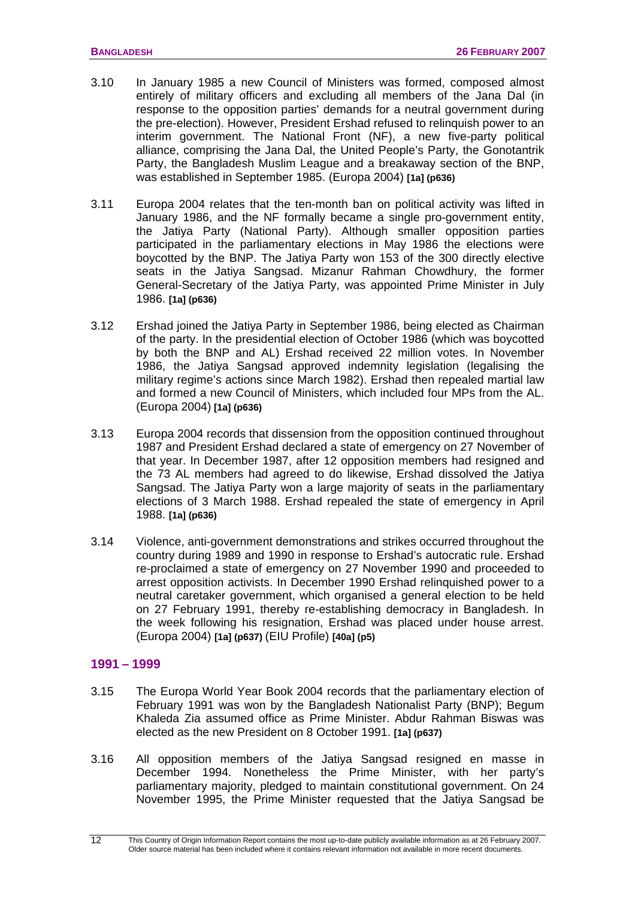3.10 In January 1985 a new Council of Ministers was formed, composed almost entirely of military officers and excluding all members of the Jana Dal (in response to the opposition parties' demands for a neutral government during the pre-election). However, President Ershad refused to relinquish power to an interim government. The National Front (NF), a new five-party political alliance, comprising the Jana Dal, the United People's Party, the Gonotantrik Party, the Bangladesh Muslim League and a breakaway section of the BNP, was established in September 1985. (Europa 2004) **[1a] (p636)**

3.11 Europa 2004 relates that the ten-month ban on political activity was lifted in January 1986, and the NF formally became a single pro-government entity, the Jatiya Party (National Party). Although smaller opposition parties participated in the parliamentary elections in May 1986 the elections were boycotted by the BNP. The Jatiya Party won 153 of the 300 directly elective seats in the Jatiya Sangsad. Mizanur Rahman Chowdhury, the former General-Secretary of the Jatiya Party, was appointed Prime Minister in July 1986. **[1a] (p636)**

3.12 Ershad joined the Jatiya Party in September 1986, being elected as Chairman of the party. In the presidential election of October 1986 (which was boycotted by both the BNP and AL) Ershad received 22 million votes. In November 1986, the Jatiya Sangsad approved indemnity legislation (legalising the military regime's actions since March 1982). Ershad then repealed martial law and formed a new Council of Ministers, which included four MPs from the AL. (Europa 2004) **[1a] (p636)**

3.13 Europa 2004 records that dissension from the opposition continued throughout 1987 and President Ershad declared a state of emergency on 27 November of that year. In December 1987, after 12 opposition members had resigned and the 73 AL members had agreed to do likewise, Ershad dissolved the Jatiya Sangsad. The Jatiya Party won a large majority of seats in the parliamentary elections of 3 March 1988. Ershad repealed the state of emergency in April 1988. **[1a] (p636)**

3.14 Violence, anti-government demonstrations and strikes occurred throughout the country during 1989 and 1990 in response to Ershad's autocratic rule. Ershad re-proclaimed a state of emergency on 27 November 1990 and proceeded to arrest opposition activists. In December 1990 Ershad relinquished power to a neutral caretaker government, which organised a general election to be held on 27 February 1991, thereby re-establishing democracy in Bangladesh. In the week following his resignation, Ershad was placed under house arrest. (Europa 2004) **[1a] (p637)** (EIU Profile) **[40a] (p5)**

## 1991 – 1999

3.15 The Europa World Year Book 2004 records that the parliamentary election of February 1991 was won by the Bangladesh Nationalist Party (BNP); Begum Khaleda Zia assumed office as Prime Minister. Abdur Rahman Biswas was elected as the new President on 8 October 1991. **[1a] (p637)**

3.16 All opposition members of the Jatiya Sangsad resigned en masse in December 1994. Nonetheless the Prime Minister, with her party's parliamentary majority, pledged to maintain constitutional government. On 24 November 1995, the Prime Minister requested that the Jatiya Sangsad be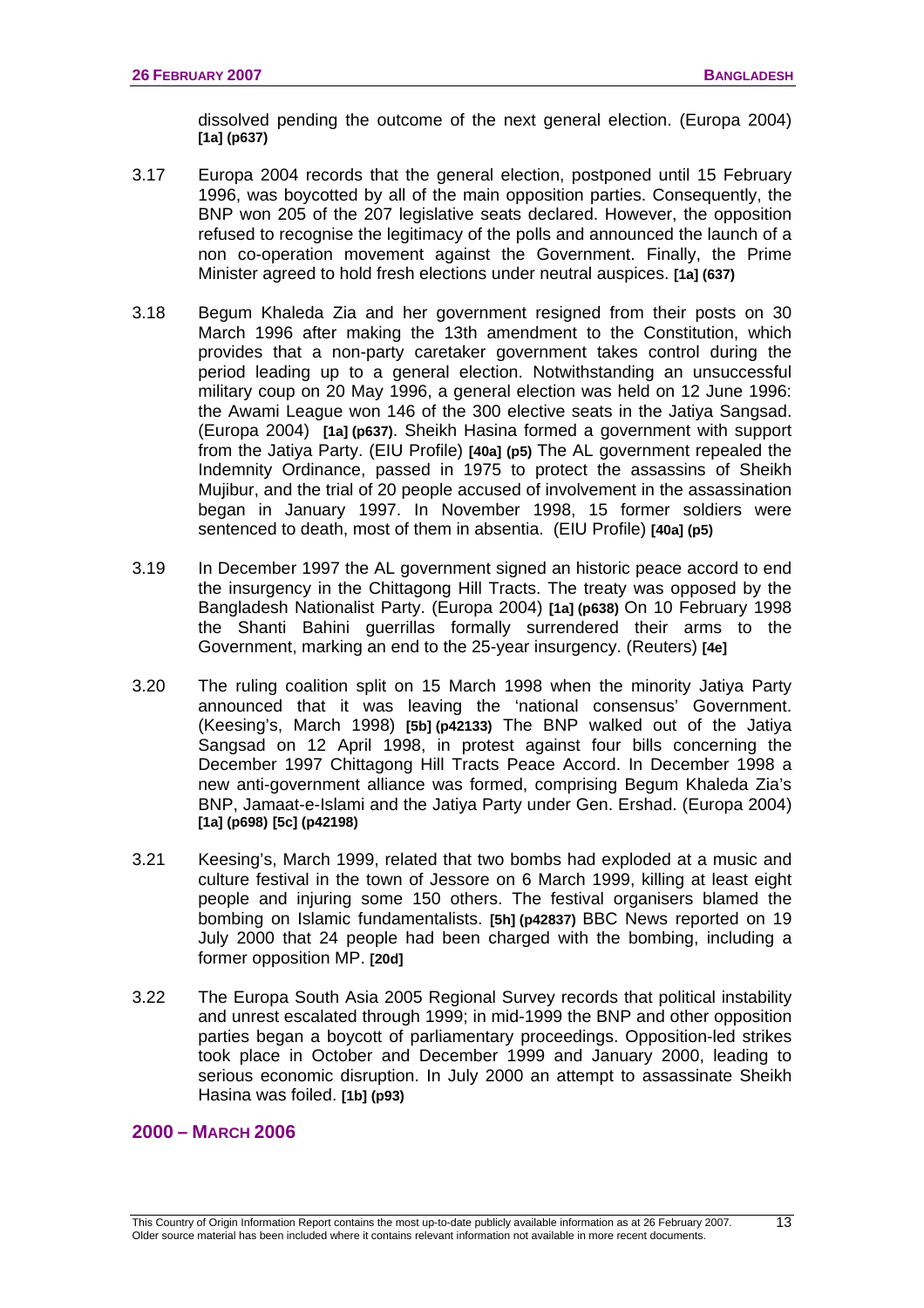dissolved pending the outcome of the next general election. (Europa 2004) **[1a] (p637)**

3.17 Europa 2004 records that the general election, postponed until 15 February 1996, was boycotted by all of the main opposition parties. Consequently, the BNP won 205 of the 207 legislative seats declared. However, the opposition refused to recognise the legitimacy of the polls and announced the launch of a non co-operation movement against the Government. Finally, the Prime Minister agreed to hold fresh elections under neutral auspices. **[1a] (637)**

3.18 Begum Khaleda Zia and her government resigned from their posts on 30 March 1996 after making the 13th amendment to the Constitution, which provides that a non-party caretaker government takes control during the period leading up to a general election. Notwithstanding an unsuccessful military coup on 20 May 1996, a general election was held on 12 June 1996: the Awami League won 146 of the 300 elective seats in the Jatiya Sangsad. (Europa 2004) **[1a] (p637)**. Sheikh Hasina formed a government with support from the Jatiya Party. (EIU Profile) **[40a] (p5)** The AL government repealed the Indemnity Ordinance, passed in 1975 to protect the assassins of Sheikh Mujibur, and the trial of 20 people accused of involvement in the assassination began in January 1997. In November 1998, 15 former soldiers were sentenced to death, most of them in absentia. (EIU Profile) **[40a] (p5)**

3.19 In December 1997 the AL government signed an historic peace accord to end the insurgency in the Chittagong Hill Tracts. The treaty was opposed by the Bangladesh Nationalist Party. (Europa 2004) **[1a] (p638)** On 10 February 1998 the Shanti Bahini guerrillas formally surrendered their arms to the Government, marking an end to the 25-year insurgency. (Reuters) **[4e]**

3.20 The ruling coalition split on 15 March 1998 when the minority Jatiya Party announced that it was leaving the 'national consensus' Government. (Keesing's, March 1998) **[5b] (p42133)** The BNP walked out of the Jatiya Sangsad on 12 April 1998, in protest against four bills concerning the December 1997 Chittagong Hill Tracts Peace Accord. In December 1998 a new anti-government alliance was formed, comprising Begum Khaleda Zia's BNP, Jamaat-e-Islami and the Jatiya Party under Gen. Ershad. (Europa 2004) **[1a] (p698) [5c] (p42198)**

3.21 Keesing's, March 1999, related that two bombs had exploded at a music and culture festival in the town of Jessore on 6 March 1999, killing at least eight people and injuring some 150 others. The festival organisers blamed the bombing on Islamic fundamentalists. **[5h] (p42837)** BBC News reported on 19 July 2000 that 24 people had been charged with the bombing, including a former opposition MP. **[20d]**

3.22 The Europa South Asia 2005 Regional Survey records that political instability and unrest escalated through 1999; in mid-1999 the BNP and other opposition parties began a boycott of parliamentary proceedings. Opposition-led strikes took place in October and December 1999 and January 2000, leading to serious economic disruption. In July 2000 an attempt to assassinate Sheikh Hasina was foiled. **[1b] (p93)**

## 2000 – MARCH 2006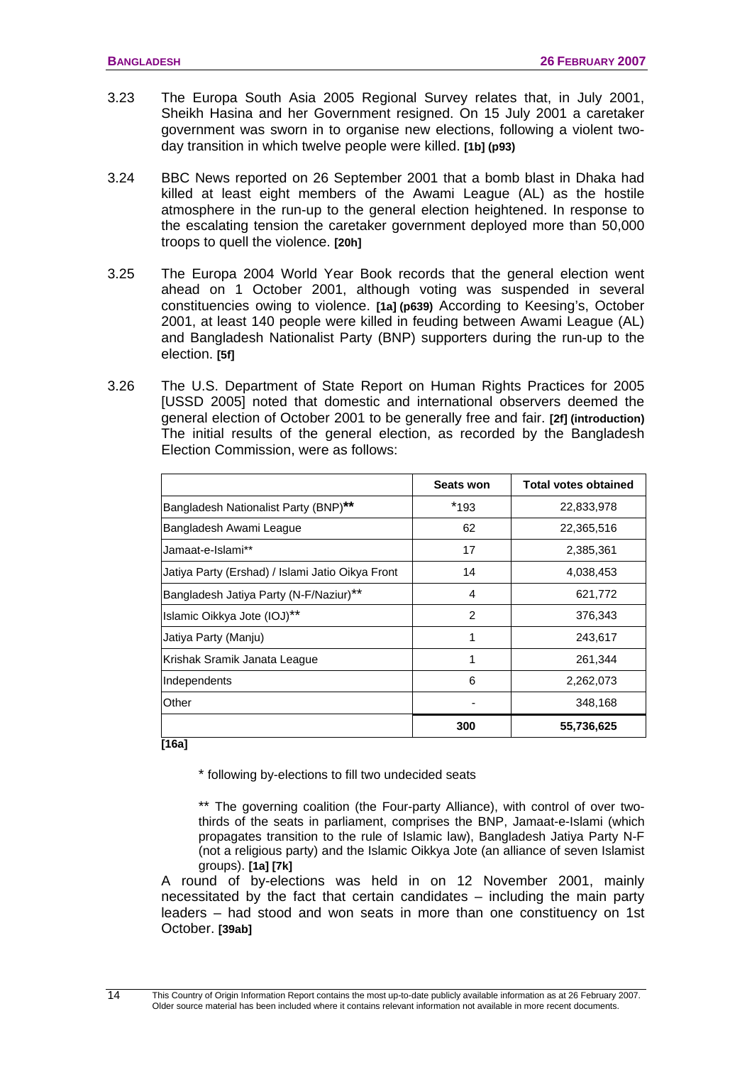3.23 The Europa South Asia 2005 Regional Survey relates that, in July 2001, Sheikh Hasina and her Government resigned. On 15 July 2001 a caretaker government was sworn in to organise new elections, following a violent two-day transition in which twelve people were killed. **[1b] (p93)**

3.24 BBC News reported on 26 September 2001 that a bomb blast in Dhaka had killed at least eight members of the Awami League (AL) as the hostile atmosphere in the run-up to the general election heightened. In response to the escalating tension the caretaker government deployed more than 50,000 troops to quell the violence. **[20h]**

3.25 The Europa 2004 World Year Book records that the general election went ahead on 1 October 2001, although voting was suspended in several constituencies owing to violence. **[1a] (p639)** According to Keesing's, October 2001, at least 140 people were killed in feuding between Awami League (AL) and Bangladesh Nationalist Party (BNP) supporters during the run-up to the election. **[5f]**

3.26 The U.S. Department of State Report on Human Rights Practices for 2005 [USSD 2005] noted that domestic and international observers deemed the general election of October 2001 to be generally free and fair. **[2f] (introduction)** The initial results of the general election, as recorded by the Bangladesh Election Commission, were as follows:

| | Seats won | Total votes obtained |
|---|---|---|
| Bangladesh Nationalist Party (BNP)** | *193 | 22,833,978 |
| Bangladesh Awami League | 62 | 22,365,516 |
| Jamaat-e-Islami** | 17 | 2,385,361 |
| Jatiya Party (Ershad) / Islami Jatio Oikya Front | 14 | 4,038,453 |
| Bangladesh Jatiya Party (N-F/Naziur)** | 4 | 621,772 |
| Islamic Oikkya Jote (IOJ)** | 2 | 376,343 |
| Jatiya Party (Manju) | 1 | 243,617 |
| Krishak Sramik Janata League | 1 | 261,344 |
| Independents | 6 | 2,262,073 |
| Other | - | 348,168 |
| | **300** | **55,736,625** |

**[16a]**

\* following by-elections to fill two undecided seats

** The governing coalition (the Four-party Alliance), with control of over two-thirds of the seats in parliament, comprises the BNP, Jamaat-e-Islami (which propagates transition to the rule of Islamic law), Bangladesh Jatiya Party N-F (not a religious party) and the Islamic Oikkya Jote (an alliance of seven Islamist groups). **[1a] [7k]**

A round of by-elections was held in on 12 November 2001, mainly necessitated by the fact that certain candidates – including the main party leaders – had stood and won seats in more than one constituency on 1st October. **[39ab]**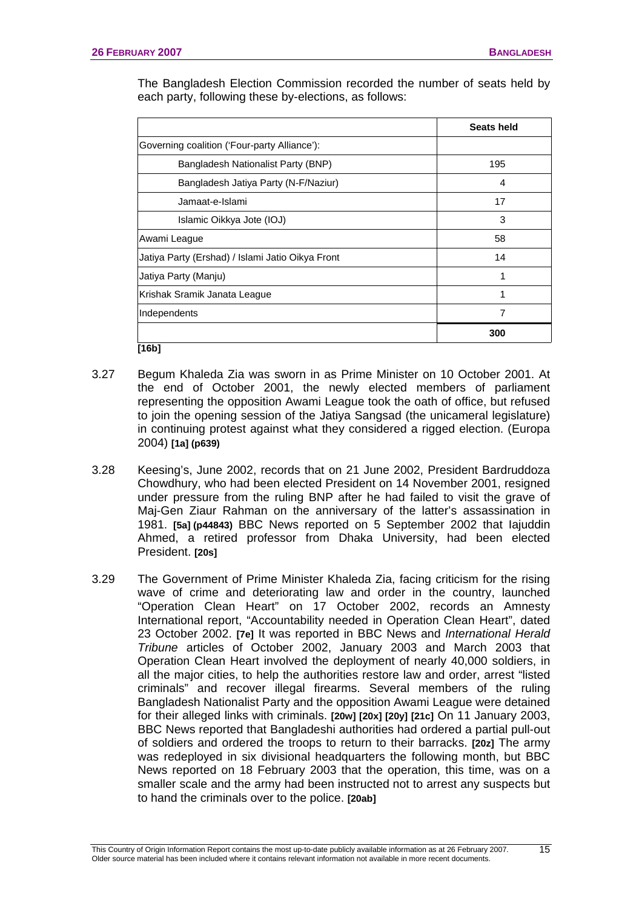The Bangladesh Election Commission recorded the number of seats held by each party, following these by-elections, as follows:

| | Seats held |
|---|---|
| Governing coalition ('Four-party Alliance'): | |
| Bangladesh Nationalist Party (BNP) | 195 |
| Bangladesh Jatiya Party (N-F/Naziur) | 4 |
| Jamaat-e-Islami | 17 |
| Islamic Oikkya Jote (IOJ) | 3 |
| Awami League | 58 |
| Jatiya Party (Ershad) / Islami Jatio Oikya Front | 14 |
| Jatiya Party (Manju) | 1 |
| Krishak Sramik Janata League | 1 |
| Independents | 7 |
| | **300** |

**[16b]**

3.27 Begum Khaleda Zia was sworn in as Prime Minister on 10 October 2001. At the end of October 2001, the newly elected members of parliament representing the opposition Awami League took the oath of office, but refused to join the opening session of the Jatiya Sangsad (the unicameral legislature) in continuing protest against what they considered a rigged election. (Europa 2004) **[1a] (p639)**

3.28 Keesing's, June 2002, records that on 21 June 2002, President Bardruddoza Chowdhury, who had been elected President on 14 November 2001, resigned under pressure from the ruling BNP after he had failed to visit the grave of Maj-Gen Ziaur Rahman on the anniversary of the latter's assassination in 1981. **[5a] (p44843)** BBC News reported on 5 September 2002 that Iajuddin Ahmed, a retired professor from Dhaka University, had been elected President. **[20s]**

3.29 The Government of Prime Minister Khaleda Zia, facing criticism for the rising wave of crime and deteriorating law and order in the country, launched "Operation Clean Heart" on 17 October 2002, records an Amnesty International report, "Accountability needed in Operation Clean Heart", dated 23 October 2002. **[7e]** It was reported in BBC News and *International Herald Tribune* articles of October 2002, January 2003 and March 2003 that Operation Clean Heart involved the deployment of nearly 40,000 soldiers, in all the major cities, to help the authorities restore law and order, arrest "listed criminals" and recover illegal firearms. Several members of the ruling Bangladesh Nationalist Party and the opposition Awami League were detained for their alleged links with criminals. **[20w] [20x] [20y] [21c]** On 11 January 2003, BBC News reported that Bangladeshi authorities had ordered a partial pull-out of soldiers and ordered the troops to return to their barracks. **[20z]** The army was redeployed in six divisional headquarters the following month, but BBC News reported on 18 February 2003 that the operation, this time, was on a smaller scale and the army had been instructed not to arrest any suspects but to hand the criminals over to the police. **[20ab]**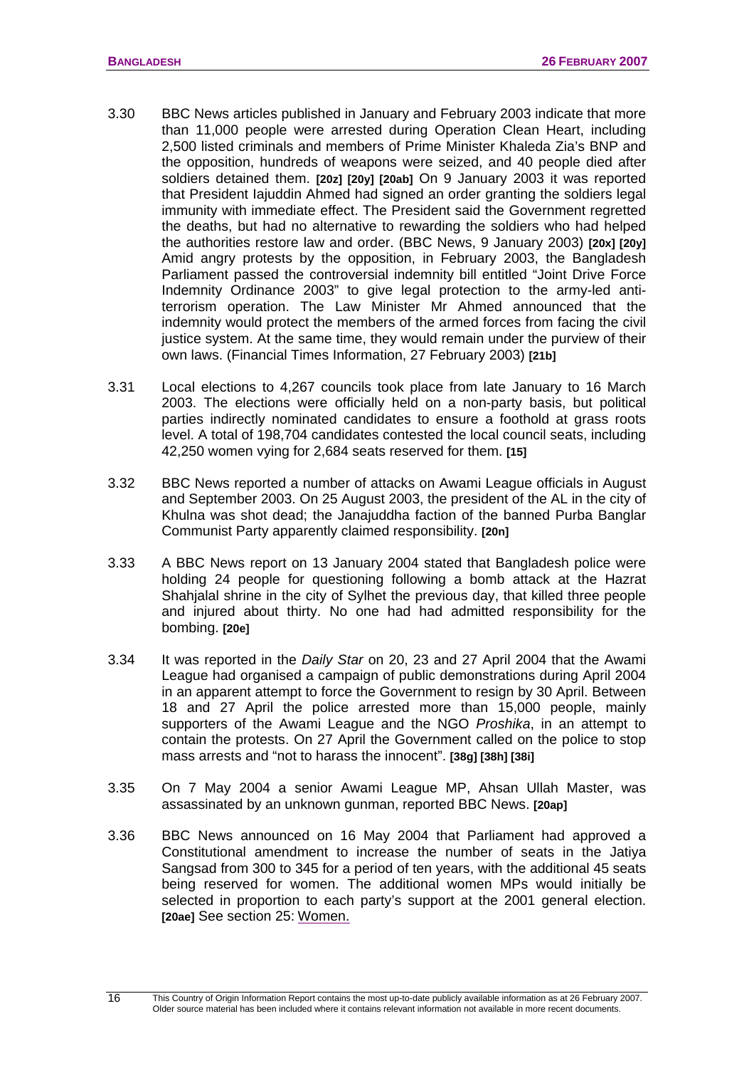3.30 BBC News articles published in January and February 2003 indicate that more than 11,000 people were arrested during Operation Clean Heart, including 2,500 listed criminals and members of Prime Minister Khaleda Zia's BNP and the opposition, hundreds of weapons were seized, and 40 people died after soldiers detained them. **[20z] [20y] [20ab]** On 9 January 2003 it was reported that President Iajuddin Ahmed had signed an order granting the soldiers legal immunity with immediate effect. The President said the Government regretted the deaths, but had no alternative to rewarding the soldiers who had helped the authorities restore law and order. (BBC News, 9 January 2003) **[20x] [20y]** Amid angry protests by the opposition, in February 2003, the Bangladesh Parliament passed the controversial indemnity bill entitled "Joint Drive Force Indemnity Ordinance 2003" to give legal protection to the army-led anti-terrorism operation. The Law Minister Mr Ahmed announced that the indemnity would protect the members of the armed forces from facing the civil justice system. At the same time, they would remain under the purview of their own laws. (Financial Times Information, 27 February 2003) **[21b]**

3.31 Local elections to 4,267 councils took place from late January to 16 March 2003. The elections were officially held on a non-party basis, but political parties indirectly nominated candidates to ensure a foothold at grass roots level. A total of 198,704 candidates contested the local council seats, including 42,250 women vying for 2,684 seats reserved for them. **[15]**

3.32 BBC News reported a number of attacks on Awami League officials in August and September 2003. On 25 August 2003, the president of the AL in the city of Khulna was shot dead; the Janajuddha faction of the banned Purba Banglar Communist Party apparently claimed responsibility. **[20n]**

3.33 A BBC News report on 13 January 2004 stated that Bangladesh police were holding 24 people for questioning following a bomb attack at the Hazrat Shahjalal shrine in the city of Sylhet the previous day, that killed three people and injured about thirty. No one had had admitted responsibility for the bombing. **[20e]**

3.34 It was reported in the *Daily Star* on 20, 23 and 27 April 2004 that the Awami League had organised a campaign of public demonstrations during April 2004 in an apparent attempt to force the Government to resign by 30 April. Between 18 and 27 April the police arrested more than 15,000 people, mainly supporters of the Awami League and the NGO *Proshika*, in an attempt to contain the protests. On 27 April the Government called on the police to stop mass arrests and "not to harass the innocent". **[38g] [38h] [38i]**

3.35 On 7 May 2004 a senior Awami League MP, Ahsan Ullah Master, was assassinated by an unknown gunman, reported BBC News. **[20ap]**

3.36 BBC News announced on 16 May 2004 that Parliament had approved a Constitutional amendment to increase the number of seats in the Jatiya Sangsad from 300 to 345 for a period of ten years, with the additional 45 seats being reserved for women. The additional women MPs would initially be selected in proportion to each party's support at the 2001 general election. **[20ae]** See section 25: Women.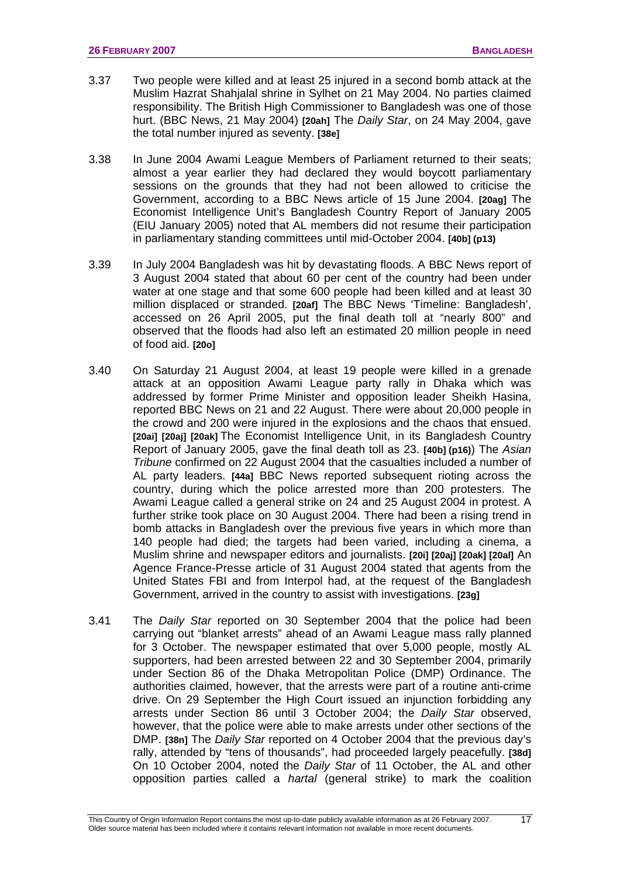3.37 Two people were killed and at least 25 injured in a second bomb attack at the Muslim Hazrat Shahjalal shrine in Sylhet on 21 May 2004. No parties claimed responsibility. The British High Commissioner to Bangladesh was one of those hurt. (BBC News, 21 May 2004) **[20ah]** The *Daily Star*, on 24 May 2004, gave the total number injured as seventy. **[38e]**

3.38 In June 2004 Awami League Members of Parliament returned to their seats; almost a year earlier they had declared they would boycott parliamentary sessions on the grounds that they had not been allowed to criticise the Government, according to a BBC News article of 15 June 2004. **[20ag]** The Economist Intelligence Unit's Bangladesh Country Report of January 2005 (EIU January 2005) noted that AL members did not resume their participation in parliamentary standing committees until mid-October 2004. **[40b] (p13)**

3.39 In July 2004 Bangladesh was hit by devastating floods. A BBC News report of 3 August 2004 stated that about 60 per cent of the country had been under water at one stage and that some 600 people had been killed and at least 30 million displaced or stranded. **[20af]** The BBC News 'Timeline: Bangladesh', accessed on 26 April 2005, put the final death toll at "nearly 800" and observed that the floods had also left an estimated 20 million people in need of food aid. **[20o]**

3.40 On Saturday 21 August 2004, at least 19 people were killed in a grenade attack at an opposition Awami League party rally in Dhaka which was addressed by former Prime Minister and opposition leader Sheikh Hasina, reported BBC News on 21 and 22 August. There were about 20,000 people in the crowd and 200 were injured in the explosions and the chaos that ensued. **[20ai] [20aj] [20ak]** The Economist Intelligence Unit, in its Bangladesh Country Report of January 2005, gave the final death toll as 23. **[40b] (p16)**) The *Asian Tribune* confirmed on 22 August 2004 that the casualties included a number of AL party leaders. **[44a]** BBC News reported subsequent rioting across the country, during which the police arrested more than 200 protesters. The Awami League called a general strike on 24 and 25 August 2004 in protest. A further strike took place on 30 August 2004. There had been a rising trend in bomb attacks in Bangladesh over the previous five years in which more than 140 people had died; the targets had been varied, including a cinema, a Muslim shrine and newspaper editors and journalists. **[20i] [20aj] [20ak] [20al]** An Agence France-Presse article of 31 August 2004 stated that agents from the United States FBI and from Interpol had, at the request of the Bangladesh Government, arrived in the country to assist with investigations. **[23g]**

3.41 The *Daily Star* reported on 30 September 2004 that the police had been carrying out "blanket arrests" ahead of an Awami League mass rally planned for 3 October. The newspaper estimated that over 5,000 people, mostly AL supporters, had been arrested between 22 and 30 September 2004, primarily under Section 86 of the Dhaka Metropolitan Police (DMP) Ordinance. The authorities claimed, however, that the arrests were part of a routine anti-crime drive. On 29 September the High Court issued an injunction forbidding any arrests under Section 86 until 3 October 2004; the *Daily Star* observed, however, that the police were able to make arrests under other sections of the DMP. **[38n]** The *Daily Star* reported on 4 October 2004 that the previous day's rally, attended by "tens of thousands", had proceeded largely peacefully. **[38d]** On 10 October 2004, noted the *Daily Star* of 11 October, the AL and other opposition parties called a *hartal* (general strike) to mark the coalition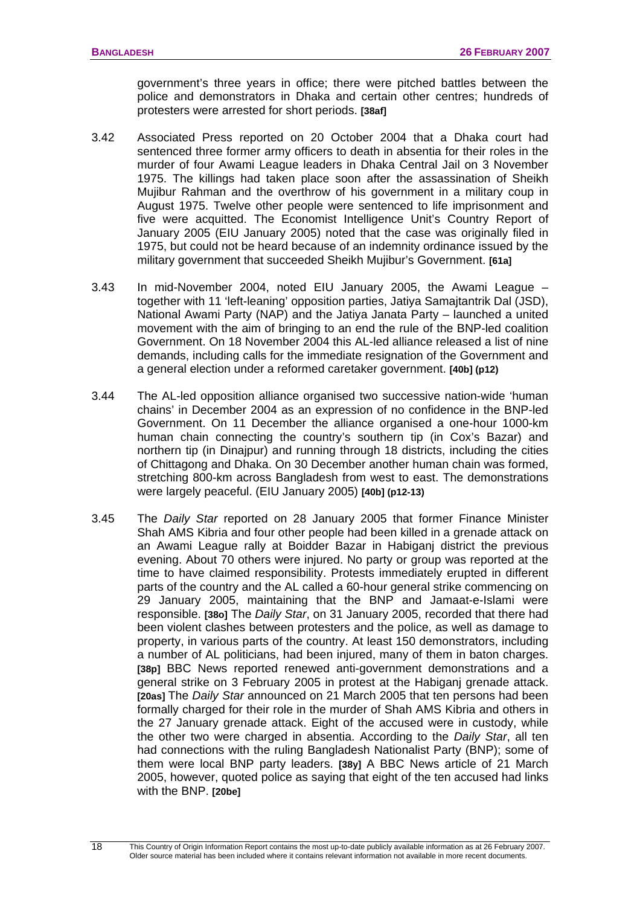government's three years in office; there were pitched battles between the police and demonstrators in Dhaka and certain other centres; hundreds of protesters were arrested for short periods. **[38af]**

3.42 Associated Press reported on 20 October 2004 that a Dhaka court had sentenced three former army officers to death in absentia for their roles in the murder of four Awami League leaders in Dhaka Central Jail on 3 November 1975. The killings had taken place soon after the assassination of Sheikh Mujibur Rahman and the overthrow of his government in a military coup in August 1975. Twelve other people were sentenced to life imprisonment and five were acquitted. The Economist Intelligence Unit's Country Report of January 2005 (EIU January 2005) noted that the case was originally filed in 1975, but could not be heard because of an indemnity ordinance issued by the military government that succeeded Sheikh Mujibur's Government. **[61a]**

3.43 In mid-November 2004, noted EIU January 2005, the Awami League – together with 11 'left-leaning' opposition parties, Jatiya Samajtantrik Dal (JSD), National Awami Party (NAP) and the Jatiya Janata Party – launched a united movement with the aim of bringing to an end the rule of the BNP-led coalition Government. On 18 November 2004 this AL-led alliance released a list of nine demands, including calls for the immediate resignation of the Government and a general election under a reformed caretaker government. **[40b] (p12)**

3.44 The AL-led opposition alliance organised two successive nation-wide 'human chains' in December 2004 as an expression of no confidence in the BNP-led Government. On 11 December the alliance organised a one-hour 1000-km human chain connecting the country's southern tip (in Cox's Bazar) and northern tip (in Dinajpur) and running through 18 districts, including the cities of Chittagong and Dhaka. On 30 December another human chain was formed, stretching 800-km across Bangladesh from west to east. The demonstrations were largely peaceful. (EIU January 2005) **[40b] (p12-13)**

3.45 The *Daily Star* reported on 28 January 2005 that former Finance Minister Shah AMS Kibria and four other people had been killed in a grenade attack on an Awami League rally at Boidder Bazar in Habiganj district the previous evening. About 70 others were injured. No party or group was reported at the time to have claimed responsibility. Protests immediately erupted in different parts of the country and the AL called a 60-hour general strike commencing on 29 January 2005, maintaining that the BNP and Jamaat-e-Islami were responsible. **[38o]** The *Daily Star*, on 31 January 2005, recorded that there had been violent clashes between protesters and the police, as well as damage to property, in various parts of the country. At least 150 demonstrators, including a number of AL politicians, had been injured, many of them in baton charges. **[38p]** BBC News reported renewed anti-government demonstrations and a general strike on 3 February 2005 in protest at the Habiganj grenade attack. **[20as]** The *Daily Star* announced on 21 March 2005 that ten persons had been formally charged for their role in the murder of Shah AMS Kibria and others in the 27 January grenade attack. Eight of the accused were in custody, while the other two were charged in absentia. According to the *Daily Star*, all ten had connections with the ruling Bangladesh Nationalist Party (BNP); some of them were local BNP party leaders. **[38y]** A BBC News article of 21 March 2005, however, quoted police as saying that eight of the ten accused had links with the BNP. **[20be]**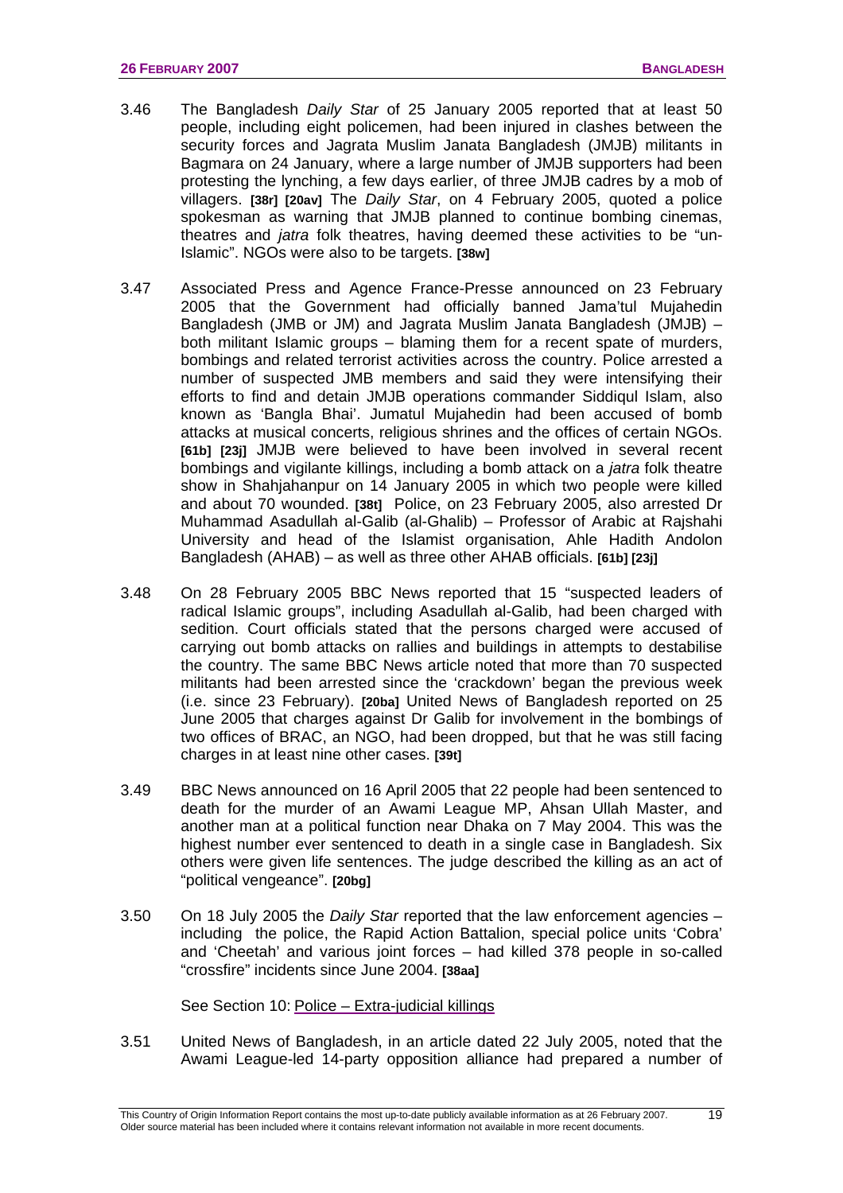3.46 The Bangladesh *Daily Star* of 25 January 2005 reported that at least 50 people, including eight policemen, had been injured in clashes between the security forces and Jagrata Muslim Janata Bangladesh (JMJB) militants in Bagmara on 24 January, where a large number of JMJB supporters had been protesting the lynching, a few days earlier, of three JMJB cadres by a mob of villagers. **[38r] [20av]** The *Daily Star*, on 4 February 2005, quoted a police spokesman as warning that JMJB planned to continue bombing cinemas, theatres and *jatra* folk theatres, having deemed these activities to be "un-Islamic". NGOs were also to be targets. **[38w]**

3.47 Associated Press and Agence France-Presse announced on 23 February 2005 that the Government had officially banned Jama'tul Mujahedin Bangladesh (JMB or JM) and Jagrata Muslim Janata Bangladesh (JMJB) – both militant Islamic groups – blaming them for a recent spate of murders, bombings and related terrorist activities across the country. Police arrested a number of suspected JMB members and said they were intensifying their efforts to find and detain JMJB operations commander Siddiqul Islam, also known as 'Bangla Bhai'. Jumatul Mujahedin had been accused of bomb attacks at musical concerts, religious shrines and the offices of certain NGOs. **[61b] [23j]** JMJB were believed to have been involved in several recent bombings and vigilante killings, including a bomb attack on a *jatra* folk theatre show in Shahjahanpur on 14 January 2005 in which two people were killed and about 70 wounded. **[38t]** Police, on 23 February 2005, also arrested Dr Muhammad Asadullah al-Galib (al-Ghalib) – Professor of Arabic at Rajshahi University and head of the Islamist organisation, Ahle Hadith Andolon Bangladesh (AHAB) – as well as three other AHAB officials. **[61b] [23j]**

3.48 On 28 February 2005 BBC News reported that 15 "suspected leaders of radical Islamic groups", including Asadullah al-Galib, had been charged with sedition. Court officials stated that the persons charged were accused of carrying out bomb attacks on rallies and buildings in attempts to destabilise the country. The same BBC News article noted that more than 70 suspected militants had been arrested since the 'crackdown' began the previous week (i.e. since 23 February). **[20ba]** United News of Bangladesh reported on 25 June 2005 that charges against Dr Galib for involvement in the bombings of two offices of BRAC, an NGO, had been dropped, but that he was still facing charges in at least nine other cases. **[39t]**

3.49 BBC News announced on 16 April 2005 that 22 people had been sentenced to death for the murder of an Awami League MP, Ahsan Ullah Master, and another man at a political function near Dhaka on 7 May 2004. This was the highest number ever sentenced to death in a single case in Bangladesh. Six others were given life sentences. The judge described the killing as an act of "political vengeance". **[20bg]**

3.50 On 18 July 2005 the *Daily Star* reported that the law enforcement agencies – including the police, the Rapid Action Battalion, special police units 'Cobra' and 'Cheetah' and various joint forces – had killed 378 people in so-called "crossfire" incidents since June 2004. **[38aa]**

See Section 10: Police – Extra-judicial killings

3.51 United News of Bangladesh, in an article dated 22 July 2005, noted that the Awami League-led 14-party opposition alliance had prepared a number of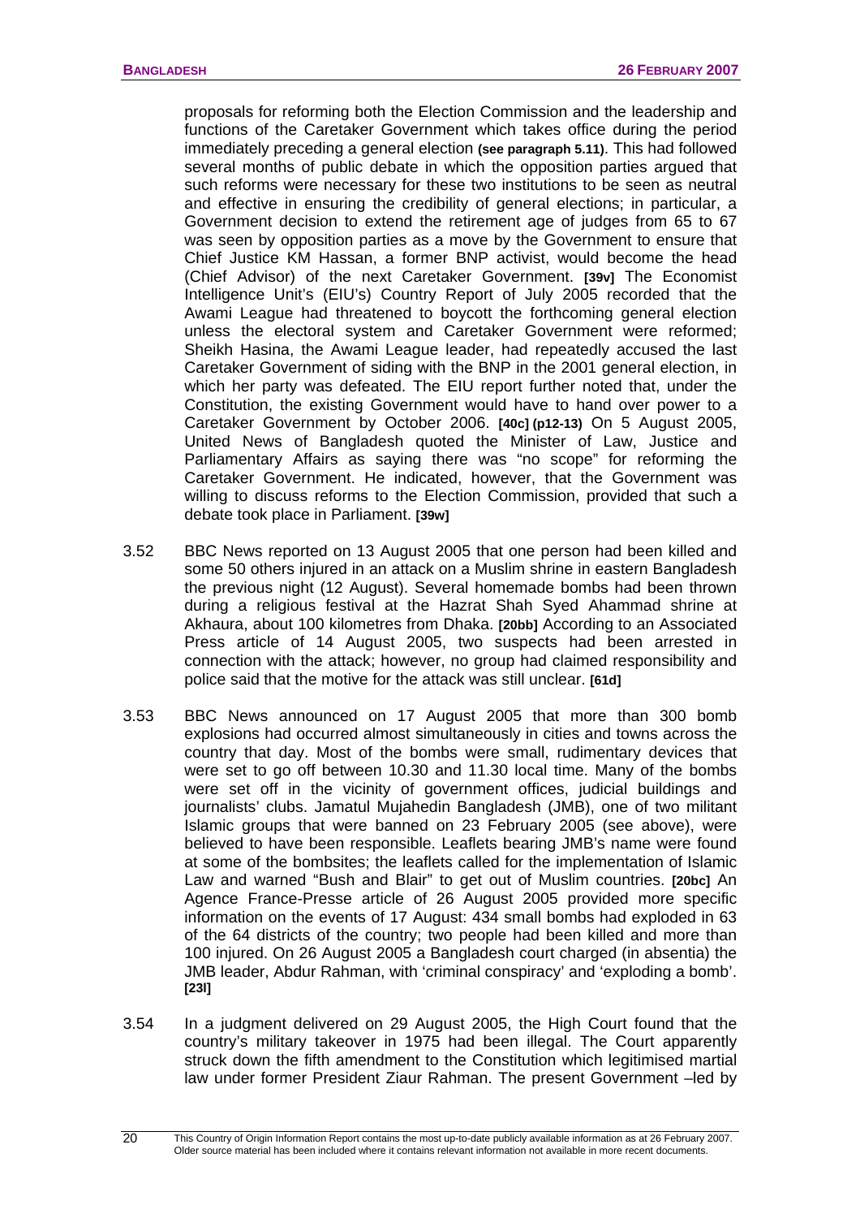proposals for reforming both the Election Commission and the leadership and functions of the Caretaker Government which takes office during the period immediately preceding a general election **(see paragraph 5.11)**. This had followed several months of public debate in which the opposition parties argued that such reforms were necessary for these two institutions to be seen as neutral and effective in ensuring the credibility of general elections; in particular, a Government decision to extend the retirement age of judges from 65 to 67 was seen by opposition parties as a move by the Government to ensure that Chief Justice KM Hassan, a former BNP activist, would become the head (Chief Advisor) of the next Caretaker Government. **[39v]** The Economist Intelligence Unit's (EIU's) Country Report of July 2005 recorded that the Awami League had threatened to boycott the forthcoming general election unless the electoral system and Caretaker Government were reformed; Sheikh Hasina, the Awami League leader, had repeatedly accused the last Caretaker Government of siding with the BNP in the 2001 general election, in which her party was defeated. The EIU report further noted that, under the Constitution, the existing Government would have to hand over power to a Caretaker Government by October 2006. **[40c] (p12-13)** On 5 August 2005, United News of Bangladesh quoted the Minister of Law, Justice and Parliamentary Affairs as saying there was "no scope" for reforming the Caretaker Government. He indicated, however, that the Government was willing to discuss reforms to the Election Commission, provided that such a debate took place in Parliament. **[39w]**

3.52 BBC News reported on 13 August 2005 that one person had been killed and some 50 others injured in an attack on a Muslim shrine in eastern Bangladesh the previous night (12 August). Several homemade bombs had been thrown during a religious festival at the Hazrat Shah Syed Ahammad shrine at Akhaura, about 100 kilometres from Dhaka. **[20bb]** According to an Associated Press article of 14 August 2005, two suspects had been arrested in connection with the attack; however, no group had claimed responsibility and police said that the motive for the attack was still unclear. **[61d]**

3.53 BBC News announced on 17 August 2005 that more than 300 bomb explosions had occurred almost simultaneously in cities and towns across the country that day. Most of the bombs were small, rudimentary devices that were set to go off between 10.30 and 11.30 local time. Many of the bombs were set off in the vicinity of government offices, judicial buildings and journalists' clubs. Jamatul Mujahedin Bangladesh (JMB), one of two militant Islamic groups that were banned on 23 February 2005 (see above), were believed to have been responsible. Leaflets bearing JMB's name were found at some of the bombsites; the leaflets called for the implementation of Islamic Law and warned "Bush and Blair" to get out of Muslim countries. **[20bc]** An Agence France-Presse article of 26 August 2005 provided more specific information on the events of 17 August: 434 small bombs had exploded in 63 of the 64 districts of the country; two people had been killed and more than 100 injured. On 26 August 2005 a Bangladesh court charged (in absentia) the JMB leader, Abdur Rahman, with 'criminal conspiracy' and 'exploding a bomb'. **[23l]**

3.54 In a judgment delivered on 29 August 2005, the High Court found that the country's military takeover in 1975 had been illegal. The Court apparently struck down the fifth amendment to the Constitution which legitimised martial law under former President Ziaur Rahman. The present Government –led by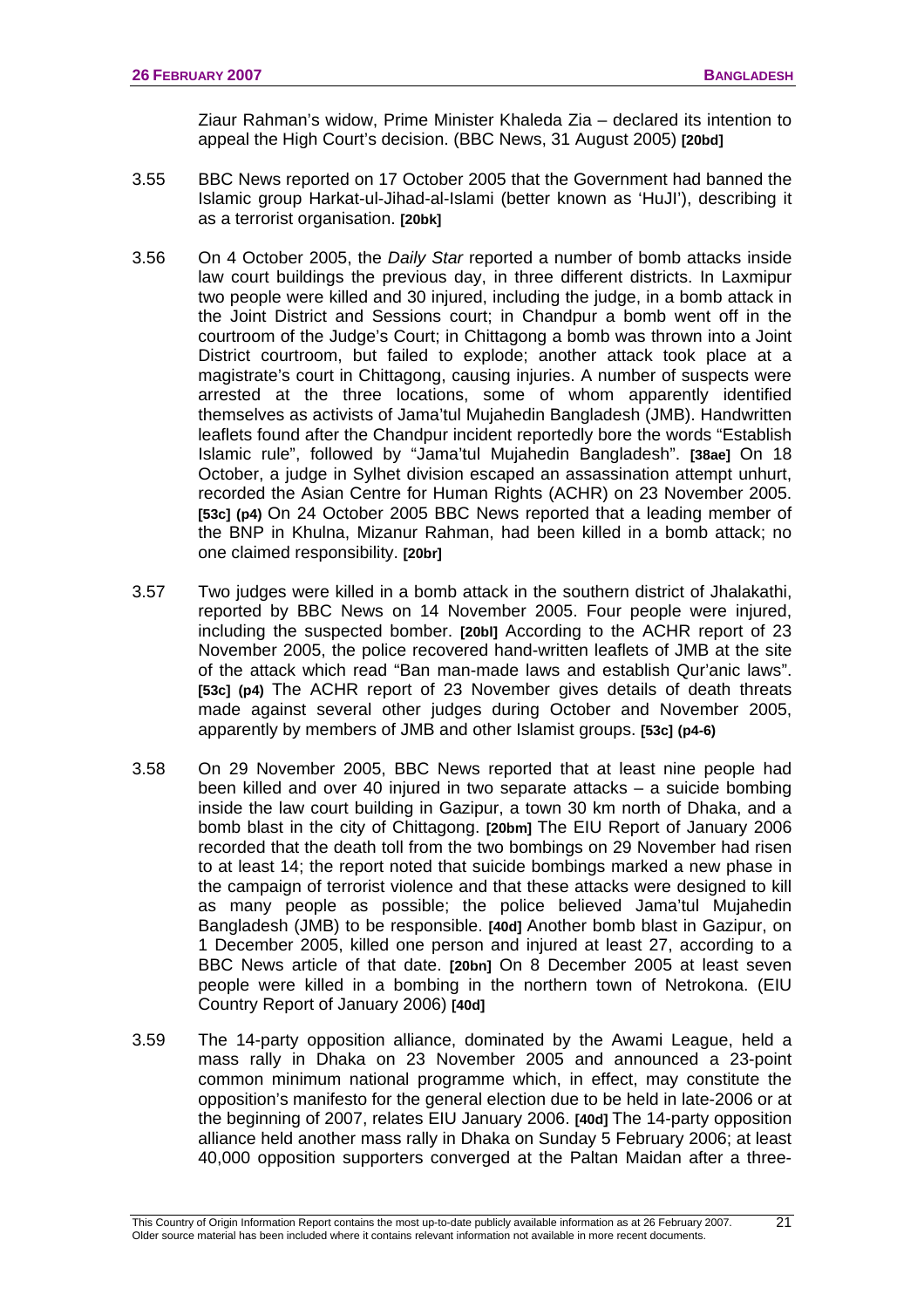Ziaur Rahman's widow, Prime Minister Khaleda Zia – declared its intention to appeal the High Court's decision. (BBC News, 31 August 2005) **[20bd]**

3.55 BBC News reported on 17 October 2005 that the Government had banned the Islamic group Harkat-ul-Jihad-al-Islami (better known as 'HuJI'), describing it as a terrorist organisation. **[20bk]**

3.56 On 4 October 2005, the *Daily Star* reported a number of bomb attacks inside law court buildings the previous day, in three different districts. In Laxmipur two people were killed and 30 injured, including the judge, in a bomb attack in the Joint District and Sessions court; in Chandpur a bomb went off in the courtroom of the Judge's Court; in Chittagong a bomb was thrown into a Joint District courtroom, but failed to explode; another attack took place at a magistrate's court in Chittagong, causing injuries. A number of suspects were arrested at the three locations, some of whom apparently identified themselves as activists of Jama'tul Mujahedin Bangladesh (JMB). Handwritten leaflets found after the Chandpur incident reportedly bore the words "Establish Islamic rule", followed by "Jama'tul Mujahedin Bangladesh". **[38ae]** On 18 October, a judge in Sylhet division escaped an assassination attempt unhurt, recorded the Asian Centre for Human Rights (ACHR) on 23 November 2005. **[53c] (p4)** On 24 October 2005 BBC News reported that a leading member of the BNP in Khulna, Mizanur Rahman, had been killed in a bomb attack; no one claimed responsibility. **[20br]**

3.57 Two judges were killed in a bomb attack in the southern district of Jhalakathi, reported by BBC News on 14 November 2005. Four people were injured, including the suspected bomber. **[20bl]** According to the ACHR report of 23 November 2005, the police recovered hand-written leaflets of JMB at the site of the attack which read "Ban man-made laws and establish Qur'anic laws". **[53c] (p4)** The ACHR report of 23 November gives details of death threats made against several other judges during October and November 2005, apparently by members of JMB and other Islamist groups. **[53c] (p4-6)**

3.58 On 29 November 2005, BBC News reported that at least nine people had been killed and over 40 injured in two separate attacks – a suicide bombing inside the law court building in Gazipur, a town 30 km north of Dhaka, and a bomb blast in the city of Chittagong. **[20bm]** The EIU Report of January 2006 recorded that the death toll from the two bombings on 29 November had risen to at least 14; the report noted that suicide bombings marked a new phase in the campaign of terrorist violence and that these attacks were designed to kill as many people as possible; the police believed Jama'tul Mujahedin Bangladesh (JMB) to be responsible. **[40d]** Another bomb blast in Gazipur, on 1 December 2005, killed one person and injured at least 27, according to a BBC News article of that date. **[20bn]** On 8 December 2005 at least seven people were killed in a bombing in the northern town of Netrokona. (EIU Country Report of January 2006) **[40d]**

3.59 The 14-party opposition alliance, dominated by the Awami League, held a mass rally in Dhaka on 23 November 2005 and announced a 23-point common minimum national programme which, in effect, may constitute the opposition's manifesto for the general election due to be held in late-2006 or at the beginning of 2007, relates EIU January 2006. **[40d]** The 14-party opposition alliance held another mass rally in Dhaka on Sunday 5 February 2006; at least 40,000 opposition supporters converged at the Paltan Maidan after a three-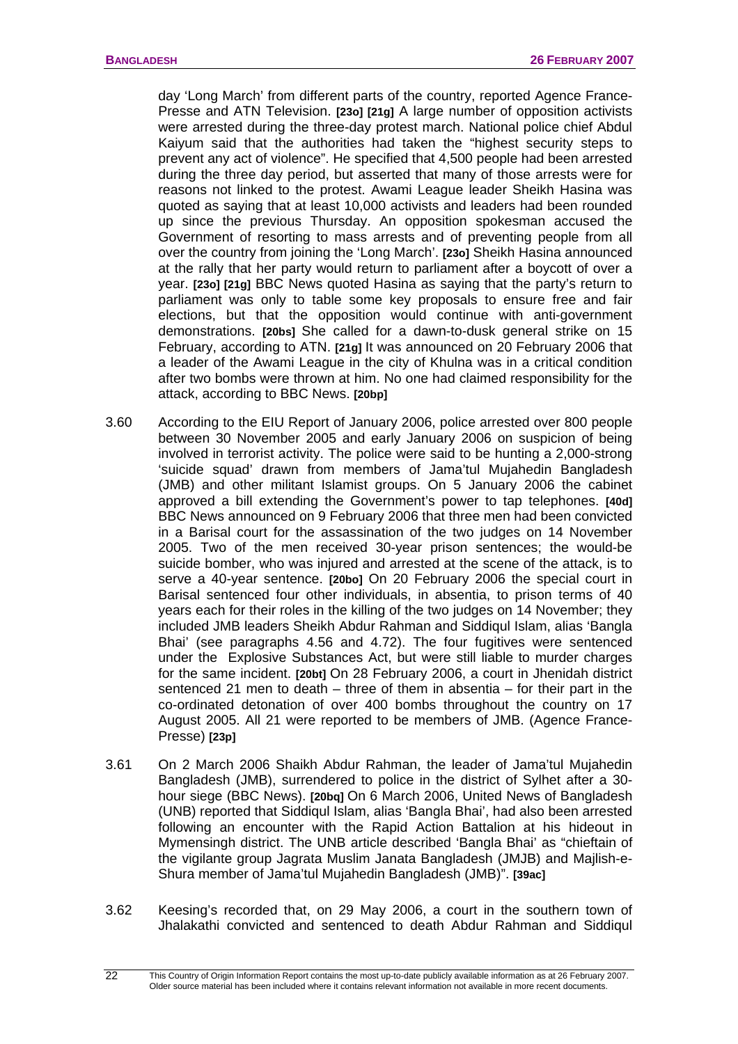day 'Long March' from different parts of the country, reported Agence France-Presse and ATN Television. **[23o] [21g]** A large number of opposition activists were arrested during the three-day protest march. National police chief Abdul Kaiyum said that the authorities had taken the "highest security steps to prevent any act of violence". He specified that 4,500 people had been arrested during the three day period, but asserted that many of those arrests were for reasons not linked to the protest. Awami League leader Sheikh Hasina was quoted as saying that at least 10,000 activists and leaders had been rounded up since the previous Thursday. An opposition spokesman accused the Government of resorting to mass arrests and of preventing people from all over the country from joining the 'Long March'. **[23o]** Sheikh Hasina announced at the rally that her party would return to parliament after a boycott of over a year. **[23o] [21g]** BBC News quoted Hasina as saying that the party's return to parliament was only to table some key proposals to ensure free and fair elections, but that the opposition would continue with anti-government demonstrations. **[20bs]** She called for a dawn-to-dusk general strike on 15 February, according to ATN. **[21g]** It was announced on 20 February 2006 that a leader of the Awami League in the city of Khulna was in a critical condition after two bombs were thrown at him. No one had claimed responsibility for the attack, according to BBC News. **[20bp]**

3.60 According to the EIU Report of January 2006, police arrested over 800 people between 30 November 2005 and early January 2006 on suspicion of being involved in terrorist activity. The police were said to be hunting a 2,000-strong 'suicide squad' drawn from members of Jama'tul Mujahedin Bangladesh (JMB) and other militant Islamist groups. On 5 January 2006 the cabinet approved a bill extending the Government's power to tap telephones. **[40d]** BBC News announced on 9 February 2006 that three men had been convicted in a Barisal court for the assassination of the two judges on 14 November 2005. Two of the men received 30-year prison sentences; the would-be suicide bomber, who was injured and arrested at the scene of the attack, is to serve a 40-year sentence. **[20bo]** On 20 February 2006 the special court in Barisal sentenced four other individuals, in absentia, to prison terms of 40 years each for their roles in the killing of the two judges on 14 November; they included JMB leaders Sheikh Abdur Rahman and Siddiqul Islam, alias 'Bangla Bhai' (see paragraphs 4.56 and 4.72). The four fugitives were sentenced under the Explosive Substances Act, but were still liable to murder charges for the same incident. **[20bt]** On 28 February 2006, a court in Jhenidah district sentenced 21 men to death – three of them in absentia – for their part in the co-ordinated detonation of over 400 bombs throughout the country on 17 August 2005. All 21 were reported to be members of JMB. (Agence France-Presse) **[23p]**

3.61 On 2 March 2006 Shaikh Abdur Rahman, the leader of Jama'tul Mujahedin Bangladesh (JMB), surrendered to police in the district of Sylhet after a 30-hour siege (BBC News). **[20bq]** On 6 March 2006, United News of Bangladesh (UNB) reported that Siddiqul Islam, alias 'Bangla Bhai', had also been arrested following an encounter with the Rapid Action Battalion at his hideout in Mymensingh district. The UNB article described 'Bangla Bhai' as "chieftain of the vigilante group Jagrata Muslim Janata Bangladesh (JMJB) and Majlish-e-Shura member of Jama'tul Mujahedin Bangladesh (JMB)". **[39ac]**

3.62 Keesing's recorded that, on 29 May 2006, a court in the southern town of Jhalakathi convicted and sentenced to death Abdur Rahman and Siddiqul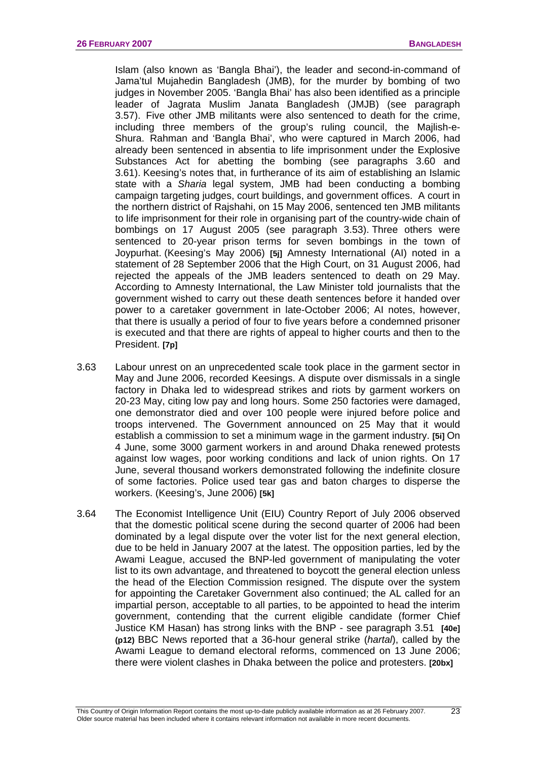Islam (also known as 'Bangla Bhai'), the leader and second-in-command of Jama'tul Mujahedin Bangladesh (JMB), for the murder by bombing of two judges in November 2005. 'Bangla Bhai' has also been identified as a principle leader of Jagrata Muslim Janata Bangladesh (JMJB) (see paragraph 3.57). Five other JMB militants were also sentenced to death for the crime, including three members of the group's ruling council, the Majlish-e-Shura. Rahman and 'Bangla Bhai', who were captured in March 2006, had already been sentenced in absentia to life imprisonment under the Explosive Substances Act for abetting the bombing (see paragraphs 3.60 and 3.61). Keesing's notes that, in furtherance of its aim of establishing an Islamic state with a *Sharia* legal system, JMB had been conducting a bombing campaign targeting judges, court buildings, and government offices. A court in the northern district of Rajshahi, on 15 May 2006, sentenced ten JMB militants to life imprisonment for their role in organising part of the country-wide chain of bombings on 17 August 2005 (see paragraph 3.53). Three others were sentenced to 20-year prison terms for seven bombings in the town of Joypurhat. (Keesing's May 2006) **[5j]** Amnesty International (AI) noted in a statement of 28 September 2006 that the High Court, on 31 August 2006, had rejected the appeals of the JMB leaders sentenced to death on 29 May. According to Amnesty International, the Law Minister told journalists that the government wished to carry out these death sentences before it handed over power to a caretaker government in late-October 2006; AI notes, however, that there is usually a period of four to five years before a condemned prisoner is executed and that there are rights of appeal to higher courts and then to the President. **[7p]**

3.63 Labour unrest on an unprecedented scale took place in the garment sector in May and June 2006, recorded Keesings. A dispute over dismissals in a single factory in Dhaka led to widespread strikes and riots by garment workers on 20-23 May, citing low pay and long hours. Some 250 factories were damaged, one demonstrator died and over 100 people were injured before police and troops intervened. The Government announced on 25 May that it would establish a commission to set a minimum wage in the garment industry. **[5i]** On 4 June, some 3000 garment workers in and around Dhaka renewed protests against low wages, poor working conditions and lack of union rights. On 17 June, several thousand workers demonstrated following the indefinite closure of some factories. Police used tear gas and baton charges to disperse the workers. (Keesing's, June 2006) **[5k]**

3.64 The Economist Intelligence Unit (EIU) Country Report of July 2006 observed that the domestic political scene during the second quarter of 2006 had been dominated by a legal dispute over the voter list for the next general election, due to be held in January 2007 at the latest. The opposition parties, led by the Awami League, accused the BNP-led government of manipulating the voter list to its own advantage, and threatened to boycott the general election unless the head of the Election Commission resigned. The dispute over the system for appointing the Caretaker Government also continued; the AL called for an impartial person, acceptable to all parties, to be appointed to head the interim government, contending that the current eligible candidate (former Chief Justice KM Hasan) has strong links with the BNP - see paragraph 3.51 **[40e] (p12)** BBC News reported that a 36-hour general strike (*hartal*), called by the Awami League to demand electoral reforms, commenced on 13 June 2006; there were violent clashes in Dhaka between the police and protesters. **[20bx]**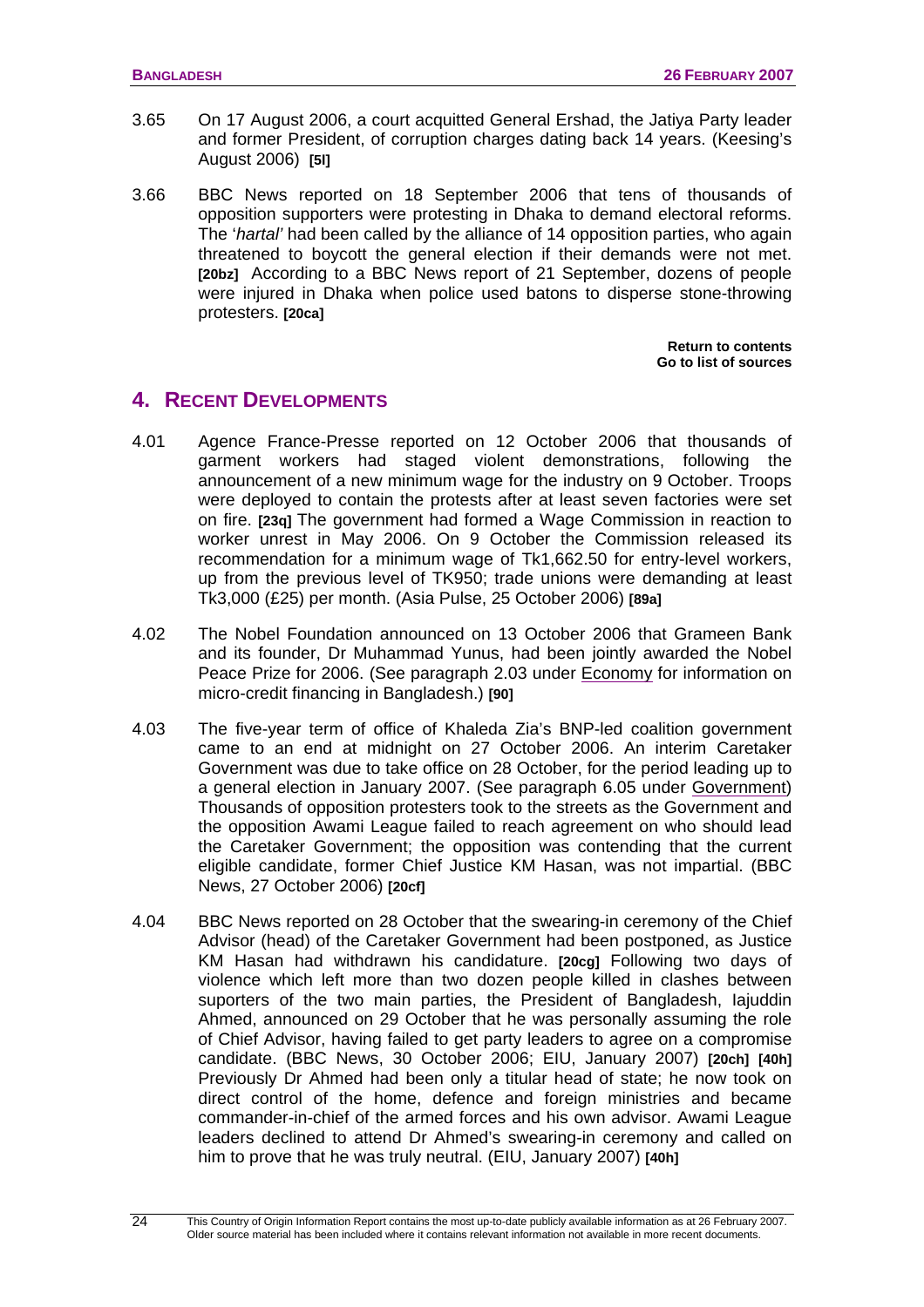3.65 On 17 August 2006, a court acquitted General Ershad, the Jatiya Party leader and former President, of corruption charges dating back 14 years. (Keesing's August 2006) **[5l]**

3.66 BBC News reported on 18 September 2006 that tens of thousands of opposition supporters were protesting in Dhaka to demand electoral reforms. The '*hartal'* had been called by the alliance of 14 opposition parties, who again threatened to boycott the general election if their demands were not met. **[20bz]** According to a BBC News report of 21 September, dozens of people were injured in Dhaka when police used batons to disperse stone-throwing protesters. **[20ca]**

**Return to contents**
**Go to list of sources**

## 4. RECENT DEVELOPMENTS

4.01 Agence France-Presse reported on 12 October 2006 that thousands of garment workers had staged violent demonstrations, following the announcement of a new minimum wage for the industry on 9 October. Troops were deployed to contain the protests after at least seven factories were set on fire. **[23q]** The government had formed a Wage Commission in reaction to worker unrest in May 2006. On 9 October the Commission released its recommendation for a minimum wage of Tk1,662.50 for entry-level workers, up from the previous level of TK950; trade unions were demanding at least Tk3,000 (£25) per month. (Asia Pulse, 25 October 2006) **[89a]**

4.02 The Nobel Foundation announced on 13 October 2006 that Grameen Bank and its founder, Dr Muhammad Yunus, had been jointly awarded the Nobel Peace Prize for 2006. (See paragraph 2.03 under Economy for information on micro-credit financing in Bangladesh.) **[90]**

4.03 The five-year term of office of Khaleda Zia's BNP-led coalition government came to an end at midnight on 27 October 2006. An interim Caretaker Government was due to take office on 28 October, for the period leading up to a general election in January 2007. (See paragraph 6.05 under Government) Thousands of opposition protesters took to the streets as the Government and the opposition Awami League failed to reach agreement on who should lead the Caretaker Government; the opposition was contending that the current eligible candidate, former Chief Justice KM Hasan, was not impartial. (BBC News, 27 October 2006) **[20cf]**

4.04 BBC News reported on 28 October that the swearing-in ceremony of the Chief Advisor (head) of the Caretaker Government had been postponed, as Justice KM Hasan had withdrawn his candidature. **[20cg]** Following two days of violence which left more than two dozen people killed in clashes between suporters of the two main parties, the President of Bangladesh, Iajuddin Ahmed, announced on 29 October that he was personally assuming the role of Chief Advisor, having failed to get party leaders to agree on a compromise candidate. (BBC News, 30 October 2006; EIU, January 2007) **[20ch] [40h]** Previously Dr Ahmed had been only a titular head of state; he now took on direct control of the home, defence and foreign ministries and became commander-in-chief of the armed forces and his own advisor. Awami League leaders declined to attend Dr Ahmed's swearing-in ceremony and called on him to prove that he was truly neutral. (EIU, January 2007) **[40h]**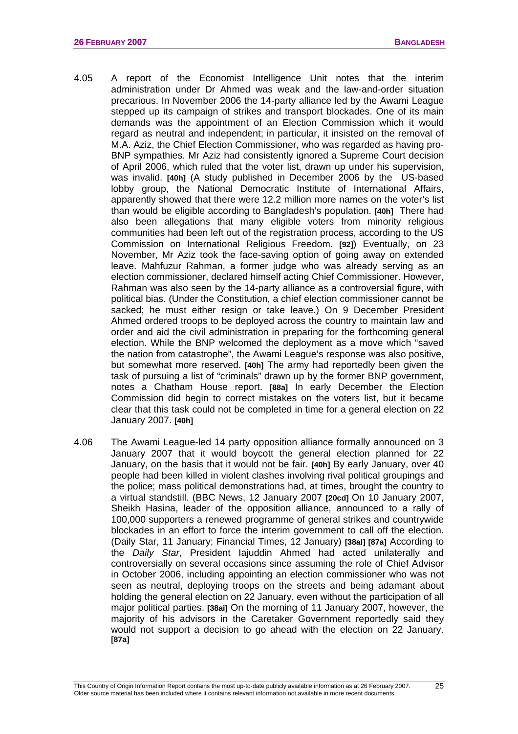4.05 A report of the Economist Intelligence Unit notes that the interim administration under Dr Ahmed was weak and the law-and-order situation precarious. In November 2006 the 14-party alliance led by the Awami League stepped up its campaign of strikes and transport blockades. One of its main demands was the appointment of an Election Commission which it would regard as neutral and independent; in particular, it insisted on the removal of M.A. Aziz, the Chief Election Commissioner, who was regarded as having pro-BNP sympathies. Mr Aziz had consistently ignored a Supreme Court decision of April 2006, which ruled that the voter list, drawn up under his supervision, was invalid. **[40h]** (A study published in December 2006 by the US-based lobby group, the National Democratic Institute of International Affairs, apparently showed that there were 12.2 million more names on the voter's list than would be eligible according to Bangladesh's population. **[40h]** There had also been allegations that many eligible voters from minority religious communities had been left out of the registration process, according to the US Commission on International Religious Freedom. **[92]**) Eventually, on 23 November, Mr Aziz took the face-saving option of going away on extended leave. Mahfuzur Rahman, a former judge who was already serving as an election commissioner, declared himself acting Chief Commissioner. However, Rahman was also seen by the 14-party alliance as a controversial figure, with political bias. (Under the Constitution, a chief election commissioner cannot be sacked; he must either resign or take leave.) On 9 December President Ahmed ordered troops to be deployed across the country to maintain law and order and aid the civil administration in preparing for the forthcoming general election. While the BNP welcomed the deployment as a move which "saved the nation from catastrophe", the Awami League's response was also positive, but somewhat more reserved. **[40h]** The army had reportedly been given the task of pursuing a list of "criminals" drawn up by the former BNP government, notes a Chatham House report. **[88a]** In early December the Election Commission did begin to correct mistakes on the voters list, but it became clear that this task could not be completed in time for a general election on 22 January 2007. **[40h]**

4.06 The Awami League-led 14 party opposition alliance formally announced on 3 January 2007 that it would boycott the general election planned for 22 January, on the basis that it would not be fair. **[40h]** By early January, over 40 people had been killed in violent clashes involving rival political groupings and the police; mass political demonstrations had, at times, brought the country to a virtual standstill. (BBC News, 12 January 2007 **[20cd]** On 10 January 2007, Sheikh Hasina, leader of the opposition alliance, announced to a rally of 100,000 supporters a renewed programme of general strikes and countrywide blockades in an effort to force the interim government to call off the election. (Daily Star, 11 January; Financial Times, 12 January) **[38al] [87a]** According to the *Daily Star*, President Iajuddin Ahmed had acted unilaterally and controversially on several occasions since assuming the role of Chief Advisor in October 2006, including appointing an election commissioner who was not seen as neutral, deploying troops on the streets and being adamant about holding the general election on 22 January, even without the participation of all major political parties. **[38ai]** On the morning of 11 January 2007, however, the majority of his advisors in the Caretaker Government reportedly said they would not support a decision to go ahead with the election on 22 January. **[87a]**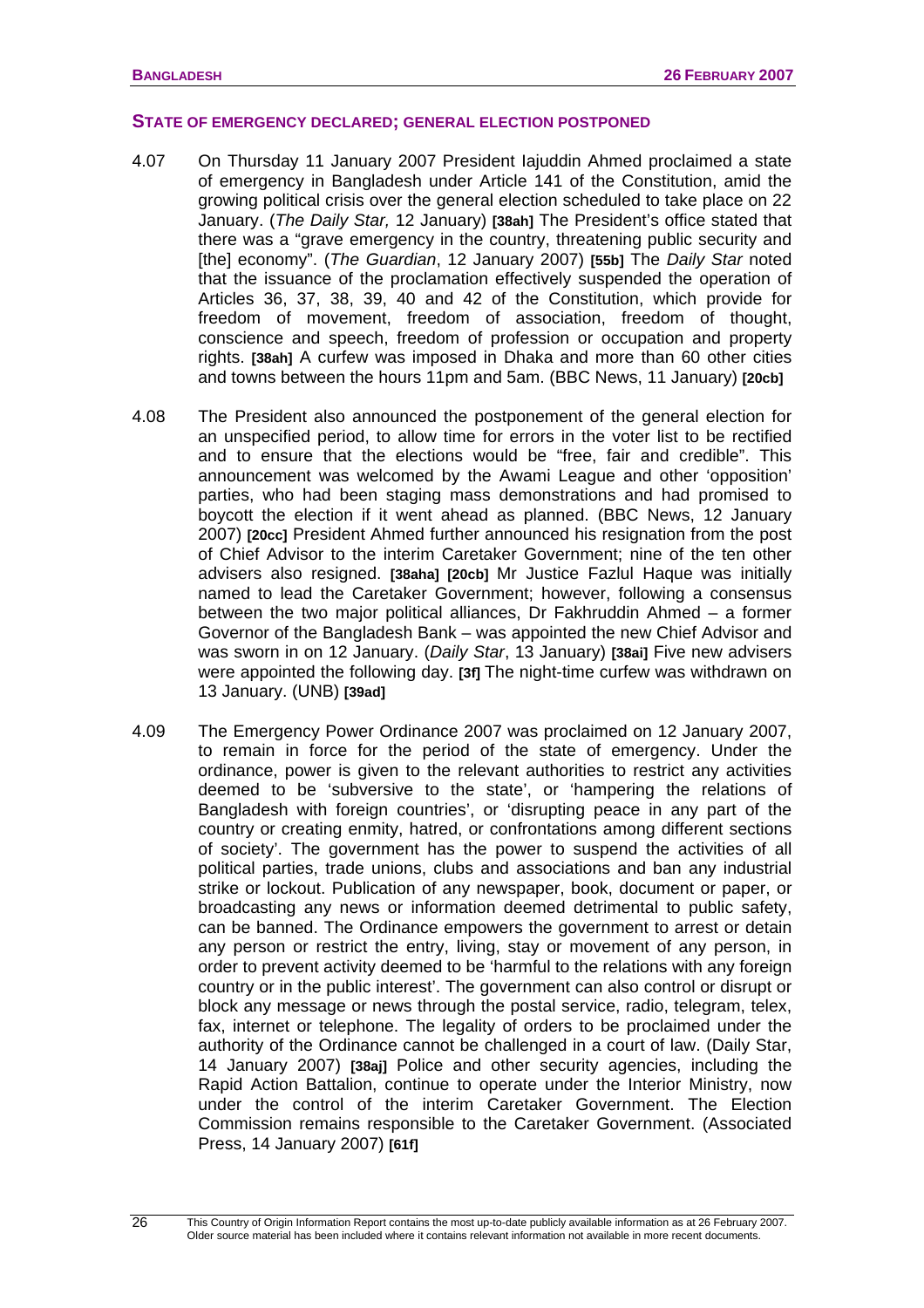## STATE OF EMERGENCY DECLARED; GENERAL ELECTION POSTPONED

4.07 On Thursday 11 January 2007 President Iajuddin Ahmed proclaimed a state of emergency in Bangladesh under Article 141 of the Constitution, amid the growing political crisis over the general election scheduled to take place on 22 January. (*The Daily Star,* 12 January) **[38ah]** The President's office stated that there was a "grave emergency in the country, threatening public security and [the] economy". (*The Guardian*, 12 January 2007) **[55b]** The *Daily Star* noted that the issuance of the proclamation effectively suspended the operation of Articles 36, 37, 38, 39, 40 and 42 of the Constitution, which provide for freedom of movement, freedom of association, freedom of thought, conscience and speech, freedom of profession or occupation and property rights. **[38ah]** A curfew was imposed in Dhaka and more than 60 other cities and towns between the hours 11pm and 5am. (BBC News, 11 January) **[20cb]**

4.08 The President also announced the postponement of the general election for an unspecified period, to allow time for errors in the voter list to be rectified and to ensure that the elections would be "free, fair and credible". This announcement was welcomed by the Awami League and other 'opposition' parties, who had been staging mass demonstrations and had promised to boycott the election if it went ahead as planned. (BBC News, 12 January 2007) **[20cc]** President Ahmed further announced his resignation from the post of Chief Advisor to the interim Caretaker Government; nine of the ten other advisers also resigned. **[38aha] [20cb]** Mr Justice Fazlul Haque was initially named to lead the Caretaker Government; however, following a consensus between the two major political alliances, Dr Fakhruddin Ahmed – a former Governor of the Bangladesh Bank – was appointed the new Chief Advisor and was sworn in on 12 January. (*Daily Star*, 13 January) **[38ai]** Five new advisers were appointed the following day. **[3f]** The night-time curfew was withdrawn on 13 January. (UNB) **[39ad]**

4.09 The Emergency Power Ordinance 2007 was proclaimed on 12 January 2007, to remain in force for the period of the state of emergency. Under the ordinance, power is given to the relevant authorities to restrict any activities deemed to be 'subversive to the state', or 'hampering the relations of Bangladesh with foreign countries', or 'disrupting peace in any part of the country or creating enmity, hatred, or confrontations among different sections of society'. The government has the power to suspend the activities of all political parties, trade unions, clubs and associations and ban any industrial strike or lockout. Publication of any newspaper, book, document or paper, or broadcasting any news or information deemed detrimental to public safety, can be banned. The Ordinance empowers the government to arrest or detain any person or restrict the entry, living, stay or movement of any person, in order to prevent activity deemed to be 'harmful to the relations with any foreign country or in the public interest'. The government can also control or disrupt or block any message or news through the postal service, radio, telegram, telex, fax, internet or telephone. The legality of orders to be proclaimed under the authority of the Ordinance cannot be challenged in a court of law. (Daily Star, 14 January 2007) **[38aj]** Police and other security agencies, including the Rapid Action Battalion, continue to operate under the Interior Ministry, now under the control of the interim Caretaker Government. The Election Commission remains responsible to the Caretaker Government. (Associated Press, 14 January 2007) **[61f]**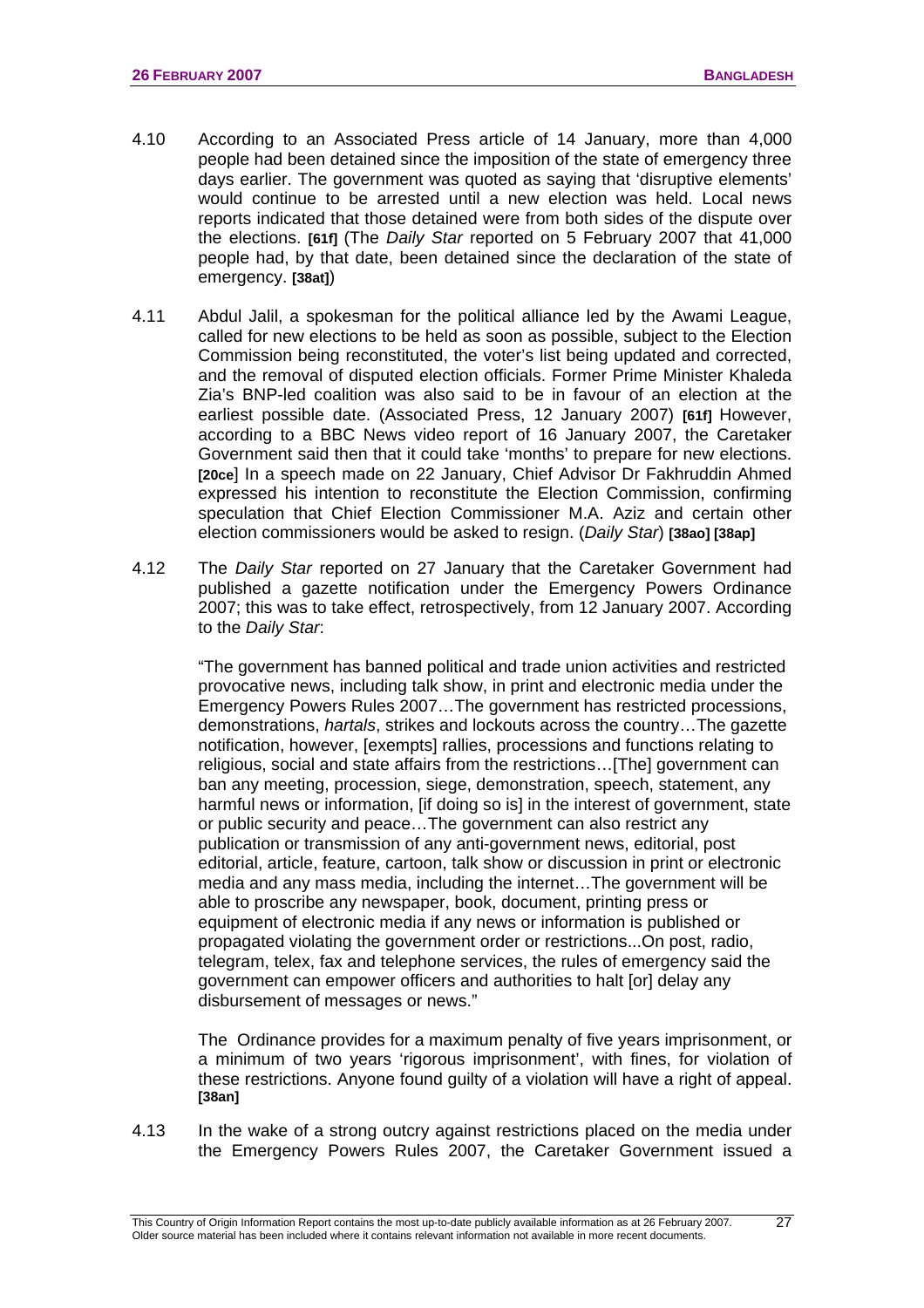4.10 According to an Associated Press article of 14 January, more than 4,000 people had been detained since the imposition of the state of emergency three days earlier. The government was quoted as saying that 'disruptive elements' would continue to be arrested until a new election was held. Local news reports indicated that those detained were from both sides of the dispute over the elections. **[61f]** (The *Daily Star* reported on 5 February 2007 that 41,000 people had, by that date, been detained since the declaration of the state of emergency. **[38at]**)

4.11 Abdul Jalil, a spokesman for the political alliance led by the Awami League, called for new elections to be held as soon as possible, subject to the Election Commission being reconstituted, the voter's list being updated and corrected, and the removal of disputed election officials. Former Prime Minister Khaleda Zia's BNP-led coalition was also said to be in favour of an election at the earliest possible date. (Associated Press, 12 January 2007) **[61f]** However, according to a BBC News video report of 16 January 2007, the Caretaker Government said then that it could take 'months' to prepare for new elections. **[20ce]** In a speech made on 22 January, Chief Advisor Dr Fakhruddin Ahmed expressed his intention to reconstitute the Election Commission, confirming speculation that Chief Election Commissioner M.A. Aziz and certain other election commissioners would be asked to resign. (*Daily Star*) **[38ao] [38ap]**

4.12 The *Daily Star* reported on 27 January that the Caretaker Government had published a gazette notification under the Emergency Powers Ordinance 2007; this was to take effect, retrospectively, from 12 January 2007. According to the *Daily Star*:

> "The government has banned political and trade union activities and restricted provocative news, including talk show, in print and electronic media under the Emergency Powers Rules 2007…The government has restricted processions, demonstrations, *hartals*, strikes and lockouts across the country…The gazette notification, however, [exempts] rallies, processions and functions relating to religious, social and state affairs from the restrictions…[The] government can ban any meeting, procession, siege, demonstration, speech, statement, any harmful news or information, [if doing so is] in the interest of government, state or public security and peace…The government can also restrict any publication or transmission of any anti-government news, editorial, post editorial, article, feature, cartoon, talk show or discussion in print or electronic media and any mass media, including the internet…The government will be able to proscribe any newspaper, book, document, printing press or equipment of electronic media if any news or information is published or propagated violating the government order or restrictions...On post, radio, telegram, telex, fax and telephone services, the rules of emergency said the government can empower officers and authorities to halt [or] delay any disbursement of messages or news."

The Ordinance provides for a maximum penalty of five years imprisonment, or a minimum of two years 'rigorous imprisonment', with fines, for violation of these restrictions. Anyone found guilty of a violation will have a right of appeal. **[38an]**

4.13 In the wake of a strong outcry against restrictions placed on the media under the Emergency Powers Rules 2007, the Caretaker Government issued a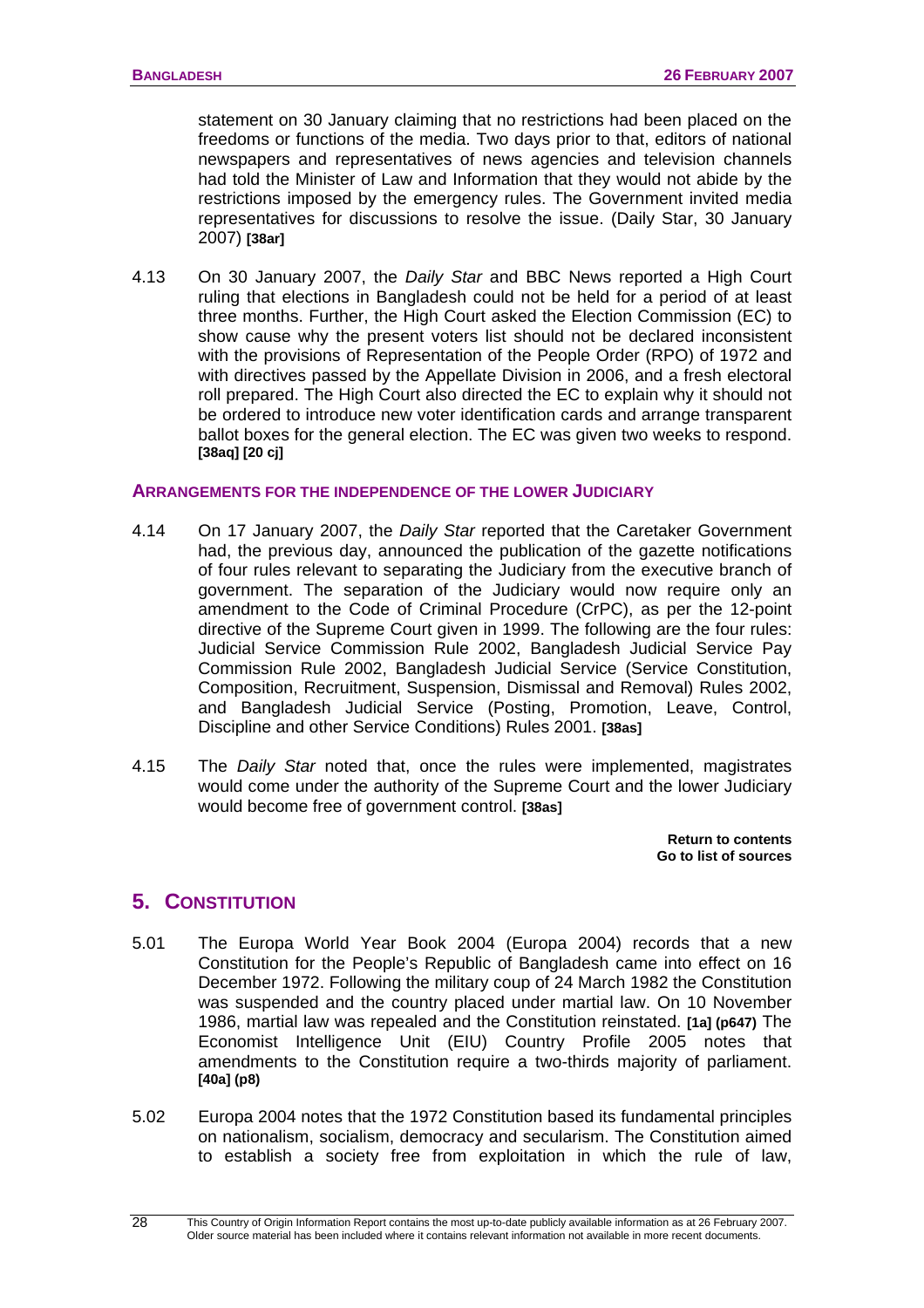statement on 30 January claiming that no restrictions had been placed on the freedoms or functions of the media. Two days prior to that, editors of national newspapers and representatives of news agencies and television channels had told the Minister of Law and Information that they would not abide by the restrictions imposed by the emergency rules. The Government invited media representatives for discussions to resolve the issue. (Daily Star, 30 January 2007) **[38ar]**

4.13 On 30 January 2007, the *Daily Star* and BBC News reported a High Court ruling that elections in Bangladesh could not be held for a period of at least three months. Further, the High Court asked the Election Commission (EC) to show cause why the present voters list should not be declared inconsistent with the provisions of Representation of the People Order (RPO) of 1972 and with directives passed by the Appellate Division in 2006, and a fresh electoral roll prepared. The High Court also directed the EC to explain why it should not be ordered to introduce new voter identification cards and arrange transparent ballot boxes for the general election. The EC was given two weeks to respond. **[38aq] [20 cj]**

### ARRANGEMENTS FOR THE INDEPENDENCE OF THE LOWER JUDICIARY

4.14 On 17 January 2007, the *Daily Star* reported that the Caretaker Government had, the previous day, announced the publication of the gazette notifications of four rules relevant to separating the Judiciary from the executive branch of government. The separation of the Judiciary would now require only an amendment to the Code of Criminal Procedure (CrPC), as per the 12-point directive of the Supreme Court given in 1999. The following are the four rules: Judicial Service Commission Rule 2002, Bangladesh Judicial Service Pay Commission Rule 2002, Bangladesh Judicial Service (Service Constitution, Composition, Recruitment, Suspension, Dismissal and Removal) Rules 2002, and Bangladesh Judicial Service (Posting, Promotion, Leave, Control, Discipline and other Service Conditions) Rules 2001. **[38as]**

4.15 The *Daily Star* noted that, once the rules were implemented, magistrates would come under the authority of the Supreme Court and the lower Judiciary would become free of government control. **[38as]**

**Return to contents**
**Go to list of sources**

## 5. CONSTITUTION

5.01 The Europa World Year Book 2004 (Europa 2004) records that a new Constitution for the People's Republic of Bangladesh came into effect on 16 December 1972. Following the military coup of 24 March 1982 the Constitution was suspended and the country placed under martial law. On 10 November 1986, martial law was repealed and the Constitution reinstated. **[1a] (p647)** The Economist Intelligence Unit (EIU) Country Profile 2005 notes that amendments to the Constitution require a two-thirds majority of parliament. **[40a] (p8)**

5.02 Europa 2004 notes that the 1972 Constitution based its fundamental principles on nationalism, socialism, democracy and secularism. The Constitution aimed to establish a society free from exploitation in which the rule of law,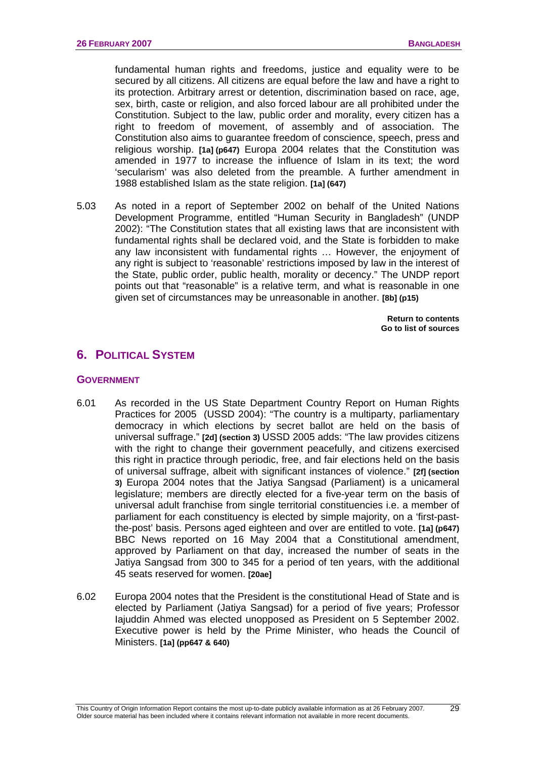fundamental human rights and freedoms, justice and equality were to be secured by all citizens. All citizens are equal before the law and have a right to its protection. Arbitrary arrest or detention, discrimination based on race, age, sex, birth, caste or religion, and also forced labour are all prohibited under the Constitution. Subject to the law, public order and morality, every citizen has a right to freedom of movement, of assembly and of association. The Constitution also aims to guarantee freedom of conscience, speech, press and religious worship. **[1a] (p647)** Europa 2004 relates that the Constitution was amended in 1977 to increase the influence of Islam in its text; the word 'secularism' was also deleted from the preamble. A further amendment in 1988 established Islam as the state religion. **[1a] (647)**

5.03 As noted in a report of September 2002 on behalf of the United Nations Development Programme, entitled "Human Security in Bangladesh" (UNDP 2002): "The Constitution states that all existing laws that are inconsistent with fundamental rights shall be declared void, and the State is forbidden to make any law inconsistent with fundamental rights … However, the enjoyment of any right is subject to 'reasonable' restrictions imposed by law in the interest of the State, public order, public health, morality or decency." The UNDP report points out that "reasonable" is a relative term, and what is reasonable in one given set of circumstances may be unreasonable in another. **[8b] (p15)**

**Return to contents**
**Go to list of sources**

## 6. POLITICAL SYSTEM

### GOVERNMENT

6.01 As recorded in the US State Department Country Report on Human Rights Practices for 2005 (USSD 2004): "The country is a multiparty, parliamentary democracy in which elections by secret ballot are held on the basis of universal suffrage." **[2d] (section 3)** USSD 2005 adds: "The law provides citizens with the right to change their government peacefully, and citizens exercised this right in practice through periodic, free, and fair elections held on the basis of universal suffrage, albeit with significant instances of violence." **[2f] (section 3)** Europa 2004 notes that the Jatiya Sangsad (Parliament) is a unicameral legislature; members are directly elected for a five-year term on the basis of universal adult franchise from single territorial constituencies i.e. a member of parliament for each constituency is elected by simple majority, on a 'first-past-the-post' basis. Persons aged eighteen and over are entitled to vote. **[1a] (p647)** BBC News reported on 16 May 2004 that a Constitutional amendment, approved by Parliament on that day, increased the number of seats in the Jatiya Sangsad from 300 to 345 for a period of ten years, with the additional 45 seats reserved for women. **[20ae]**

6.02 Europa 2004 notes that the President is the constitutional Head of State and is elected by Parliament (Jatiya Sangsad) for a period of five years; Professor Iajuddin Ahmed was elected unopposed as President on 5 September 2002. Executive power is held by the Prime Minister, who heads the Council of Ministers. **[1a] (pp647 & 640)**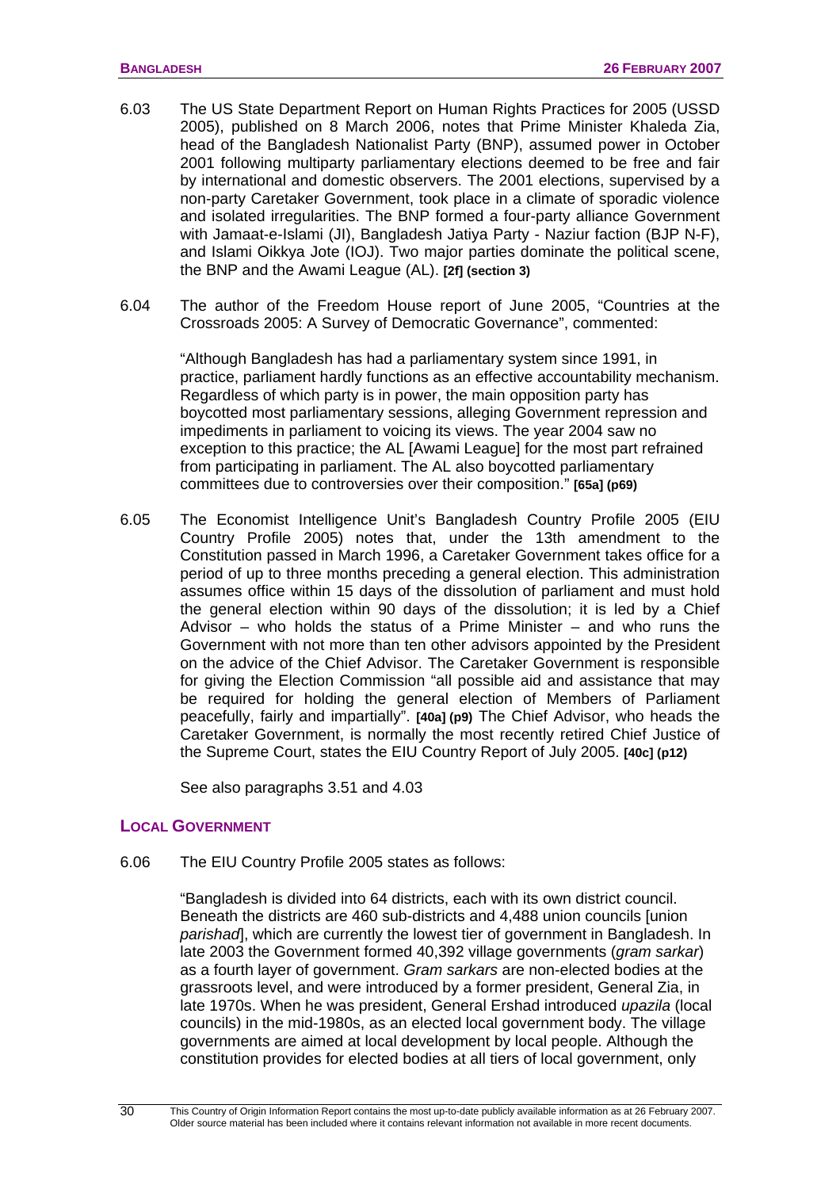6.03 The US State Department Report on Human Rights Practices for 2005 (USSD 2005), published on 8 March 2006, notes that Prime Minister Khaleda Zia, head of the Bangladesh Nationalist Party (BNP), assumed power in October 2001 following multiparty parliamentary elections deemed to be free and fair by international and domestic observers. The 2001 elections, supervised by a non-party Caretaker Government, took place in a climate of sporadic violence and isolated irregularities. The BNP formed a four-party alliance Government with Jamaat-e-Islami (JI), Bangladesh Jatiya Party - Naziur faction (BJP N-F), and Islami Oikkya Jote (IOJ). Two major parties dominate the political scene, the BNP and the Awami League (AL). **[2f] (section 3)**

6.04 The author of the Freedom House report of June 2005, "Countries at the Crossroads 2005: A Survey of Democratic Governance", commented:

> "Although Bangladesh has had a parliamentary system since 1991, in practice, parliament hardly functions as an effective accountability mechanism. Regardless of which party is in power, the main opposition party has boycotted most parliamentary sessions, alleging Government repression and impediments in parliament to voicing its views. The year 2004 saw no exception to this practice; the AL [Awami League] for the most part refrained from participating in parliament. The AL also boycotted parliamentary committees due to controversies over their composition." **[65a] (p69)**

6.05 The Economist Intelligence Unit's Bangladesh Country Profile 2005 (EIU Country Profile 2005) notes that, under the 13th amendment to the Constitution passed in March 1996, a Caretaker Government takes office for a period of up to three months preceding a general election. This administration assumes office within 15 days of the dissolution of parliament and must hold the general election within 90 days of the dissolution; it is led by a Chief Advisor – who holds the status of a Prime Minister – and who runs the Government with not more than ten other advisors appointed by the President on the advice of the Chief Advisor. The Caretaker Government is responsible for giving the Election Commission "all possible aid and assistance that may be required for holding the general election of Members of Parliament peacefully, fairly and impartially". **[40a] (p9)** The Chief Advisor, who heads the Caretaker Government, is normally the most recently retired Chief Justice of the Supreme Court, states the EIU Country Report of July 2005. **[40c] (p12)**

See also paragraphs 3.51 and 4.03

## LOCAL GOVERNMENT

6.06 The EIU Country Profile 2005 states as follows:

> "Bangladesh is divided into 64 districts, each with its own district council. Beneath the districts are 460 sub-districts and 4,488 union councils [union *parishad*], which are currently the lowest tier of government in Bangladesh. In late 2003 the Government formed 40,392 village governments (*gram sarkar*) as a fourth layer of government. *Gram sarkars* are non-elected bodies at the grassroots level, and were introduced by a former president, General Zia, in late 1970s. When he was president, General Ershad introduced *upazila* (local councils) in the mid-1980s, as an elected local government body. The village governments are aimed at local development by local people. Although the constitution provides for elected bodies at all tiers of local government, only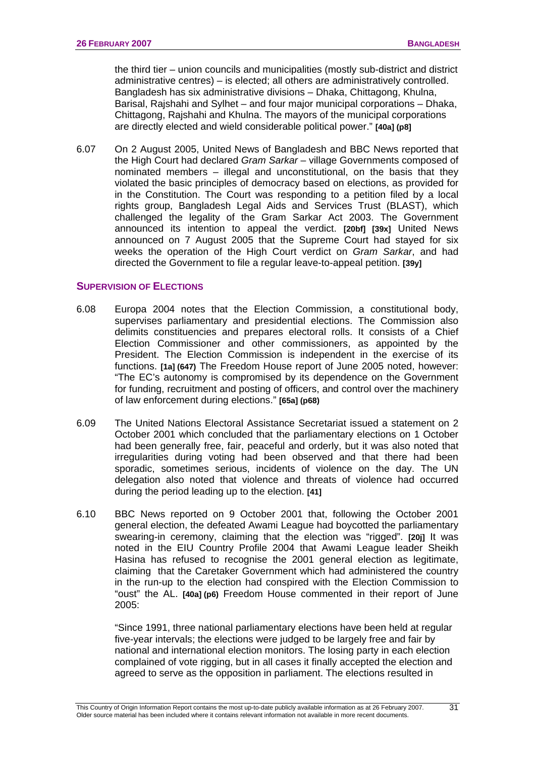the third tier – union councils and municipalities (mostly sub-district and district administrative centres) – is elected; all others are administratively controlled. Bangladesh has six administrative divisions – Dhaka, Chittagong, Khulna, Barisal, Rajshahi and Sylhet – and four major municipal corporations – Dhaka, Chittagong, Rajshahi and Khulna. The mayors of the municipal corporations are directly elected and wield considerable political power." **[40a] (p8)**

6.07 On 2 August 2005, United News of Bangladesh and BBC News reported that the High Court had declared *Gram Sarkar* – village Governments composed of nominated members – illegal and unconstitutional, on the basis that they violated the basic principles of democracy based on elections, as provided for in the Constitution. The Court was responding to a petition filed by a local rights group, Bangladesh Legal Aids and Services Trust (BLAST), which challenged the legality of the Gram Sarkar Act 2003. The Government announced its intention to appeal the verdict. **[20bf] [39x]** United News announced on 7 August 2005 that the Supreme Court had stayed for six weeks the operation of the High Court verdict on *Gram Sarkar*, and had directed the Government to file a regular leave-to-appeal petition. **[39y]**

### SUPERVISION OF ELECTIONS

6.08 Europa 2004 notes that the Election Commission, a constitutional body, supervises parliamentary and presidential elections. The Commission also delimits constituencies and prepares electoral rolls. It consists of a Chief Election Commissioner and other commissioners, as appointed by the President. The Election Commission is independent in the exercise of its functions. **[1a] (647)** The Freedom House report of June 2005 noted, however: "The EC's autonomy is compromised by its dependence on the Government for funding, recruitment and posting of officers, and control over the machinery of law enforcement during elections." **[65a] (p68)**

6.09 The United Nations Electoral Assistance Secretariat issued a statement on 2 October 2001 which concluded that the parliamentary elections on 1 October had been generally free, fair, peaceful and orderly, but it was also noted that irregularities during voting had been observed and that there had been sporadic, sometimes serious, incidents of violence on the day. The UN delegation also noted that violence and threats of violence had occurred during the period leading up to the election. **[41]**

6.10 BBC News reported on 9 October 2001 that, following the October 2001 general election, the defeated Awami League had boycotted the parliamentary swearing-in ceremony, claiming that the election was "rigged". **[20j]** It was noted in the EIU Country Profile 2004 that Awami League leader Sheikh Hasina has refused to recognise the 2001 general election as legitimate, claiming that the Caretaker Government which had administered the country in the run-up to the election had conspired with the Election Commission to "oust" the AL. **[40a] (p6)** Freedom House commented in their report of June 2005:

> "Since 1991, three national parliamentary elections have been held at regular five-year intervals; the elections were judged to be largely free and fair by national and international election monitors. The losing party in each election complained of vote rigging, but in all cases it finally accepted the election and agreed to serve as the opposition in parliament. The elections resulted in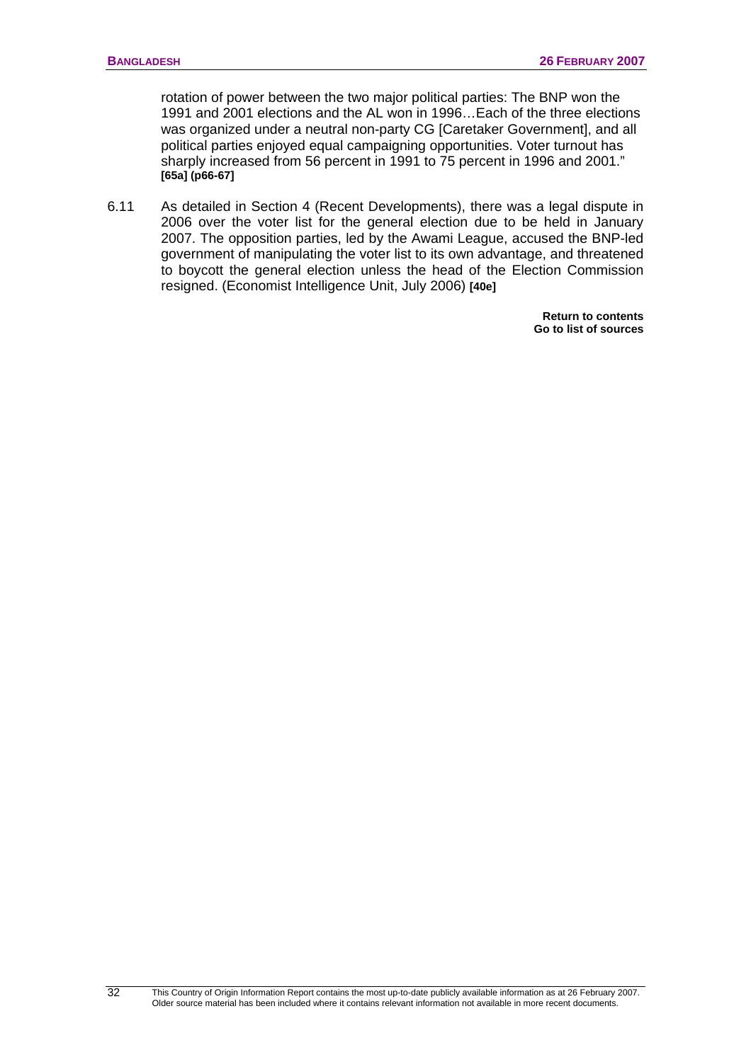rotation of power between the two major political parties: The BNP won the 1991 and 2001 elections and the AL won in 1996…Each of the three elections was organized under a neutral non-party CG [Caretaker Government], and all political parties enjoyed equal campaigning opportunities. Voter turnout has sharply increased from 56 percent in 1991 to 75 percent in 1996 and 2001." **[65a] (p66-67)**

6.11 As detailed in Section 4 (Recent Developments), there was a legal dispute in 2006 over the voter list for the general election due to be held in January 2007. The opposition parties, led by the Awami League, accused the BNP-led government of manipulating the voter list to its own advantage, and threatened to boycott the general election unless the head of the Election Commission resigned. (Economist Intelligence Unit, July 2006) **[40e]**

**Return to contents**
**Go to list of sources**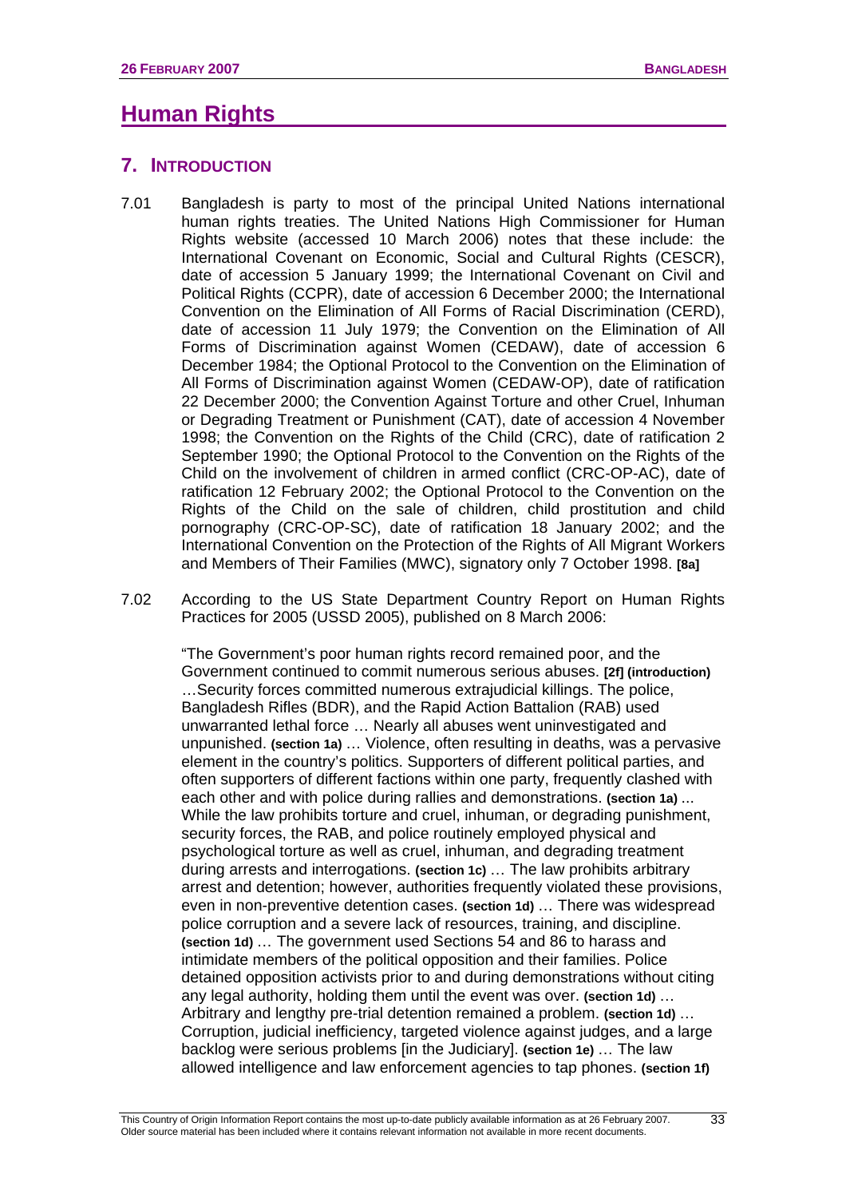# Human Rights

## 7. INTRODUCTION

7.01 Bangladesh is party to most of the principal United Nations international human rights treaties. The United Nations High Commissioner for Human Rights website (accessed 10 March 2006) notes that these include: the International Covenant on Economic, Social and Cultural Rights (CESCR), date of accession 5 January 1999; the International Covenant on Civil and Political Rights (CCPR), date of accession 6 December 2000; the International Convention on the Elimination of All Forms of Racial Discrimination (CERD), date of accession 11 July 1979; the Convention on the Elimination of All Forms of Discrimination against Women (CEDAW), date of accession 6 December 1984; the Optional Protocol to the Convention on the Elimination of All Forms of Discrimination against Women (CEDAW-OP), date of ratification 22 December 2000; the Convention Against Torture and other Cruel, Inhuman or Degrading Treatment or Punishment (CAT), date of accession 4 November 1998; the Convention on the Rights of the Child (CRC), date of ratification 2 September 1990; the Optional Protocol to the Convention on the Rights of the Child on the involvement of children in armed conflict (CRC-OP-AC), date of ratification 12 February 2002; the Optional Protocol to the Convention on the Rights of the Child on the sale of children, child prostitution and child pornography (CRC-OP-SC), date of ratification 18 January 2002; and the International Convention on the Protection of the Rights of All Migrant Workers and Members of Their Families (MWC), signatory only 7 October 1998. **[8a]**

7.02 According to the US State Department Country Report on Human Rights Practices for 2005 (USSD 2005), published on 8 March 2006:

> "The Government's poor human rights record remained poor, and the Government continued to commit numerous serious abuses. **[2f] (introduction)** …Security forces committed numerous extrajudicial killings. The police, Bangladesh Rifles (BDR), and the Rapid Action Battalion (RAB) used unwarranted lethal force … Nearly all abuses went uninvestigated and unpunished. **(section 1a)** … Violence, often resulting in deaths, was a pervasive element in the country's politics. Supporters of different political parties, and often supporters of different factions within one party, frequently clashed with each other and with police during rallies and demonstrations. **(section 1a)** ... While the law prohibits torture and cruel, inhuman, or degrading punishment, security forces, the RAB, and police routinely employed physical and psychological torture as well as cruel, inhuman, and degrading treatment during arrests and interrogations. **(section 1c)** … The law prohibits arbitrary arrest and detention; however, authorities frequently violated these provisions, even in non-preventive detention cases. **(section 1d)** … There was widespread police corruption and a severe lack of resources, training, and discipline. **(section 1d)** … The government used Sections 54 and 86 to harass and intimidate members of the political opposition and their families. Police detained opposition activists prior to and during demonstrations without citing any legal authority, holding them until the event was over. **(section 1d)** … Arbitrary and lengthy pre-trial detention remained a problem. **(section 1d)** … Corruption, judicial inefficiency, targeted violence against judges, and a large backlog were serious problems [in the Judiciary]. **(section 1e)** … The law allowed intelligence and law enforcement agencies to tap phones. **(section 1f)**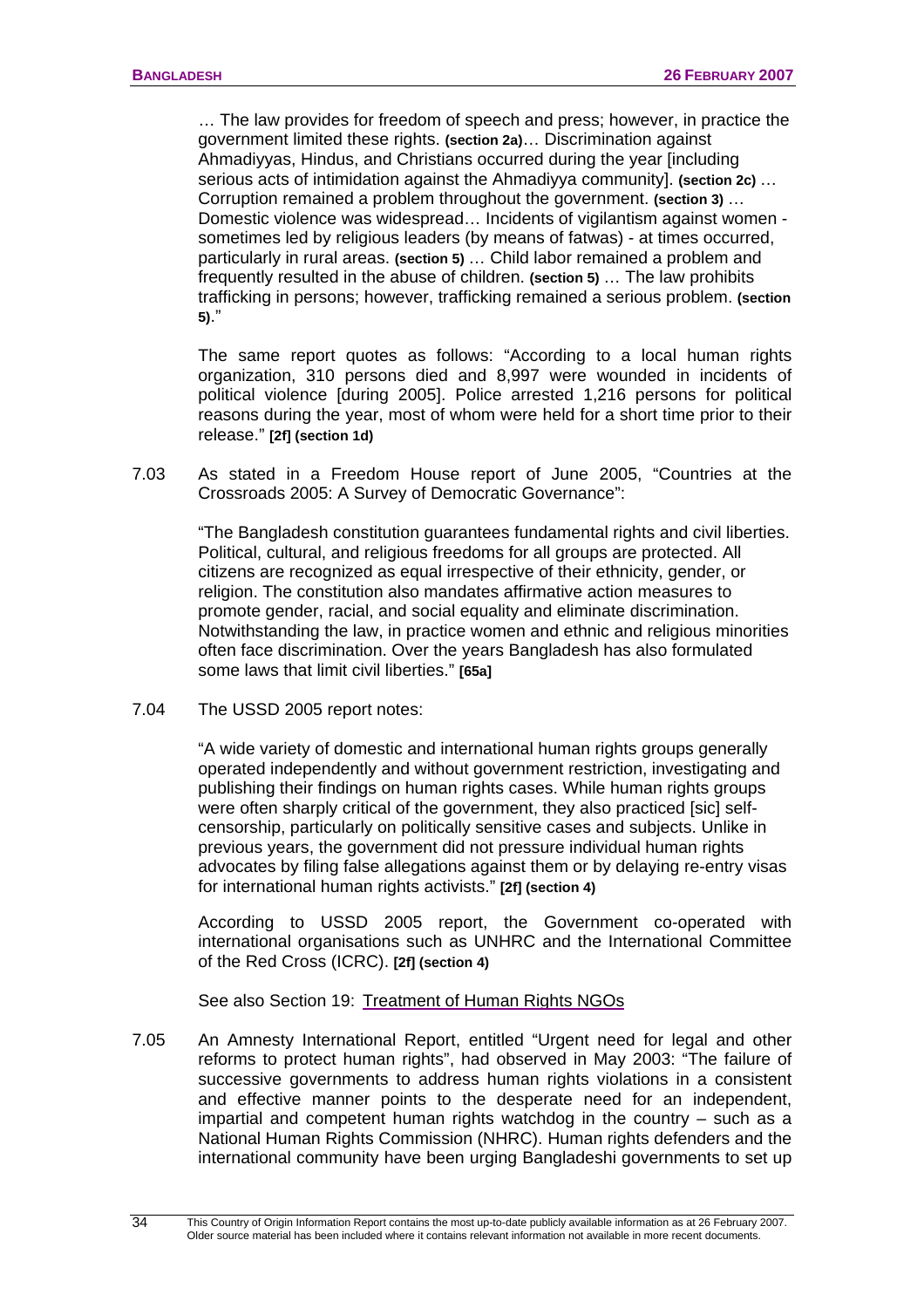… The law provides for freedom of speech and press; however, in practice the government limited these rights. **(section 2a)**… Discrimination against Ahmadiyyas, Hindus, and Christians occurred during the year [including serious acts of intimidation against the Ahmadiyya community]. **(section 2c)** … Corruption remained a problem throughout the government. **(section 3)** … Domestic violence was widespread… Incidents of vigilantism against women - sometimes led by religious leaders (by means of fatwas) - at times occurred, particularly in rural areas. **(section 5)** … Child labor remained a problem and frequently resulted in the abuse of children. **(section 5)** … The law prohibits trafficking in persons; however, trafficking remained a serious problem. **(section 5)**."

The same report quotes as follows: "According to a local human rights organization, 310 persons died and 8,997 were wounded in incidents of political violence [during 2005]. Police arrested 1,216 persons for political reasons during the year, most of whom were held for a short time prior to their release." **[2f] (section 1d)**

7.03 As stated in a Freedom House report of June 2005, "Countries at the Crossroads 2005: A Survey of Democratic Governance":

"The Bangladesh constitution guarantees fundamental rights and civil liberties. Political, cultural, and religious freedoms for all groups are protected. All citizens are recognized as equal irrespective of their ethnicity, gender, or religion. The constitution also mandates affirmative action measures to promote gender, racial, and social equality and eliminate discrimination. Notwithstanding the law, in practice women and ethnic and religious minorities often face discrimination. Over the years Bangladesh has also formulated some laws that limit civil liberties." **[65a]**

7.04 The USSD 2005 report notes:

"A wide variety of domestic and international human rights groups generally operated independently and without government restriction, investigating and publishing their findings on human rights cases. While human rights groups were often sharply critical of the government, they also practiced [sic] self-censorship, particularly on politically sensitive cases and subjects. Unlike in previous years, the government did not pressure individual human rights advocates by filing false allegations against them or by delaying re-entry visas for international human rights activists." **[2f] (section 4)**

According to USSD 2005 report, the Government co-operated with international organisations such as UNHRC and the International Committee of the Red Cross (ICRC). **[2f] (section 4)**

See also Section 19: Treatment of Human Rights NGOs

7.05 An Amnesty International Report, entitled "Urgent need for legal and other reforms to protect human rights", had observed in May 2003: "The failure of successive governments to address human rights violations in a consistent and effective manner points to the desperate need for an independent, impartial and competent human rights watchdog in the country – such as a National Human Rights Commission (NHRC). Human rights defenders and the international community have been urging Bangladeshi governments to set up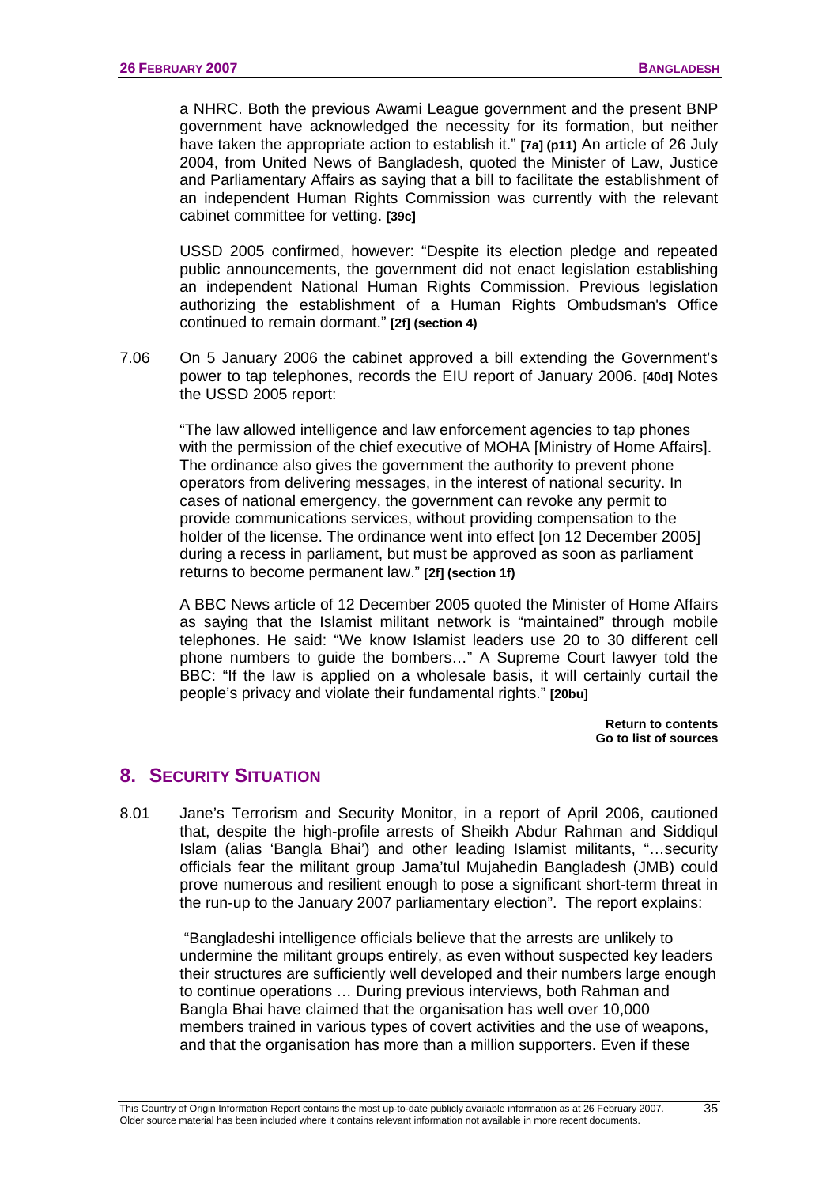a NHRC. Both the previous Awami League government and the present BNP government have acknowledged the necessity for its formation, but neither have taken the appropriate action to establish it." **[7a] (p11)** An article of 26 July 2004, from United News of Bangladesh, quoted the Minister of Law, Justice and Parliamentary Affairs as saying that a bill to facilitate the establishment of an independent Human Rights Commission was currently with the relevant cabinet committee for vetting. **[39c]**

USSD 2005 confirmed, however: "Despite its election pledge and repeated public announcements, the government did not enact legislation establishing an independent National Human Rights Commission. Previous legislation authorizing the establishment of a Human Rights Ombudsman's Office continued to remain dormant." **[2f] (section 4)**

7.06 On 5 January 2006 the cabinet approved a bill extending the Government's power to tap telephones, records the EIU report of January 2006. **[40d]** Notes the USSD 2005 report:

> "The law allowed intelligence and law enforcement agencies to tap phones with the permission of the chief executive of MOHA [Ministry of Home Affairs]. The ordinance also gives the government the authority to prevent phone operators from delivering messages, in the interest of national security. In cases of national emergency, the government can revoke any permit to provide communications services, without providing compensation to the holder of the license. The ordinance went into effect [on 12 December 2005] during a recess in parliament, but must be approved as soon as parliament returns to become permanent law." **[2f] (section 1f)**

A BBC News article of 12 December 2005 quoted the Minister of Home Affairs as saying that the Islamist militant network is "maintained" through mobile telephones. He said: "We know Islamist leaders use 20 to 30 different cell phone numbers to guide the bombers…" A Supreme Court lawyer told the BBC: "If the law is applied on a wholesale basis, it will certainly curtail the people's privacy and violate their fundamental rights." **[20bu]**

**Return to contents**
**Go to list of sources**

## 8. Security Situation

8.01 Jane's Terrorism and Security Monitor, in a report of April 2006, cautioned that, despite the high-profile arrests of Sheikh Abdur Rahman and Siddiqul Islam (alias 'Bangla Bhai') and other leading Islamist militants, "…security officials fear the militant group Jama'tul Mujahedin Bangladesh (JMB) could prove numerous and resilient enough to pose a significant short-term threat in the run-up to the January 2007 parliamentary election". The report explains:

> "Bangladeshi intelligence officials believe that the arrests are unlikely to undermine the militant groups entirely, as even without suspected key leaders their structures are sufficiently well developed and their numbers large enough to continue operations … During previous interviews, both Rahman and Bangla Bhai have claimed that the organisation has well over 10,000 members trained in various types of covert activities and the use of weapons, and that the organisation has more than a million supporters. Even if these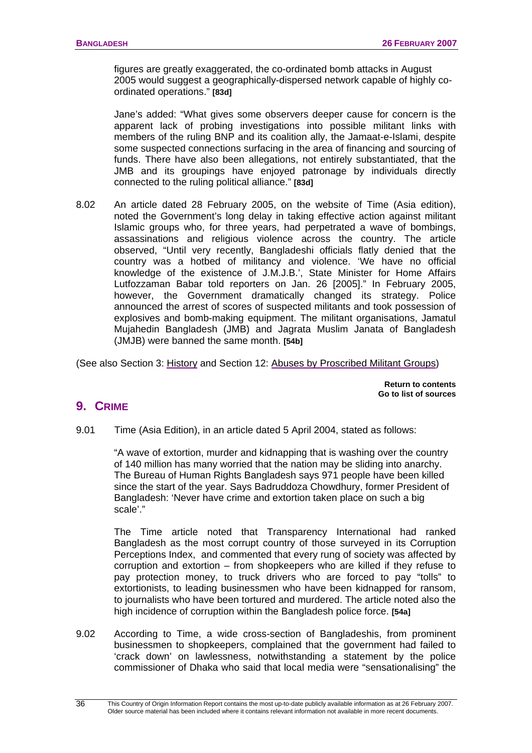figures are greatly exaggerated, the co-ordinated bomb attacks in August 2005 would suggest a geographically-dispersed network capable of highly co-ordinated operations." **[83d]**

> Jane's added: "What gives some observers deeper cause for concern is the apparent lack of probing investigations into possible militant links with members of the ruling BNP and its coalition ally, the Jamaat-e-Islami, despite some suspected connections surfacing in the area of financing and sourcing of funds. There have also been allegations, not entirely substantiated, that the JMB and its groupings have enjoyed patronage by individuals directly connected to the ruling political alliance." **[83d]**

8.02 An article dated 28 February 2005, on the website of Time (Asia edition), noted the Government's long delay in taking effective action against militant Islamic groups who, for three years, had perpetrated a wave of bombings, assassinations and religious violence across the country. The article observed, "Until very recently, Bangladeshi officials flatly denied that the country was a hotbed of militancy and violence. 'We have no official knowledge of the existence of J.M.J.B.', State Minister for Home Affairs Lutfozzaman Babar told reporters on Jan. 26 [2005]." In February 2005, however, the Government dramatically changed its strategy. Police announced the arrest of scores of suspected militants and took possession of explosives and bomb-making equipment. The militant organisations, Jamatul Mujahedin Bangladesh (JMB) and Jagrata Muslim Janata of Bangladesh (JMJB) were banned the same month. **[54b]**

(See also Section 3: History and Section 12: Abuses by Proscribed Militant Groups)

**Return to contents**
**Go to list of sources**

## 9. Crime

9.01 Time (Asia Edition), in an article dated 5 April 2004, stated as follows:

> "A wave of extortion, murder and kidnapping that is washing over the country of 140 million has many worried that the nation may be sliding into anarchy. The Bureau of Human Rights Bangladesh says 971 people have been killed since the start of the year. Says Badruddoza Chowdhury, former President of Bangladesh: 'Never have crime and extortion taken place on such a big scale'."

> The Time article noted that Transparency International had ranked Bangladesh as the most corrupt country of those surveyed in its Corruption Perceptions Index, and commented that every rung of society was affected by corruption and extortion – from shopkeepers who are killed if they refuse to pay protection money, to truck drivers who are forced to pay "tolls" to extortionists, to leading businessmen who have been kidnapped for ransom, to journalists who have been tortured and murdered. The article noted also the high incidence of corruption within the Bangladesh police force. **[54a]**

9.02 According to Time, a wide cross-section of Bangladeshis, from prominent businessmen to shopkeepers, complained that the government had failed to 'crack down' on lawlessness, notwithstanding a statement by the police commissioner of Dhaka who said that local media were "sensationalising" the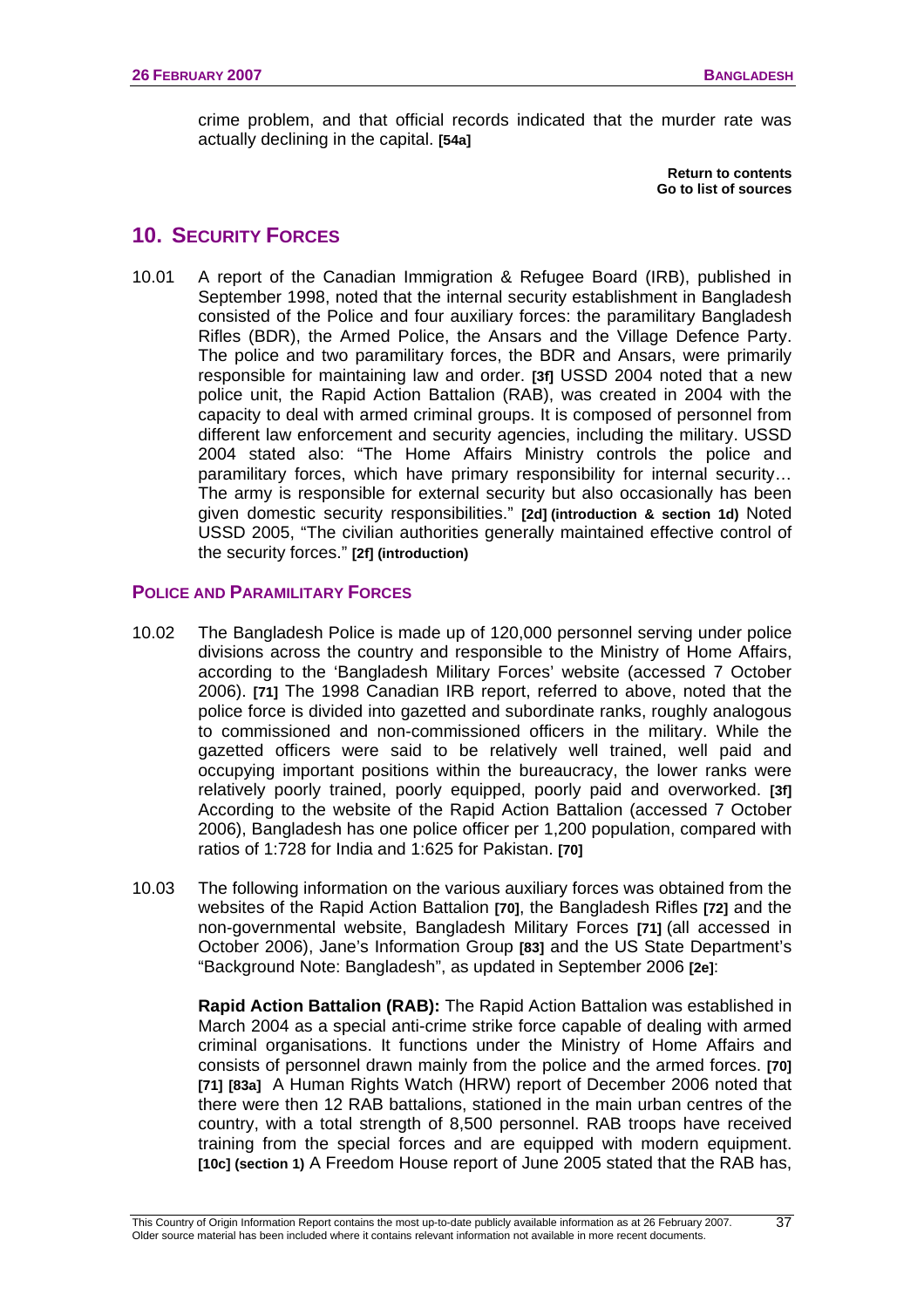crime problem, and that official records indicated that the murder rate was actually declining in the capital. **[54a]**

**Return to contents**
**Go to list of sources**

## 10. SECURITY FORCES

10.01 A report of the Canadian Immigration & Refugee Board (IRB), published in September 1998, noted that the internal security establishment in Bangladesh consisted of the Police and four auxiliary forces: the paramilitary Bangladesh Rifles (BDR), the Armed Police, the Ansars and the Village Defence Party. The police and two paramilitary forces, the BDR and Ansars, were primarily responsible for maintaining law and order. **[3f]** USSD 2004 noted that a new police unit, the Rapid Action Battalion (RAB), was created in 2004 with the capacity to deal with armed criminal groups. It is composed of personnel from different law enforcement and security agencies, including the military. USSD 2004 stated also: "The Home Affairs Ministry controls the police and paramilitary forces, which have primary responsibility for internal security… The army is responsible for external security but also occasionally has been given domestic security responsibilities." **[2d] (introduction & section 1d)** Noted USSD 2005, "The civilian authorities generally maintained effective control of the security forces." **[2f] (introduction)**

### POLICE AND PARAMILITARY FORCES

10.02 The Bangladesh Police is made up of 120,000 personnel serving under police divisions across the country and responsible to the Ministry of Home Affairs, according to the 'Bangladesh Military Forces' website (accessed 7 October 2006). **[71]** The 1998 Canadian IRB report, referred to above, noted that the police force is divided into gazetted and subordinate ranks, roughly analogous to commissioned and non-commissioned officers in the military. While the gazetted officers were said to be relatively well trained, well paid and occupying important positions within the bureaucracy, the lower ranks were relatively poorly trained, poorly equipped, poorly paid and overworked. **[3f]** According to the website of the Rapid Action Battalion (accessed 7 October 2006), Bangladesh has one police officer per 1,200 population, compared with ratios of 1:728 for India and 1:625 for Pakistan. **[70]**

10.03 The following information on the various auxiliary forces was obtained from the websites of the Rapid Action Battalion **[70]**, the Bangladesh Rifles **[72]** and the non-governmental website, Bangladesh Military Forces **[71]** (all accessed in October 2006), Jane's Information Group **[83]** and the US State Department's "Background Note: Bangladesh", as updated in September 2006 **[2e]**:

**Rapid Action Battalion (RAB):** The Rapid Action Battalion was established in March 2004 as a special anti-crime strike force capable of dealing with armed criminal organisations. It functions under the Ministry of Home Affairs and consists of personnel drawn mainly from the police and the armed forces. **[70] [71] [83a]** A Human Rights Watch (HRW) report of December 2006 noted that there were then 12 RAB battalions, stationed in the main urban centres of the country, with a total strength of 8,500 personnel. RAB troops have received training from the special forces and are equipped with modern equipment. **[10c] (section 1)** A Freedom House report of June 2005 stated that the RAB has,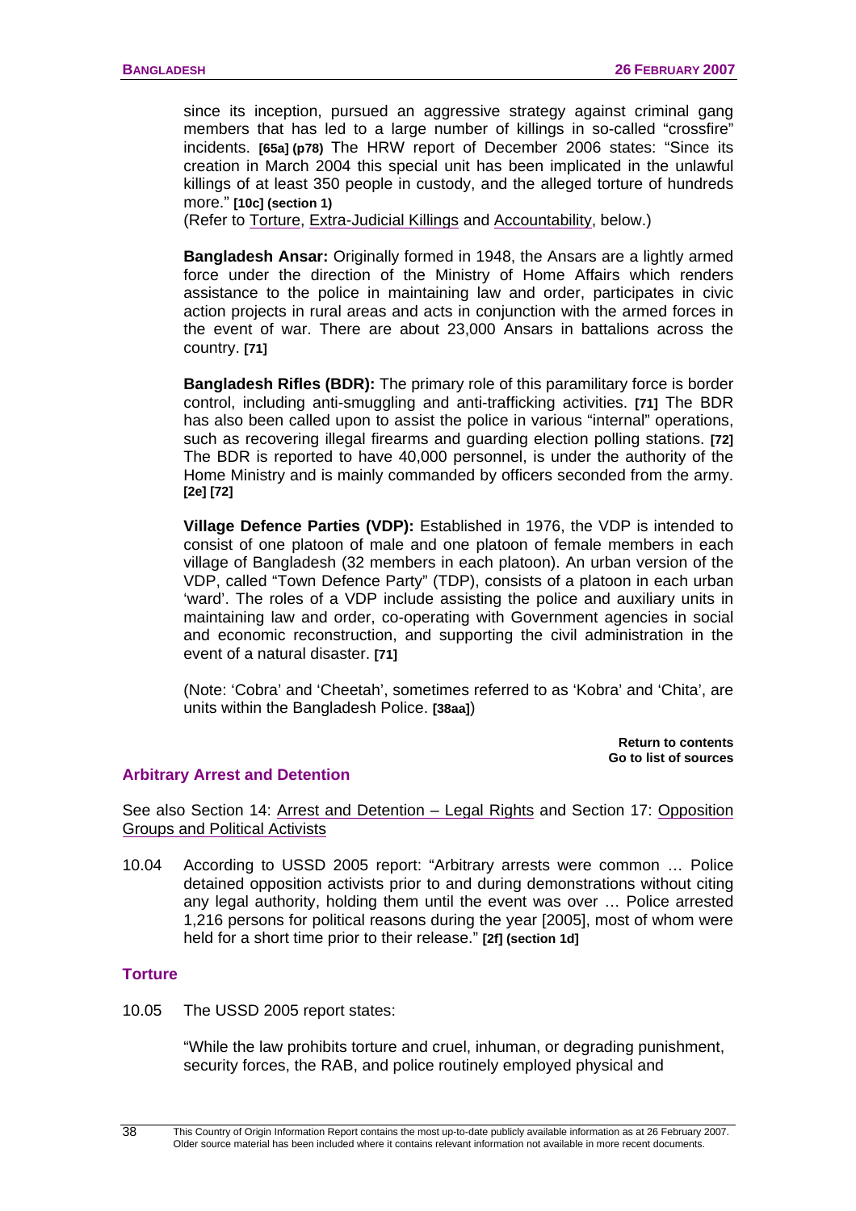since its inception, pursued an aggressive strategy against criminal gang members that has led to a large number of killings in so-called "crossfire" incidents. **[65a] (p78)** The HRW report of December 2006 states: "Since its creation in March 2004 this special unit has been implicated in the unlawful killings of at least 350 people in custody, and the alleged torture of hundreds more." **[10c] (section 1)**
(Refer to Torture, Extra-Judicial Killings and Accountability, below.)

**Bangladesh Ansar:** Originally formed in 1948, the Ansars are a lightly armed force under the direction of the Ministry of Home Affairs which renders assistance to the police in maintaining law and order, participates in civic action projects in rural areas and acts in conjunction with the armed forces in the event of war. There are about 23,000 Ansars in battalions across the country. **[71]**

**Bangladesh Rifles (BDR):** The primary role of this paramilitary force is border control, including anti-smuggling and anti-trafficking activities. **[71]** The BDR has also been called upon to assist the police in various "internal" operations, such as recovering illegal firearms and guarding election polling stations. **[72]** The BDR is reported to have 40,000 personnel, is under the authority of the Home Ministry and is mainly commanded by officers seconded from the army. **[2e] [72]**

**Village Defence Parties (VDP):** Established in 1976, the VDP is intended to consist of one platoon of male and one platoon of female members in each village of Bangladesh (32 members in each platoon). An urban version of the VDP, called "Town Defence Party" (TDP), consists of a platoon in each urban 'ward'. The roles of a VDP include assisting the police and auxiliary units in maintaining law and order, co-operating with Government agencies in social and economic reconstruction, and supporting the civil administration in the event of a natural disaster. **[71]**

(Note: 'Cobra' and 'Cheetah', sometimes referred to as 'Kobra' and 'Chita', are units within the Bangladesh Police. **[38aa]**)

**Return to contents**
**Go to list of sources**

## Arbitrary Arrest and Detention

See also Section 14: Arrest and Detention – Legal Rights and Section 17: Opposition Groups and Political Activists

10.04 According to USSD 2005 report: "Arbitrary arrests were common … Police detained opposition activists prior to and during demonstrations without citing any legal authority, holding them until the event was over … Police arrested 1,216 persons for political reasons during the year [2005], most of whom were held for a short time prior to their release." **[2f] (section 1d]**

## Torture

10.05 The USSD 2005 report states:

"While the law prohibits torture and cruel, inhuman, or degrading punishment, security forces, the RAB, and police routinely employed physical and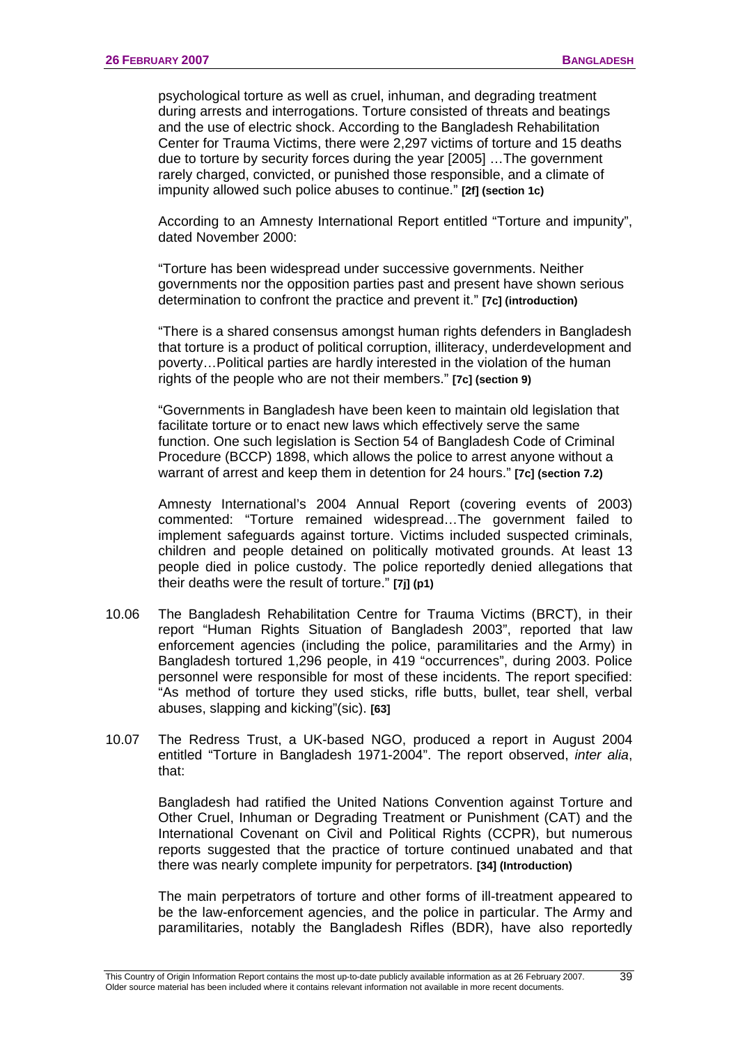psychological torture as well as cruel, inhuman, and degrading treatment during arrests and interrogations. Torture consisted of threats and beatings and the use of electric shock. According to the Bangladesh Rehabilitation Center for Trauma Victims, there were 2,297 victims of torture and 15 deaths due to torture by security forces during the year [2005] …The government rarely charged, convicted, or punished those responsible, and a climate of impunity allowed such police abuses to continue." **[2f] (section 1c)**

According to an Amnesty International Report entitled "Torture and impunity", dated November 2000:

"Torture has been widespread under successive governments. Neither governments nor the opposition parties past and present have shown serious determination to confront the practice and prevent it." **[7c] (introduction)**

"There is a shared consensus amongst human rights defenders in Bangladesh that torture is a product of political corruption, illiteracy, underdevelopment and poverty…Political parties are hardly interested in the violation of the human rights of the people who are not their members." **[7c] (section 9)**

"Governments in Bangladesh have been keen to maintain old legislation that facilitate torture or to enact new laws which effectively serve the same function. One such legislation is Section 54 of Bangladesh Code of Criminal Procedure (BCCP) 1898, which allows the police to arrest anyone without a warrant of arrest and keep them in detention for 24 hours." **[7c] (section 7.2)**

Amnesty International's 2004 Annual Report (covering events of 2003) commented: "Torture remained widespread…The government failed to implement safeguards against torture. Victims included suspected criminals, children and people detained on politically motivated grounds. At least 13 people died in police custody. The police reportedly denied allegations that their deaths were the result of torture." **[7j] (p1)**

10.06 The Bangladesh Rehabilitation Centre for Trauma Victims (BRCT), in their report "Human Rights Situation of Bangladesh 2003", reported that law enforcement agencies (including the police, paramilitaries and the Army) in Bangladesh tortured 1,296 people, in 419 "occurrences", during 2003. Police personnel were responsible for most of these incidents. The report specified: "As method of torture they used sticks, rifle butts, bullet, tear shell, verbal abuses, slapping and kicking"(sic). **[63]**

10.07 The Redress Trust, a UK-based NGO, produced a report in August 2004 entitled "Torture in Bangladesh 1971-2004". The report observed, *inter alia*, that:

Bangladesh had ratified the United Nations Convention against Torture and Other Cruel, Inhuman or Degrading Treatment or Punishment (CAT) and the International Covenant on Civil and Political Rights (CCPR), but numerous reports suggested that the practice of torture continued unabated and that there was nearly complete impunity for perpetrators. **[34] (Introduction)**

The main perpetrators of torture and other forms of ill-treatment appeared to be the law-enforcement agencies, and the police in particular. The Army and paramilitaries, notably the Bangladesh Rifles (BDR), have also reportedly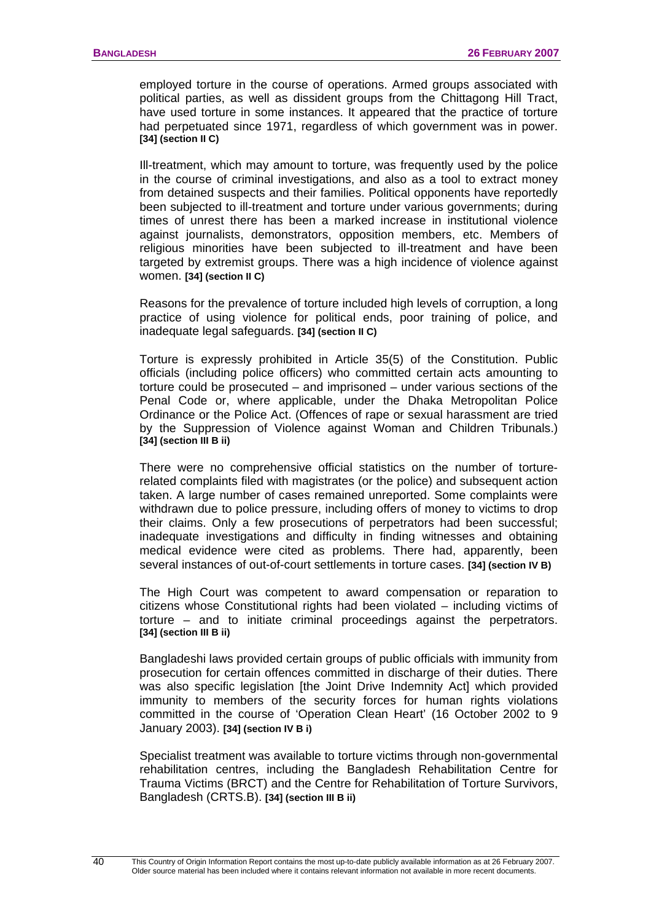employed torture in the course of operations. Armed groups associated with political parties, as well as dissident groups from the Chittagong Hill Tract, have used torture in some instances. It appeared that the practice of torture had perpetuated since 1971, regardless of which government was in power. **[34] (section II C)**

Ill-treatment, which may amount to torture, was frequently used by the police in the course of criminal investigations, and also as a tool to extract money from detained suspects and their families. Political opponents have reportedly been subjected to ill-treatment and torture under various governments; during times of unrest there has been a marked increase in institutional violence against journalists, demonstrators, opposition members, etc. Members of religious minorities have been subjected to ill-treatment and have been targeted by extremist groups. There was a high incidence of violence against women. **[34] (section II C)**

Reasons for the prevalence of torture included high levels of corruption, a long practice of using violence for political ends, poor training of police, and inadequate legal safeguards. **[34] (section II C)**

Torture is expressly prohibited in Article 35(5) of the Constitution. Public officials (including police officers) who committed certain acts amounting to torture could be prosecuted – and imprisoned – under various sections of the Penal Code or, where applicable, under the Dhaka Metropolitan Police Ordinance or the Police Act. (Offences of rape or sexual harassment are tried by the Suppression of Violence against Woman and Children Tribunals.) **[34] (section III B ii)**

There were no comprehensive official statistics on the number of torture-related complaints filed with magistrates (or the police) and subsequent action taken. A large number of cases remained unreported. Some complaints were withdrawn due to police pressure, including offers of money to victims to drop their claims. Only a few prosecutions of perpetrators had been successful; inadequate investigations and difficulty in finding witnesses and obtaining medical evidence were cited as problems. There had, apparently, been several instances of out-of-court settlements in torture cases. **[34] (section IV B)**

The High Court was competent to award compensation or reparation to citizens whose Constitutional rights had been violated – including victims of torture – and to initiate criminal proceedings against the perpetrators. **[34] (section III B ii)**

Bangladeshi laws provided certain groups of public officials with immunity from prosecution for certain offences committed in discharge of their duties. There was also specific legislation [the Joint Drive Indemnity Act] which provided immunity to members of the security forces for human rights violations committed in the course of 'Operation Clean Heart' (16 October 2002 to 9 January 2003). **[34] (section IV B i)**

Specialist treatment was available to torture victims through non-governmental rehabilitation centres, including the Bangladesh Rehabilitation Centre for Trauma Victims (BRCT) and the Centre for Rehabilitation of Torture Survivors, Bangladesh (CRTS.B). **[34] (section III B ii)**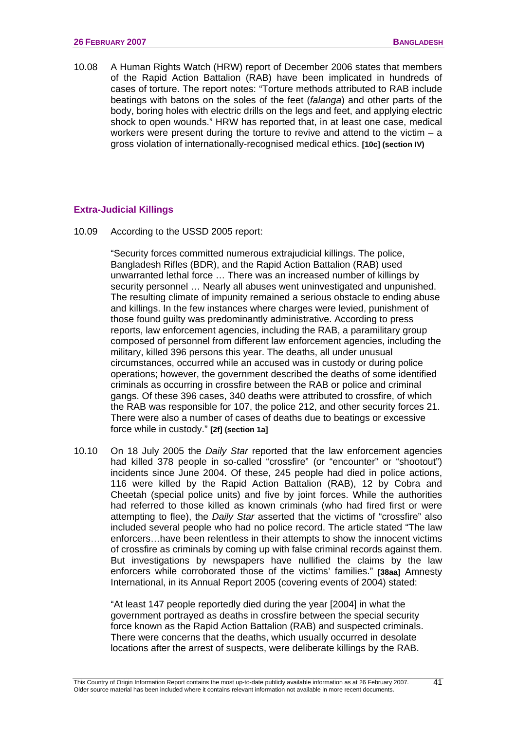10.08 A Human Rights Watch (HRW) report of December 2006 states that members of the Rapid Action Battalion (RAB) have been implicated in hundreds of cases of torture. The report notes: "Torture methods attributed to RAB include beatings with batons on the soles of the feet (*falanga*) and other parts of the body, boring holes with electric drills on the legs and feet, and applying electric shock to open wounds." HRW has reported that, in at least one case, medical workers were present during the torture to revive and attend to the victim – a gross violation of internationally-recognised medical ethics. **[10c] (section IV)**

### Extra-Judicial Killings

10.09 According to the USSD 2005 report:

> "Security forces committed numerous extrajudicial killings. The police, Bangladesh Rifles (BDR), and the Rapid Action Battalion (RAB) used unwarranted lethal force … There was an increased number of killings by security personnel … Nearly all abuses went uninvestigated and unpunished. The resulting climate of impunity remained a serious obstacle to ending abuse and killings. In the few instances where charges were levied, punishment of those found guilty was predominantly administrative. According to press reports, law enforcement agencies, including the RAB, a paramilitary group composed of personnel from different law enforcement agencies, including the military, killed 396 persons this year. The deaths, all under unusual circumstances, occurred while an accused was in custody or during police operations; however, the government described the deaths of some identified criminals as occurring in crossfire between the RAB or police and criminal gangs. Of these 396 cases, 340 deaths were attributed to crossfire, of which the RAB was responsible for 107, the police 212, and other security forces 21. There were also a number of cases of deaths due to beatings or excessive force while in custody." **[2f] (section 1a]**

10.10 On 18 July 2005 the *Daily Star* reported that the law enforcement agencies had killed 378 people in so-called "crossfire" (or "encounter" or "shootout") incidents since June 2004. Of these, 245 people had died in police actions, 116 were killed by the Rapid Action Battalion (RAB), 12 by Cobra and Cheetah (special police units) and five by joint forces. While the authorities had referred to those killed as known criminals (who had fired first or were attempting to flee), the *Daily Star* asserted that the victims of "crossfire" also included several people who had no police record. The article stated "The law enforcers…have been relentless in their attempts to show the innocent victims of crossfire as criminals by coming up with false criminal records against them. But investigations by newspapers have nullified the claims by the law enforcers while corroborated those of the victims' families." **[38aa]** Amnesty International, in its Annual Report 2005 (covering events of 2004) stated:

> "At least 147 people reportedly died during the year [2004] in what the government portrayed as deaths in crossfire between the special security force known as the Rapid Action Battalion (RAB) and suspected criminals. There were concerns that the deaths, which usually occurred in desolate locations after the arrest of suspects, were deliberate killings by the RAB.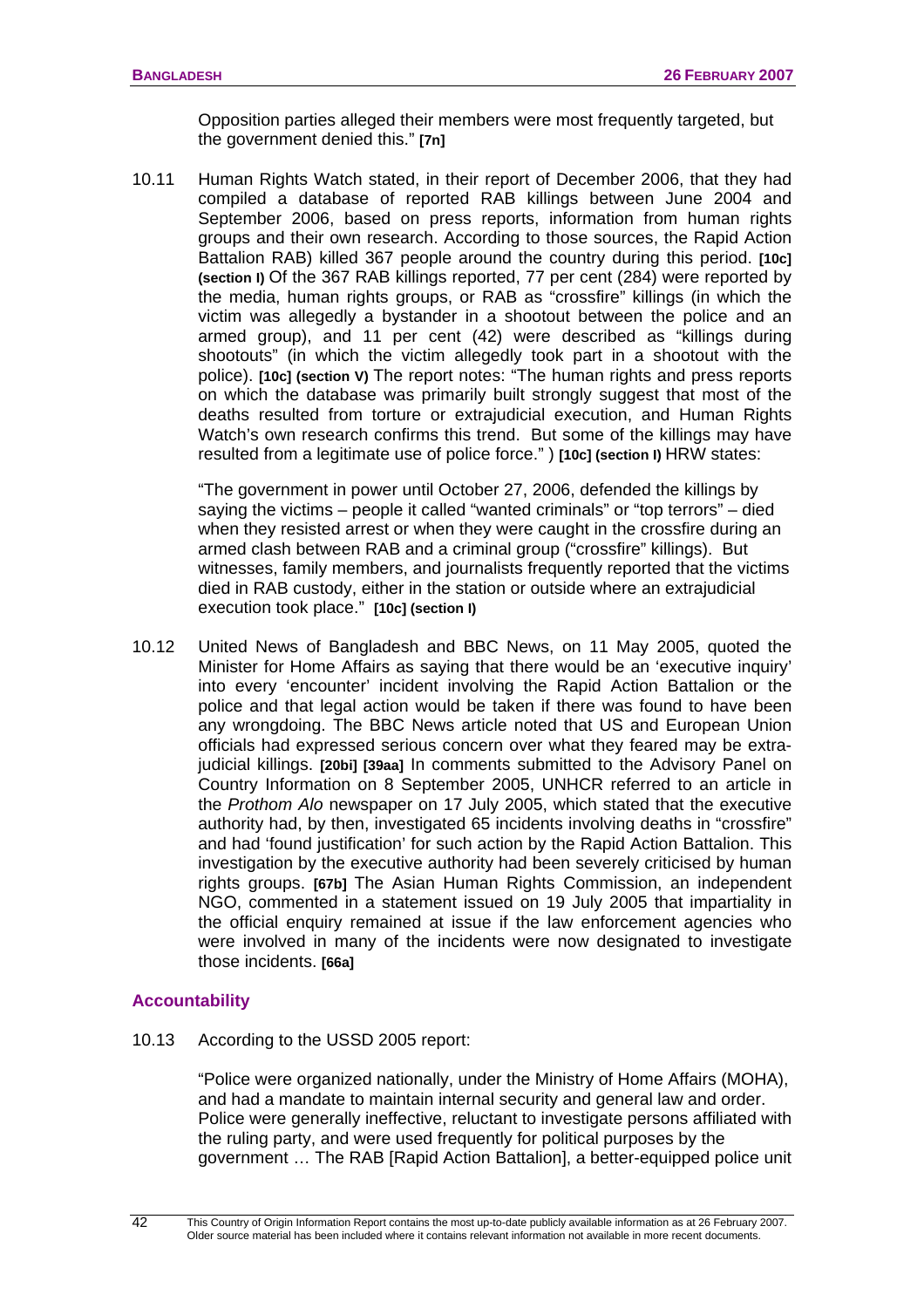Opposition parties alleged their members were most frequently targeted, but the government denied this." **[7n]**

10.11 Human Rights Watch stated, in their report of December 2006, that they had compiled a database of reported RAB killings between June 2004 and September 2006, based on press reports, information from human rights groups and their own research. According to those sources, the Rapid Action Battalion RAB) killed 367 people around the country during this period. **[10c] (section I)** Of the 367 RAB killings reported, 77 per cent (284) were reported by the media, human rights groups, or RAB as "crossfire" killings (in which the victim was allegedly a bystander in a shootout between the police and an armed group), and 11 per cent (42) were described as "killings during shootouts" (in which the victim allegedly took part in a shootout with the police). **[10c] (section V)** The report notes: "The human rights and press reports on which the database was primarily built strongly suggest that most of the deaths resulted from torture or extrajudicial execution, and Human Rights Watch's own research confirms this trend. But some of the killings may have resulted from a legitimate use of police force." ) **[10c] (section I)** HRW states:

> "The government in power until October 27, 2006, defended the killings by saying the victims – people it called "wanted criminals" or "top terrors" – died when they resisted arrest or when they were caught in the crossfire during an armed clash between RAB and a criminal group ("crossfire" killings). But witnesses, family members, and journalists frequently reported that the victims died in RAB custody, either in the station or outside where an extrajudicial execution took place." **[10c] (section I)**

10.12 United News of Bangladesh and BBC News, on 11 May 2005, quoted the Minister for Home Affairs as saying that there would be an 'executive inquiry' into every 'encounter' incident involving the Rapid Action Battalion or the police and that legal action would be taken if there was found to have been any wrongdoing. The BBC News article noted that US and European Union officials had expressed serious concern over what they feared may be extra-judicial killings. **[20bi] [39aa]** In comments submitted to the Advisory Panel on Country Information on 8 September 2005, UNHCR referred to an article in the *Prothom Alo* newspaper on 17 July 2005, which stated that the executive authority had, by then, investigated 65 incidents involving deaths in "crossfire" and had 'found justification' for such action by the Rapid Action Battalion. This investigation by the executive authority had been severely criticised by human rights groups. **[67b]** The Asian Human Rights Commission, an independent NGO, commented in a statement issued on 19 July 2005 that impartiality in the official enquiry remained at issue if the law enforcement agencies who were involved in many of the incidents were now designated to investigate those incidents. **[66a]**

## Accountability

10.13 According to the USSD 2005 report:

> "Police were organized nationally, under the Ministry of Home Affairs (MOHA), and had a mandate to maintain internal security and general law and order. Police were generally ineffective, reluctant to investigate persons affiliated with the ruling party, and were used frequently for political purposes by the government … The RAB [Rapid Action Battalion], a better-equipped police unit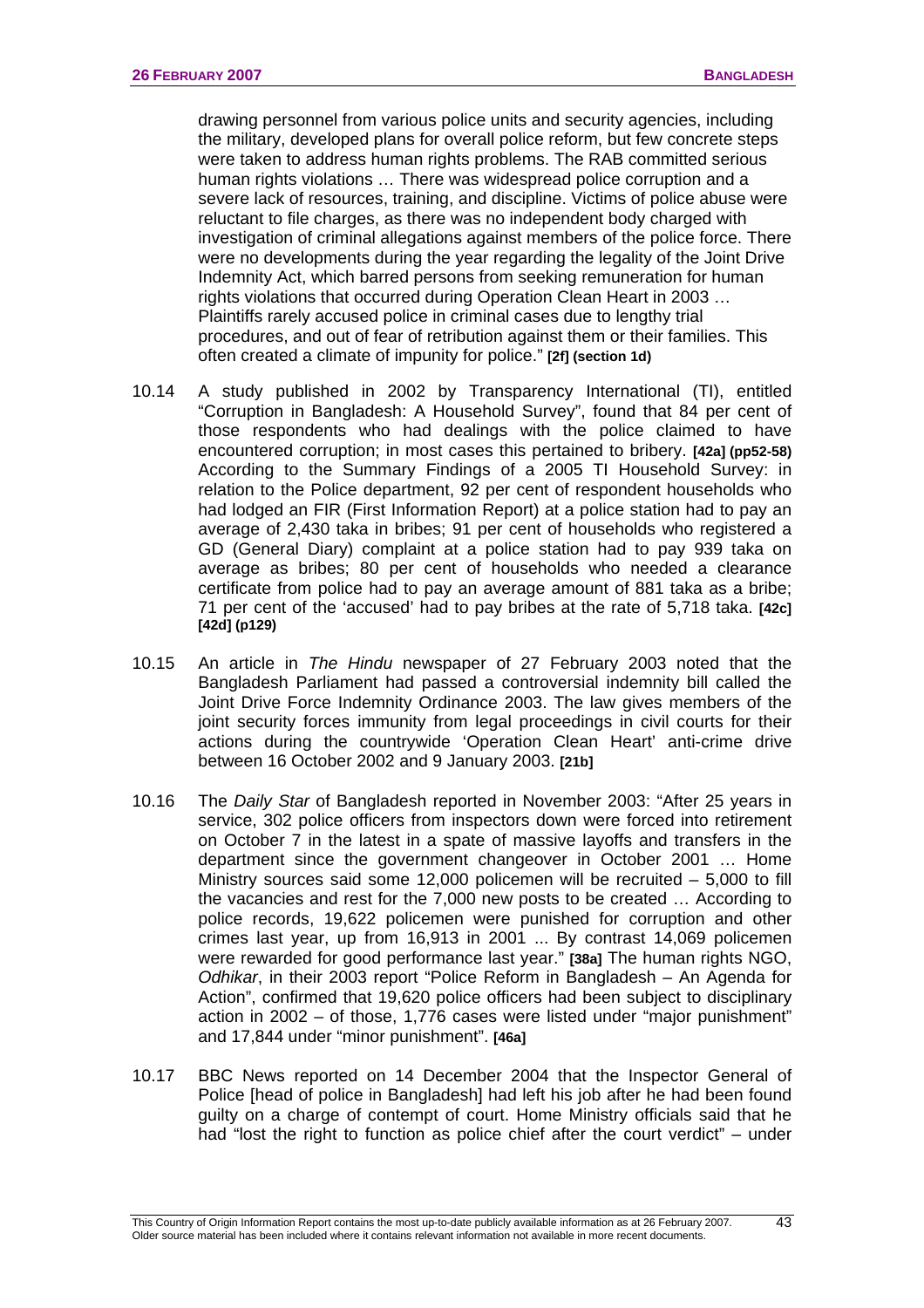drawing personnel from various police units and security agencies, including the military, developed plans for overall police reform, but few concrete steps were taken to address human rights problems. The RAB committed serious human rights violations … There was widespread police corruption and a severe lack of resources, training, and discipline. Victims of police abuse were reluctant to file charges, as there was no independent body charged with investigation of criminal allegations against members of the police force. There were no developments during the year regarding the legality of the Joint Drive Indemnity Act, which barred persons from seeking remuneration for human rights violations that occurred during Operation Clean Heart in 2003 … Plaintiffs rarely accused police in criminal cases due to lengthy trial procedures, and out of fear of retribution against them or their families. This often created a climate of impunity for police." **[2f] (section 1d)**

10.14 A study published in 2002 by Transparency International (TI), entitled "Corruption in Bangladesh: A Household Survey", found that 84 per cent of those respondents who had dealings with the police claimed to have encountered corruption; in most cases this pertained to bribery. **[42a] (pp52-58)** According to the Summary Findings of a 2005 TI Household Survey: in relation to the Police department, 92 per cent of respondent households who had lodged an FIR (First Information Report) at a police station had to pay an average of 2,430 taka in bribes; 91 per cent of households who registered a GD (General Diary) complaint at a police station had to pay 939 taka on average as bribes; 80 per cent of households who needed a clearance certificate from police had to pay an average amount of 881 taka as a bribe; 71 per cent of the 'accused' had to pay bribes at the rate of 5,718 taka. **[42c] [42d] (p129)**

10.15 An article in *The Hindu* newspaper of 27 February 2003 noted that the Bangladesh Parliament had passed a controversial indemnity bill called the Joint Drive Force Indemnity Ordinance 2003. The law gives members of the joint security forces immunity from legal proceedings in civil courts for their actions during the countrywide 'Operation Clean Heart' anti-crime drive between 16 October 2002 and 9 January 2003. **[21b]**

10.16 The *Daily Star* of Bangladesh reported in November 2003: "After 25 years in service, 302 police officers from inspectors down were forced into retirement on October 7 in the latest in a spate of massive layoffs and transfers in the department since the government changeover in October 2001 … Home Ministry sources said some 12,000 policemen will be recruited – 5,000 to fill the vacancies and rest for the 7,000 new posts to be created … According to police records, 19,622 policemen were punished for corruption and other crimes last year, up from 16,913 in 2001 ... By contrast 14,069 policemen were rewarded for good performance last year." **[38a]** The human rights NGO, *Odhikar*, in their 2003 report "Police Reform in Bangladesh – An Agenda for Action", confirmed that 19,620 police officers had been subject to disciplinary action in 2002 – of those, 1,776 cases were listed under "major punishment" and 17,844 under "minor punishment". **[46a]**

10.17 BBC News reported on 14 December 2004 that the Inspector General of Police [head of police in Bangladesh] had left his job after he had been found guilty on a charge of contempt of court. Home Ministry officials said that he had "lost the right to function as police chief after the court verdict" – under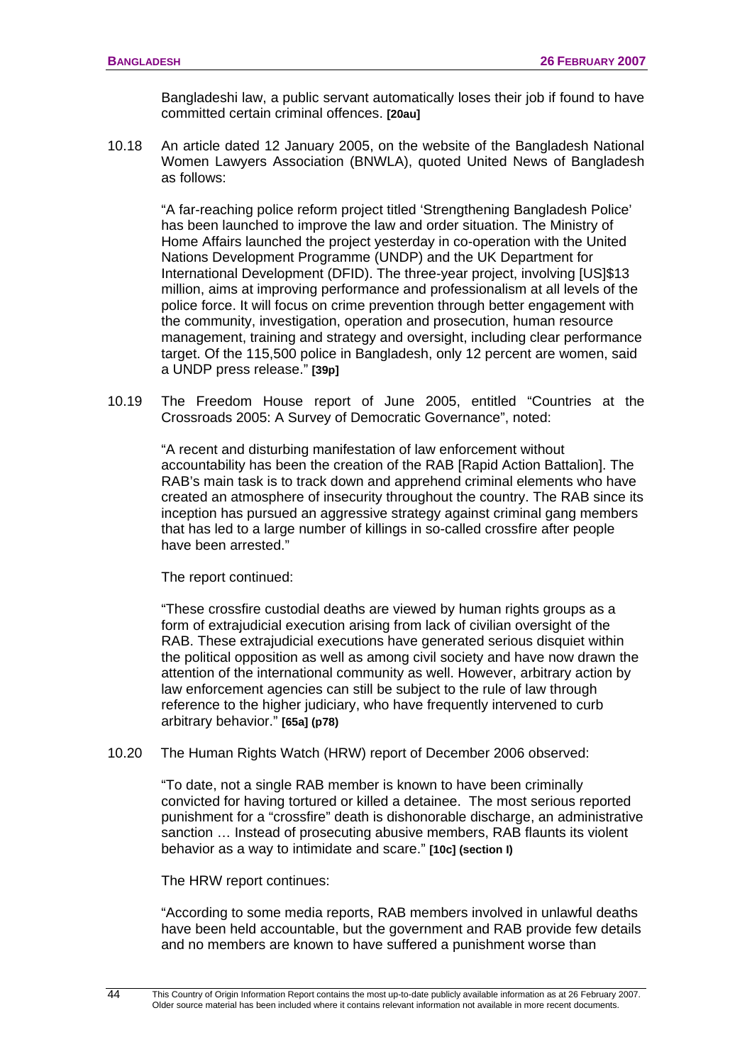Bangladeshi law, a public servant automatically loses their job if found to have committed certain criminal offences. **[20au]**

10.18 An article dated 12 January 2005, on the website of the Bangladesh National Women Lawyers Association (BNWLA), quoted United News of Bangladesh as follows:

> "A far-reaching police reform project titled 'Strengthening Bangladesh Police' has been launched to improve the law and order situation. The Ministry of Home Affairs launched the project yesterday in co-operation with the United Nations Development Programme (UNDP) and the UK Department for International Development (DFID). The three-year project, involving [US]$13 million, aims at improving performance and professionalism at all levels of the police force. It will focus on crime prevention through better engagement with the community, investigation, operation and prosecution, human resource management, training and strategy and oversight, including clear performance target. Of the 115,500 police in Bangladesh, only 12 percent are women, said a UNDP press release." **[39p]**

10.19 The Freedom House report of June 2005, entitled "Countries at the Crossroads 2005: A Survey of Democratic Governance", noted:

> "A recent and disturbing manifestation of law enforcement without accountability has been the creation of the RAB [Rapid Action Battalion]. The RAB's main task is to track down and apprehend criminal elements who have created an atmosphere of insecurity throughout the country. The RAB since its inception has pursued an aggressive strategy against criminal gang members that has led to a large number of killings in so-called crossfire after people have been arrested."

The report continued:

> "These crossfire custodial deaths are viewed by human rights groups as a form of extrajudicial execution arising from lack of civilian oversight of the RAB. These extrajudicial executions have generated serious disquiet within the political opposition as well as among civil society and have now drawn the attention of the international community as well. However, arbitrary action by law enforcement agencies can still be subject to the rule of law through reference to the higher judiciary, who have frequently intervened to curb arbitrary behavior." **[65a] (p78)**

10.20 The Human Rights Watch (HRW) report of December 2006 observed:

> "To date, not a single RAB member is known to have been criminally convicted for having tortured or killed a detainee. The most serious reported punishment for a "crossfire" death is dishonorable discharge, an administrative sanction … Instead of prosecuting abusive members, RAB flaunts its violent behavior as a way to intimidate and scare." **[10c] (section I)**

The HRW report continues:

> "According to some media reports, RAB members involved in unlawful deaths have been held accountable, but the government and RAB provide few details and no members are known to have suffered a punishment worse than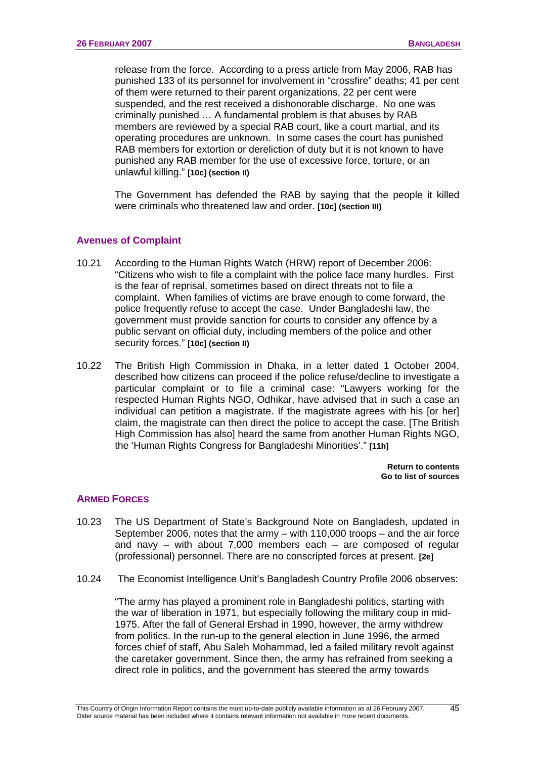release from the force. According to a press article from May 2006, RAB has punished 133 of its personnel for involvement in "crossfire" deaths; 41 per cent of them were returned to their parent organizations, 22 per cent were suspended, and the rest received a dishonorable discharge. No one was criminally punished … A fundamental problem is that abuses by RAB members are reviewed by a special RAB court, like a court martial, and its operating procedures are unknown. In some cases the court has punished RAB members for extortion or dereliction of duty but it is not known to have punished any RAB member for the use of excessive force, torture, or an unlawful killing." **[10c] (section II)**

The Government has defended the RAB by saying that the people it killed were criminals who threatened law and order. **[10c] (section III)**

### Avenues of Complaint

10.21 According to the Human Rights Watch (HRW) report of December 2006: "Citizens who wish to file a complaint with the police face many hurdles. First is the fear of reprisal, sometimes based on direct threats not to file a complaint. When families of victims are brave enough to come forward, the police frequently refuse to accept the case. Under Bangladeshi law, the government must provide sanction for courts to consider any offence by a public servant on official duty, including members of the police and other security forces." **[10c] (section II)**

10.22 The British High Commission in Dhaka, in a letter dated 1 October 2004, described how citizens can proceed if the police refuse/decline to investigate a particular complaint or to file a criminal case: "Lawyers working for the respected Human Rights NGO, Odhikar, have advised that in such a case an individual can petition a magistrate. If the magistrate agrees with his [or her] claim, the magistrate can then direct the police to accept the case. [The British High Commission has also] heard the same from another Human Rights NGO, the 'Human Rights Congress for Bangladeshi Minorities'." **[11h]**

**Return to contents**
**Go to list of sources**

## ARMED FORCES

10.23 The US Department of State's Background Note on Bangladesh, updated in September 2006, notes that the army – with 110,000 troops – and the air force and navy – with about 7,000 members each – are composed of regular (professional) personnel. There are no conscripted forces at present. **[2e]**

10.24 The Economist Intelligence Unit's Bangladesh Country Profile 2006 observes:

"The army has played a prominent role in Bangladeshi politics, starting with the war of liberation in 1971, but especially following the military coup in mid-1975. After the fall of General Ershad in 1990, however, the army withdrew from politics. In the run-up to the general election in June 1996, the armed forces chief of staff, Abu Saleh Mohammad, led a failed military revolt against the caretaker government. Since then, the army has refrained from seeking a direct role in politics, and the government has steered the army towards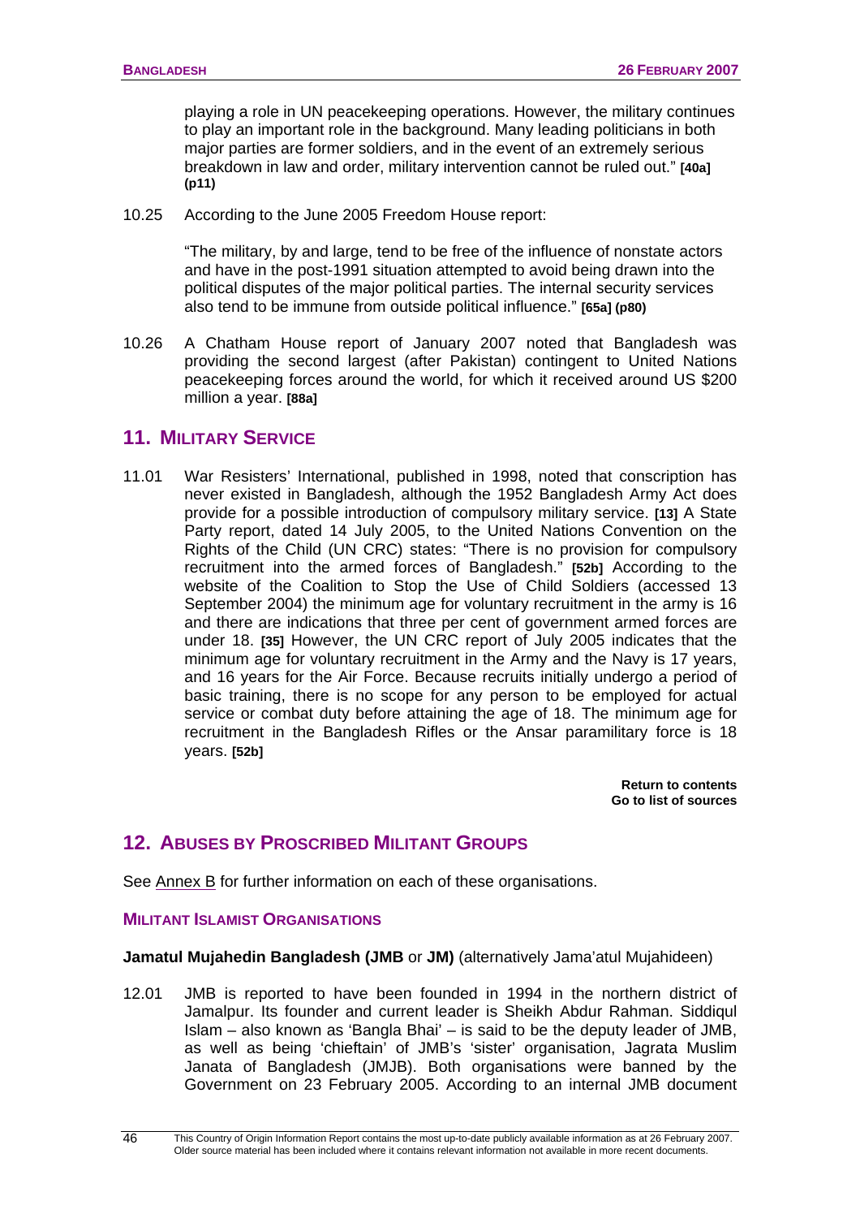playing a role in UN peacekeeping operations. However, the military continues to play an important role in the background. Many leading politicians in both major parties are former soldiers, and in the event of an extremely serious breakdown in law and order, military intervention cannot be ruled out." **[40a] (p11)**

10.25 According to the June 2005 Freedom House report:

> "The military, by and large, tend to be free of the influence of nonstate actors and have in the post-1991 situation attempted to avoid being drawn into the political disputes of the major political parties. The internal security services also tend to be immune from outside political influence." **[65a] (p80)**

10.26 A Chatham House report of January 2007 noted that Bangladesh was providing the second largest (after Pakistan) contingent to United Nations peacekeeping forces around the world, for which it received around US $200 million a year. **[88a]**

## 11. MILITARY SERVICE

11.01 War Resisters' International, published in 1998, noted that conscription has never existed in Bangladesh, although the 1952 Bangladesh Army Act does provide for a possible introduction of compulsory military service. **[13]** A State Party report, dated 14 July 2005, to the United Nations Convention on the Rights of the Child (UN CRC) states: "There is no provision for compulsory recruitment into the armed forces of Bangladesh." **[52b]** According to the website of the Coalition to Stop the Use of Child Soldiers (accessed 13 September 2004) the minimum age for voluntary recruitment in the army is 16 and there are indications that three per cent of government armed forces are under 18. **[35]** However, the UN CRC report of July 2005 indicates that the minimum age for voluntary recruitment in the Army and the Navy is 17 years, and 16 years for the Air Force. Because recruits initially undergo a period of basic training, there is no scope for any person to be employed for actual service or combat duty before attaining the age of 18. The minimum age for recruitment in the Bangladesh Rifles or the Ansar paramilitary force is 18 years. **[52b]**

**Return to contents**
**Go to list of sources**

## 12. ABUSES BY PROSCRIBED MILITANT GROUPS

See Annex B for further information on each of these organisations.

### MILITANT ISLAMIST ORGANISATIONS

**Jamatul Mujahedin Bangladesh (JMB** or **JM)** (alternatively Jama'atul Mujahideen)

12.01 JMB is reported to have been founded in 1994 in the northern district of Jamalpur. Its founder and current leader is Sheikh Abdur Rahman. Siddiqul Islam – also known as 'Bangla Bhai' – is said to be the deputy leader of JMB, as well as being 'chieftain' of JMB's 'sister' organisation, Jagrata Muslim Janata of Bangladesh (JMJB). Both organisations were banned by the Government on 23 February 2005. According to an internal JMB document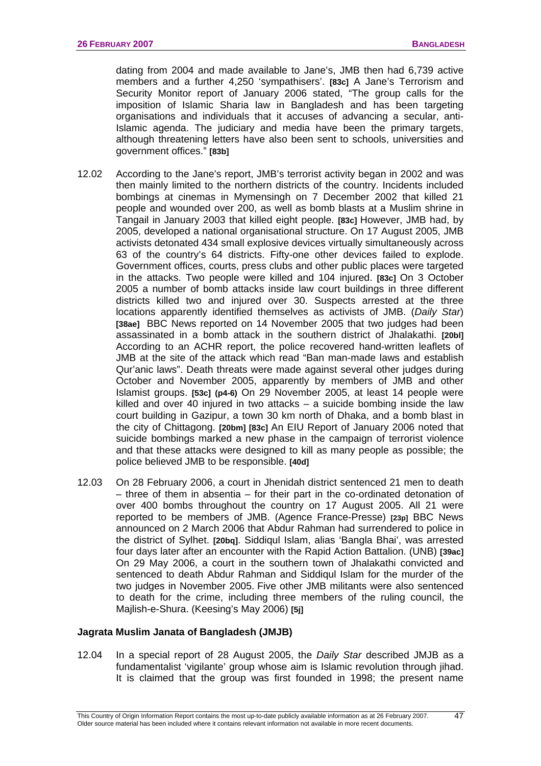dating from 2004 and made available to Jane's, JMB then had 6,739 active members and a further 4,250 'sympathisers'. **[83c]** A Jane's Terrorism and Security Monitor report of January 2006 stated, "The group calls for the imposition of Islamic Sharia law in Bangladesh and has been targeting organisations and individuals that it accuses of advancing a secular, anti-Islamic agenda. The judiciary and media have been the primary targets, although threatening letters have also been sent to schools, universities and government offices." **[83b]**

12.02 According to the Jane's report, JMB's terrorist activity began in 2002 and was then mainly limited to the northern districts of the country. Incidents included bombings at cinemas in Mymensingh on 7 December 2002 that killed 21 people and wounded over 200, as well as bomb blasts at a Muslim shrine in Tangail in January 2003 that killed eight people. **[83c]** However, JMB had, by 2005, developed a national organisational structure. On 17 August 2005, JMB activists detonated 434 small explosive devices virtually simultaneously across 63 of the country's 64 districts. Fifty-one other devices failed to explode. Government offices, courts, press clubs and other public places were targeted in the attacks. Two people were killed and 104 injured. **[83c]** On 3 October 2005 a number of bomb attacks inside law court buildings in three different districts killed two and injured over 30. Suspects arrested at the three locations apparently identified themselves as activists of JMB. (*Daily Star*) **[38ae]** BBC News reported on 14 November 2005 that two judges had been assassinated in a bomb attack in the southern district of Jhalakathi. **[20bl]** According to an ACHR report, the police recovered hand-written leaflets of JMB at the site of the attack which read "Ban man-made laws and establish Qur'anic laws". Death threats were made against several other judges during October and November 2005, apparently by members of JMB and other Islamist groups. **[53c] (p4-6)** On 29 November 2005, at least 14 people were killed and over 40 injured in two attacks – a suicide bombing inside the law court building in Gazipur, a town 30 km north of Dhaka, and a bomb blast in the city of Chittagong. **[20bm] [83c]** An EIU Report of January 2006 noted that suicide bombings marked a new phase in the campaign of terrorist violence and that these attacks were designed to kill as many people as possible; the police believed JMB to be responsible. **[40d]**

12.03 On 28 February 2006, a court in Jhenidah district sentenced 21 men to death – three of them in absentia – for their part in the co-ordinated detonation of over 400 bombs throughout the country on 17 August 2005. All 21 were reported to be members of JMB. (Agence France-Presse) **[23p]** BBC News announced on 2 March 2006 that Abdur Rahman had surrendered to police in the district of Sylhet. **[20bq]**. Siddiqul Islam, alias 'Bangla Bhai', was arrested four days later after an encounter with the Rapid Action Battalion. (UNB) **[39ac]** On 29 May 2006, a court in the southern town of Jhalakathi convicted and sentenced to death Abdur Rahman and Siddiqul Islam for the murder of the two judges in November 2005. Five other JMB militants were also sentenced to death for the crime, including three members of the ruling council, the Majlish-e-Shura. (Keesing's May 2006) **[5j]**

### Jagrata Muslim Janata of Bangladesh (JMJB)

12.04 In a special report of 28 August 2005, the *Daily Star* described JMJB as a fundamentalist 'vigilante' group whose aim is Islamic revolution through jihad. It is claimed that the group was first founded in 1998; the present name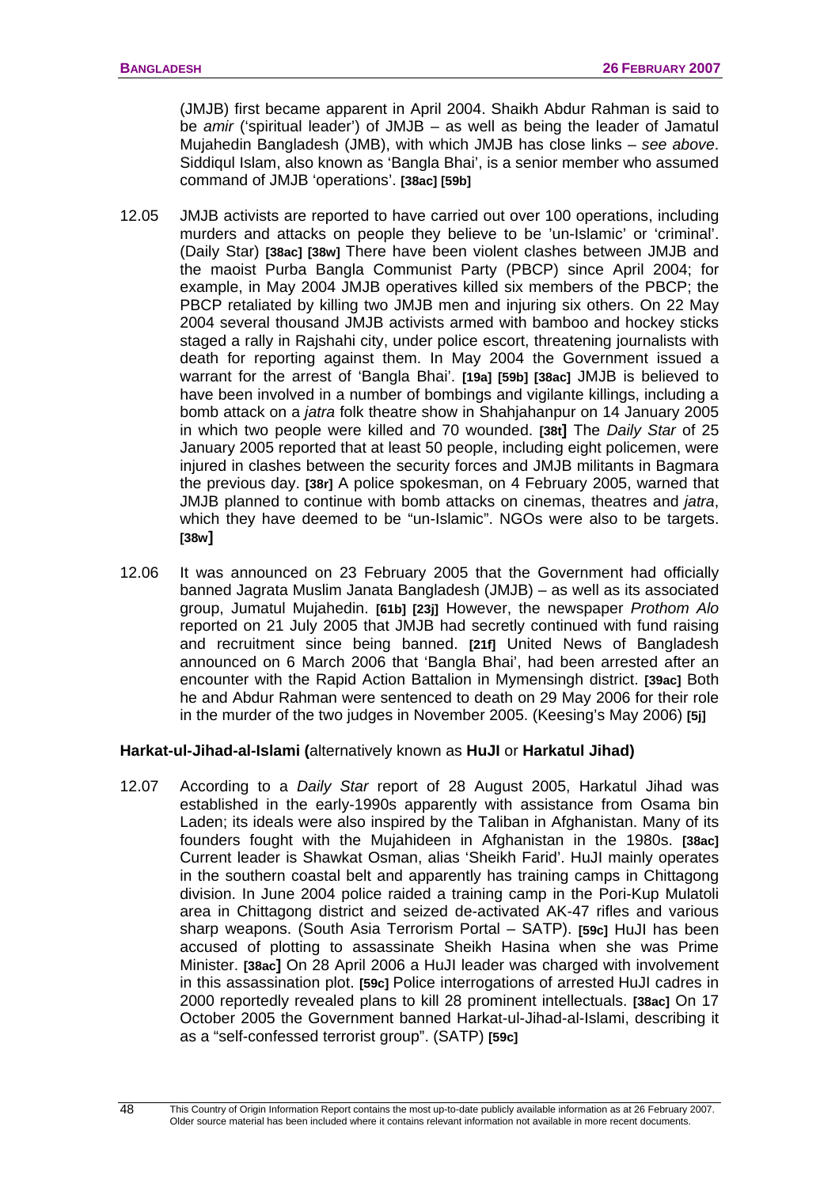(JMJB) first became apparent in April 2004. Shaikh Abdur Rahman is said to be *amir* ('spiritual leader') of JMJB – as well as being the leader of Jamatul Mujahedin Bangladesh (JMB), with which JMJB has close links – *see above*. Siddiqul Islam, also known as 'Bangla Bhai', is a senior member who assumed command of JMJB 'operations'. **[38ac] [59b]**

12.05 JMJB activists are reported to have carried out over 100 operations, including murders and attacks on people they believe to be 'un-Islamic' or 'criminal'. (Daily Star) **[38ac] [38w]** There have been violent clashes between JMJB and the maoist Purba Bangla Communist Party (PBCP) since April 2004; for example, in May 2004 JMJB operatives killed six members of the PBCP; the PBCP retaliated by killing two JMJB men and injuring six others. On 22 May 2004 several thousand JMJB activists armed with bamboo and hockey sticks staged a rally in Rajshahi city, under police escort, threatening journalists with death for reporting against them. In May 2004 the Government issued a warrant for the arrest of 'Bangla Bhai'. **[19a] [59b] [38ac]** JMJB is believed to have been involved in a number of bombings and vigilante killings, including a bomb attack on a *jatra* folk theatre show in Shahjahanpur on 14 January 2005 in which two people were killed and 70 wounded. **[38t]** The *Daily Star* of 25 January 2005 reported that at least 50 people, including eight policemen, were injured in clashes between the security forces and JMJB militants in Bagmara the previous day. **[38r]** A police spokesman, on 4 February 2005, warned that JMJB planned to continue with bomb attacks on cinemas, theatres and *jatra*, which they have deemed to be "un-Islamic". NGOs were also to be targets. **[38w]**

12.06 It was announced on 23 February 2005 that the Government had officially banned Jagrata Muslim Janata Bangladesh (JMJB) – as well as its associated group, Jumatul Mujahedin. **[61b] [23j]** However, the newspaper *Prothom Alo* reported on 21 July 2005 that JMJB had secretly continued with fund raising and recruitment since being banned. **[21f]** United News of Bangladesh announced on 6 March 2006 that 'Bangla Bhai', had been arrested after an encounter with the Rapid Action Battalion in Mymensingh district. **[39ac]** Both he and Abdur Rahman were sentenced to death on 29 May 2006 for their role in the murder of the two judges in November 2005. (Keesing's May 2006) **[5j]**

**Harkat-ul-Jihad-al-Islami (**alternatively known as **HuJI** or **Harkatul Jihad)**

12.07 According to a *Daily Star* report of 28 August 2005, Harkatul Jihad was established in the early-1990s apparently with assistance from Osama bin Laden; its ideals were also inspired by the Taliban in Afghanistan. Many of its founders fought with the Mujahideen in Afghanistan in the 1980s. **[38ac]** Current leader is Shawkat Osman, alias 'Sheikh Farid'. HuJI mainly operates in the southern coastal belt and apparently has training camps in Chittagong division. In June 2004 police raided a training camp in the Pori-Kup Mulatoli area in Chittagong district and seized de-activated AK-47 rifles and various sharp weapons. (South Asia Terrorism Portal – SATP). **[59c]** HuJI has been accused of plotting to assassinate Sheikh Hasina when she was Prime Minister. **[38ac]** On 28 April 2006 a HuJI leader was charged with involvement in this assassination plot. **[59c]** Police interrogations of arrested HuJI cadres in 2000 reportedly revealed plans to kill 28 prominent intellectuals. **[38ac]** On 17 October 2005 the Government banned Harkat-ul-Jihad-al-Islami, describing it as a "self-confessed terrorist group". (SATP) **[59c]**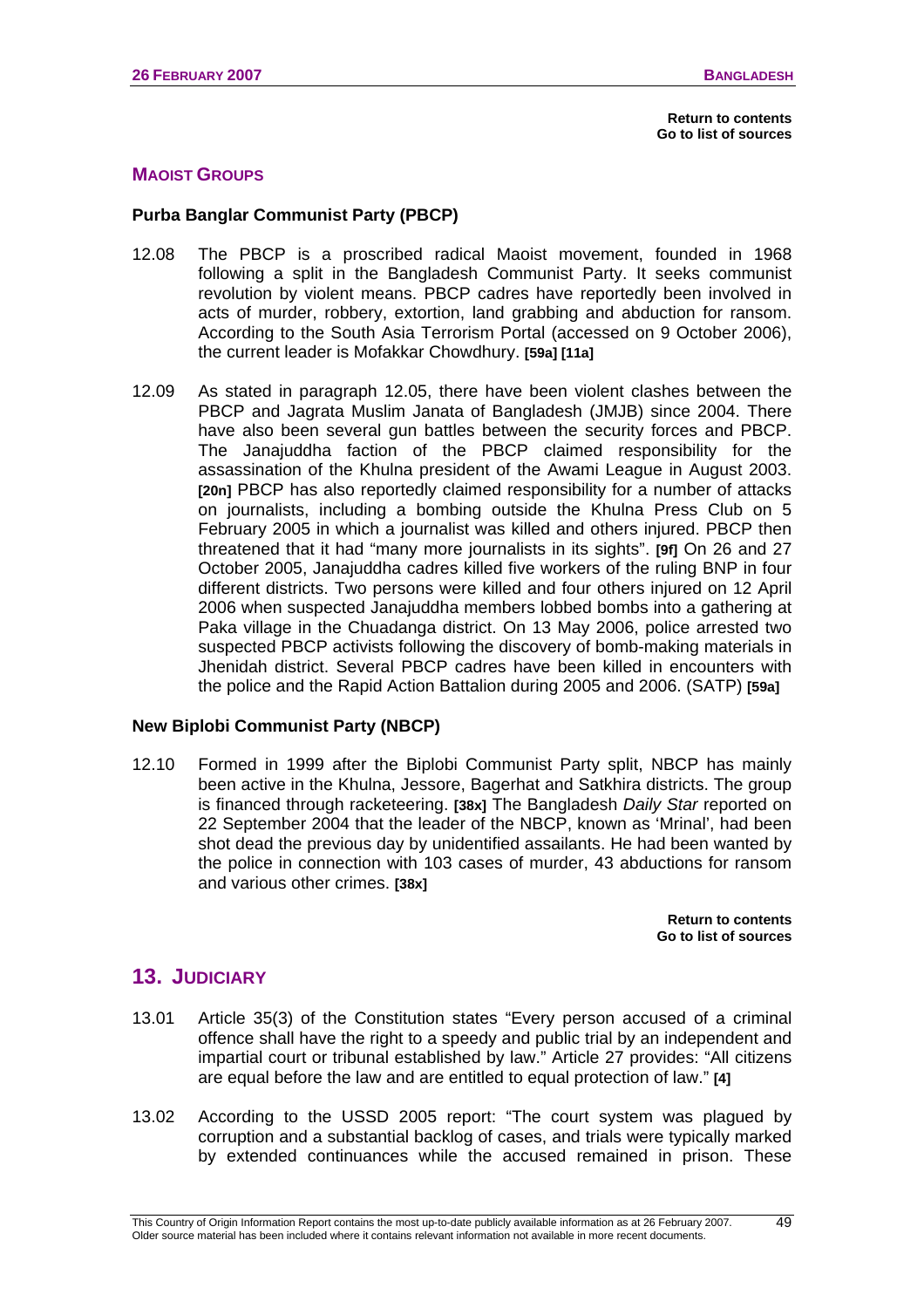Return to contents
Go to list of sources

### MAOIST GROUPS

#### Purba Banglar Communist Party (PBCP)

12.08 The PBCP is a proscribed radical Maoist movement, founded in 1968 following a split in the Bangladesh Communist Party. It seeks communist revolution by violent means. PBCP cadres have reportedly been involved in acts of murder, robbery, extortion, land grabbing and abduction for ransom. According to the South Asia Terrorism Portal (accessed on 9 October 2006), the current leader is Mofakkar Chowdhury. **[59a] [11a]**

12.09 As stated in paragraph 12.05, there have been violent clashes between the PBCP and Jagrata Muslim Janata of Bangladesh (JMJB) since 2004. There have also been several gun battles between the security forces and PBCP. The Janajuddha faction of the PBCP claimed responsibility for the assassination of the Khulna president of the Awami League in August 2003. **[20n]** PBCP has also reportedly claimed responsibility for a number of attacks on journalists, including a bombing outside the Khulna Press Club on 5 February 2005 in which a journalist was killed and others injured. PBCP then threatened that it had "many more journalists in its sights". **[9f]** On 26 and 27 October 2005, Janajuddha cadres killed five workers of the ruling BNP in four different districts. Two persons were killed and four others injured on 12 April 2006 when suspected Janajuddha members lobbed bombs into a gathering at Paka village in the Chuadanga district. On 13 May 2006, police arrested two suspected PBCP activists following the discovery of bomb-making materials in Jhenidah district. Several PBCP cadres have been killed in encounters with the police and the Rapid Action Battalion during 2005 and 2006. (SATP) **[59a]**

#### New Biplobi Communist Party (NBCP)

12.10 Formed in 1999 after the Biplobi Communist Party split, NBCP has mainly been active in the Khulna, Jessore, Bagerhat and Satkhira districts. The group is financed through racketeering. **[38x]** The Bangladesh *Daily Star* reported on 22 September 2004 that the leader of the NBCP, known as 'Mrinal', had been shot dead the previous day by unidentified assailants. He had been wanted by the police in connection with 103 cases of murder, 43 abductions for ransom and various other crimes. **[38x]**

Return to contents
Go to list of sources

## 13. JUDICIARY

13.01 Article 35(3) of the Constitution states "Every person accused of a criminal offence shall have the right to a speedy and public trial by an independent and impartial court or tribunal established by law." Article 27 provides: "All citizens are equal before the law and are entitled to equal protection of law." **[4]**

13.02 According to the USSD 2005 report: "The court system was plagued by corruption and a substantial backlog of cases, and trials were typically marked by extended continuances while the accused remained in prison. These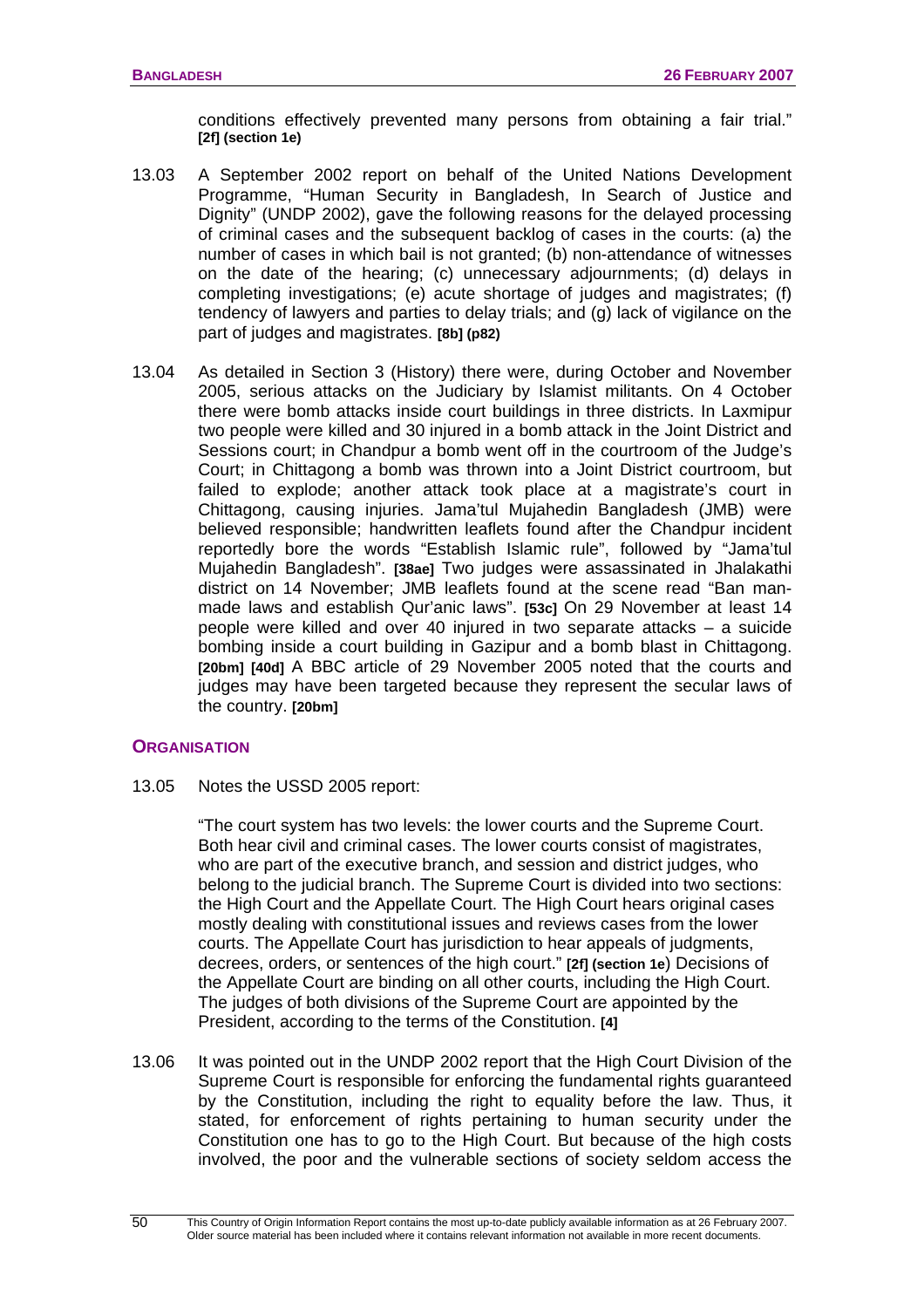conditions effectively prevented many persons from obtaining a fair trial." **[2f] (section 1e)**

13.03 A September 2002 report on behalf of the United Nations Development Programme, "Human Security in Bangladesh, In Search of Justice and Dignity" (UNDP 2002), gave the following reasons for the delayed processing of criminal cases and the subsequent backlog of cases in the courts: (a) the number of cases in which bail is not granted; (b) non-attendance of witnesses on the date of the hearing; (c) unnecessary adjournments; (d) delays in completing investigations; (e) acute shortage of judges and magistrates; (f) tendency of lawyers and parties to delay trials; and (g) lack of vigilance on the part of judges and magistrates. **[8b] (p82)**

13.04 As detailed in Section 3 (History) there were, during October and November 2005, serious attacks on the Judiciary by Islamist militants. On 4 October there were bomb attacks inside court buildings in three districts. In Laxmipur two people were killed and 30 injured in a bomb attack in the Joint District and Sessions court; in Chandpur a bomb went off in the courtroom of the Judge's Court; in Chittagong a bomb was thrown into a Joint District courtroom, but failed to explode; another attack took place at a magistrate's court in Chittagong, causing injuries. Jama'tul Mujahedin Bangladesh (JMB) were believed responsible; handwritten leaflets found after the Chandpur incident reportedly bore the words "Establish Islamic rule", followed by "Jama'tul Mujahedin Bangladesh". **[38ae]** Two judges were assassinated in Jhalakathi district on 14 November; JMB leaflets found at the scene read "Ban man-made laws and establish Qur'anic laws". **[53c]** On 29 November at least 14 people were killed and over 40 injured in two separate attacks – a suicide bombing inside a court building in Gazipur and a bomb blast in Chittagong. **[20bm] [40d]** A BBC article of 29 November 2005 noted that the courts and judges may have been targeted because they represent the secular laws of the country. **[20bm]**

## ORGANISATION

13.05 Notes the USSD 2005 report:

> "The court system has two levels: the lower courts and the Supreme Court. Both hear civil and criminal cases. The lower courts consist of magistrates, who are part of the executive branch, and session and district judges, who belong to the judicial branch. The Supreme Court is divided into two sections: the High Court and the Appellate Court. The High Court hears original cases mostly dealing with constitutional issues and reviews cases from the lower courts. The Appellate Court has jurisdiction to hear appeals of judgments, decrees, orders, or sentences of the high court." **[2f] (section 1e)** Decisions of the Appellate Court are binding on all other courts, including the High Court. The judges of both divisions of the Supreme Court are appointed by the President, according to the terms of the Constitution. **[4]**

13.06 It was pointed out in the UNDP 2002 report that the High Court Division of the Supreme Court is responsible for enforcing the fundamental rights guaranteed by the Constitution, including the right to equality before the law. Thus, it stated, for enforcement of rights pertaining to human security under the Constitution one has to go to the High Court. But because of the high costs involved, the poor and the vulnerable sections of society seldom access the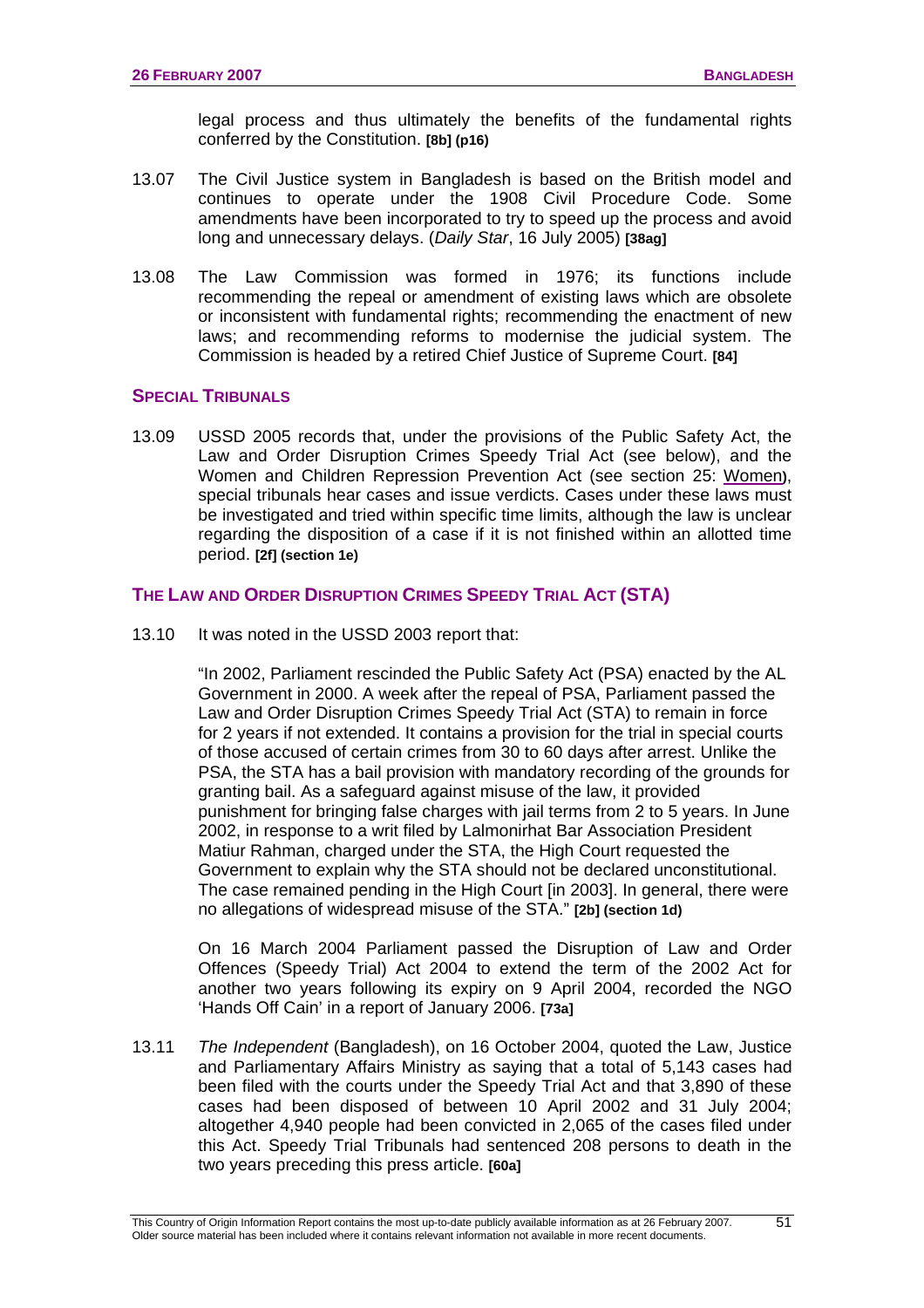legal process and thus ultimately the benefits of the fundamental rights conferred by the Constitution. **[8b] (p16)**

13.07 The Civil Justice system in Bangladesh is based on the British model and continues to operate under the 1908 Civil Procedure Code. Some amendments have been incorporated to try to speed up the process and avoid long and unnecessary delays. (*Daily Star*, 16 July 2005) **[38ag]**

13.08 The Law Commission was formed in 1976; its functions include recommending the repeal or amendment of existing laws which are obsolete or inconsistent with fundamental rights; recommending the enactment of new laws; and recommending reforms to modernise the judicial system. The Commission is headed by a retired Chief Justice of Supreme Court. **[84]**

## SPECIAL TRIBUNALS

13.09 USSD 2005 records that, under the provisions of the Public Safety Act, the Law and Order Disruption Crimes Speedy Trial Act (see below), and the Women and Children Repression Prevention Act (see section 25: Women), special tribunals hear cases and issue verdicts. Cases under these laws must be investigated and tried within specific time limits, although the law is unclear regarding the disposition of a case if it is not finished within an allotted time period. **[2f] (section 1e)**

## THE LAW AND ORDER DISRUPTION CRIMES SPEEDY TRIAL ACT (STA)

13.10 It was noted in the USSD 2003 report that:

> "In 2002, Parliament rescinded the Public Safety Act (PSA) enacted by the AL Government in 2000. A week after the repeal of PSA, Parliament passed the Law and Order Disruption Crimes Speedy Trial Act (STA) to remain in force for 2 years if not extended. It contains a provision for the trial in special courts of those accused of certain crimes from 30 to 60 days after arrest. Unlike the PSA, the STA has a bail provision with mandatory recording of the grounds for granting bail. As a safeguard against misuse of the law, it provided punishment for bringing false charges with jail terms from 2 to 5 years. In June 2002, in response to a writ filed by Lalmonirhat Bar Association President Matiur Rahman, charged under the STA, the High Court requested the Government to explain why the STA should not be declared unconstitutional. The case remained pending in the High Court [in 2003]. In general, there were no allegations of widespread misuse of the STA." **[2b] (section 1d)**

On 16 March 2004 Parliament passed the Disruption of Law and Order Offences (Speedy Trial) Act 2004 to extend the term of the 2002 Act for another two years following its expiry on 9 April 2004, recorded the NGO 'Hands Off Cain' in a report of January 2006. **[73a]**

13.11 *The Independent* (Bangladesh), on 16 October 2004, quoted the Law, Justice and Parliamentary Affairs Ministry as saying that a total of 5,143 cases had been filed with the courts under the Speedy Trial Act and that 3,890 of these cases had been disposed of between 10 April 2002 and 31 July 2004; altogether 4,940 people had been convicted in 2,065 of the cases filed under this Act. Speedy Trial Tribunals had sentenced 208 persons to death in the two years preceding this press article. **[60a]**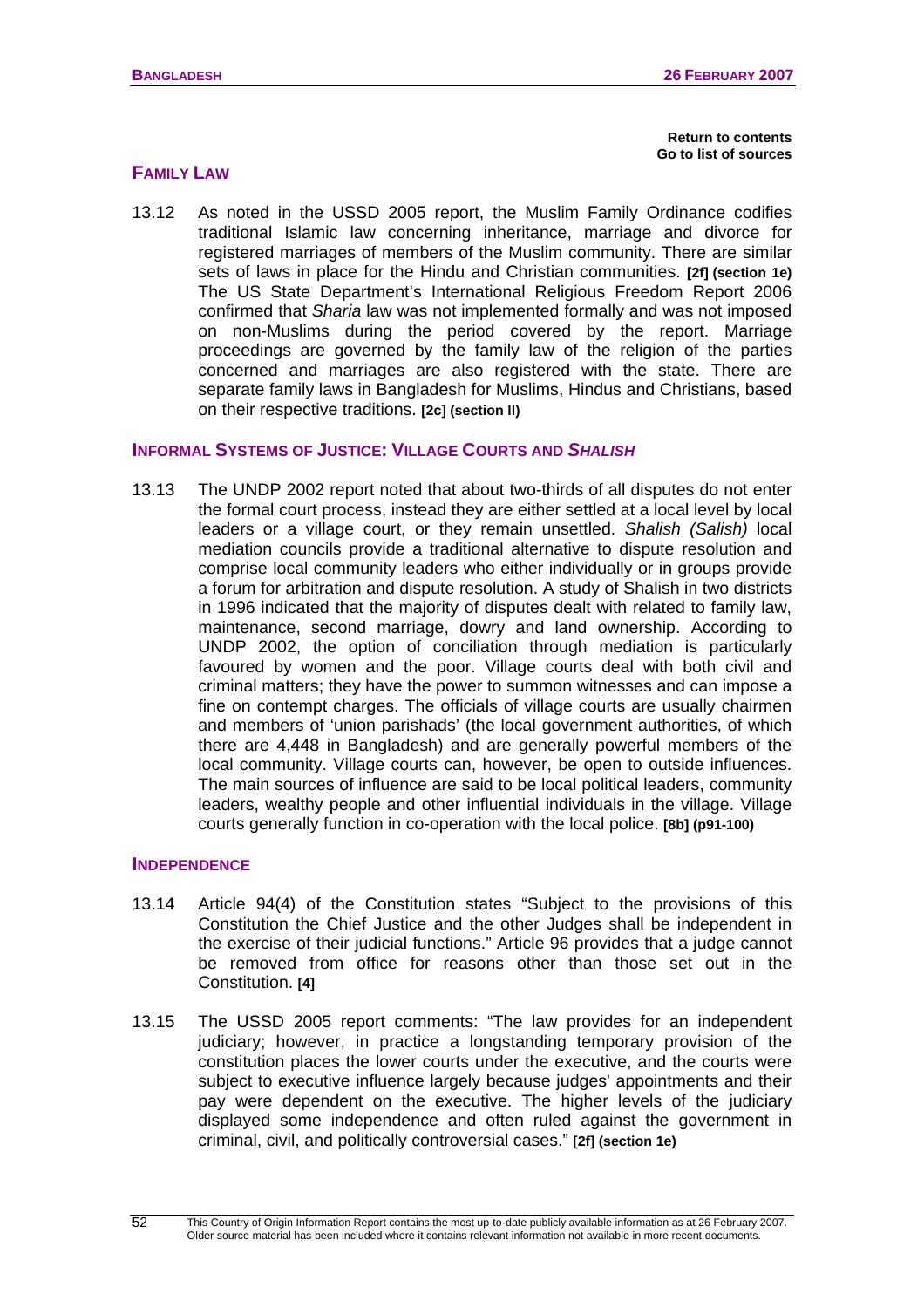Return to contents
Go to list of sources

## FAMILY LAW

13.12 As noted in the USSD 2005 report, the Muslim Family Ordinance codifies traditional Islamic law concerning inheritance, marriage and divorce for registered marriages of members of the Muslim community. There are similar sets of laws in place for the Hindu and Christian communities. **[2f] (section 1e)** The US State Department's International Religious Freedom Report 2006 confirmed that *Sharia* law was not implemented formally and was not imposed on non-Muslims during the period covered by the report. Marriage proceedings are governed by the family law of the religion of the parties concerned and marriages are also registered with the state. There are separate family laws in Bangladesh for Muslims, Hindus and Christians, based on their respective traditions. **[2c] (section II)**

## INFORMAL SYSTEMS OF JUSTICE: VILLAGE COURTS AND *SHALISH*

13.13 The UNDP 2002 report noted that about two-thirds of all disputes do not enter the formal court process, instead they are either settled at a local level by local leaders or a village court, or they remain unsettled. *Shalish (Salish)* local mediation councils provide a traditional alternative to dispute resolution and comprise local community leaders who either individually or in groups provide a forum for arbitration and dispute resolution. A study of Shalish in two districts in 1996 indicated that the majority of disputes dealt with related to family law, maintenance, second marriage, dowry and land ownership. According to UNDP 2002, the option of conciliation through mediation is particularly favoured by women and the poor. Village courts deal with both civil and criminal matters; they have the power to summon witnesses and can impose a fine on contempt charges. The officials of village courts are usually chairmen and members of 'union parishads' (the local government authorities, of which there are 4,448 in Bangladesh) and are generally powerful members of the local community. Village courts can, however, be open to outside influences. The main sources of influence are said to be local political leaders, community leaders, wealthy people and other influential individuals in the village. Village courts generally function in co-operation with the local police. **[8b] (p91-100)**

## INDEPENDENCE

13.14 Article 94(4) of the Constitution states "Subject to the provisions of this Constitution the Chief Justice and the other Judges shall be independent in the exercise of their judicial functions." Article 96 provides that a judge cannot be removed from office for reasons other than those set out in the Constitution. **[4]**

13.15 The USSD 2005 report comments: "The law provides for an independent judiciary; however, in practice a longstanding temporary provision of the constitution places the lower courts under the executive, and the courts were subject to executive influence largely because judges' appointments and their pay were dependent on the executive. The higher levels of the judiciary displayed some independence and often ruled against the government in criminal, civil, and politically controversial cases." **[2f] (section 1e)**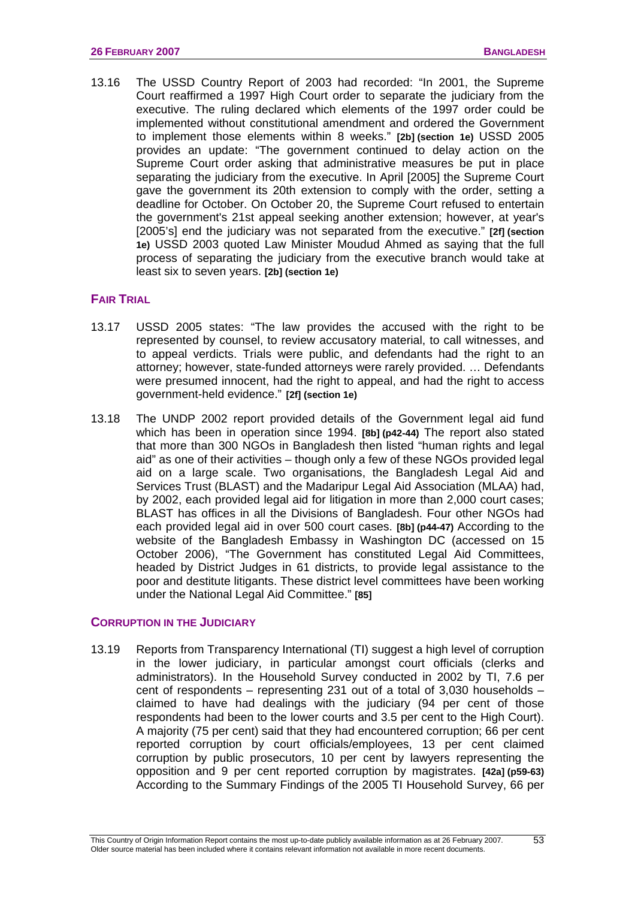13.16 The USSD Country Report of 2003 had recorded: "In 2001, the Supreme Court reaffirmed a 1997 High Court order to separate the judiciary from the executive. The ruling declared which elements of the 1997 order could be implemented without constitutional amendment and ordered the Government to implement those elements within 8 weeks." **[2b] (section 1e)** USSD 2005 provides an update: "The government continued to delay action on the Supreme Court order asking that administrative measures be put in place separating the judiciary from the executive. In April [2005] the Supreme Court gave the government its 20th extension to comply with the order, setting a deadline for October. On October 20, the Supreme Court refused to entertain the government's 21st appeal seeking another extension; however, at year's [2005's] end the judiciary was not separated from the executive." **[2f] (section 1e)** USSD 2003 quoted Law Minister Moudud Ahmed as saying that the full process of separating the judiciary from the executive branch would take at least six to seven years. **[2b] (section 1e)**

### FAIR TRIAL

13.17 USSD 2005 states: "The law provides the accused with the right to be represented by counsel, to review accusatory material, to call witnesses, and to appeal verdicts. Trials were public, and defendants had the right to an attorney; however, state-funded attorneys were rarely provided. … Defendants were presumed innocent, had the right to appeal, and had the right to access government-held evidence." **[2f] (section 1e)**

13.18 The UNDP 2002 report provided details of the Government legal aid fund which has been in operation since 1994. **[8b] (p42-44)** The report also stated that more than 300 NGOs in Bangladesh then listed "human rights and legal aid" as one of their activities – though only a few of these NGOs provided legal aid on a large scale. Two organisations, the Bangladesh Legal Aid and Services Trust (BLAST) and the Madaripur Legal Aid Association (MLAA) had, by 2002, each provided legal aid for litigation in more than 2,000 court cases; BLAST has offices in all the Divisions of Bangladesh. Four other NGOs had each provided legal aid in over 500 court cases. **[8b] (p44-47)** According to the website of the Bangladesh Embassy in Washington DC (accessed on 15 October 2006), "The Government has constituted Legal Aid Committees, headed by District Judges in 61 districts, to provide legal assistance to the poor and destitute litigants. These district level committees have been working under the National Legal Aid Committee." **[85]**

### CORRUPTION IN THE JUDICIARY

13.19 Reports from Transparency International (TI) suggest a high level of corruption in the lower judiciary, in particular amongst court officials (clerks and administrators). In the Household Survey conducted in 2002 by TI, 7.6 per cent of respondents – representing 231 out of a total of 3,030 households – claimed to have had dealings with the judiciary (94 per cent of those respondents had been to the lower courts and 3.5 per cent to the High Court). A majority (75 per cent) said that they had encountered corruption; 66 per cent reported corruption by court officials/employees, 13 per cent claimed corruption by public prosecutors, 10 per cent by lawyers representing the opposition and 9 per cent reported corruption by magistrates. **[42a] (p59-63)** According to the Summary Findings of the 2005 TI Household Survey, 66 per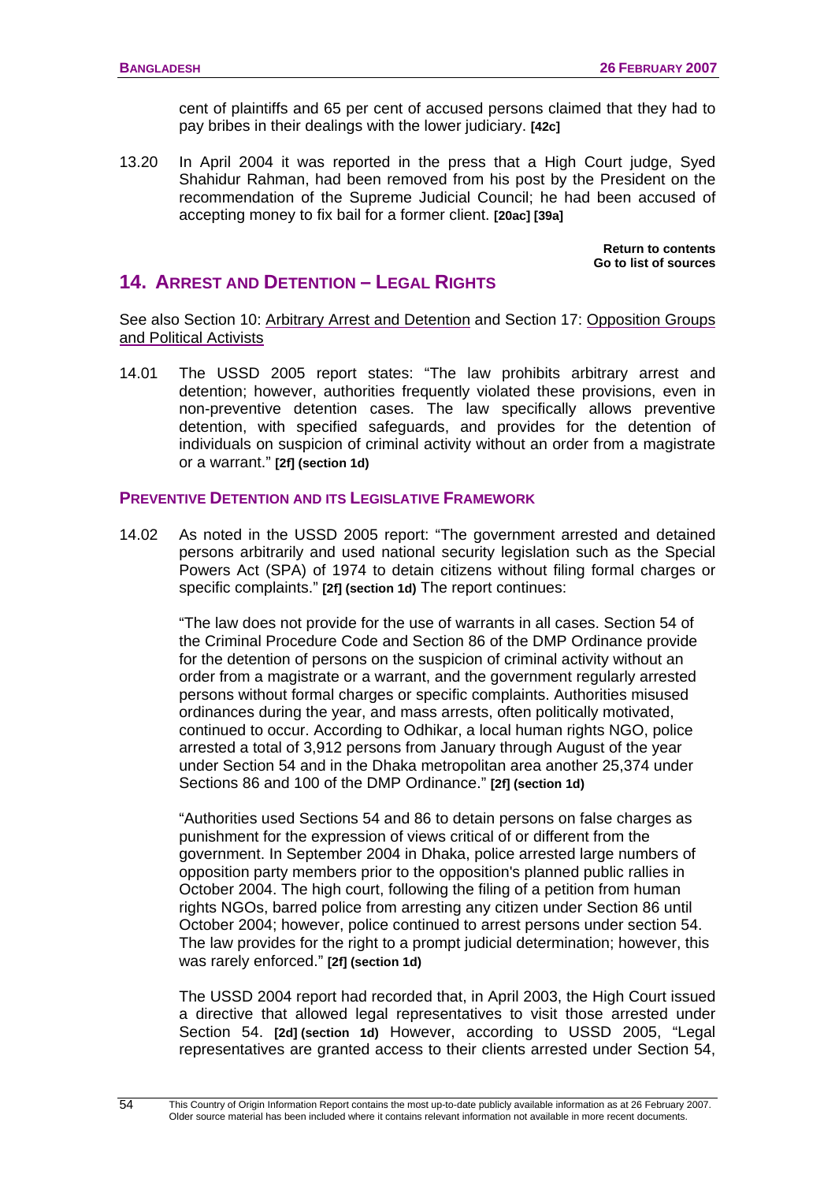cent of plaintiffs and 65 per cent of accused persons claimed that they had to pay bribes in their dealings with the lower judiciary. **[42c]**

13.20 In April 2004 it was reported in the press that a High Court judge, Syed Shahidur Rahman, had been removed from his post by the President on the recommendation of the Supreme Judicial Council; he had been accused of accepting money to fix bail for a former client. **[20ac] [39a]**

**Return to contents**
**Go to list of sources**

## 14. ARREST AND DETENTION – LEGAL RIGHTS

See also Section 10: Arbitrary Arrest and Detention and Section 17: Opposition Groups and Political Activists

14.01 The USSD 2005 report states: "The law prohibits arbitrary arrest and detention; however, authorities frequently violated these provisions, even in non-preventive detention cases. The law specifically allows preventive detention, with specified safeguards, and provides for the detention of individuals on suspicion of criminal activity without an order from a magistrate or a warrant." **[2f] (section 1d)**

### PREVENTIVE DETENTION AND ITS LEGISLATIVE FRAMEWORK

14.02 As noted in the USSD 2005 report: "The government arrested and detained persons arbitrarily and used national security legislation such as the Special Powers Act (SPA) of 1974 to detain citizens without filing formal charges or specific complaints." **[2f] (section 1d)** The report continues:

"The law does not provide for the use of warrants in all cases. Section 54 of the Criminal Procedure Code and Section 86 of the DMP Ordinance provide for the detention of persons on the suspicion of criminal activity without an order from a magistrate or a warrant, and the government regularly arrested persons without formal charges or specific complaints. Authorities misused ordinances during the year, and mass arrests, often politically motivated, continued to occur. According to Odhikar, a local human rights NGO, police arrested a total of 3,912 persons from January through August of the year under Section 54 and in the Dhaka metropolitan area another 25,374 under Sections 86 and 100 of the DMP Ordinance." **[2f] (section 1d)**

"Authorities used Sections 54 and 86 to detain persons on false charges as punishment for the expression of views critical of or different from the government. In September 2004 in Dhaka, police arrested large numbers of opposition party members prior to the opposition's planned public rallies in October 2004. The high court, following the filing of a petition from human rights NGOs, barred police from arresting any citizen under Section 86 until October 2004; however, police continued to arrest persons under section 54. The law provides for the right to a prompt judicial determination; however, this was rarely enforced." **[2f] (section 1d)**

The USSD 2004 report had recorded that, in April 2003, the High Court issued a directive that allowed legal representatives to visit those arrested under Section 54. **[2d] (section 1d)** However, according to USSD 2005, "Legal representatives are granted access to their clients arrested under Section 54,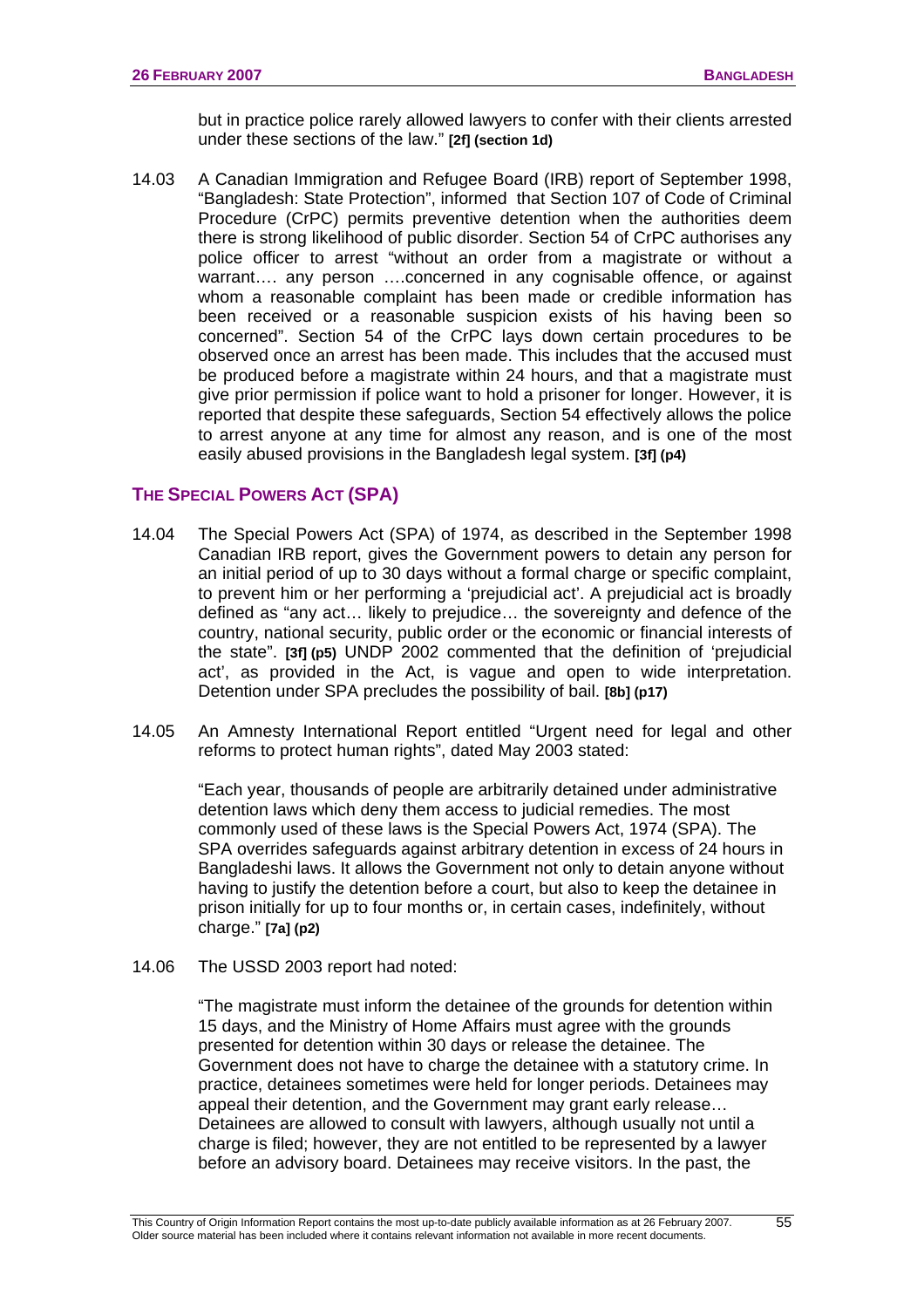but in practice police rarely allowed lawyers to confer with their clients arrested under these sections of the law." **[2f] (section 1d)**

14.03 A Canadian Immigration and Refugee Board (IRB) report of September 1998, "Bangladesh: State Protection", informed that Section 107 of Code of Criminal Procedure (CrPC) permits preventive detention when the authorities deem there is strong likelihood of public disorder. Section 54 of CrPC authorises any police officer to arrest "without an order from a magistrate or without a warrant…. any person ….concerned in any cognisable offence, or against whom a reasonable complaint has been made or credible information has been received or a reasonable suspicion exists of his having been so concerned". Section 54 of the CrPC lays down certain procedures to be observed once an arrest has been made. This includes that the accused must be produced before a magistrate within 24 hours, and that a magistrate must give prior permission if police want to hold a prisoner for longer. However, it is reported that despite these safeguards, Section 54 effectively allows the police to arrest anyone at any time for almost any reason, and is one of the most easily abused provisions in the Bangladesh legal system. **[3f] (p4)**

## THE SPECIAL POWERS ACT (SPA)

14.04 The Special Powers Act (SPA) of 1974, as described in the September 1998 Canadian IRB report, gives the Government powers to detain any person for an initial period of up to 30 days without a formal charge or specific complaint, to prevent him or her performing a 'prejudicial act'. A prejudicial act is broadly defined as "any act… likely to prejudice… the sovereignty and defence of the country, national security, public order or the economic or financial interests of the state". **[3f] (p5)** UNDP 2002 commented that the definition of 'prejudicial act', as provided in the Act, is vague and open to wide interpretation. Detention under SPA precludes the possibility of bail. **[8b] (p17)**

14.05 An Amnesty International Report entitled "Urgent need for legal and other reforms to protect human rights", dated May 2003 stated:

> "Each year, thousands of people are arbitrarily detained under administrative detention laws which deny them access to judicial remedies. The most commonly used of these laws is the Special Powers Act, 1974 (SPA). The SPA overrides safeguards against arbitrary detention in excess of 24 hours in Bangladeshi laws. It allows the Government not only to detain anyone without having to justify the detention before a court, but also to keep the detainee in prison initially for up to four months or, in certain cases, indefinitely, without charge." **[7a] (p2)**

14.06 The USSD 2003 report had noted:

> "The magistrate must inform the detainee of the grounds for detention within 15 days, and the Ministry of Home Affairs must agree with the grounds presented for detention within 30 days or release the detainee. The Government does not have to charge the detainee with a statutory crime. In practice, detainees sometimes were held for longer periods. Detainees may appeal their detention, and the Government may grant early release… Detainees are allowed to consult with lawyers, although usually not until a charge is filed; however, they are not entitled to be represented by a lawyer before an advisory board. Detainees may receive visitors. In the past, the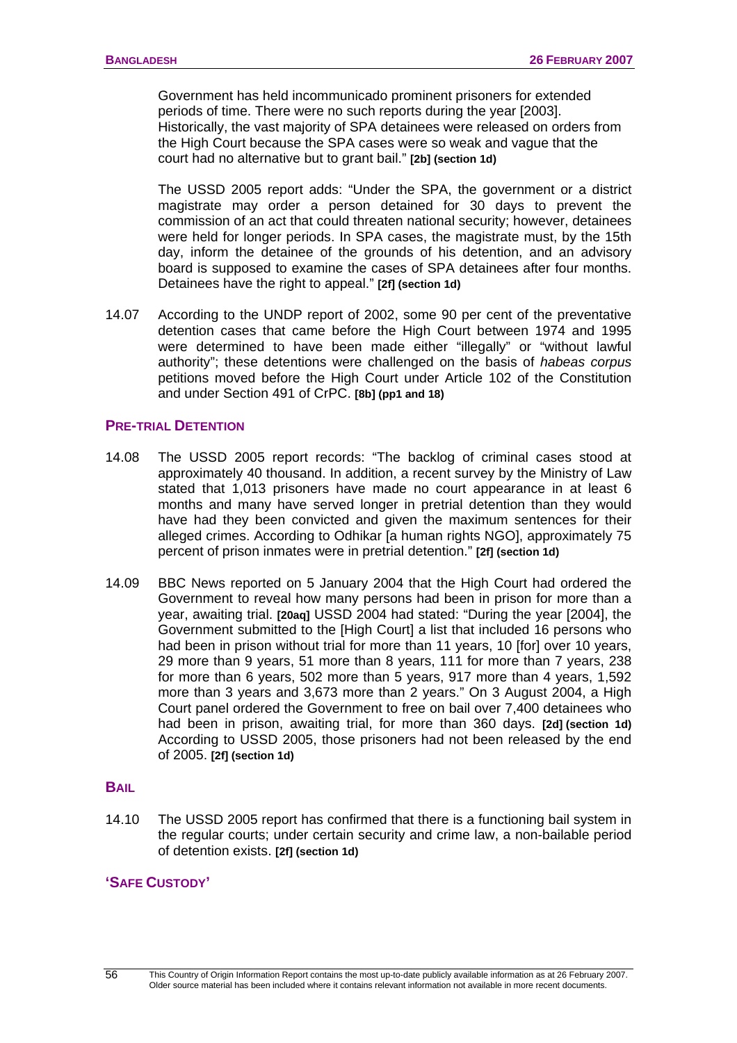Government has held incommunicado prominent prisoners for extended periods of time. There were no such reports during the year [2003]. Historically, the vast majority of SPA detainees were released on orders from the High Court because the SPA cases were so weak and vague that the court had no alternative but to grant bail." **[2b] (section 1d)**

The USSD 2005 report adds: "Under the SPA, the government or a district magistrate may order a person detained for 30 days to prevent the commission of an act that could threaten national security; however, detainees were held for longer periods. In SPA cases, the magistrate must, by the 15th day, inform the detainee of the grounds of his detention, and an advisory board is supposed to examine the cases of SPA detainees after four months. Detainees have the right to appeal." **[2f] (section 1d)**

14.07 According to the UNDP report of 2002, some 90 per cent of the preventative detention cases that came before the High Court between 1974 and 1995 were determined to have been made either "illegally" or "without lawful authority"; these detentions were challenged on the basis of *habeas corpus* petitions moved before the High Court under Article 102 of the Constitution and under Section 491 of CrPC. **[8b] (pp1 and 18)**

### PRE-TRIAL DETENTION

14.08 The USSD 2005 report records: "The backlog of criminal cases stood at approximately 40 thousand. In addition, a recent survey by the Ministry of Law stated that 1,013 prisoners have made no court appearance in at least 6 months and many have served longer in pretrial detention than they would have had they been convicted and given the maximum sentences for their alleged crimes. According to Odhikar [a human rights NGO], approximately 75 percent of prison inmates were in pretrial detention." **[2f] (section 1d)**

14.09 BBC News reported on 5 January 2004 that the High Court had ordered the Government to reveal how many persons had been in prison for more than a year, awaiting trial. **[20aq]** USSD 2004 had stated: "During the year [2004], the Government submitted to the [High Court] a list that included 16 persons who had been in prison without trial for more than 11 years, 10 [for] over 10 years, 29 more than 9 years, 51 more than 8 years, 111 for more than 7 years, 238 for more than 6 years, 502 more than 5 years, 917 more than 4 years, 1,592 more than 3 years and 3,673 more than 2 years." On 3 August 2004, a High Court panel ordered the Government to free on bail over 7,400 detainees who had been in prison, awaiting trial, for more than 360 days. **[2d] (section 1d)** According to USSD 2005, those prisoners had not been released by the end of 2005. **[2f] (section 1d)**

### BAIL

14.10 The USSD 2005 report has confirmed that there is a functioning bail system in the regular courts; under certain security and crime law, a non-bailable period of detention exists. **[2f] (section 1d)**

### 'SAFE CUSTODY'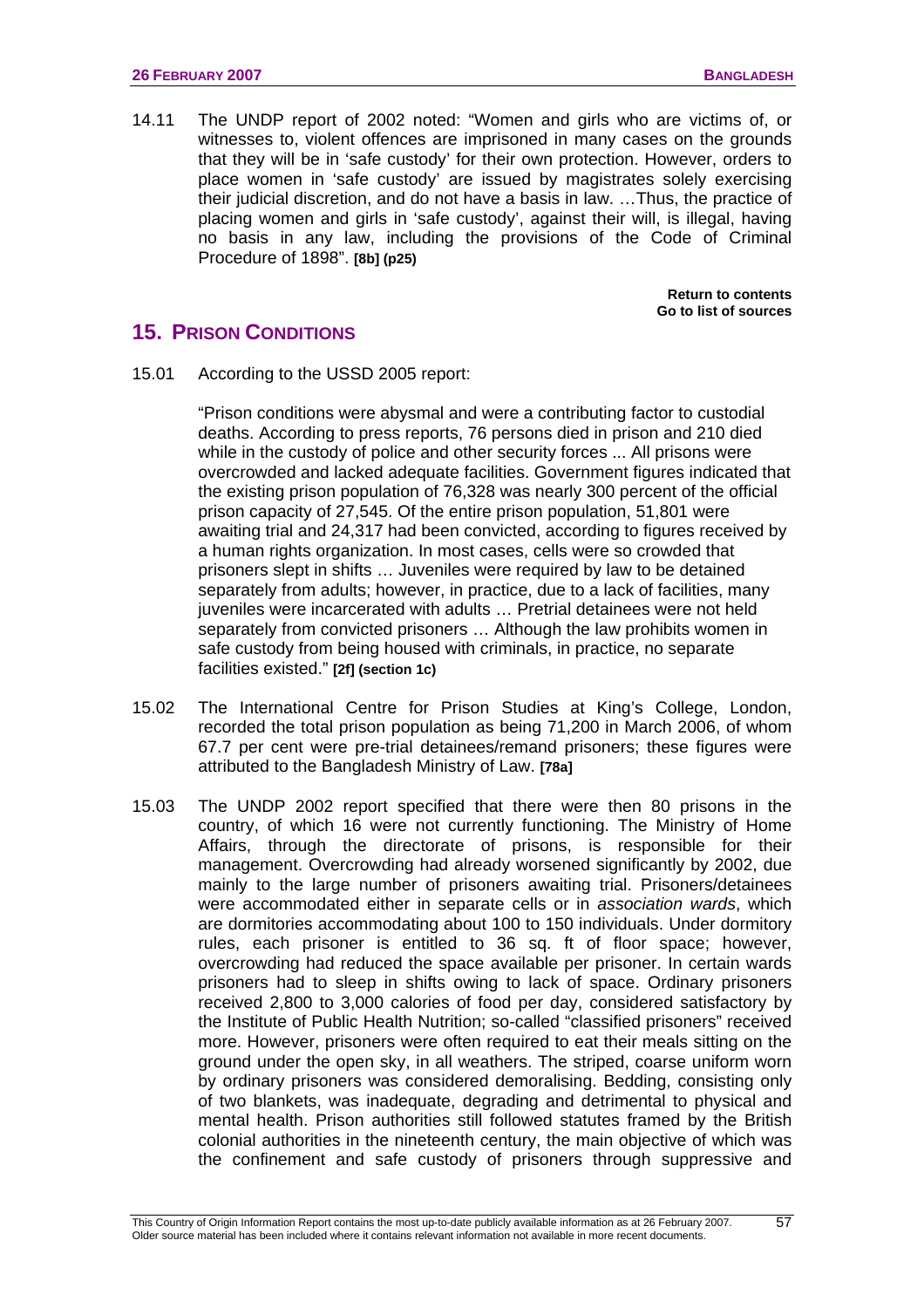14.11 The UNDP report of 2002 noted: "Women and girls who are victims of, or witnesses to, violent offences are imprisoned in many cases on the grounds that they will be in 'safe custody' for their own protection. However, orders to place women in 'safe custody' are issued by magistrates solely exercising their judicial discretion, and do not have a basis in law. …Thus, the practice of placing women and girls in 'safe custody', against their will, is illegal, having no basis in any law, including the provisions of the Code of Criminal Procedure of 1898". **[8b] (p25)**

**Return to contents**
**Go to list of sources**

## 15. Prison Conditions

15.01 According to the USSD 2005 report:

> "Prison conditions were abysmal and were a contributing factor to custodial deaths. According to press reports, 76 persons died in prison and 210 died while in the custody of police and other security forces ... All prisons were overcrowded and lacked adequate facilities. Government figures indicated that the existing prison population of 76,328 was nearly 300 percent of the official prison capacity of 27,545. Of the entire prison population, 51,801 were awaiting trial and 24,317 had been convicted, according to figures received by a human rights organization. In most cases, cells were so crowded that prisoners slept in shifts … Juveniles were required by law to be detained separately from adults; however, in practice, due to a lack of facilities, many juveniles were incarcerated with adults … Pretrial detainees were not held separately from convicted prisoners … Although the law prohibits women in safe custody from being housed with criminals, in practice, no separate facilities existed." **[2f] (section 1c)**

15.02 The International Centre for Prison Studies at King's College, London, recorded the total prison population as being 71,200 in March 2006, of whom 67.7 per cent were pre-trial detainees/remand prisoners; these figures were attributed to the Bangladesh Ministry of Law. **[78a]**

15.03 The UNDP 2002 report specified that there were then 80 prisons in the country, of which 16 were not currently functioning. The Ministry of Home Affairs, through the directorate of prisons, is responsible for their management. Overcrowding had already worsened significantly by 2002, due mainly to the large number of prisoners awaiting trial. Prisoners/detainees were accommodated either in separate cells or in *association wards*, which are dormitories accommodating about 100 to 150 individuals. Under dormitory rules, each prisoner is entitled to 36 sq. ft of floor space; however, overcrowding had reduced the space available per prisoner. In certain wards prisoners had to sleep in shifts owing to lack of space. Ordinary prisoners received 2,800 to 3,000 calories of food per day, considered satisfactory by the Institute of Public Health Nutrition; so-called "classified prisoners" received more. However, prisoners were often required to eat their meals sitting on the ground under the open sky, in all weathers. The striped, coarse uniform worn by ordinary prisoners was considered demoralising. Bedding, consisting only of two blankets, was inadequate, degrading and detrimental to physical and mental health. Prison authorities still followed statutes framed by the British colonial authorities in the nineteenth century, the main objective of which was the confinement and safe custody of prisoners through suppressive and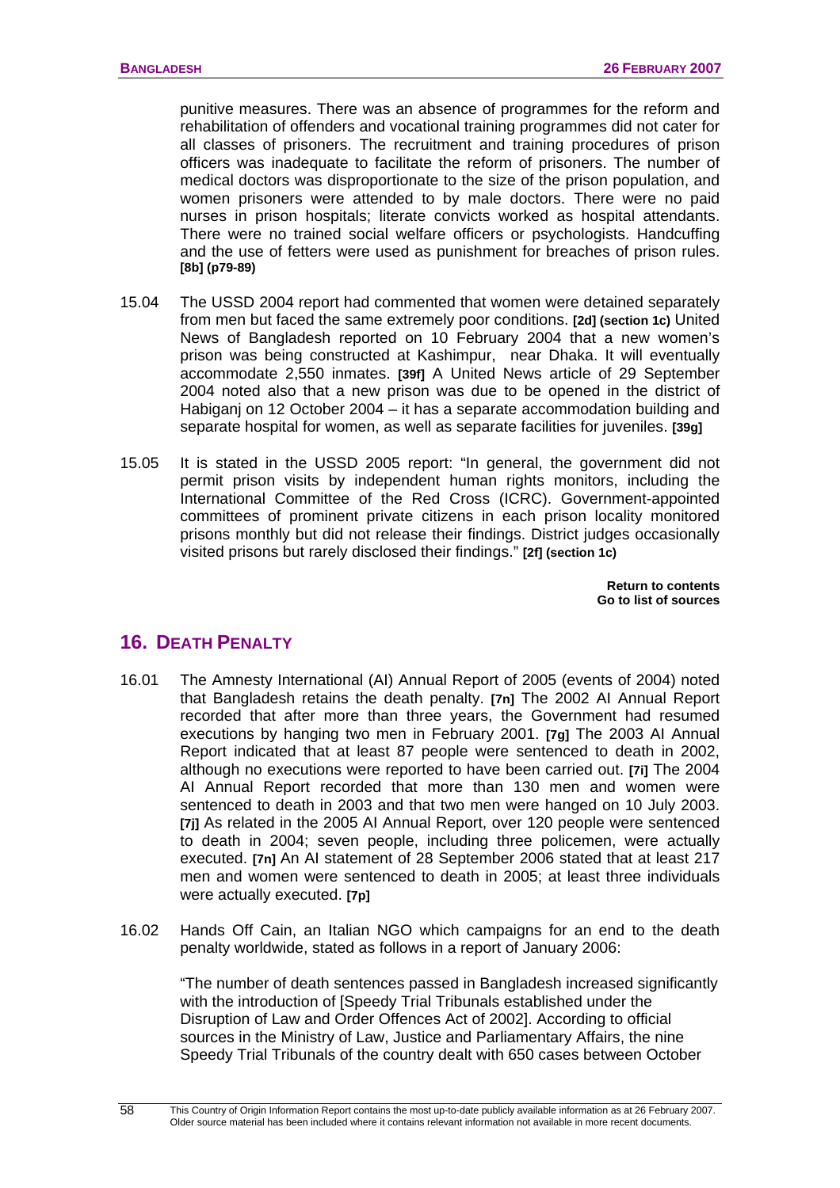punitive measures. There was an absence of programmes for the reform and rehabilitation of offenders and vocational training programmes did not cater for all classes of prisoners. The recruitment and training procedures of prison officers was inadequate to facilitate the reform of prisoners. The number of medical doctors was disproportionate to the size of the prison population, and women prisoners were attended to by male doctors. There were no paid nurses in prison hospitals; literate convicts worked as hospital attendants. There were no trained social welfare officers or psychologists. Handcuffing and the use of fetters were used as punishment for breaches of prison rules. **[8b] (p79-89)**

15.04 The USSD 2004 report had commented that women were detained separately from men but faced the same extremely poor conditions. **[2d] (section 1c)** United News of Bangladesh reported on 10 February 2004 that a new women's prison was being constructed at Kashimpur, near Dhaka. It will eventually accommodate 2,550 inmates. **[39f]** A United News article of 29 September 2004 noted also that a new prison was due to be opened in the district of Habiganj on 12 October 2004 – it has a separate accommodation building and separate hospital for women, as well as separate facilities for juveniles. **[39g]**

15.05 It is stated in the USSD 2005 report: "In general, the government did not permit prison visits by independent human rights monitors, including the International Committee of the Red Cross (ICRC). Government-appointed committees of prominent private citizens in each prison locality monitored prisons monthly but did not release their findings. District judges occasionally visited prisons but rarely disclosed their findings." **[2f] (section 1c)**

**Return to contents**
**Go to list of sources**

## 16. Death Penalty

16.01 The Amnesty International (AI) Annual Report of 2005 (events of 2004) noted that Bangladesh retains the death penalty. **[7n]** The 2002 AI Annual Report recorded that after more than three years, the Government had resumed executions by hanging two men in February 2001. **[7g]** The 2003 AI Annual Report indicated that at least 87 people were sentenced to death in 2002, although no executions were reported to have been carried out. **[7i]** The 2004 AI Annual Report recorded that more than 130 men and women were sentenced to death in 2003 and that two men were hanged on 10 July 2003. **[7j]** As related in the 2005 AI Annual Report, over 120 people were sentenced to death in 2004; seven people, including three policemen, were actually executed. **[7n]** An AI statement of 28 September 2006 stated that at least 217 men and women were sentenced to death in 2005; at least three individuals were actually executed. **[7p]**

16.02 Hands Off Cain, an Italian NGO which campaigns for an end to the death penalty worldwide, stated as follows in a report of January 2006:

"The number of death sentences passed in Bangladesh increased significantly with the introduction of [Speedy Trial Tribunals established under the Disruption of Law and Order Offences Act of 2002]. According to official sources in the Ministry of Law, Justice and Parliamentary Affairs, the nine Speedy Trial Tribunals of the country dealt with 650 cases between October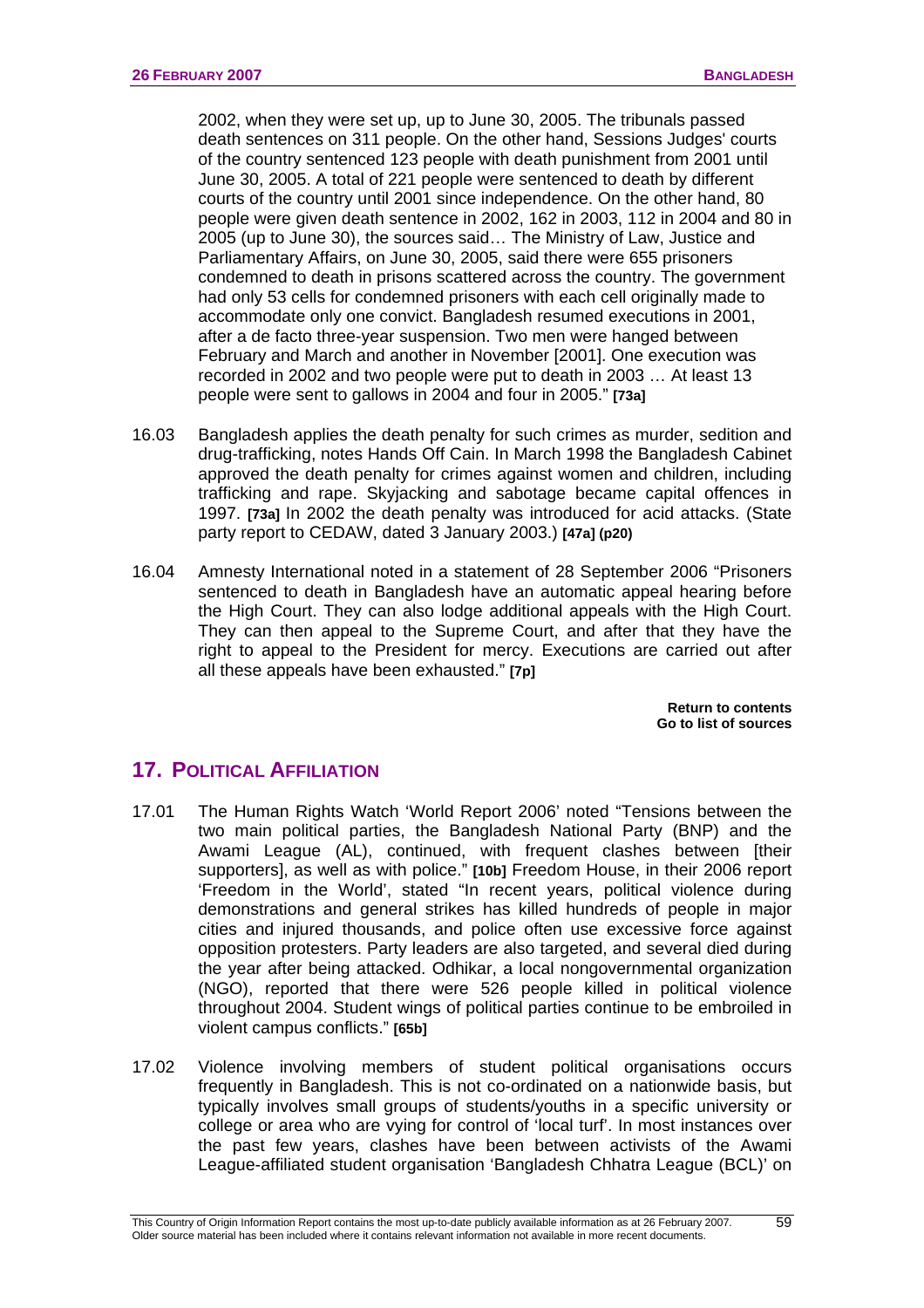2002, when they were set up, up to June 30, 2005. The tribunals passed death sentences on 311 people. On the other hand, Sessions Judges' courts of the country sentenced 123 people with death punishment from 2001 until June 30, 2005. A total of 221 people were sentenced to death by different courts of the country until 2001 since independence. On the other hand, 80 people were given death sentence in 2002, 162 in 2003, 112 in 2004 and 80 in 2005 (up to June 30), the sources said… The Ministry of Law, Justice and Parliamentary Affairs, on June 30, 2005, said there were 655 prisoners condemned to death in prisons scattered across the country. The government had only 53 cells for condemned prisoners with each cell originally made to accommodate only one convict. Bangladesh resumed executions in 2001, after a de facto three-year suspension. Two men were hanged between February and March and another in November [2001]. One execution was recorded in 2002 and two people were put to death in 2003 … At least 13 people were sent to gallows in 2004 and four in 2005." **[73a]**

16.03 Bangladesh applies the death penalty for such crimes as murder, sedition and drug-trafficking, notes Hands Off Cain. In March 1998 the Bangladesh Cabinet approved the death penalty for crimes against women and children, including trafficking and rape. Skyjacking and sabotage became capital offences in 1997. **[73a]** In 2002 the death penalty was introduced for acid attacks. (State party report to CEDAW, dated 3 January 2003.) **[47a] (p20)**

16.04 Amnesty International noted in a statement of 28 September 2006 "Prisoners sentenced to death in Bangladesh have an automatic appeal hearing before the High Court. They can also lodge additional appeals with the High Court. They can then appeal to the Supreme Court, and after that they have the right to appeal to the President for mercy. Executions are carried out after all these appeals have been exhausted." **[7p]**

**Return to contents**
**Go to list of sources**

## 17. Political Affiliation

17.01 The Human Rights Watch 'World Report 2006' noted "Tensions between the two main political parties, the Bangladesh National Party (BNP) and the Awami League (AL), continued, with frequent clashes between [their supporters], as well as with police." **[10b]** Freedom House, in their 2006 report 'Freedom in the World', stated "In recent years, political violence during demonstrations and general strikes has killed hundreds of people in major cities and injured thousands, and police often use excessive force against opposition protesters. Party leaders are also targeted, and several died during the year after being attacked. Odhikar, a local nongovernmental organization (NGO), reported that there were 526 people killed in political violence throughout 2004. Student wings of political parties continue to be embroiled in violent campus conflicts." **[65b]**

17.02 Violence involving members of student political organisations occurs frequently in Bangladesh. This is not co-ordinated on a nationwide basis, but typically involves small groups of students/youths in a specific university or college or area who are vying for control of 'local turf'. In most instances over the past few years, clashes have been between activists of the Awami League-affiliated student organisation 'Bangladesh Chhatra League (BCL)' on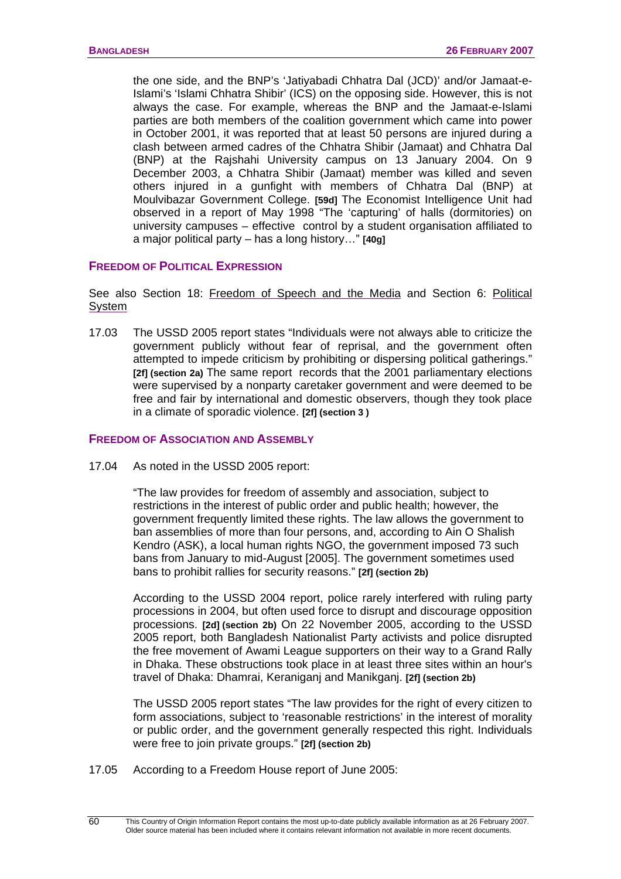the one side, and the BNP's 'Jatiyabadi Chhatra Dal (JCD)' and/or Jamaat-e-Islami's 'Islami Chhatra Shibir' (ICS) on the opposing side. However, this is not always the case. For example, whereas the BNP and the Jamaat-e-Islami parties are both members of the coalition government which came into power in October 2001, it was reported that at least 50 persons are injured during a clash between armed cadres of the Chhatra Shibir (Jamaat) and Chhatra Dal (BNP) at the Rajshahi University campus on 13 January 2004. On 9 December 2003, a Chhatra Shibir (Jamaat) member was killed and seven others injured in a gunfight with members of Chhatra Dal (BNP) at Moulvibazar Government College. **[59d]** The Economist Intelligence Unit had observed in a report of May 1998 "The 'capturing' of halls (dormitories) on university campuses – effective control by a student organisation affiliated to a major political party – has a long history…" **[40g]**

## FREEDOM OF POLITICAL EXPRESSION

See also Section 18: Freedom of Speech and the Media and Section 6: Political System

17.03 The USSD 2005 report states "Individuals were not always able to criticize the government publicly without fear of reprisal, and the government often attempted to impede criticism by prohibiting or dispersing political gatherings." **[2f] (section 2a)** The same report records that the 2001 parliamentary elections were supervised by a nonparty caretaker government and were deemed to be free and fair by international and domestic observers, though they took place in a climate of sporadic violence. **[2f] (section 3 )**

## FREEDOM OF ASSOCIATION AND ASSEMBLY

17.04 As noted in the USSD 2005 report:

> "The law provides for freedom of assembly and association, subject to restrictions in the interest of public order and public health; however, the government frequently limited these rights. The law allows the government to ban assemblies of more than four persons, and, according to Ain O Shalish Kendro (ASK), a local human rights NGO, the government imposed 73 such bans from January to mid-August [2005]. The government sometimes used bans to prohibit rallies for security reasons." **[2f] (section 2b)**

According to the USSD 2004 report, police rarely interfered with ruling party processions in 2004, but often used force to disrupt and discourage opposition processions. **[2d] (section 2b)** On 22 November 2005, according to the USSD 2005 report, both Bangladesh Nationalist Party activists and police disrupted the free movement of Awami League supporters on their way to a Grand Rally in Dhaka. These obstructions took place in at least three sites within an hour's travel of Dhaka: Dhamrai, Keraniganj and Manikganj. **[2f] (section 2b)**

The USSD 2005 report states "The law provides for the right of every citizen to form associations, subject to 'reasonable restrictions' in the interest of morality or public order, and the government generally respected this right. Individuals were free to join private groups." **[2f] (section 2b)**

17.05 According to a Freedom House report of June 2005: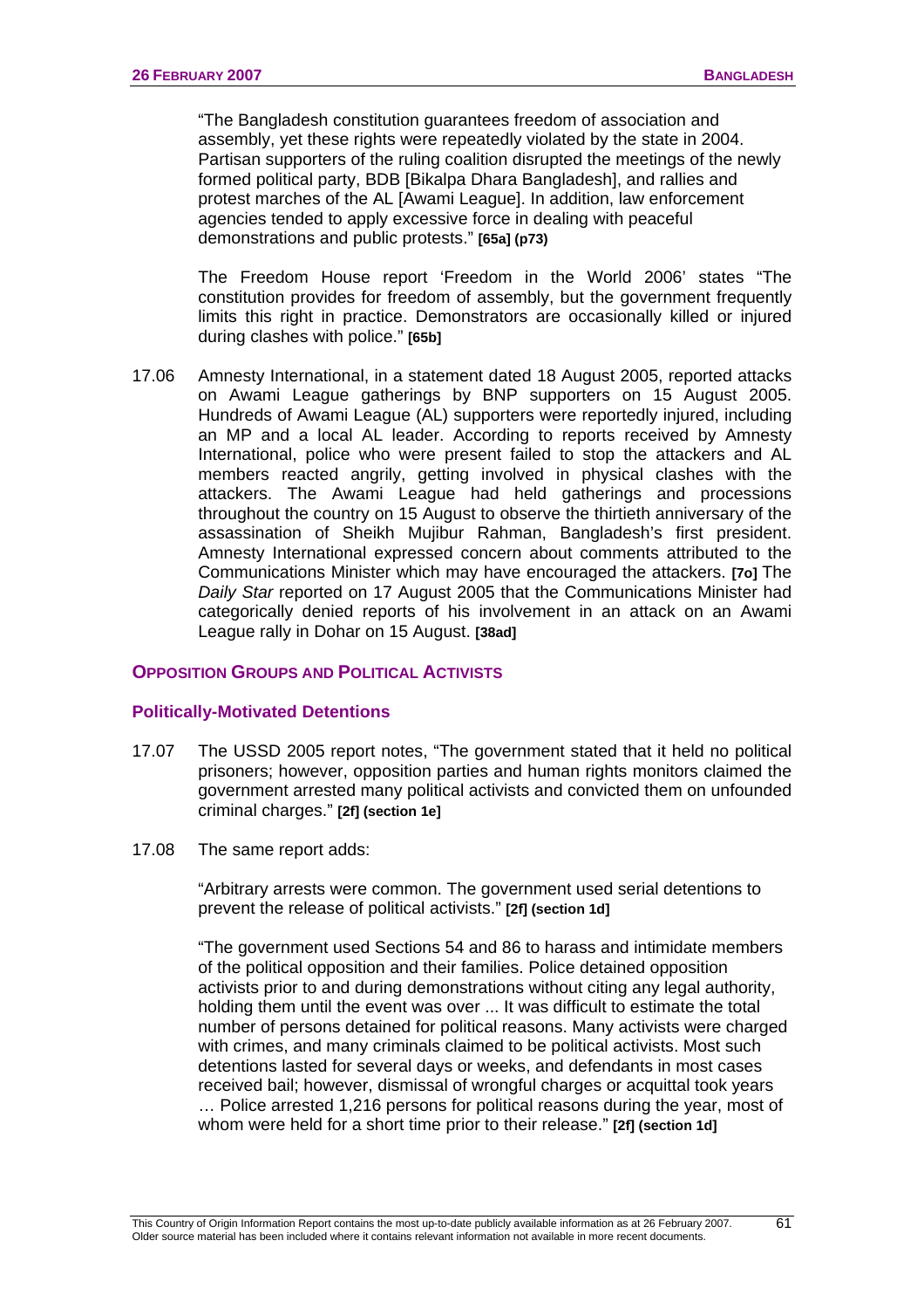"The Bangladesh constitution guarantees freedom of association and assembly, yet these rights were repeatedly violated by the state in 2004. Partisan supporters of the ruling coalition disrupted the meetings of the newly formed political party, BDB [Bikalpa Dhara Bangladesh], and rallies and protest marches of the AL [Awami League]. In addition, law enforcement agencies tended to apply excessive force in dealing with peaceful demonstrations and public protests." **[65a] (p73)**

The Freedom House report 'Freedom in the World 2006' states "The constitution provides for freedom of assembly, but the government frequently limits this right in practice. Demonstrators are occasionally killed or injured during clashes with police." **[65b]**

17.06 Amnesty International, in a statement dated 18 August 2005, reported attacks on Awami League gatherings by BNP supporters on 15 August 2005. Hundreds of Awami League (AL) supporters were reportedly injured, including an MP and a local AL leader. According to reports received by Amnesty International, police who were present failed to stop the attackers and AL members reacted angrily, getting involved in physical clashes with the attackers. The Awami League had held gatherings and processions throughout the country on 15 August to observe the thirtieth anniversary of the assassination of Sheikh Mujibur Rahman, Bangladesh's first president. Amnesty International expressed concern about comments attributed to the Communications Minister which may have encouraged the attackers. **[7o]** The *Daily Star* reported on 17 August 2005 that the Communications Minister had categorically denied reports of his involvement in an attack on an Awami League rally in Dohar on 15 August. **[38ad]**

## OPPOSITION GROUPS AND POLITICAL ACTIVISTS

### Politically-Motivated Detentions

17.07 The USSD 2005 report notes, "The government stated that it held no political prisoners; however, opposition parties and human rights monitors claimed the government arrested many political activists and convicted them on unfounded criminal charges." **[2f] (section 1e]**

17.08 The same report adds:

"Arbitrary arrests were common. The government used serial detentions to prevent the release of political activists." **[2f] (section 1d]**

"The government used Sections 54 and 86 to harass and intimidate members of the political opposition and their families. Police detained opposition activists prior to and during demonstrations without citing any legal authority, holding them until the event was over ... It was difficult to estimate the total number of persons detained for political reasons. Many activists were charged with crimes, and many criminals claimed to be political activists. Most such detentions lasted for several days or weeks, and defendants in most cases received bail; however, dismissal of wrongful charges or acquittal took years … Police arrested 1,216 persons for political reasons during the year, most of whom were held for a short time prior to their release." **[2f] (section 1d]**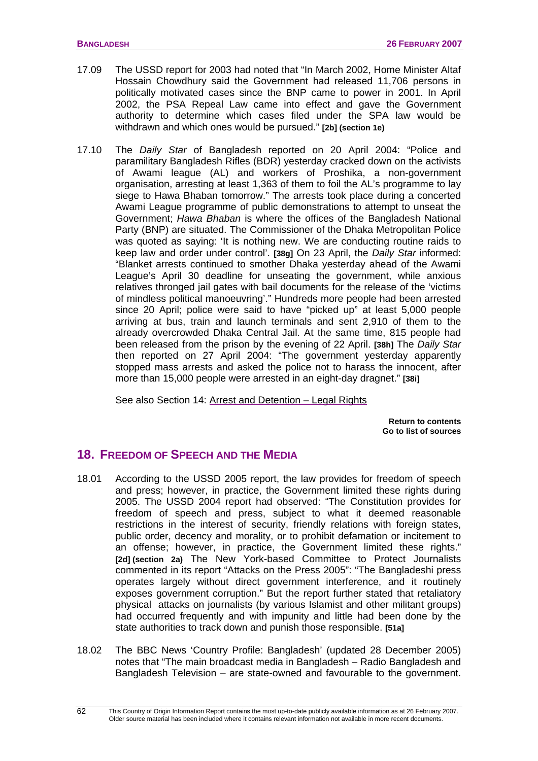17.09 The USSD report for 2003 had noted that "In March 2002, Home Minister Altaf Hossain Chowdhury said the Government had released 11,706 persons in politically motivated cases since the BNP came to power in 2001. In April 2002, the PSA Repeal Law came into effect and gave the Government authority to determine which cases filed under the SPA law would be withdrawn and which ones would be pursued." **[2b] (section 1e)**

17.10 The *Daily Star* of Bangladesh reported on 20 April 2004: "Police and paramilitary Bangladesh Rifles (BDR) yesterday cracked down on the activists of Awami league (AL) and workers of Proshika, a non-government organisation, arresting at least 1,363 of them to foil the AL's programme to lay siege to Hawa Bhaban tomorrow." The arrests took place during a concerted Awami League programme of public demonstrations to attempt to unseat the Government; *Hawa Bhaban* is where the offices of the Bangladesh National Party (BNP) are situated. The Commissioner of the Dhaka Metropolitan Police was quoted as saying: 'It is nothing new. We are conducting routine raids to keep law and order under control'. **[38g]** On 23 April, the *Daily Star* informed: "Blanket arrests continued to smother Dhaka yesterday ahead of the Awami League's April 30 deadline for unseating the government, while anxious relatives thronged jail gates with bail documents for the release of the 'victims of mindless political manoeuvring'." Hundreds more people had been arrested since 20 April; police were said to have "picked up" at least 5,000 people arriving at bus, train and launch terminals and sent 2,910 of them to the already overcrowded Dhaka Central Jail. At the same time, 815 people had been released from the prison by the evening of 22 April. **[38h]** The *Daily Star* then reported on 27 April 2004: "The government yesterday apparently stopped mass arrests and asked the police not to harass the innocent, after more than 15,000 people were arrested in an eight-day dragnet." **[38i]**

See also Section 14: Arrest and Detention – Legal Rights

**Return to contents**
**Go to list of sources**

## 18. Freedom of Speech and the Media

18.01 According to the USSD 2005 report, the law provides for freedom of speech and press; however, in practice, the Government limited these rights during 2005. The USSD 2004 report had observed: "The Constitution provides for freedom of speech and press, subject to what it deemed reasonable restrictions in the interest of security, friendly relations with foreign states, public order, decency and morality, or to prohibit defamation or incitement to an offense; however, in practice, the Government limited these rights." **[2d] (section 2a)** The New York-based Committee to Protect Journalists commented in its report "Attacks on the Press 2005": "The Bangladeshi press operates largely without direct government interference, and it routinely exposes government corruption." But the report further stated that retaliatory physical attacks on journalists (by various Islamist and other militant groups) had occurred frequently and with impunity and little had been done by the state authorities to track down and punish those responsible. **[51a]**

18.02 The BBC News 'Country Profile: Bangladesh' (updated 28 December 2005) notes that "The main broadcast media in Bangladesh – Radio Bangladesh and Bangladesh Television – are state-owned and favourable to the government.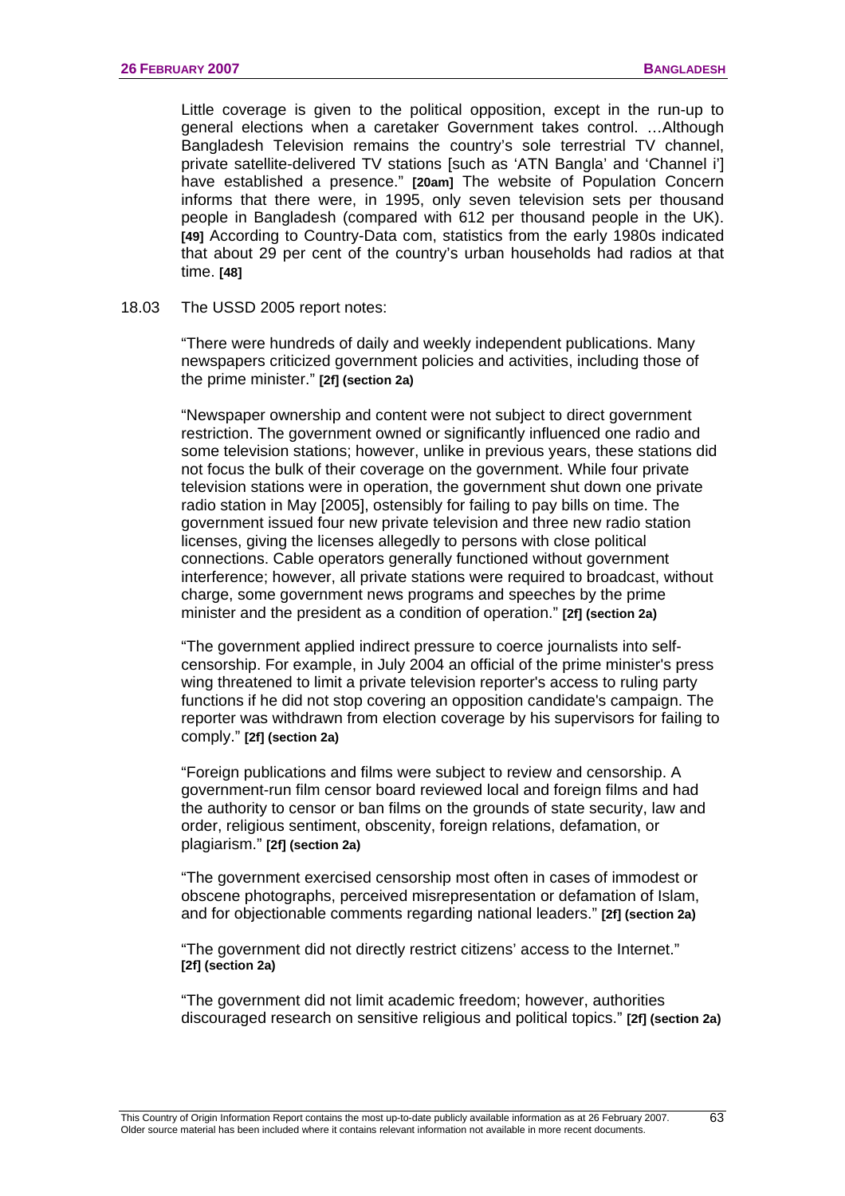Little coverage is given to the political opposition, except in the run-up to general elections when a caretaker Government takes control. …Although Bangladesh Television remains the country's sole terrestrial TV channel, private satellite-delivered TV stations [such as 'ATN Bangla' and 'Channel i'] have established a presence." **[20am]** The website of Population Concern informs that there were, in 1995, only seven television sets per thousand people in Bangladesh (compared with 612 per thousand people in the UK). **[49]** According to Country-Data com, statistics from the early 1980s indicated that about 29 per cent of the country's urban households had radios at that time. **[48]**

18.03 The USSD 2005 report notes:

"There were hundreds of daily and weekly independent publications. Many newspapers criticized government policies and activities, including those of the prime minister." **[2f] (section 2a)**

"Newspaper ownership and content were not subject to direct government restriction. The government owned or significantly influenced one radio and some television stations; however, unlike in previous years, these stations did not focus the bulk of their coverage on the government. While four private television stations were in operation, the government shut down one private radio station in May [2005], ostensibly for failing to pay bills on time. The government issued four new private television and three new radio station licenses, giving the licenses allegedly to persons with close political connections. Cable operators generally functioned without government interference; however, all private stations were required to broadcast, without charge, some government news programs and speeches by the prime minister and the president as a condition of operation." **[2f] (section 2a)**

"The government applied indirect pressure to coerce journalists into self-censorship. For example, in July 2004 an official of the prime minister's press wing threatened to limit a private television reporter's access to ruling party functions if he did not stop covering an opposition candidate's campaign. The reporter was withdrawn from election coverage by his supervisors for failing to comply." **[2f] (section 2a)**

"Foreign publications and films were subject to review and censorship. A government-run film censor board reviewed local and foreign films and had the authority to censor or ban films on the grounds of state security, law and order, religious sentiment, obscenity, foreign relations, defamation, or plagiarism." **[2f] (section 2a)**

"The government exercised censorship most often in cases of immodest or obscene photographs, perceived misrepresentation or defamation of Islam, and for objectionable comments regarding national leaders." **[2f] (section 2a)**

"The government did not directly restrict citizens' access to the Internet." **[2f] (section 2a)**

"The government did not limit academic freedom; however, authorities discouraged research on sensitive religious and political topics." **[2f] (section 2a)**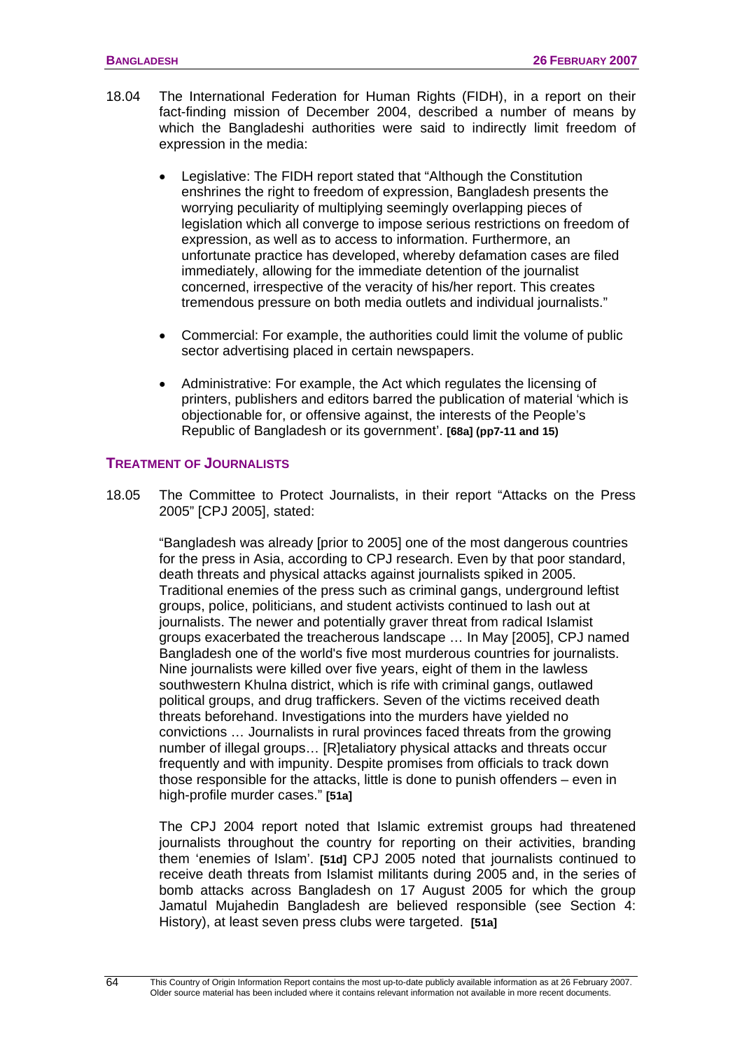18.04 The International Federation for Human Rights (FIDH), in a report on their fact-finding mission of December 2004, described a number of means by which the Bangladeshi authorities were said to indirectly limit freedom of expression in the media:

- Legislative: The FIDH report stated that "Although the Constitution enshrines the right to freedom of expression, Bangladesh presents the worrying peculiarity of multiplying seemingly overlapping pieces of legislation which all converge to impose serious restrictions on freedom of expression, as well as to access to information. Furthermore, an unfortunate practice has developed, whereby defamation cases are filed immediately, allowing for the immediate detention of the journalist concerned, irrespective of the veracity of his/her report. This creates tremendous pressure on both media outlets and individual journalists."

- Commercial: For example, the authorities could limit the volume of public sector advertising placed in certain newspapers.

- Administrative: For example, the Act which regulates the licensing of printers, publishers and editors barred the publication of material 'which is objectionable for, or offensive against, the interests of the People's Republic of Bangladesh or its government'. **[68a] (pp7-11 and 15)**

## TREATMENT OF JOURNALISTS

18.05 The Committee to Protect Journalists, in their report "Attacks on the Press 2005" [CPJ 2005], stated:

"Bangladesh was already [prior to 2005] one of the most dangerous countries for the press in Asia, according to CPJ research. Even by that poor standard, death threats and physical attacks against journalists spiked in 2005. Traditional enemies of the press such as criminal gangs, underground leftist groups, police, politicians, and student activists continued to lash out at journalists. The newer and potentially graver threat from radical Islamist groups exacerbated the treacherous landscape … In May [2005], CPJ named Bangladesh one of the world's five most murderous countries for journalists. Nine journalists were killed over five years, eight of them in the lawless southwestern Khulna district, which is rife with criminal gangs, outlawed political groups, and drug traffickers. Seven of the victims received death threats beforehand. Investigations into the murders have yielded no convictions … Journalists in rural provinces faced threats from the growing number of illegal groups… [R]etaliatory physical attacks and threats occur frequently and with impunity. Despite promises from officials to track down those responsible for the attacks, little is done to punish offenders – even in high-profile murder cases." **[51a]**

The CPJ 2004 report noted that Islamic extremist groups had threatened journalists throughout the country for reporting on their activities, branding them 'enemies of Islam'. **[51d]** CPJ 2005 noted that journalists continued to receive death threats from Islamist militants during 2005 and, in the series of bomb attacks across Bangladesh on 17 August 2005 for which the group Jamatul Mujahedin Bangladesh are believed responsible (see Section 4: History), at least seven press clubs were targeted. **[51a]**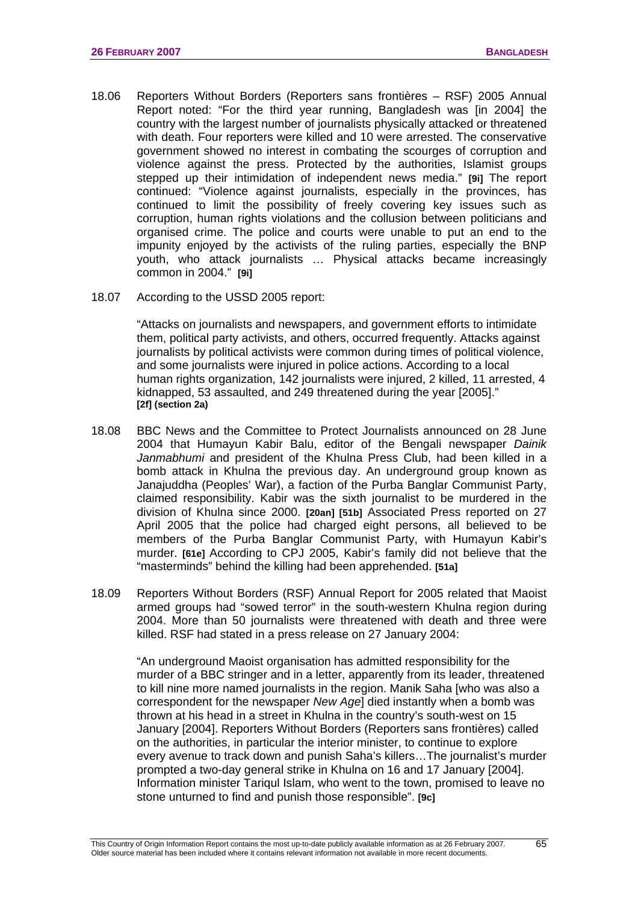18.06 Reporters Without Borders (Reporters sans frontières – RSF) 2005 Annual Report noted: "For the third year running, Bangladesh was [in 2004] the country with the largest number of journalists physically attacked or threatened with death. Four reporters were killed and 10 were arrested. The conservative government showed no interest in combating the scourges of corruption and violence against the press. Protected by the authorities, Islamist groups stepped up their intimidation of independent news media." **[9i]** The report continued: "Violence against journalists, especially in the provinces, has continued to limit the possibility of freely covering key issues such as corruption, human rights violations and the collusion between politicians and organised crime. The police and courts were unable to put an end to the impunity enjoyed by the activists of the ruling parties, especially the BNP youth, who attack journalists … Physical attacks became increasingly common in 2004." **[9i]**

18.07 According to the USSD 2005 report:

> "Attacks on journalists and newspapers, and government efforts to intimidate them, political party activists, and others, occurred frequently. Attacks against journalists by political activists were common during times of political violence, and some journalists were injured in police actions. According to a local human rights organization, 142 journalists were injured, 2 killed, 11 arrested, 4 kidnapped, 53 assaulted, and 249 threatened during the year [2005]." **[2f] (section 2a)**

18.08 BBC News and the Committee to Protect Journalists announced on 28 June 2004 that Humayun Kabir Balu, editor of the Bengali newspaper *Dainik Janmabhumi* and president of the Khulna Press Club, had been killed in a bomb attack in Khulna the previous day. An underground group known as Janajuddha (Peoples' War), a faction of the Purba Banglar Communist Party, claimed responsibility. Kabir was the sixth journalist to be murdered in the division of Khulna since 2000. **[20an] [51b]** Associated Press reported on 27 April 2005 that the police had charged eight persons, all believed to be members of the Purba Banglar Communist Party, with Humayun Kabir's murder. **[61e]** According to CPJ 2005, Kabir's family did not believe that the "masterminds" behind the killing had been apprehended. **[51a]**

18.09 Reporters Without Borders (RSF) Annual Report for 2005 related that Maoist armed groups had "sowed terror" in the south-western Khulna region during 2004. More than 50 journalists were threatened with death and three were killed. RSF had stated in a press release on 27 January 2004:

> "An underground Maoist organisation has admitted responsibility for the murder of a BBC stringer and in a letter, apparently from its leader, threatened to kill nine more named journalists in the region. Manik Saha [who was also a correspondent for the newspaper *New Age*] died instantly when a bomb was thrown at his head in a street in Khulna in the country's south-west on 15 January [2004]. Reporters Without Borders (Reporters sans frontières) called on the authorities, in particular the interior minister, to continue to explore every avenue to track down and punish Saha's killers…The journalist's murder prompted a two-day general strike in Khulna on 16 and 17 January [2004]. Information minister Tariqul Islam, who went to the town, promised to leave no stone unturned to find and punish those responsible". **[9c]**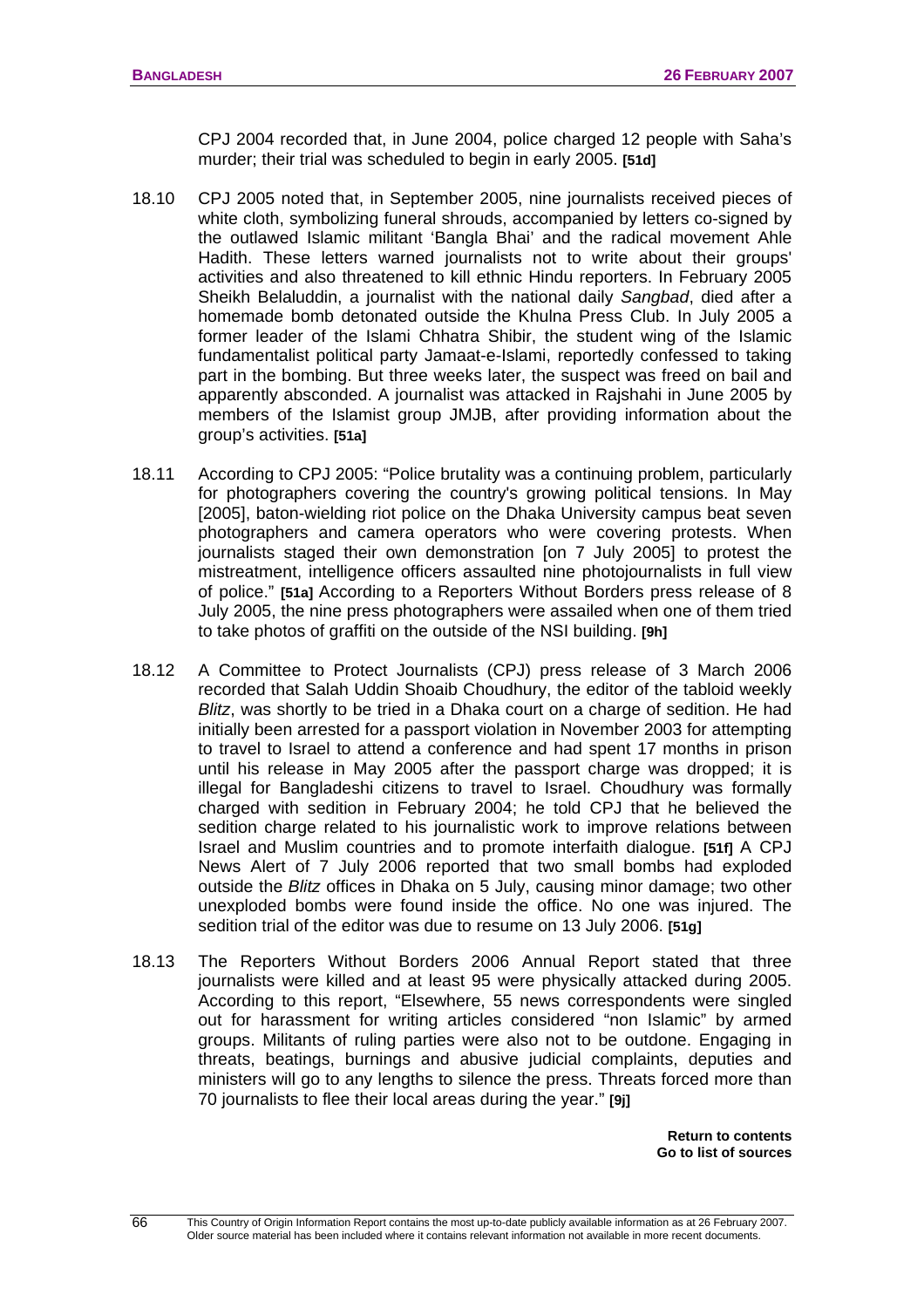CPJ 2004 recorded that, in June 2004, police charged 12 people with Saha's murder; their trial was scheduled to begin in early 2005. **[51d]**

18.10 CPJ 2005 noted that, in September 2005, nine journalists received pieces of white cloth, symbolizing funeral shrouds, accompanied by letters co-signed by the outlawed Islamic militant 'Bangla Bhai' and the radical movement Ahle Hadith. These letters warned journalists not to write about their groups' activities and also threatened to kill ethnic Hindu reporters. In February 2005 Sheikh Belaluddin, a journalist with the national daily *Sangbad*, died after a homemade bomb detonated outside the Khulna Press Club. In July 2005 a former leader of the Islami Chhatra Shibir, the student wing of the Islamic fundamentalist political party Jamaat-e-Islami, reportedly confessed to taking part in the bombing. But three weeks later, the suspect was freed on bail and apparently absconded. A journalist was attacked in Rajshahi in June 2005 by members of the Islamist group JMJB, after providing information about the group's activities. **[51a]**

18.11 According to CPJ 2005: "Police brutality was a continuing problem, particularly for photographers covering the country's growing political tensions. In May [2005], baton-wielding riot police on the Dhaka University campus beat seven photographers and camera operators who were covering protests. When journalists staged their own demonstration [on 7 July 2005] to protest the mistreatment, intelligence officers assaulted nine photojournalists in full view of police." **[51a]** According to a Reporters Without Borders press release of 8 July 2005, the nine press photographers were assailed when one of them tried to take photos of graffiti on the outside of the NSI building. **[9h]**

18.12 A Committee to Protect Journalists (CPJ) press release of 3 March 2006 recorded that Salah Uddin Shoaib Choudhury, the editor of the tabloid weekly *Blitz*, was shortly to be tried in a Dhaka court on a charge of sedition. He had initially been arrested for a passport violation in November 2003 for attempting to travel to Israel to attend a conference and had spent 17 months in prison until his release in May 2005 after the passport charge was dropped; it is illegal for Bangladeshi citizens to travel to Israel. Choudhury was formally charged with sedition in February 2004; he told CPJ that he believed the sedition charge related to his journalistic work to improve relations between Israel and Muslim countries and to promote interfaith dialogue. **[51f]** A CPJ News Alert of 7 July 2006 reported that two small bombs had exploded outside the *Blitz* offices in Dhaka on 5 July, causing minor damage; two other unexploded bombs were found inside the office. No one was injured. The sedition trial of the editor was due to resume on 13 July 2006. **[51g]**

18.13 The Reporters Without Borders 2006 Annual Report stated that three journalists were killed and at least 95 were physically attacked during 2005. According to this report, "Elsewhere, 55 news correspondents were singled out for harassment for writing articles considered "non Islamic" by armed groups. Militants of ruling parties were also not to be outdone. Engaging in threats, beatings, burnings and abusive judicial complaints, deputies and ministers will go to any lengths to silence the press. Threats forced more than 70 journalists to flee their local areas during the year." **[9j]**

**Return to contents**
**Go to list of sources**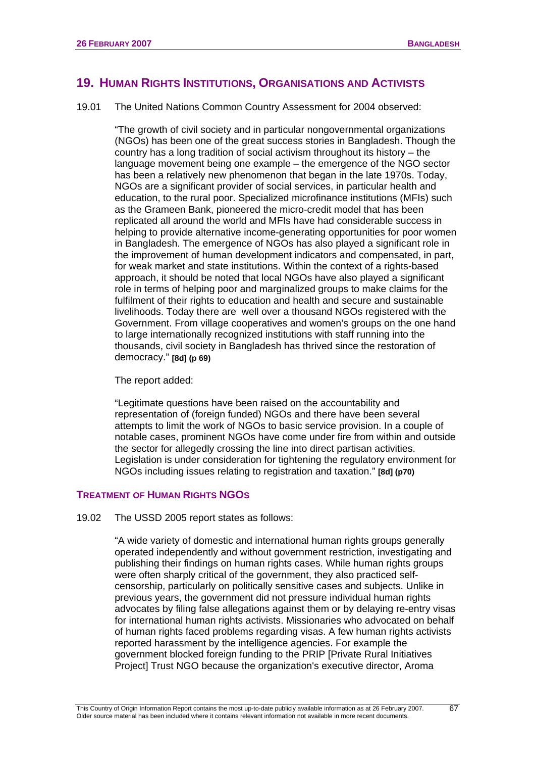## 19. Human Rights Institutions, Organisations and Activists

19.01 The United Nations Common Country Assessment for 2004 observed:

> "The growth of civil society and in particular nongovernmental organizations (NGOs) has been one of the great success stories in Bangladesh. Though the country has a long tradition of social activism throughout its history – the language movement being one example – the emergence of the NGO sector has been a relatively new phenomenon that began in the late 1970s. Today, NGOs are a significant provider of social services, in particular health and education, to the rural poor. Specialized microfinance institutions (MFIs) such as the Grameen Bank, pioneered the micro-credit model that has been replicated all around the world and MFIs have had considerable success in helping to provide alternative income-generating opportunities for poor women in Bangladesh. The emergence of NGOs has also played a significant role in the improvement of human development indicators and compensated, in part, for weak market and state institutions. Within the context of a rights-based approach, it should be noted that local NGOs have also played a significant role in terms of helping poor and marginalized groups to make claims for the fulfilment of their rights to education and health and secure and sustainable livelihoods. Today there are well over a thousand NGOs registered with the Government. From village cooperatives and women's groups on the one hand to large internationally recognized institutions with staff running into the thousands, civil society in Bangladesh has thrived since the restoration of democracy." **[8d] (p 69)**

The report added:

> "Legitimate questions have been raised on the accountability and representation of (foreign funded) NGOs and there have been several attempts to limit the work of NGOs to basic service provision. In a couple of notable cases, prominent NGOs have come under fire from within and outside the sector for allegedly crossing the line into direct partisan activities. Legislation is under consideration for tightening the regulatory environment for NGOs including issues relating to registration and taxation." **[8d] (p70)**

### Treatment of Human Rights NGOs

19.02 The USSD 2005 report states as follows:

> "A wide variety of domestic and international human rights groups generally operated independently and without government restriction, investigating and publishing their findings on human rights cases. While human rights groups were often sharply critical of the government, they also practiced self-censorship, particularly on politically sensitive cases and subjects. Unlike in previous years, the government did not pressure individual human rights advocates by filing false allegations against them or by delaying re-entry visas for international human rights activists. Missionaries who advocated on behalf of human rights faced problems regarding visas. A few human rights activists reported harassment by the intelligence agencies. For example the government blocked foreign funding to the PRIP [Private Rural Initiatives Project] Trust NGO because the organization's executive director, Aroma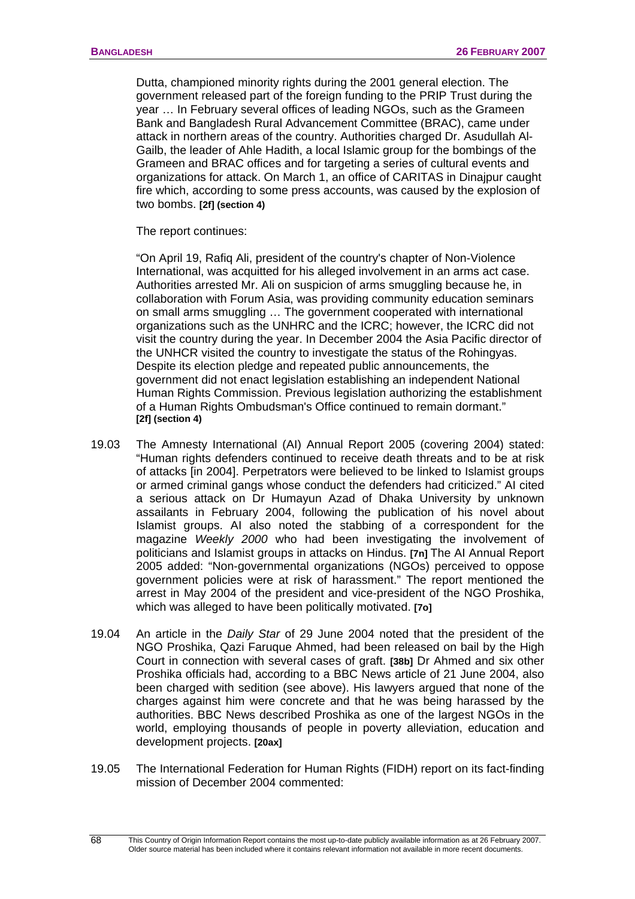Dutta, championed minority rights during the 2001 general election. The government released part of the foreign funding to the PRIP Trust during the year … In February several offices of leading NGOs, such as the Grameen Bank and Bangladesh Rural Advancement Committee (BRAC), came under attack in northern areas of the country. Authorities charged Dr. Asudullah Al-Gailb, the leader of Ahle Hadith, a local Islamic group for the bombings of the Grameen and BRAC offices and for targeting a series of cultural events and organizations for attack. On March 1, an office of CARITAS in Dinajpur caught fire which, according to some press accounts, was caused by the explosion of two bombs. **[2f] (section 4)**

The report continues:

"On April 19, Rafiq Ali, president of the country's chapter of Non-Violence International, was acquitted for his alleged involvement in an arms act case. Authorities arrested Mr. Ali on suspicion of arms smuggling because he, in collaboration with Forum Asia, was providing community education seminars on small arms smuggling … The government cooperated with international organizations such as the UNHRC and the ICRC; however, the ICRC did not visit the country during the year. In December 2004 the Asia Pacific director of the UNHCR visited the country to investigate the status of the Rohingyas. Despite its election pledge and repeated public announcements, the government did not enact legislation establishing an independent National Human Rights Commission. Previous legislation authorizing the establishment of a Human Rights Ombudsman's Office continued to remain dormant." **[2f] (section 4)**

19.03 The Amnesty International (AI) Annual Report 2005 (covering 2004) stated: "Human rights defenders continued to receive death threats and to be at risk of attacks [in 2004]. Perpetrators were believed to be linked to Islamist groups or armed criminal gangs whose conduct the defenders had criticized." AI cited a serious attack on Dr Humayun Azad of Dhaka University by unknown assailants in February 2004, following the publication of his novel about Islamist groups. AI also noted the stabbing of a correspondent for the magazine *Weekly 2000* who had been investigating the involvement of politicians and Islamist groups in attacks on Hindus. **[7n]** The AI Annual Report 2005 added: "Non-governmental organizations (NGOs) perceived to oppose government policies were at risk of harassment." The report mentioned the arrest in May 2004 of the president and vice-president of the NGO Proshika, which was alleged to have been politically motivated. **[7o]**

19.04 An article in the *Daily Star* of 29 June 2004 noted that the president of the NGO Proshika, Qazi Faruque Ahmed, had been released on bail by the High Court in connection with several cases of graft. **[38b]** Dr Ahmed and six other Proshika officials had, according to a BBC News article of 21 June 2004, also been charged with sedition (see above). His lawyers argued that none of the charges against him were concrete and that he was being harassed by the authorities. BBC News described Proshika as one of the largest NGOs in the world, employing thousands of people in poverty alleviation, education and development projects. **[20ax]**

19.05 The International Federation for Human Rights (FIDH) report on its fact-finding mission of December 2004 commented: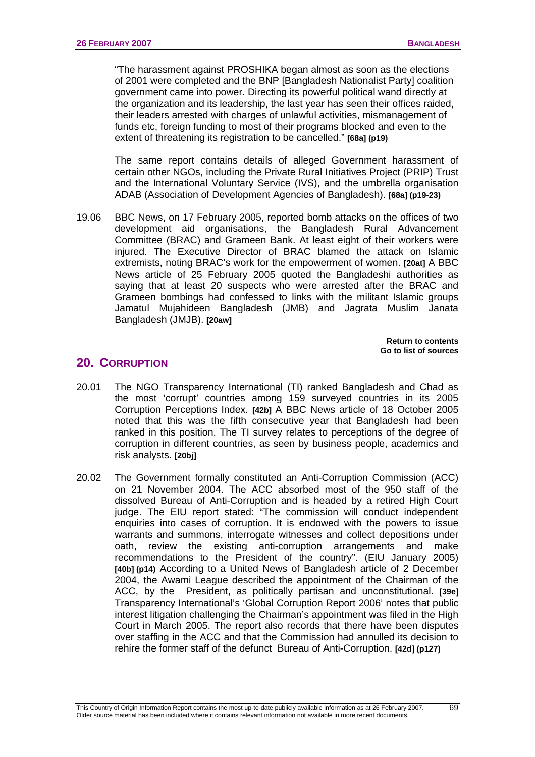"The harassment against PROSHIKA began almost as soon as the elections of 2001 were completed and the BNP [Bangladesh Nationalist Party] coalition government came into power. Directing its powerful political wand directly at the organization and its leadership, the last year has seen their offices raided, their leaders arrested with charges of unlawful activities, mismanagement of funds etc, foreign funding to most of their programs blocked and even to the extent of threatening its registration to be cancelled." **[68a] (p19)**

The same report contains details of alleged Government harassment of certain other NGOs, including the Private Rural Initiatives Project (PRIP) Trust and the International Voluntary Service (IVS), and the umbrella organisation ADAB (Association of Development Agencies of Bangladesh). **[68a] (p19-23)**

19.06 BBC News, on 17 February 2005, reported bomb attacks on the offices of two development aid organisations, the Bangladesh Rural Advancement Committee (BRAC) and Grameen Bank. At least eight of their workers were injured. The Executive Director of BRAC blamed the attack on Islamic extremists, noting BRAC's work for the empowerment of women. **[20at]** A BBC News article of 25 February 2005 quoted the Bangladeshi authorities as saying that at least 20 suspects who were arrested after the BRAC and Grameen bombings had confessed to links with the militant Islamic groups Jamatul Mujahideen Bangladesh (JMB) and Jagrata Muslim Janata Bangladesh (JMJB). **[20aw]**

**Return to contents**
**Go to list of sources**

## 20. Corruption

20.01 The NGO Transparency International (TI) ranked Bangladesh and Chad as the most 'corrupt' countries among 159 surveyed countries in its 2005 Corruption Perceptions Index. **[42b]** A BBC News article of 18 October 2005 noted that this was the fifth consecutive year that Bangladesh had been ranked in this position. The TI survey relates to perceptions of the degree of corruption in different countries, as seen by business people, academics and risk analysts. **[20bj]**

20.02 The Government formally constituted an Anti-Corruption Commission (ACC) on 21 November 2004. The ACC absorbed most of the 950 staff of the dissolved Bureau of Anti-Corruption and is headed by a retired High Court judge. The EIU report stated: "The commission will conduct independent enquiries into cases of corruption. It is endowed with the powers to issue warrants and summons, interrogate witnesses and collect depositions under oath, review the existing anti-corruption arrangements and make recommendations to the President of the country". (EIU January 2005) **[40b] (p14)** According to a United News of Bangladesh article of 2 December 2004, the Awami League described the appointment of the Chairman of the ACC, by the President, as politically partisan and unconstitutional. **[39e]** Transparency International's 'Global Corruption Report 2006' notes that public interest litigation challenging the Chairman's appointment was filed in the High Court in March 2005. The report also records that there have been disputes over staffing in the ACC and that the Commission had annulled its decision to rehire the former staff of the defunct Bureau of Anti-Corruption. **[42d] (p127)**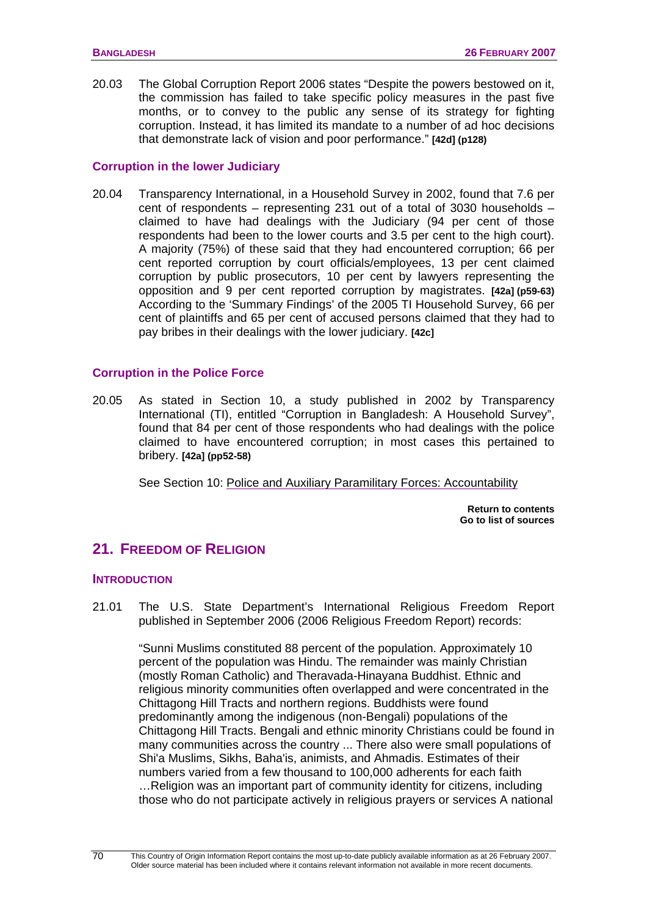20.03 The Global Corruption Report 2006 states "Despite the powers bestowed on it, the commission has failed to take specific policy measures in the past five months, or to convey to the public any sense of its strategy for fighting corruption. Instead, it has limited its mandate to a number of ad hoc decisions that demonstrate lack of vision and poor performance." **[42d] (p128)**

### Corruption in the lower Judiciary

20.04 Transparency International, in a Household Survey in 2002, found that 7.6 per cent of respondents – representing 231 out of a total of 3030 households – claimed to have had dealings with the Judiciary (94 per cent of those respondents had been to the lower courts and 3.5 per cent to the high court). A majority (75%) of these said that they had encountered corruption; 66 per cent reported corruption by court officials/employees, 13 per cent claimed corruption by public prosecutors, 10 per cent by lawyers representing the opposition and 9 per cent reported corruption by magistrates. **[42a] (p59-63)** According to the 'Summary Findings' of the 2005 TI Household Survey, 66 per cent of plaintiffs and 65 per cent of accused persons claimed that they had to pay bribes in their dealings with the lower judiciary. **[42c]**

### Corruption in the Police Force

20.05 As stated in Section 10, a study published in 2002 by Transparency International (TI), entitled "Corruption in Bangladesh: A Household Survey", found that 84 per cent of those respondents who had dealings with the police claimed to have encountered corruption; in most cases this pertained to bribery. **[42a] (pp52-58)**

See Section 10: Police and Auxiliary Paramilitary Forces: Accountability

**Return to contents**
**Go to list of sources**

## 21. Freedom of Religion

### Introduction

21.01 The U.S. State Department's International Religious Freedom Report published in September 2006 (2006 Religious Freedom Report) records:

"Sunni Muslims constituted 88 percent of the population. Approximately 10 percent of the population was Hindu. The remainder was mainly Christian (mostly Roman Catholic) and Theravada-Hinayana Buddhist. Ethnic and religious minority communities often overlapped and were concentrated in the Chittagong Hill Tracts and northern regions. Buddhists were found predominantly among the indigenous (non-Bengali) populations of the Chittagong Hill Tracts. Bengali and ethnic minority Christians could be found in many communities across the country ... There also were small populations of Shi'a Muslims, Sikhs, Baha'is, animists, and Ahmadis. Estimates of their numbers varied from a few thousand to 100,000 adherents for each faith …Religion was an important part of community identity for citizens, including those who do not participate actively in religious prayers or services A national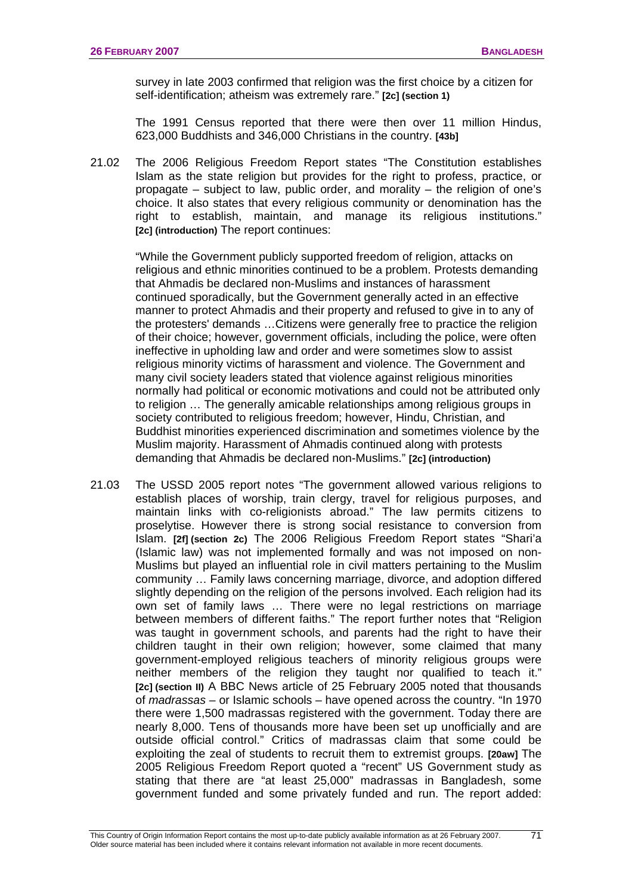survey in late 2003 confirmed that religion was the first choice by a citizen for self-identification; atheism was extremely rare." **[2c] (section 1)**

The 1991 Census reported that there were then over 11 million Hindus, 623,000 Buddhists and 346,000 Christians in the country. **[43b]**

21.02 The 2006 Religious Freedom Report states "The Constitution establishes Islam as the state religion but provides for the right to profess, practice, or propagate – subject to law, public order, and morality – the religion of one's choice. It also states that every religious community or denomination has the right to establish, maintain, and manage its religious institutions." **[2c] (introduction)** The report continues:

"While the Government publicly supported freedom of religion, attacks on religious and ethnic minorities continued to be a problem. Protests demanding that Ahmadis be declared non-Muslims and instances of harassment continued sporadically, but the Government generally acted in an effective manner to protect Ahmadis and their property and refused to give in to any of the protesters' demands …Citizens were generally free to practice the religion of their choice; however, government officials, including the police, were often ineffective in upholding law and order and were sometimes slow to assist religious minority victims of harassment and violence. The Government and many civil society leaders stated that violence against religious minorities normally had political or economic motivations and could not be attributed only to religion … The generally amicable relationships among religious groups in society contributed to religious freedom; however, Hindu, Christian, and Buddhist minorities experienced discrimination and sometimes violence by the Muslim majority. Harassment of Ahmadis continued along with protests demanding that Ahmadis be declared non-Muslims." **[2c] (introduction)**

21.03 The USSD 2005 report notes "The government allowed various religions to establish places of worship, train clergy, travel for religious purposes, and maintain links with co-religionists abroad." The law permits citizens to proselytise. However there is strong social resistance to conversion from Islam. **[2f] (section 2c)** The 2006 Religious Freedom Report states "Shari'a (Islamic law) was not implemented formally and was not imposed on non-Muslims but played an influential role in civil matters pertaining to the Muslim community … Family laws concerning marriage, divorce, and adoption differed slightly depending on the religion of the persons involved. Each religion had its own set of family laws … There were no legal restrictions on marriage between members of different faiths." The report further notes that "Religion was taught in government schools, and parents had the right to have their children taught in their own religion; however, some claimed that many government-employed religious teachers of minority religious groups were neither members of the religion they taught nor qualified to teach it." **[2c] (section II)** A BBC News article of 25 February 2005 noted that thousands of *madrassas* – or Islamic schools – have opened across the country. "In 1970 there were 1,500 madrassas registered with the government. Today there are nearly 8,000. Tens of thousands more have been set up unofficially and are outside official control." Critics of madrassas claim that some could be exploiting the zeal of students to recruit them to extremist groups. **[20aw]** The 2005 Religious Freedom Report quoted a "recent" US Government study as stating that there are "at least 25,000" madrassas in Bangladesh, some government funded and some privately funded and run. The report added: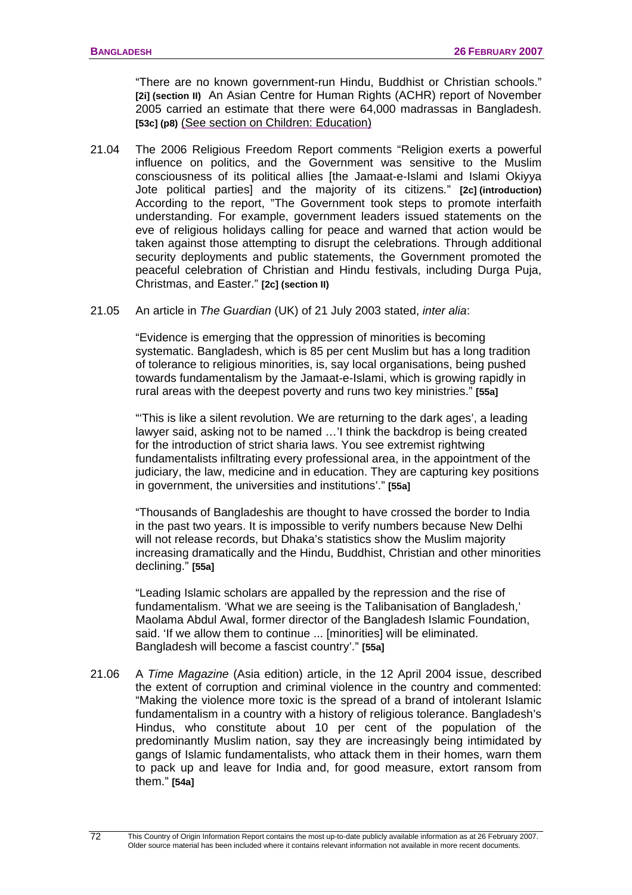"There are no known government-run Hindu, Buddhist or Christian schools." **[2i] (section II)** An Asian Centre for Human Rights (ACHR) report of November 2005 carried an estimate that there were 64,000 madrassas in Bangladesh. **[53c] (p8)** (See section on Children: Education)

21.04 The 2006 Religious Freedom Report comments "Religion exerts a powerful influence on politics, and the Government was sensitive to the Muslim consciousness of its political allies [the Jamaat-e-Islami and Islami Okiyya Jote political parties] and the majority of its citizens." **[2c] (introduction)** According to the report, "The Government took steps to promote interfaith understanding. For example, government leaders issued statements on the eve of religious holidays calling for peace and warned that action would be taken against those attempting to disrupt the celebrations. Through additional security deployments and public statements, the Government promoted the peaceful celebration of Christian and Hindu festivals, including Durga Puja, Christmas, and Easter." **[2c] (section II)**

21.05 An article in *The Guardian* (UK) of 21 July 2003 stated, *inter alia*:

> "Evidence is emerging that the oppression of minorities is becoming systematic. Bangladesh, which is 85 per cent Muslim but has a long tradition of tolerance to religious minorities, is, say local organisations, being pushed towards fundamentalism by the Jamaat-e-Islami, which is growing rapidly in rural areas with the deepest poverty and runs two key ministries." **[55a]**
>
> "'This is like a silent revolution. We are returning to the dark ages', a leading lawyer said, asking not to be named …'I think the backdrop is being created for the introduction of strict sharia laws. You see extremist rightwing fundamentalists infiltrating every professional area, in the appointment of the judiciary, the law, medicine and in education. They are capturing key positions in government, the universities and institutions'." **[55a]**
>
> "Thousands of Bangladeshis are thought to have crossed the border to India in the past two years. It is impossible to verify numbers because New Delhi will not release records, but Dhaka's statistics show the Muslim majority increasing dramatically and the Hindu, Buddhist, Christian and other minorities declining." **[55a]**
>
> "Leading Islamic scholars are appalled by the repression and the rise of fundamentalism. 'What we are seeing is the Talibanisation of Bangladesh,' Maolama Abdul Awal, former director of the Bangladesh Islamic Foundation, said. 'If we allow them to continue ... [minorities] will be eliminated. Bangladesh will become a fascist country'." **[55a]**

21.06 A *Time Magazine* (Asia edition) article, in the 12 April 2004 issue, described the extent of corruption and criminal violence in the country and commented: "Making the violence more toxic is the spread of a brand of intolerant Islamic fundamentalism in a country with a history of religious tolerance. Bangladesh's Hindus, who constitute about 10 per cent of the population of the predominantly Muslim nation, say they are increasingly being intimidated by gangs of Islamic fundamentalists, who attack them in their homes, warn them to pack up and leave for India and, for good measure, extort ransom from them." **[54a]**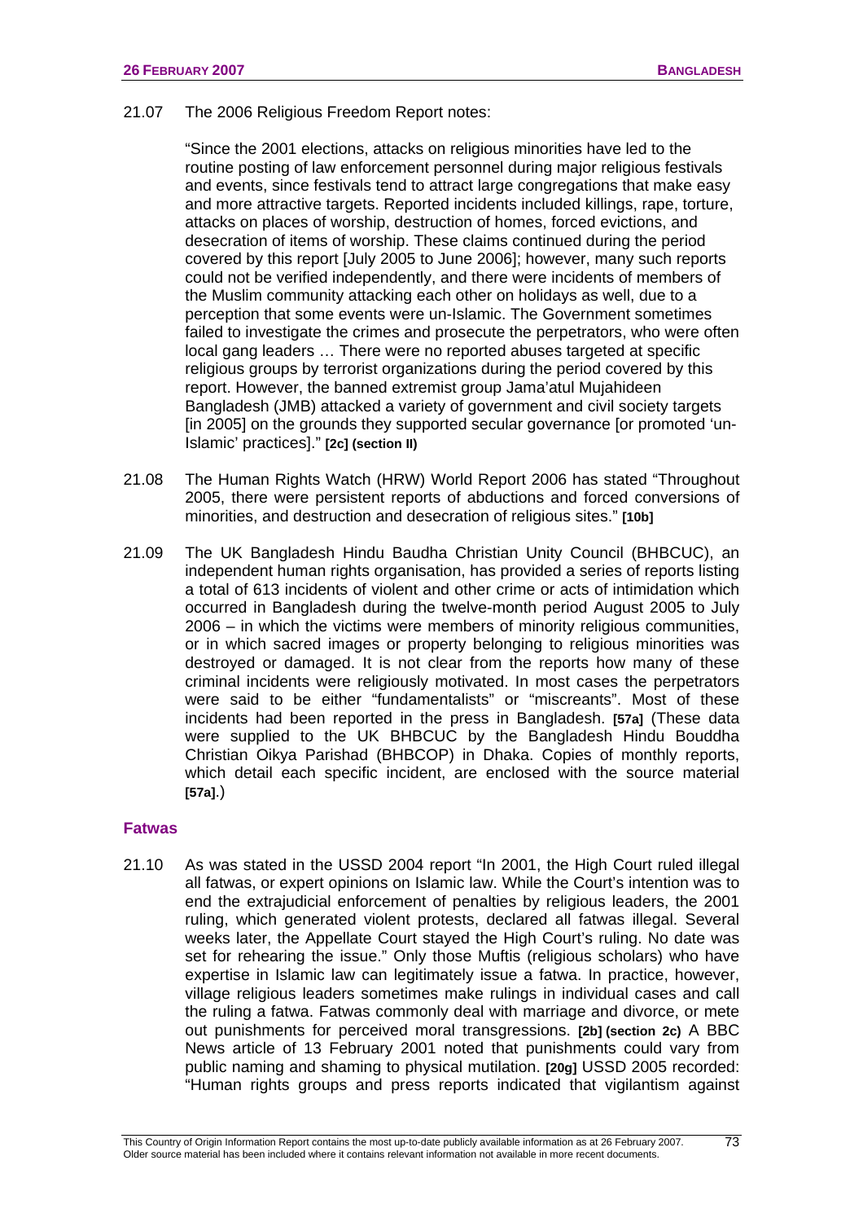21.07 The 2006 Religious Freedom Report notes:

> "Since the 2001 elections, attacks on religious minorities have led to the routine posting of law enforcement personnel during major religious festivals and events, since festivals tend to attract large congregations that make easy and more attractive targets. Reported incidents included killings, rape, torture, attacks on places of worship, destruction of homes, forced evictions, and desecration of items of worship. These claims continued during the period covered by this report [July 2005 to June 2006]; however, many such reports could not be verified independently, and there were incidents of members of the Muslim community attacking each other on holidays as well, due to a perception that some events were un-Islamic. The Government sometimes failed to investigate the crimes and prosecute the perpetrators, who were often local gang leaders … There were no reported abuses targeted at specific religious groups by terrorist organizations during the period covered by this report. However, the banned extremist group Jama'atul Mujahideen Bangladesh (JMB) attacked a variety of government and civil society targets [in 2005] on the grounds they supported secular governance [or promoted 'un-Islamic' practices]." **[2c] (section II)**

21.08 The Human Rights Watch (HRW) World Report 2006 has stated "Throughout 2005, there were persistent reports of abductions and forced conversions of minorities, and destruction and desecration of religious sites." **[10b]**

21.09 The UK Bangladesh Hindu Baudha Christian Unity Council (BHBCUC), an independent human rights organisation, has provided a series of reports listing a total of 613 incidents of violent and other crime or acts of intimidation which occurred in Bangladesh during the twelve-month period August 2005 to July 2006 – in which the victims were members of minority religious communities, or in which sacred images or property belonging to religious minorities was destroyed or damaged. It is not clear from the reports how many of these criminal incidents were religiously motivated. In most cases the perpetrators were said to be either "fundamentalists" or "miscreants". Most of these incidents had been reported in the press in Bangladesh. **[57a]** (These data were supplied to the UK BHBCUC by the Bangladesh Hindu Bouddha Christian Oikya Parishad (BHBCOP) in Dhaka. Copies of monthly reports, which detail each specific incident, are enclosed with the source material **[57a]**.)

### Fatwas

21.10 As was stated in the USSD 2004 report "In 2001, the High Court ruled illegal all fatwas, or expert opinions on Islamic law. While the Court's intention was to end the extrajudicial enforcement of penalties by religious leaders, the 2001 ruling, which generated violent protests, declared all fatwas illegal. Several weeks later, the Appellate Court stayed the High Court's ruling. No date was set for rehearing the issue." Only those Muftis (religious scholars) who have expertise in Islamic law can legitimately issue a fatwa. In practice, however, village religious leaders sometimes make rulings in individual cases and call the ruling a fatwa. Fatwas commonly deal with marriage and divorce, or mete out punishments for perceived moral transgressions. **[2b] (section 2c)** A BBC News article of 13 February 2001 noted that punishments could vary from public naming and shaming to physical mutilation. **[20g]** USSD 2005 recorded: "Human rights groups and press reports indicated that vigilantism against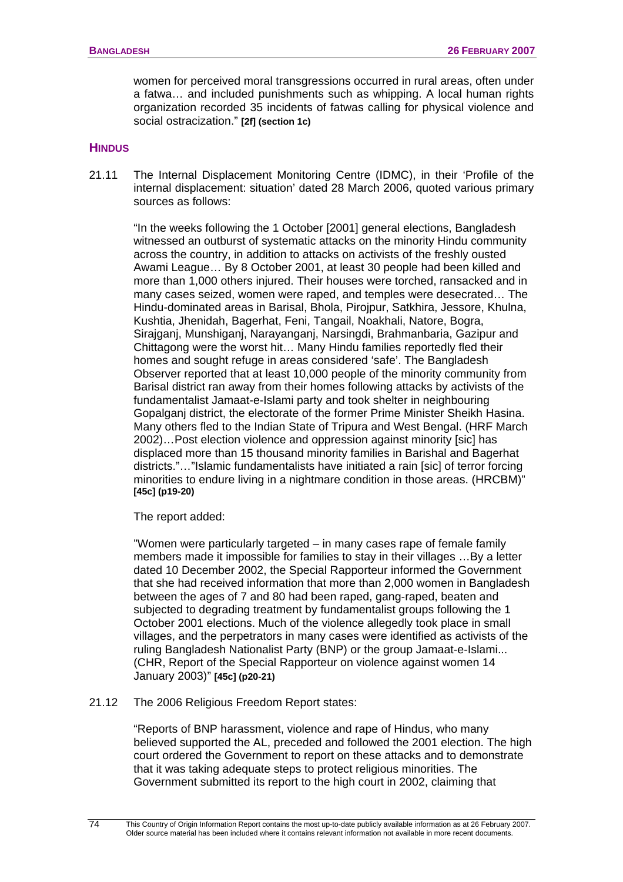women for perceived moral transgressions occurred in rural areas, often under a fatwa… and included punishments such as whipping. A local human rights organization recorded 35 incidents of fatwas calling for physical violence and social ostracization." **[2f] (section 1c)**

## HINDUS

21.11 The Internal Displacement Monitoring Centre (IDMC), in their 'Profile of the internal displacement: situation' dated 28 March 2006, quoted various primary sources as follows:

"In the weeks following the 1 October [2001] general elections, Bangladesh witnessed an outburst of systematic attacks on the minority Hindu community across the country, in addition to attacks on activists of the freshly ousted Awami League… By 8 October 2001, at least 30 people had been killed and more than 1,000 others injured. Their houses were torched, ransacked and in many cases seized, women were raped, and temples were desecrated… The Hindu-dominated areas in Barisal, Bhola, Pirojpur, Satkhira, Jessore, Khulna, Kushtia, Jhenidah, Bagerhat, Feni, Tangail, Noakhali, Natore, Bogra, Sirajganj, Munshiganj, Narayanganj, Narsingdi, Brahmanbaria, Gazipur and Chittagong were the worst hit… Many Hindu families reportedly fled their homes and sought refuge in areas considered 'safe'. The Bangladesh Observer reported that at least 10,000 people of the minority community from Barisal district ran away from their homes following attacks by activists of the fundamentalist Jamaat-e-Islami party and took shelter in neighbouring Gopalganj district, the electorate of the former Prime Minister Sheikh Hasina. Many others fled to the Indian State of Tripura and West Bengal. (HRF March 2002)…Post election violence and oppression against minority [sic] has displaced more than 15 thousand minority families in Barishal and Bagerhat districts."…"Islamic fundamentalists have initiated a rain [sic] of terror forcing minorities to endure living in a nightmare condition in those areas. (HRCBM)" **[45c] (p19-20)**

The report added:

"Women were particularly targeted – in many cases rape of female family members made it impossible for families to stay in their villages …By a letter dated 10 December 2002, the Special Rapporteur informed the Government that she had received information that more than 2,000 women in Bangladesh between the ages of 7 and 80 had been raped, gang-raped, beaten and subjected to degrading treatment by fundamentalist groups following the 1 October 2001 elections. Much of the violence allegedly took place in small villages, and the perpetrators in many cases were identified as activists of the ruling Bangladesh Nationalist Party (BNP) or the group Jamaat-e-Islami... (CHR, Report of the Special Rapporteur on violence against women 14 January 2003)" **[45c] (p20-21)**

21.12 The 2006 Religious Freedom Report states:

"Reports of BNP harassment, violence and rape of Hindus, who many believed supported the AL, preceded and followed the 2001 election. The high court ordered the Government to report on these attacks and to demonstrate that it was taking adequate steps to protect religious minorities. The Government submitted its report to the high court in 2002, claiming that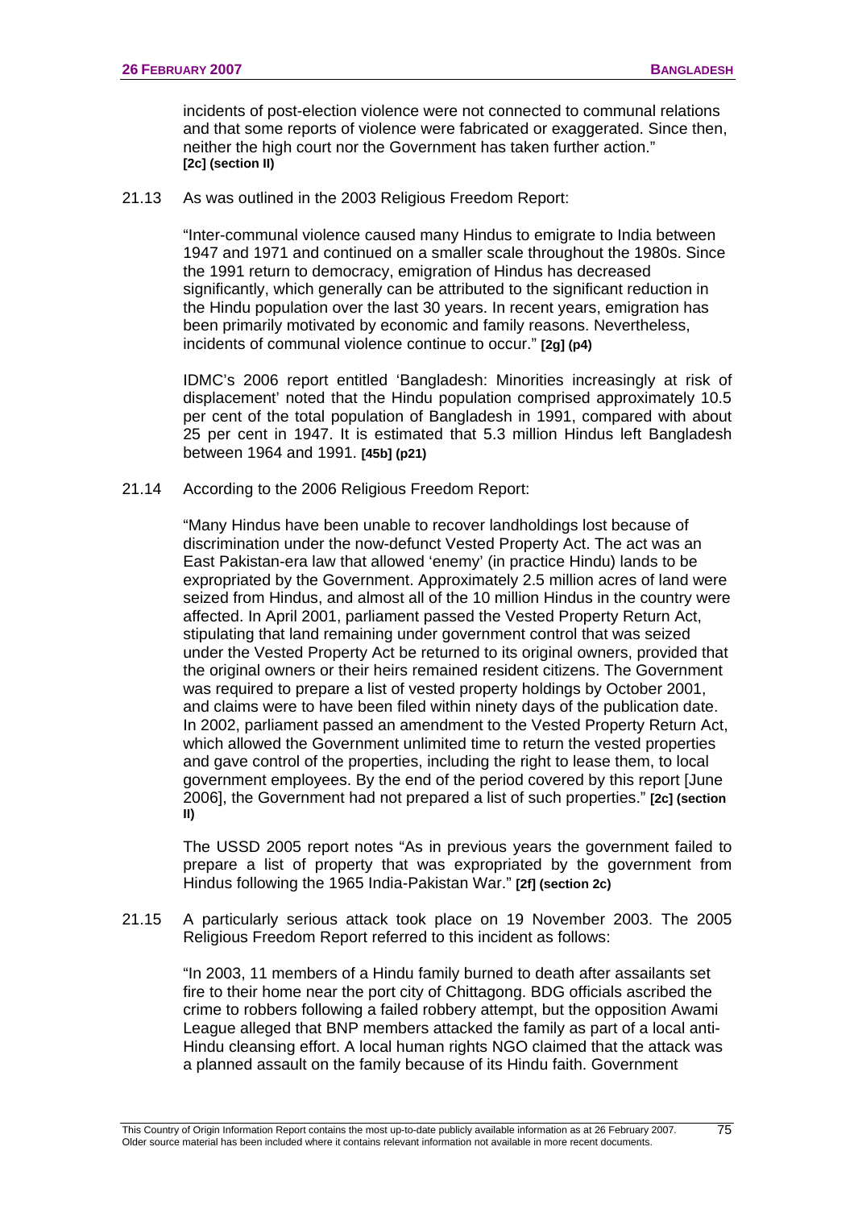incidents of post-election violence were not connected to communal relations and that some reports of violence were fabricated or exaggerated. Since then, neither the high court nor the Government has taken further action." **[2c] (section II)**

21.13 As was outlined in the 2003 Religious Freedom Report:

"Inter-communal violence caused many Hindus to emigrate to India between 1947 and 1971 and continued on a smaller scale throughout the 1980s. Since the 1991 return to democracy, emigration of Hindus has decreased significantly, which generally can be attributed to the significant reduction in the Hindu population over the last 30 years. In recent years, emigration has been primarily motivated by economic and family reasons. Nevertheless, incidents of communal violence continue to occur." **[2g] (p4)**

IDMC's 2006 report entitled 'Bangladesh: Minorities increasingly at risk of displacement' noted that the Hindu population comprised approximately 10.5 per cent of the total population of Bangladesh in 1991, compared with about 25 per cent in 1947. It is estimated that 5.3 million Hindus left Bangladesh between 1964 and 1991. **[45b] (p21)**

21.14 According to the 2006 Religious Freedom Report:

"Many Hindus have been unable to recover landholdings lost because of discrimination under the now-defunct Vested Property Act. The act was an East Pakistan-era law that allowed 'enemy' (in practice Hindu) lands to be expropriated by the Government. Approximately 2.5 million acres of land were seized from Hindus, and almost all of the 10 million Hindus in the country were affected. In April 2001, parliament passed the Vested Property Return Act, stipulating that land remaining under government control that was seized under the Vested Property Act be returned to its original owners, provided that the original owners or their heirs remained resident citizens. The Government was required to prepare a list of vested property holdings by October 2001, and claims were to have been filed within ninety days of the publication date. In 2002, parliament passed an amendment to the Vested Property Return Act, which allowed the Government unlimited time to return the vested properties and gave control of the properties, including the right to lease them, to local government employees. By the end of the period covered by this report [June 2006], the Government had not prepared a list of such properties." **[2c] (section II)**

The USSD 2005 report notes "As in previous years the government failed to prepare a list of property that was expropriated by the government from Hindus following the 1965 India-Pakistan War." **[2f] (section 2c)**

21.15 A particularly serious attack took place on 19 November 2003. The 2005 Religious Freedom Report referred to this incident as follows:

"In 2003, 11 members of a Hindu family burned to death after assailants set fire to their home near the port city of Chittagong. BDG officials ascribed the crime to robbers following a failed robbery attempt, but the opposition Awami League alleged that BNP members attacked the family as part of a local anti-Hindu cleansing effort. A local human rights NGO claimed that the attack was a planned assault on the family because of its Hindu faith. Government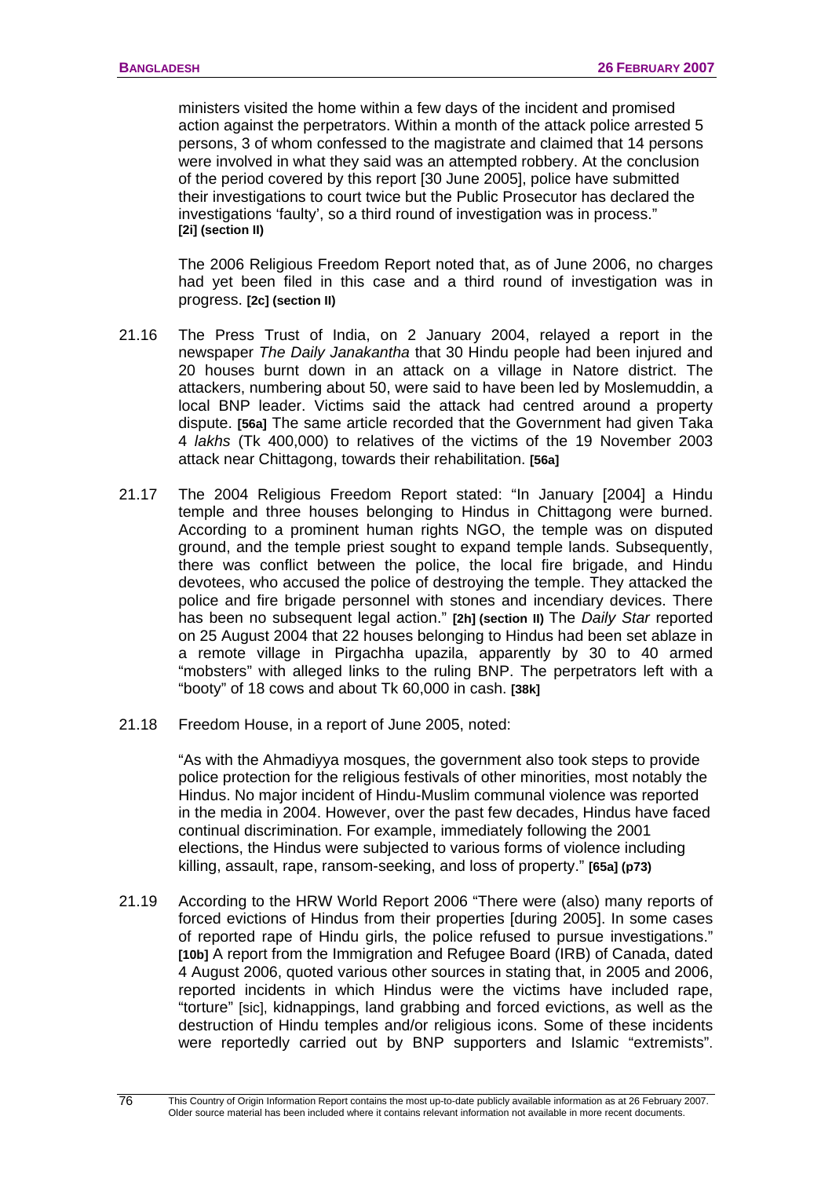ministers visited the home within a few days of the incident and promised action against the perpetrators. Within a month of the attack police arrested 5 persons, 3 of whom confessed to the magistrate and claimed that 14 persons were involved in what they said was an attempted robbery. At the conclusion of the period covered by this report [30 June 2005], police have submitted their investigations to court twice but the Public Prosecutor has declared the investigations 'faulty', so a third round of investigation was in process." **[2i] (section II)**

The 2006 Religious Freedom Report noted that, as of June 2006, no charges had yet been filed in this case and a third round of investigation was in progress. **[2c] (section II)**

21.16 The Press Trust of India, on 2 January 2004, relayed a report in the newspaper *The Daily Janakantha* that 30 Hindu people had been injured and 20 houses burnt down in an attack on a village in Natore district. The attackers, numbering about 50, were said to have been led by Moslemuddin, a local BNP leader. Victims said the attack had centred around a property dispute. **[56a]** The same article recorded that the Government had given Taka 4 *lakhs* (Tk 400,000) to relatives of the victims of the 19 November 2003 attack near Chittagong, towards their rehabilitation. **[56a]**

21.17 The 2004 Religious Freedom Report stated: "In January [2004] a Hindu temple and three houses belonging to Hindus in Chittagong were burned. According to a prominent human rights NGO, the temple was on disputed ground, and the temple priest sought to expand temple lands. Subsequently, there was conflict between the police, the local fire brigade, and Hindu devotees, who accused the police of destroying the temple. They attacked the police and fire brigade personnel with stones and incendiary devices. There has been no subsequent legal action." **[2h] (section II)** The *Daily Star* reported on 25 August 2004 that 22 houses belonging to Hindus had been set ablaze in a remote village in Pirgachha upazila, apparently by 30 to 40 armed "mobsters" with alleged links to the ruling BNP. The perpetrators left with a "booty" of 18 cows and about Tk 60,000 in cash. **[38k]**

21.18 Freedom House, in a report of June 2005, noted:

"As with the Ahmadiyya mosques, the government also took steps to provide police protection for the religious festivals of other minorities, most notably the Hindus. No major incident of Hindu-Muslim communal violence was reported in the media in 2004. However, over the past few decades, Hindus have faced continual discrimination. For example, immediately following the 2001 elections, the Hindus were subjected to various forms of violence including killing, assault, rape, ransom-seeking, and loss of property." **[65a] (p73)**

21.19 According to the HRW World Report 2006 "There were (also) many reports of forced evictions of Hindus from their properties [during 2005]. In some cases of reported rape of Hindu girls, the police refused to pursue investigations." **[10b]** A report from the Immigration and Refugee Board (IRB) of Canada, dated 4 August 2006, quoted various other sources in stating that, in 2005 and 2006, reported incidents in which Hindus were the victims have included rape, "torture" [sic], kidnappings, land grabbing and forced evictions, as well as the destruction of Hindu temples and/or religious icons. Some of these incidents were reportedly carried out by BNP supporters and Islamic "extremists".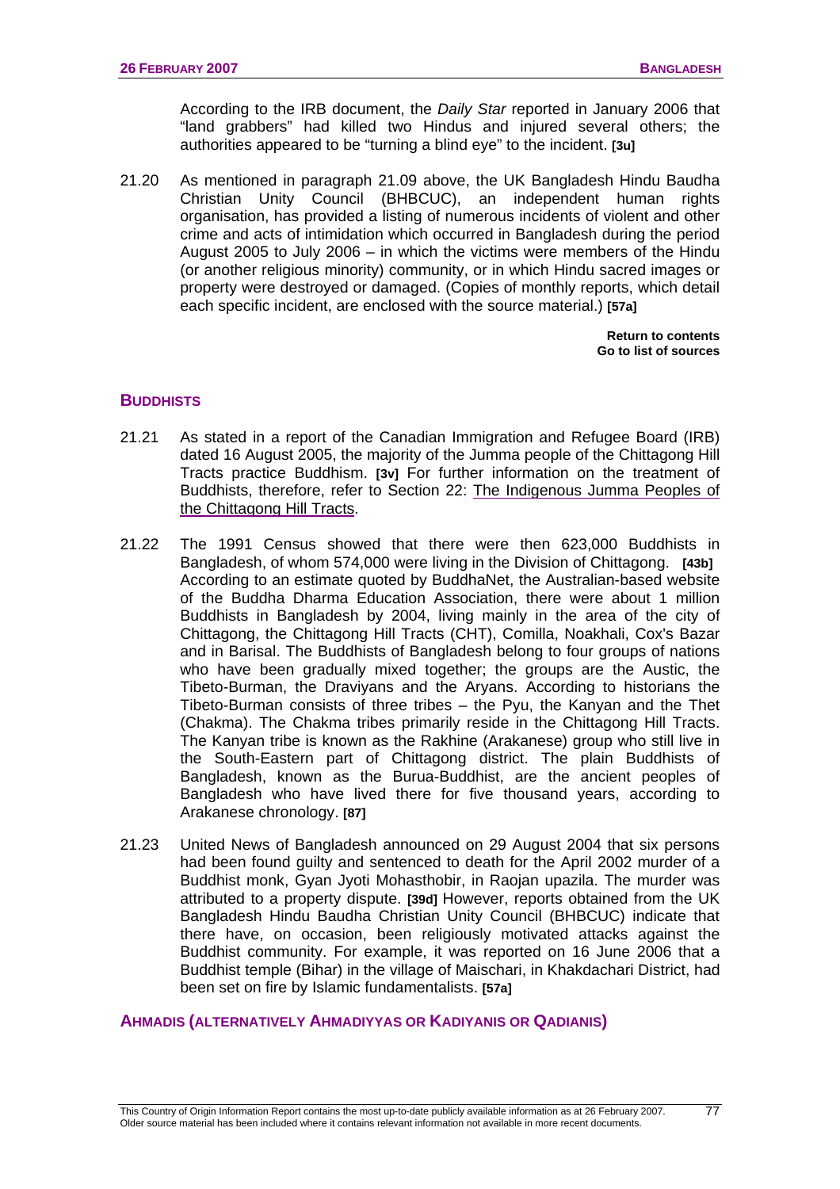According to the IRB document, the *Daily Star* reported in January 2006 that "land grabbers" had killed two Hindus and injured several others; the authorities appeared to be "turning a blind eye" to the incident. **[3u]**

21.20 As mentioned in paragraph 21.09 above, the UK Bangladesh Hindu Baudha Christian Unity Council (BHBCUC), an independent human rights organisation, has provided a listing of numerous incidents of violent and other crime and acts of intimidation which occurred in Bangladesh during the period August 2005 to July 2006 – in which the victims were members of the Hindu (or another religious minority) community, or in which Hindu sacred images or property were destroyed or damaged. (Copies of monthly reports, which detail each specific incident, are enclosed with the source material.) **[57a]**

**Return to contents**
**Go to list of sources**

## BUDDHISTS

21.21 As stated in a report of the Canadian Immigration and Refugee Board (IRB) dated 16 August 2005, the majority of the Jumma people of the Chittagong Hill Tracts practice Buddhism. **[3v]** For further information on the treatment of Buddhists, therefore, refer to Section 22: The Indigenous Jumma Peoples of the Chittagong Hill Tracts.

21.22 The 1991 Census showed that there were then 623,000 Buddhists in Bangladesh, of whom 574,000 were living in the Division of Chittagong. **[43b]** According to an estimate quoted by BuddhaNet, the Australian-based website of the Buddha Dharma Education Association, there were about 1 million Buddhists in Bangladesh by 2004, living mainly in the area of the city of Chittagong, the Chittagong Hill Tracts (CHT), Comilla, Noakhali, Cox's Bazar and in Barisal. The Buddhists of Bangladesh belong to four groups of nations who have been gradually mixed together; the groups are the Austic, the Tibeto-Burman, the Draviyans and the Aryans. According to historians the Tibeto-Burman consists of three tribes – the Pyu, the Kanyan and the Thet (Chakma). The Chakma tribes primarily reside in the Chittagong Hill Tracts. The Kanyan tribe is known as the Rakhine (Arakanese) group who still live in the South-Eastern part of Chittagong district. The plain Buddhists of Bangladesh, known as the Burua-Buddhist, are the ancient peoples of Bangladesh who have lived there for five thousand years, according to Arakanese chronology. **[87]**

21.23 United News of Bangladesh announced on 29 August 2004 that six persons had been found guilty and sentenced to death for the April 2002 murder of a Buddhist monk, Gyan Jyoti Mohasthobir, in Raojan upazila. The murder was attributed to a property dispute. **[39d]** However, reports obtained from the UK Bangladesh Hindu Baudha Christian Unity Council (BHBCUC) indicate that there have, on occasion, been religiously motivated attacks against the Buddhist community. For example, it was reported on 16 June 2006 that a Buddhist temple (Bihar) in the village of Maischari, in Khakdachari District, had been set on fire by Islamic fundamentalists. **[57a]**

## AHMADIS (ALTERNATIVELY AHMADIYYAS OR KADIYANIS OR QADIANIS)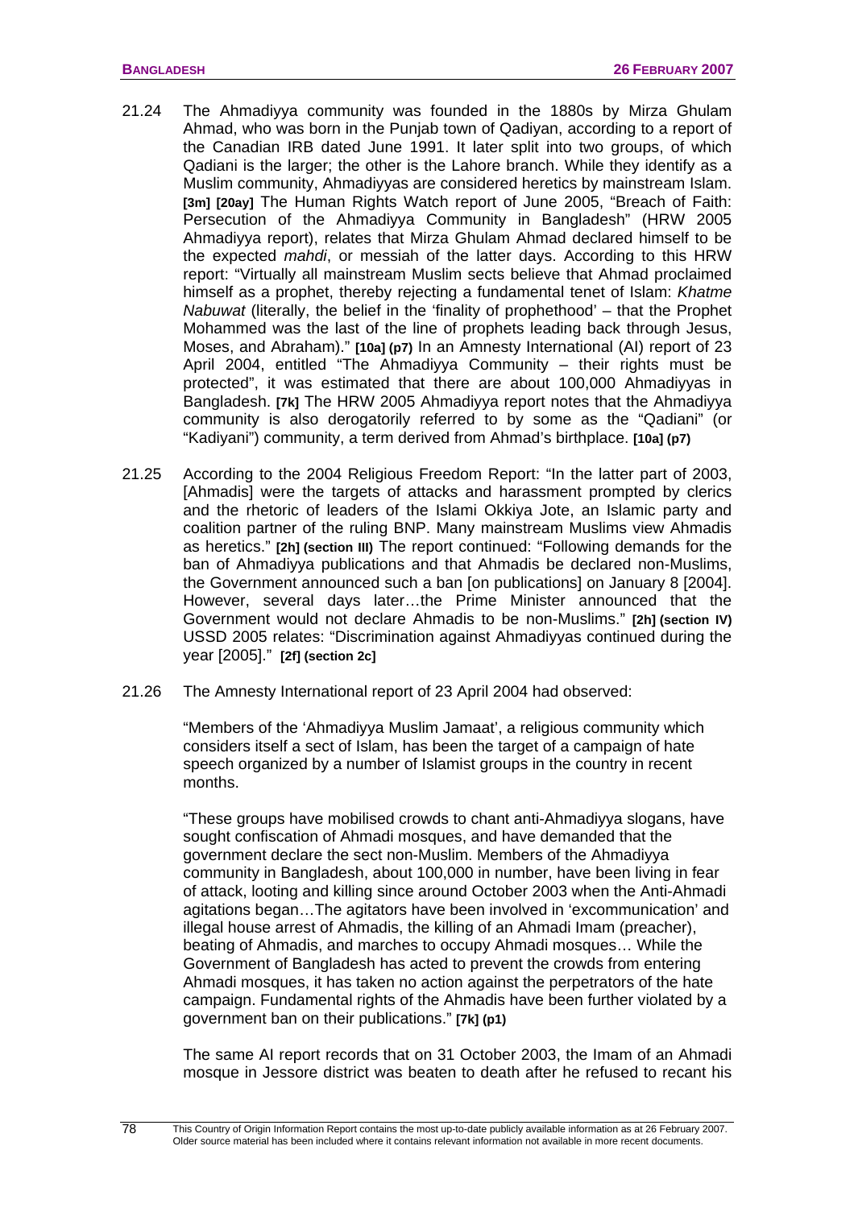21.24 The Ahmadiyya community was founded in the 1880s by Mirza Ghulam Ahmad, who was born in the Punjab town of Qadiyan, according to a report of the Canadian IRB dated June 1991. It later split into two groups, of which Qadiani is the larger; the other is the Lahore branch. While they identify as a Muslim community, Ahmadiyyas are considered heretics by mainstream Islam. **[3m] [20ay]** The Human Rights Watch report of June 2005, "Breach of Faith: Persecution of the Ahmadiyya Community in Bangladesh" (HRW 2005 Ahmadiyya report), relates that Mirza Ghulam Ahmad declared himself to be the expected *mahdi*, or messiah of the latter days. According to this HRW report: "Virtually all mainstream Muslim sects believe that Ahmad proclaimed himself as a prophet, thereby rejecting a fundamental tenet of Islam: *Khatme Nabuwat* (literally, the belief in the 'finality of prophethood' – that the Prophet Mohammed was the last of the line of prophets leading back through Jesus, Moses, and Abraham)." **[10a] (p7)** In an Amnesty International (AI) report of 23 April 2004, entitled "The Ahmadiyya Community – their rights must be protected", it was estimated that there are about 100,000 Ahmadiyyas in Bangladesh. **[7k]** The HRW 2005 Ahmadiyya report notes that the Ahmadiyya community is also derogatorily referred to by some as the "Qadiani" (or "Kadiyani") community, a term derived from Ahmad's birthplace. **[10a] (p7)**

21.25 According to the 2004 Religious Freedom Report: "In the latter part of 2003, [Ahmadis] were the targets of attacks and harassment prompted by clerics and the rhetoric of leaders of the Islami Okkiya Jote, an Islamic party and coalition partner of the ruling BNP. Many mainstream Muslims view Ahmadis as heretics." **[2h] (section III)** The report continued: "Following demands for the ban of Ahmadiyya publications and that Ahmadis be declared non-Muslims, the Government announced such a ban [on publications] on January 8 [2004]. However, several days later…the Prime Minister announced that the Government would not declare Ahmadis to be non-Muslims." **[2h] (section IV)** USSD 2005 relates: "Discrimination against Ahmadiyyas continued during the year [2005]." **[2f] (section 2c]**

21.26 The Amnesty International report of 23 April 2004 had observed:

"Members of the 'Ahmadiyya Muslim Jamaat', a religious community which considers itself a sect of Islam, has been the target of a campaign of hate speech organized by a number of Islamist groups in the country in recent months.

"These groups have mobilised crowds to chant anti-Ahmadiyya slogans, have sought confiscation of Ahmadi mosques, and have demanded that the government declare the sect non-Muslim. Members of the Ahmadiyya community in Bangladesh, about 100,000 in number, have been living in fear of attack, looting and killing since around October 2003 when the Anti-Ahmadi agitations began…The agitators have been involved in 'excommunication' and illegal house arrest of Ahmadis, the killing of an Ahmadi Imam (preacher), beating of Ahmadis, and marches to occupy Ahmadi mosques… While the Government of Bangladesh has acted to prevent the crowds from entering Ahmadi mosques, it has taken no action against the perpetrators of the hate campaign. Fundamental rights of the Ahmadis have been further violated by a government ban on their publications." **[7k] (p1)**

The same AI report records that on 31 October 2003, the Imam of an Ahmadi mosque in Jessore district was beaten to death after he refused to recant his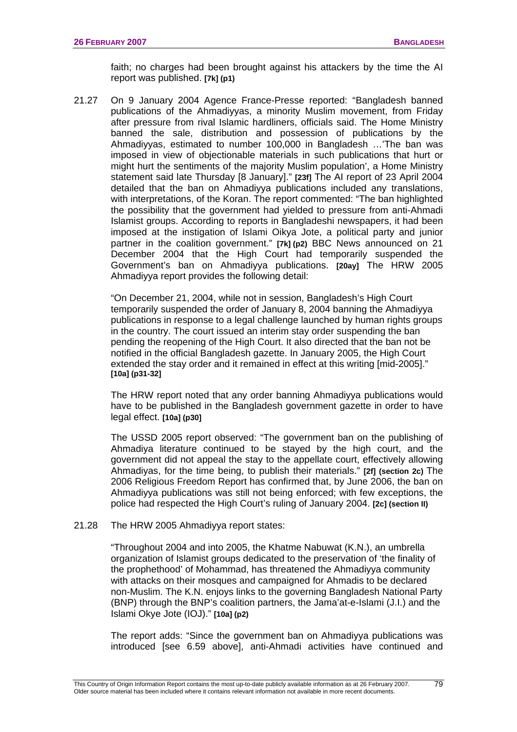faith; no charges had been brought against his attackers by the time the AI report was published. **[7k] (p1)**

21.27 On 9 January 2004 Agence France-Presse reported: "Bangladesh banned publications of the Ahmadiyyas, a minority Muslim movement, from Friday after pressure from rival Islamic hardliners, officials said. The Home Ministry banned the sale, distribution and possession of publications by the Ahmadiyyas, estimated to number 100,000 in Bangladesh …'The ban was imposed in view of objectionable materials in such publications that hurt or might hurt the sentiments of the majority Muslim population', a Home Ministry statement said late Thursday [8 January]." **[23f]** The AI report of 23 April 2004 detailed that the ban on Ahmadiyya publications included any translations, with interpretations, of the Koran. The report commented: "The ban highlighted the possibility that the government had yielded to pressure from anti-Ahmadi Islamist groups. According to reports in Bangladeshi newspapers, it had been imposed at the instigation of Islami Oikya Jote, a political party and junior partner in the coalition government." **[7k] (p2)** BBC News announced on 21 December 2004 that the High Court had temporarily suspended the Government's ban on Ahmadiyya publications. **[20ay]** The HRW 2005 Ahmadiyya report provides the following detail:

"On December 21, 2004, while not in session, Bangladesh's High Court temporarily suspended the order of January 8, 2004 banning the Ahmadiyya publications in response to a legal challenge launched by human rights groups in the country. The court issued an interim stay order suspending the ban pending the reopening of the High Court. It also directed that the ban not be notified in the official Bangladesh gazette. In January 2005, the High Court extended the stay order and it remained in effect at this writing [mid-2005]." **[10a] (p31-32)**

The HRW report noted that any order banning Ahmadiyya publications would have to be published in the Bangladesh government gazette in order to have legal effect. **[10a] (p30)**

The USSD 2005 report observed: "The government ban on the publishing of Ahmadiya literature continued to be stayed by the high court, and the government did not appeal the stay to the appellate court, effectively allowing Ahmadiyas, for the time being, to publish their materials." **[2f] (section 2c)** The 2006 Religious Freedom Report has confirmed that, by June 2006, the ban on Ahmadiyya publications was still not being enforced; with few exceptions, the police had respected the High Court's ruling of January 2004. **[2c] (section II)**

21.28 The HRW 2005 Ahmadiyya report states:

"Throughout 2004 and into 2005, the Khatme Nabuwat (K.N.), an umbrella organization of Islamist groups dedicated to the preservation of 'the finality of the prophethood' of Mohammad, has threatened the Ahmadiyya community with attacks on their mosques and campaigned for Ahmadis to be declared non-Muslim. The K.N. enjoys links to the governing Bangladesh National Party (BNP) through the BNP's coalition partners, the Jama'at-e-Islami (J.I.) and the Islami Okye Jote (IOJ)." **[10a] (p2)**

The report adds: "Since the government ban on Ahmadiyya publications was introduced [see 6.59 above], anti-Ahmadi activities have continued and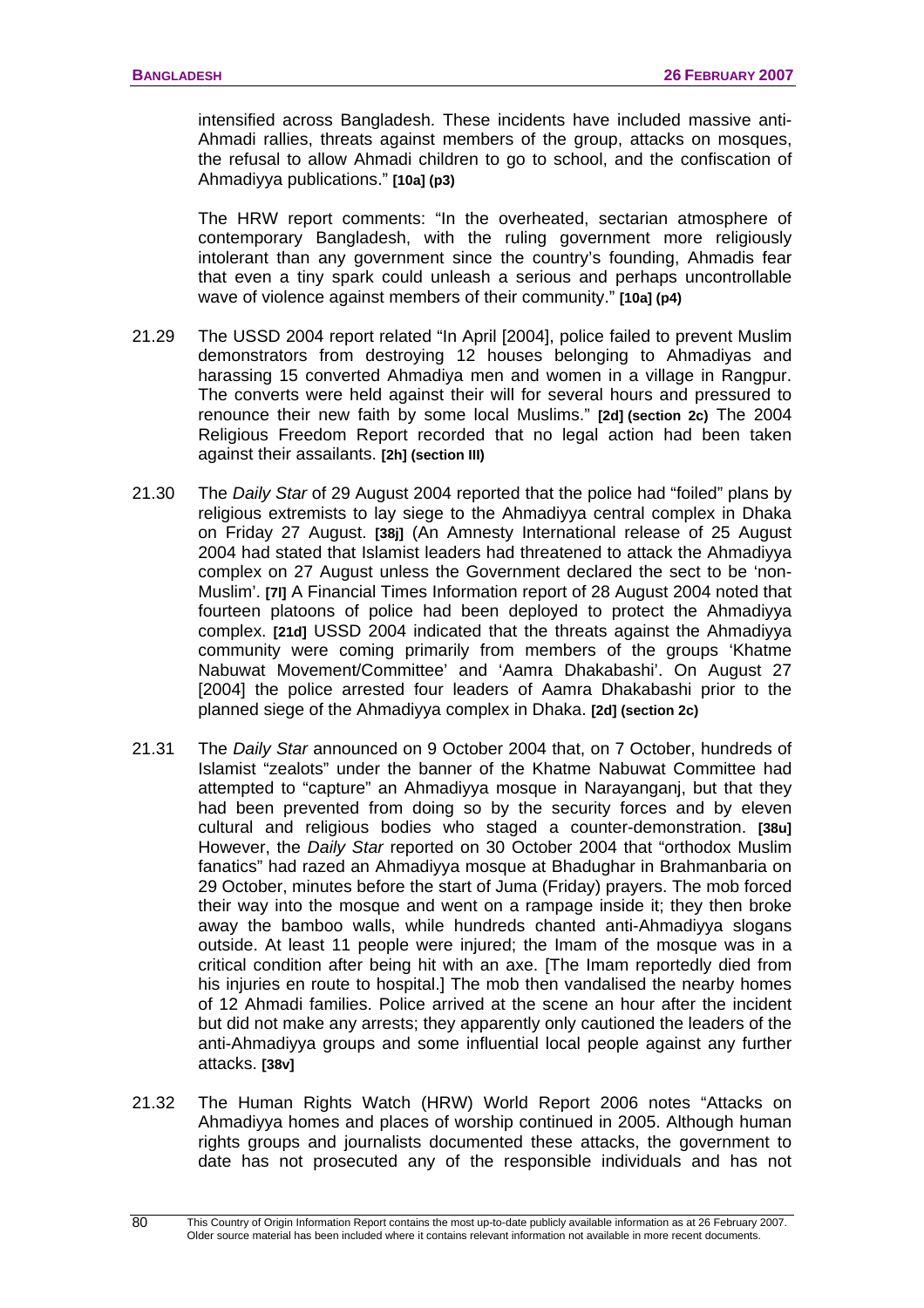intensified across Bangladesh. These incidents have included massive anti-Ahmadi rallies, threats against members of the group, attacks on mosques, the refusal to allow Ahmadi children to go to school, and the confiscation of Ahmadiyya publications." **[10a] (p3)**

The HRW report comments: "In the overheated, sectarian atmosphere of contemporary Bangladesh, with the ruling government more religiously intolerant than any government since the country's founding, Ahmadis fear that even a tiny spark could unleash a serious and perhaps uncontrollable wave of violence against members of their community." **[10a] (p4)**

21.29 The USSD 2004 report related "In April [2004], police failed to prevent Muslim demonstrators from destroying 12 houses belonging to Ahmadiyas and harassing 15 converted Ahmadiya men and women in a village in Rangpur. The converts were held against their will for several hours and pressured to renounce their new faith by some local Muslims." **[2d] (section 2c)** The 2004 Religious Freedom Report recorded that no legal action had been taken against their assailants. **[2h] (section III)**

21.30 The *Daily Star* of 29 August 2004 reported that the police had "foiled" plans by religious extremists to lay siege to the Ahmadiyya central complex in Dhaka on Friday 27 August. **[38j]** (An Amnesty International release of 25 August 2004 had stated that Islamist leaders had threatened to attack the Ahmadiyya complex on 27 August unless the Government declared the sect to be 'non-Muslim'. **[7l]** A Financial Times Information report of 28 August 2004 noted that fourteen platoons of police had been deployed to protect the Ahmadiyya complex. **[21d]** USSD 2004 indicated that the threats against the Ahmadiyya community were coming primarily from members of the groups 'Khatme Nabuwat Movement/Committee' and 'Aamra Dhakabashi'. On August 27 [2004] the police arrested four leaders of Aamra Dhakabashi prior to the planned siege of the Ahmadiyya complex in Dhaka. **[2d] (section 2c)**

21.31 The *Daily Star* announced on 9 October 2004 that, on 7 October, hundreds of Islamist "zealots" under the banner of the Khatme Nabuwat Committee had attempted to "capture" an Ahmadiyya mosque in Narayanganj, but that they had been prevented from doing so by the security forces and by eleven cultural and religious bodies who staged a counter-demonstration. **[38u]** However, the *Daily Star* reported on 30 October 2004 that "orthodox Muslim fanatics" had razed an Ahmadiyya mosque at Bhadughar in Brahmanbaria on 29 October, minutes before the start of Juma (Friday) prayers. The mob forced their way into the mosque and went on a rampage inside it; they then broke away the bamboo walls, while hundreds chanted anti-Ahmadiyya slogans outside. At least 11 people were injured; the Imam of the mosque was in a critical condition after being hit with an axe. [The Imam reportedly died from his injuries en route to hospital.] The mob then vandalised the nearby homes of 12 Ahmadi families. Police arrived at the scene an hour after the incident but did not make any arrests; they apparently only cautioned the leaders of the anti-Ahmadiyya groups and some influential local people against any further attacks. **[38v]**

21.32 The Human Rights Watch (HRW) World Report 2006 notes "Attacks on Ahmadiyya homes and places of worship continued in 2005. Although human rights groups and journalists documented these attacks, the government to date has not prosecuted any of the responsible individuals and has not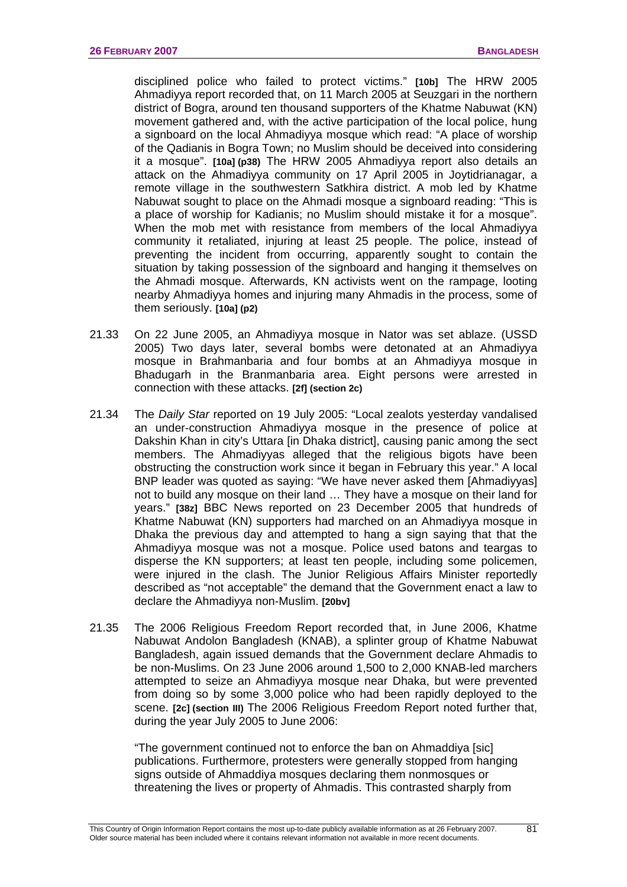disciplined police who failed to protect victims." **[10b]** The HRW 2005 Ahmadiyya report recorded that, on 11 March 2005 at Seuzgari in the northern district of Bogra, around ten thousand supporters of the Khatme Nabuwat (KN) movement gathered and, with the active participation of the local police, hung a signboard on the local Ahmadiyya mosque which read: "A place of worship of the Qadianis in Bogra Town; no Muslim should be deceived into considering it a mosque". **[10a] (p38)** The HRW 2005 Ahmadiyya report also details an attack on the Ahmadiyya community on 17 April 2005 in Joytidrianagar, a remote village in the southwestern Satkhira district. A mob led by Khatme Nabuwat sought to place on the Ahmadi mosque a signboard reading: "This is a place of worship for Kadianis; no Muslim should mistake it for a mosque". When the mob met with resistance from members of the local Ahmadiyya community it retaliated, injuring at least 25 people. The police, instead of preventing the incident from occurring, apparently sought to contain the situation by taking possession of the signboard and hanging it themselves on the Ahmadi mosque. Afterwards, KN activists went on the rampage, looting nearby Ahmadiyya homes and injuring many Ahmadis in the process, some of them seriously. **[10a] (p2)**

21.33 On 22 June 2005, an Ahmadiyya mosque in Nator was set ablaze. (USSD 2005) Two days later, several bombs were detonated at an Ahmadiyya mosque in Brahmanbaria and four bombs at an Ahmadiyya mosque in Bhadugarh in the Branmanbaria area. Eight persons were arrested in connection with these attacks. **[2f] (section 2c)**

21.34 The *Daily Star* reported on 19 July 2005: "Local zealots yesterday vandalised an under-construction Ahmadiyya mosque in the presence of police at Dakshin Khan in city's Uttara [in Dhaka district], causing panic among the sect members. The Ahmadiyyas alleged that the religious bigots have been obstructing the construction work since it began in February this year." A local BNP leader was quoted as saying: "We have never asked them [Ahmadiyyas] not to build any mosque on their land … They have a mosque on their land for years." **[38z]** BBC News reported on 23 December 2005 that hundreds of Khatme Nabuwat (KN) supporters had marched on an Ahmadiyya mosque in Dhaka the previous day and attempted to hang a sign saying that the Ahmadiyya mosque was not a mosque. Police used batons and teargas to disperse the KN supporters; at least ten people, including some policemen, were injured in the clash. The Junior Religious Affairs Minister reportedly described as "not acceptable" the demand that the Government enact a law to declare the Ahmadiyya non-Muslim. **[20bv]**

21.35 The 2006 Religious Freedom Report recorded that, in June 2006, Khatme Nabuwat Andolon Bangladesh (KNAB), a splinter group of Khatme Nabuwat Bangladesh, again issued demands that the Government declare Ahmadis to be non-Muslims. On 23 June 2006 around 1,500 to 2,000 KNAB-led marchers attempted to seize an Ahmadiyya mosque near Dhaka, but were prevented from doing so by some 3,000 police who had been rapidly deployed to the scene. **[2c] (section III)** The 2006 Religious Freedom Report noted further that, during the year July 2005 to June 2006:

> "The government continued not to enforce the ban on Ahmaddiya [sic] publications. Furthermore, protesters were generally stopped from hanging signs outside of Ahmaddiya mosques declaring them nonmosques or threatening the lives or property of Ahmadis. This contrasted sharply from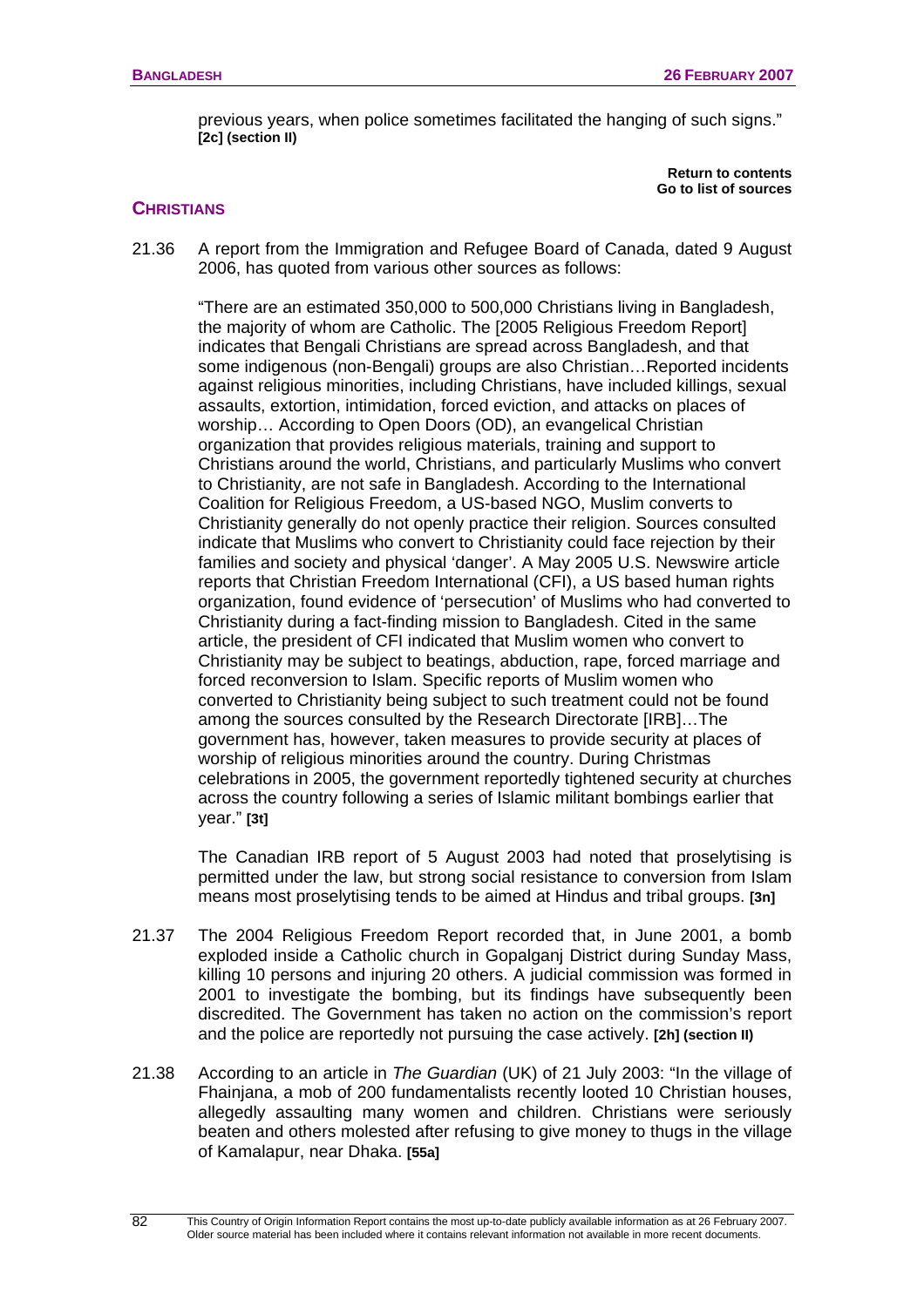previous years, when police sometimes facilitated the hanging of such signs." **[2c] (section II)**

**Return to contents**
**Go to list of sources**

## CHRISTIANS

21.36 A report from the Immigration and Refugee Board of Canada, dated 9 August 2006, has quoted from various other sources as follows:

"There are an estimated 350,000 to 500,000 Christians living in Bangladesh, the majority of whom are Catholic. The [2005 Religious Freedom Report] indicates that Bengali Christians are spread across Bangladesh, and that some indigenous (non-Bengali) groups are also Christian…Reported incidents against religious minorities, including Christians, have included killings, sexual assaults, extortion, intimidation, forced eviction, and attacks on places of worship… According to Open Doors (OD), an evangelical Christian organization that provides religious materials, training and support to Christians around the world, Christians, and particularly Muslims who convert to Christianity, are not safe in Bangladesh. According to the International Coalition for Religious Freedom, a US-based NGO, Muslim converts to Christianity generally do not openly practice their religion. Sources consulted indicate that Muslims who convert to Christianity could face rejection by their families and society and physical 'danger'. A May 2005 U.S. Newswire article reports that Christian Freedom International (CFI), a US based human rights organization, found evidence of 'persecution' of Muslims who had converted to Christianity during a fact-finding mission to Bangladesh. Cited in the same article, the president of CFI indicated that Muslim women who convert to Christianity may be subject to beatings, abduction, rape, forced marriage and forced reconversion to Islam. Specific reports of Muslim women who converted to Christianity being subject to such treatment could not be found among the sources consulted by the Research Directorate [IRB]…The government has, however, taken measures to provide security at places of worship of religious minorities around the country. During Christmas celebrations in 2005, the government reportedly tightened security at churches across the country following a series of Islamic militant bombings earlier that year." **[3t]**

The Canadian IRB report of 5 August 2003 had noted that proselytising is permitted under the law, but strong social resistance to conversion from Islam means most proselytising tends to be aimed at Hindus and tribal groups. **[3n]**

21.37 The 2004 Religious Freedom Report recorded that, in June 2001, a bomb exploded inside a Catholic church in Gopalganj District during Sunday Mass, killing 10 persons and injuring 20 others. A judicial commission was formed in 2001 to investigate the bombing, but its findings have subsequently been discredited. The Government has taken no action on the commission's report and the police are reportedly not pursuing the case actively. **[2h] (section II)**

21.38 According to an article in *The Guardian* (UK) of 21 July 2003: "In the village of Fhainjana, a mob of 200 fundamentalists recently looted 10 Christian houses, allegedly assaulting many women and children. Christians were seriously beaten and others molested after refusing to give money to thugs in the village of Kamalapur, near Dhaka. **[55a]**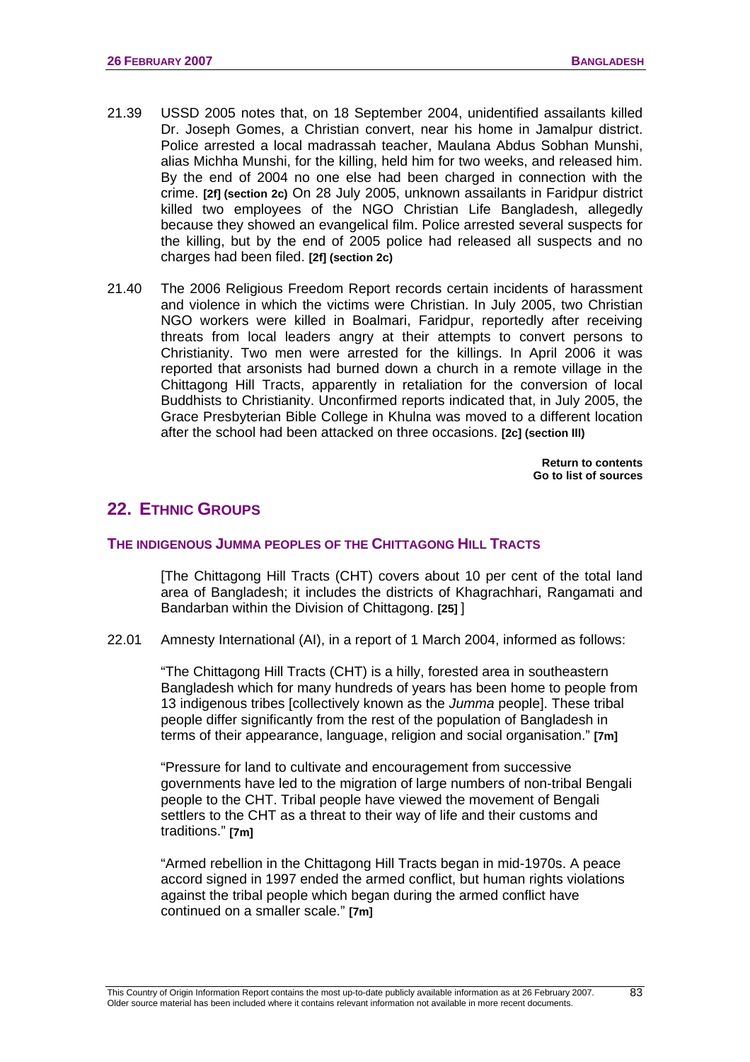21.39 USSD 2005 notes that, on 18 September 2004, unidentified assailants killed Dr. Joseph Gomes, a Christian convert, near his home in Jamalpur district. Police arrested a local madrassah teacher, Maulana Abdus Sobhan Munshi, alias Michha Munshi, for the killing, held him for two weeks, and released him. By the end of 2004 no one else had been charged in connection with the crime. **[2f] (section 2c)** On 28 July 2005, unknown assailants in Faridpur district killed two employees of the NGO Christian Life Bangladesh, allegedly because they showed an evangelical film. Police arrested several suspects for the killing, but by the end of 2005 police had released all suspects and no charges had been filed. **[2f] (section 2c)**

21.40 The 2006 Religious Freedom Report records certain incidents of harassment and violence in which the victims were Christian. In July 2005, two Christian NGO workers were killed in Boalmari, Faridpur, reportedly after receiving threats from local leaders angry at their attempts to convert persons to Christianity. Two men were arrested for the killings. In April 2006 it was reported that arsonists had burned down a church in a remote village in the Chittagong Hill Tracts, apparently in retaliation for the conversion of local Buddhists to Christianity. Unconfirmed reports indicated that, in July 2005, the Grace Presbyterian Bible College in Khulna was moved to a different location after the school had been attacked on three occasions. **[2c] (section III)**

**Return to contents**
**Go to list of sources**

## 22. ETHNIC GROUPS

### THE INDIGENOUS JUMMA PEOPLES OF THE CHITTAGONG HILL TRACTS

[The Chittagong Hill Tracts (CHT) covers about 10 per cent of the total land area of Bangladesh; it includes the districts of Khagrachhari, Rangamati and Bandarban within the Division of Chittagong. **[25]** ]

22.01 Amnesty International (AI), in a report of 1 March 2004, informed as follows:

"The Chittagong Hill Tracts (CHT) is a hilly, forested area in southeastern Bangladesh which for many hundreds of years has been home to people from 13 indigenous tribes [collectively known as the *Jumma* people]. These tribal people differ significantly from the rest of the population of Bangladesh in terms of their appearance, language, religion and social organisation." **[7m]**

"Pressure for land to cultivate and encouragement from successive governments have led to the migration of large numbers of non-tribal Bengali people to the CHT. Tribal people have viewed the movement of Bengali settlers to the CHT as a threat to their way of life and their customs and traditions." **[7m]**

"Armed rebellion in the Chittagong Hill Tracts began in mid-1970s. A peace accord signed in 1997 ended the armed conflict, but human rights violations against the tribal people which began during the armed conflict have continued on a smaller scale." **[7m]**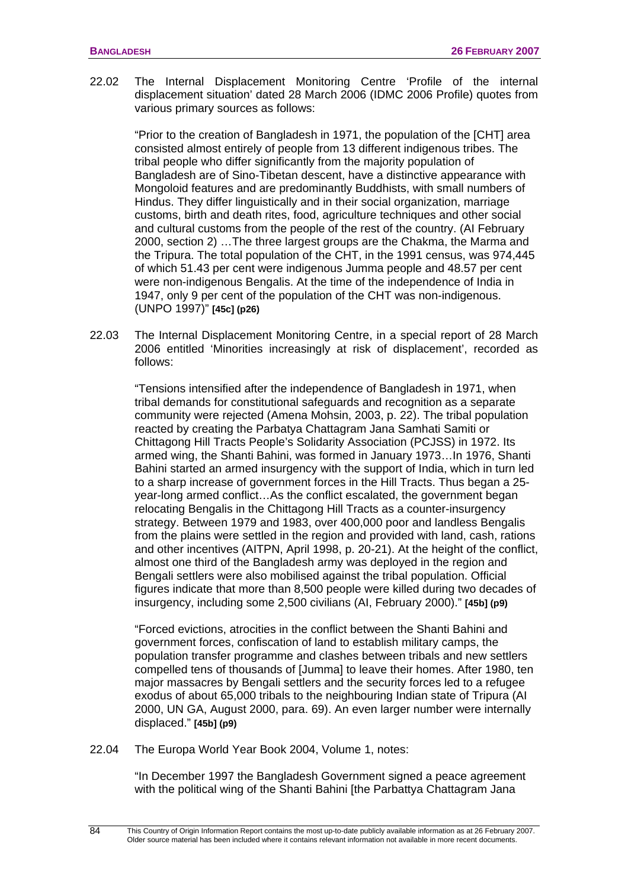22.02 The Internal Displacement Monitoring Centre 'Profile of the internal displacement situation' dated 28 March 2006 (IDMC 2006 Profile) quotes from various primary sources as follows:

> "Prior to the creation of Bangladesh in 1971, the population of the [CHT] area consisted almost entirely of people from 13 different indigenous tribes. The tribal people who differ significantly from the majority population of Bangladesh are of Sino-Tibetan descent, have a distinctive appearance with Mongoloid features and are predominantly Buddhists, with small numbers of Hindus. They differ linguistically and in their social organization, marriage customs, birth and death rites, food, agriculture techniques and other social and cultural customs from the people of the rest of the country. (AI February 2000, section 2) …The three largest groups are the Chakma, the Marma and the Tripura. The total population of the CHT, in the 1991 census, was 974,445 of which 51.43 per cent were indigenous Jumma people and 48.57 per cent were non-indigenous Bengalis. At the time of the independence of India in 1947, only 9 per cent of the population of the CHT was non-indigenous. (UNPO 1997)" **[45c] (p26)**

22.03 The Internal Displacement Monitoring Centre, in a special report of 28 March 2006 entitled 'Minorities increasingly at risk of displacement', recorded as follows:

> "Tensions intensified after the independence of Bangladesh in 1971, when tribal demands for constitutional safeguards and recognition as a separate community were rejected (Amena Mohsin, 2003, p. 22). The tribal population reacted by creating the Parbatya Chattagram Jana Samhati Samiti or Chittagong Hill Tracts People's Solidarity Association (PCJSS) in 1972. Its armed wing, the Shanti Bahini, was formed in January 1973…In 1976, Shanti Bahini started an armed insurgency with the support of India, which in turn led to a sharp increase of government forces in the Hill Tracts. Thus began a 25-year-long armed conflict…As the conflict escalated, the government began relocating Bengalis in the Chittagong Hill Tracts as a counter-insurgency strategy. Between 1979 and 1983, over 400,000 poor and landless Bengalis from the plains were settled in the region and provided with land, cash, rations and other incentives (AITPN, April 1998, p. 20-21). At the height of the conflict, almost one third of the Bangladesh army was deployed in the region and Bengali settlers were also mobilised against the tribal population. Official figures indicate that more than 8,500 people were killed during two decades of insurgency, including some 2,500 civilians (AI, February 2000)." **[45b] (p9)**
>
> "Forced evictions, atrocities in the conflict between the Shanti Bahini and government forces, confiscation of land to establish military camps, the population transfer programme and clashes between tribals and new settlers compelled tens of thousands of [Jumma] to leave their homes. After 1980, ten major massacres by Bengali settlers and the security forces led to a refugee exodus of about 65,000 tribals to the neighbouring Indian state of Tripura (AI 2000, UN GA, August 2000, para. 69). An even larger number were internally displaced." **[45b] (p9)**

22.04 The Europa World Year Book 2004, Volume 1, notes:

> "In December 1997 the Bangladesh Government signed a peace agreement with the political wing of the Shanti Bahini [the Parbattya Chattagram Jana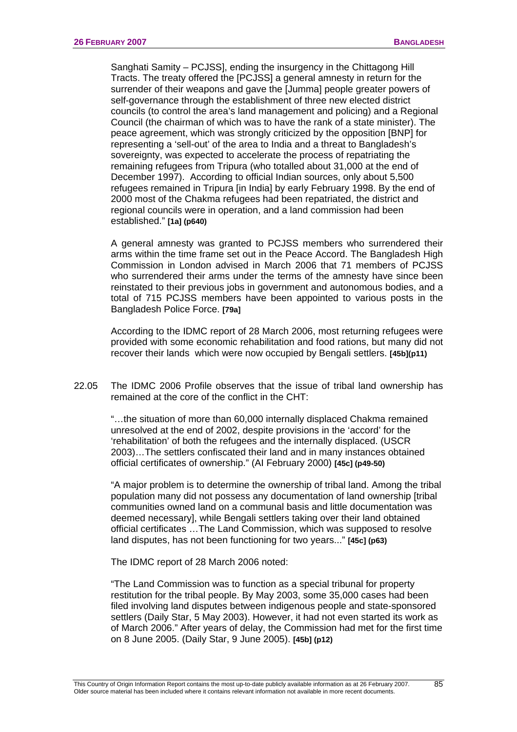Sanghati Samity – PCJSS], ending the insurgency in the Chittagong Hill Tracts. The treaty offered the [PCJSS] a general amnesty in return for the surrender of their weapons and gave the [Jumma] people greater powers of self-governance through the establishment of three new elected district councils (to control the area's land management and policing) and a Regional Council (the chairman of which was to have the rank of a state minister). The peace agreement, which was strongly criticized by the opposition [BNP] for representing a 'sell-out' of the area to India and a threat to Bangladesh's sovereignty, was expected to accelerate the process of repatriating the remaining refugees from Tripura (who totalled about 31,000 at the end of December 1997). According to official Indian sources, only about 5,500 refugees remained in Tripura [in India] by early February 1998. By the end of 2000 most of the Chakma refugees had been repatriated, the district and regional councils were in operation, and a land commission had been established." **[1a] (p640)**

A general amnesty was granted to PCJSS members who surrendered their arms within the time frame set out in the Peace Accord. The Bangladesh High Commission in London advised in March 2006 that 71 members of PCJSS who surrendered their arms under the terms of the amnesty have since been reinstated to their previous jobs in government and autonomous bodies, and a total of 715 PCJSS members have been appointed to various posts in the Bangladesh Police Force. **[79a]**

According to the IDMC report of 28 March 2006, most returning refugees were provided with some economic rehabilitation and food rations, but many did not recover their lands which were now occupied by Bengali settlers. **[45b](p11)**

22.05 The IDMC 2006 Profile observes that the issue of tribal land ownership has remained at the core of the conflict in the CHT:

"…the situation of more than 60,000 internally displaced Chakma remained unresolved at the end of 2002, despite provisions in the 'accord' for the 'rehabilitation' of both the refugees and the internally displaced. (USCR 2003)…The settlers confiscated their land and in many instances obtained official certificates of ownership." (AI February 2000) **[45c] (p49-50)**

"A major problem is to determine the ownership of tribal land. Among the tribal population many did not possess any documentation of land ownership [tribal communities owned land on a communal basis and little documentation was deemed necessary], while Bengali settlers taking over their land obtained official certificates …The Land Commission, which was supposed to resolve land disputes, has not been functioning for two years..." **[45c] (p63)**

The IDMC report of 28 March 2006 noted:

"The Land Commission was to function as a special tribunal for property restitution for the tribal people. By May 2003, some 35,000 cases had been filed involving land disputes between indigenous people and state-sponsored settlers (Daily Star, 5 May 2003). However, it had not even started its work as of March 2006." After years of delay, the Commission had met for the first time on 8 June 2005. (Daily Star, 9 June 2005). **[45b] (p12)**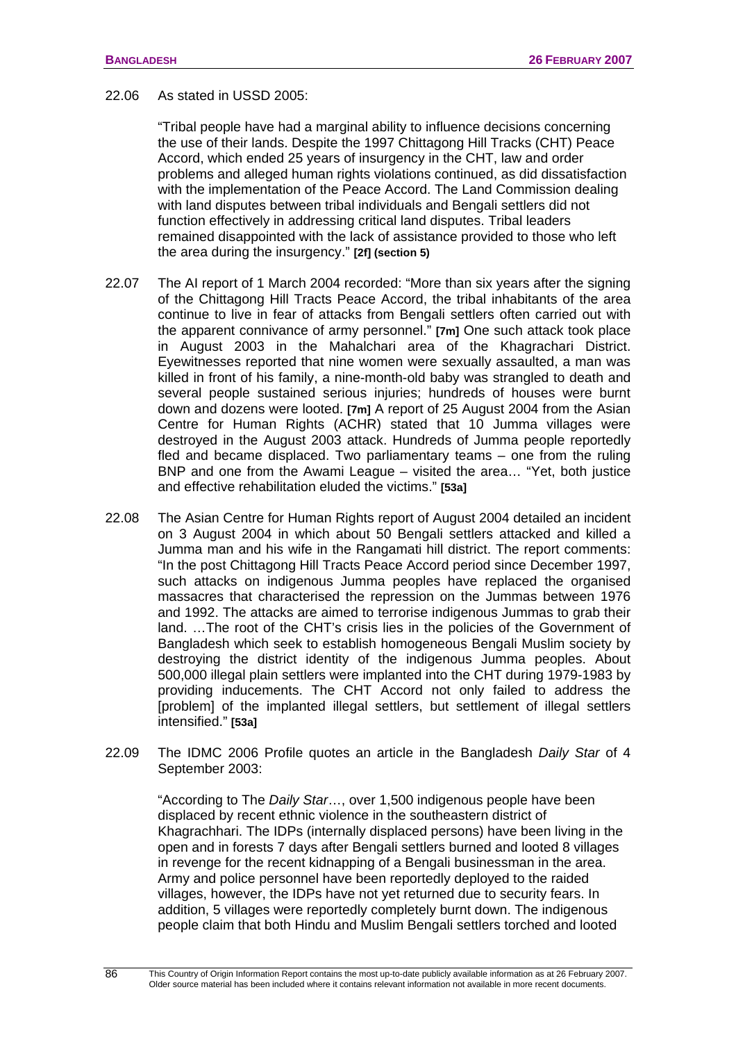22.06 As stated in USSD 2005:

> "Tribal people have had a marginal ability to influence decisions concerning the use of their lands. Despite the 1997 Chittagong Hill Tracks (CHT) Peace Accord, which ended 25 years of insurgency in the CHT, law and order problems and alleged human rights violations continued, as did dissatisfaction with the implementation of the Peace Accord. The Land Commission dealing with land disputes between tribal individuals and Bengali settlers did not function effectively in addressing critical land disputes. Tribal leaders remained disappointed with the lack of assistance provided to those who left the area during the insurgency." **[2f] (section 5)**

22.07 The AI report of 1 March 2004 recorded: "More than six years after the signing of the Chittagong Hill Tracts Peace Accord, the tribal inhabitants of the area continue to live in fear of attacks from Bengali settlers often carried out with the apparent connivance of army personnel." **[7m]** One such attack took place in August 2003 in the Mahalchari area of the Khagrachari District. Eyewitnesses reported that nine women were sexually assaulted, a man was killed in front of his family, a nine-month-old baby was strangled to death and several people sustained serious injuries; hundreds of houses were burnt down and dozens were looted. **[7m]** A report of 25 August 2004 from the Asian Centre for Human Rights (ACHR) stated that 10 Jumma villages were destroyed in the August 2003 attack. Hundreds of Jumma people reportedly fled and became displaced. Two parliamentary teams – one from the ruling BNP and one from the Awami League – visited the area… "Yet, both justice and effective rehabilitation eluded the victims." **[53a]**

22.08 The Asian Centre for Human Rights report of August 2004 detailed an incident on 3 August 2004 in which about 50 Bengali settlers attacked and killed a Jumma man and his wife in the Rangamati hill district. The report comments: "In the post Chittagong Hill Tracts Peace Accord period since December 1997, such attacks on indigenous Jumma peoples have replaced the organised massacres that characterised the repression on the Jummas between 1976 and 1992. The attacks are aimed to terrorise indigenous Jummas to grab their land. …The root of the CHT's crisis lies in the policies of the Government of Bangladesh which seek to establish homogeneous Bengali Muslim society by destroying the district identity of the indigenous Jumma peoples. About 500,000 illegal plain settlers were implanted into the CHT during 1979-1983 by providing inducements. The CHT Accord not only failed to address the [problem] of the implanted illegal settlers, but settlement of illegal settlers intensified." **[53a]**

22.09 The IDMC 2006 Profile quotes an article in the Bangladesh *Daily Star* of 4 September 2003:

> "According to The *Daily Star*…, over 1,500 indigenous people have been displaced by recent ethnic violence in the southeastern district of Khagrachhari. The IDPs (internally displaced persons) have been living in the open and in forests 7 days after Bengali settlers burned and looted 8 villages in revenge for the recent kidnapping of a Bengali businessman in the area. Army and police personnel have been reportedly deployed to the raided villages, however, the IDPs have not yet returned due to security fears. In addition, 5 villages were reportedly completely burnt down. The indigenous people claim that both Hindu and Muslim Bengali settlers torched and looted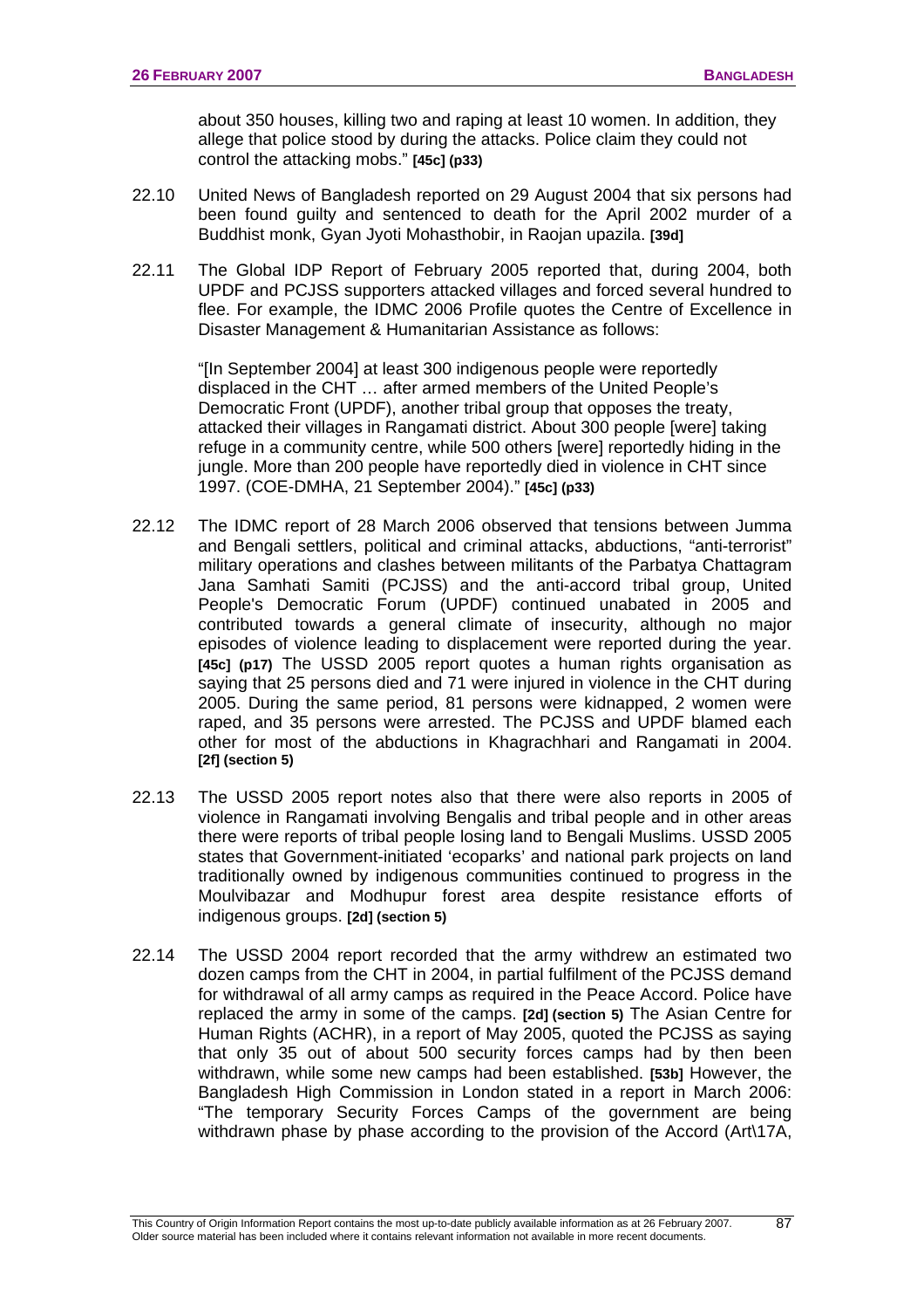about 350 houses, killing two and raping at least 10 women. In addition, they allege that police stood by during the attacks. Police claim they could not control the attacking mobs." **[45c] (p33)**

22.10 United News of Bangladesh reported on 29 August 2004 that six persons had been found guilty and sentenced to death for the April 2002 murder of a Buddhist monk, Gyan Jyoti Mohasthobir, in Raojan upazila. **[39d]**

22.11 The Global IDP Report of February 2005 reported that, during 2004, both UPDF and PCJSS supporters attacked villages and forced several hundred to flee. For example, the IDMC 2006 Profile quotes the Centre of Excellence in Disaster Management & Humanitarian Assistance as follows:

> "[In September 2004] at least 300 indigenous people were reportedly displaced in the CHT … after armed members of the United People's Democratic Front (UPDF), another tribal group that opposes the treaty, attacked their villages in Rangamati district. About 300 people [were] taking refuge in a community centre, while 500 others [were] reportedly hiding in the jungle. More than 200 people have reportedly died in violence in CHT since 1997. (COE-DMHA, 21 September 2004)." **[45c] (p33)**

22.12 The IDMC report of 28 March 2006 observed that tensions between Jumma and Bengali settlers, political and criminal attacks, abductions, "anti-terrorist" military operations and clashes between militants of the Parbatya Chattagram Jana Samhati Samiti (PCJSS) and the anti-accord tribal group, United People's Democratic Forum (UPDF) continued unabated in 2005 and contributed towards a general climate of insecurity, although no major episodes of violence leading to displacement were reported during the year. **[45c] (p17)** The USSD 2005 report quotes a human rights organisation as saying that 25 persons died and 71 were injured in violence in the CHT during 2005. During the same period, 81 persons were kidnapped, 2 women were raped, and 35 persons were arrested. The PCJSS and UPDF blamed each other for most of the abductions in Khagrachhari and Rangamati in 2004. **[2f] (section 5)**

22.13 The USSD 2005 report notes also that there were also reports in 2005 of violence in Rangamati involving Bengalis and tribal people and in other areas there were reports of tribal people losing land to Bengali Muslims. USSD 2005 states that Government-initiated 'ecoparks' and national park projects on land traditionally owned by indigenous communities continued to progress in the Moulvibazar and Modhupur forest area despite resistance efforts of indigenous groups. **[2d] (section 5)**

22.14 The USSD 2004 report recorded that the army withdrew an estimated two dozen camps from the CHT in 2004, in partial fulfilment of the PCJSS demand for withdrawal of all army camps as required in the Peace Accord. Police have replaced the army in some of the camps. **[2d] (section 5)** The Asian Centre for Human Rights (ACHR), in a report of May 2005, quoted the PCJSS as saying that only 35 out of about 500 security forces camps had by then been withdrawn, while some new camps had been established. **[53b]** However, the Bangladesh High Commission in London stated in a report in March 2006: "The temporary Security Forces Camps of the government are being withdrawn phase by phase according to the provision of the Accord (Art\17A,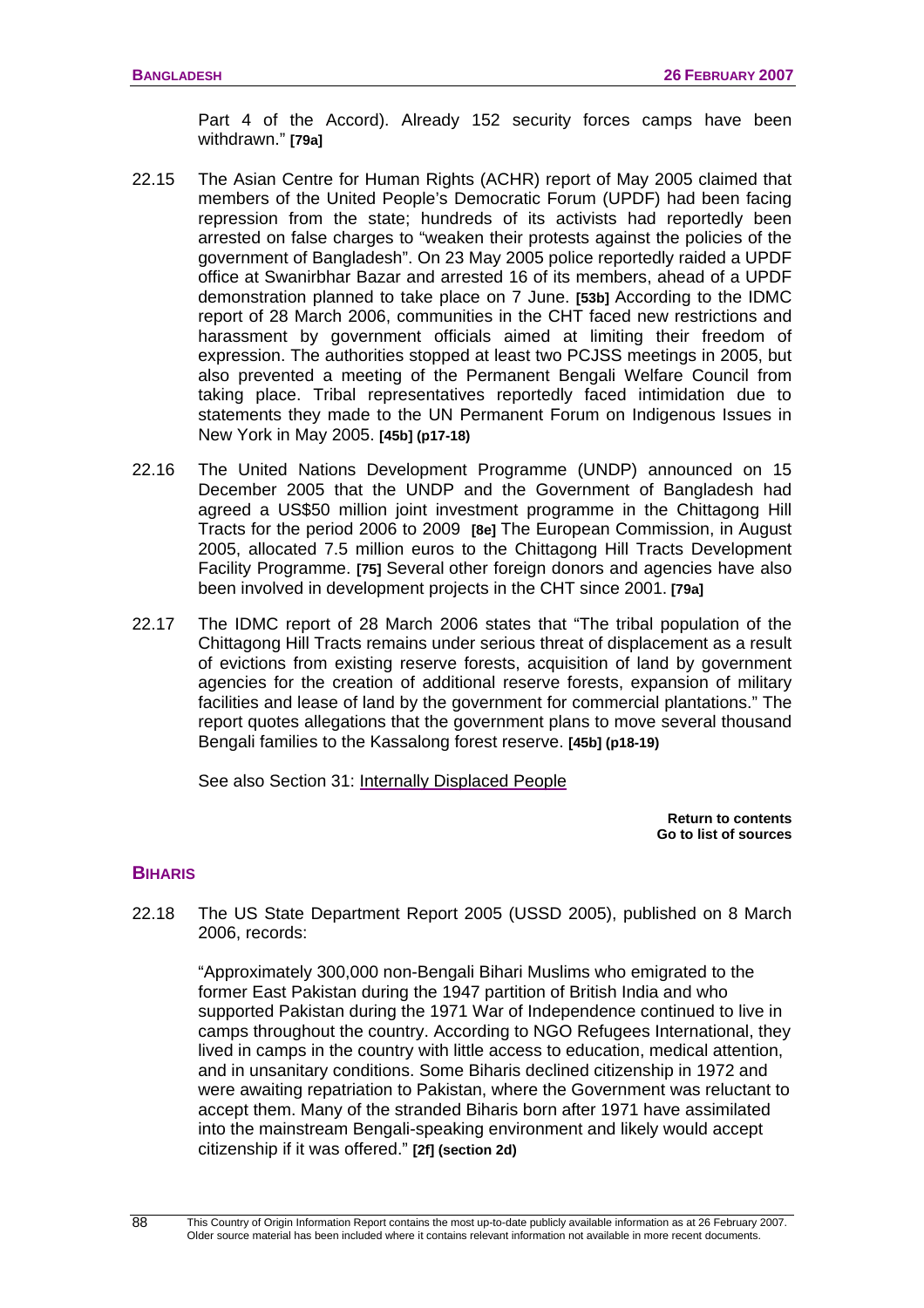Part 4 of the Accord). Already 152 security forces camps have been withdrawn." **[79a]**

22.15 The Asian Centre for Human Rights (ACHR) report of May 2005 claimed that members of the United People's Democratic Forum (UPDF) had been facing repression from the state; hundreds of its activists had reportedly been arrested on false charges to "weaken their protests against the policies of the government of Bangladesh". On 23 May 2005 police reportedly raided a UPDF office at Swanirbhar Bazar and arrested 16 of its members, ahead of a UPDF demonstration planned to take place on 7 June. **[53b]** According to the IDMC report of 28 March 2006, communities in the CHT faced new restrictions and harassment by government officials aimed at limiting their freedom of expression. The authorities stopped at least two PCJSS meetings in 2005, but also prevented a meeting of the Permanent Bengali Welfare Council from taking place. Tribal representatives reportedly faced intimidation due to statements they made to the UN Permanent Forum on Indigenous Issues in New York in May 2005. **[45b] (p17-18)**

22.16 The United Nations Development Programme (UNDP) announced on 15 December 2005 that the UNDP and the Government of Bangladesh had agreed a US$50 million joint investment programme in the Chittagong Hill Tracts for the period 2006 to 2009 **[8e]** The European Commission, in August 2005, allocated 7.5 million euros to the Chittagong Hill Tracts Development Facility Programme. **[75]** Several other foreign donors and agencies have also been involved in development projects in the CHT since 2001. **[79a]**

22.17 The IDMC report of 28 March 2006 states that "The tribal population of the Chittagong Hill Tracts remains under serious threat of displacement as a result of evictions from existing reserve forests, acquisition of land by government agencies for the creation of additional reserve forests, expansion of military facilities and lease of land by the government for commercial plantations." The report quotes allegations that the government plans to move several thousand Bengali families to the Kassalong forest reserve. **[45b] (p18-19)**

See also Section 31: Internally Displaced People

**Return to contents**
**Go to list of sources**

## BIHARIS

22.18 The US State Department Report 2005 (USSD 2005), published on 8 March 2006, records:

> "Approximately 300,000 non-Bengali Bihari Muslims who emigrated to the former East Pakistan during the 1947 partition of British India and who supported Pakistan during the 1971 War of Independence continued to live in camps throughout the country. According to NGO Refugees International, they lived in camps in the country with little access to education, medical attention, and in unsanitary conditions. Some Biharis declined citizenship in 1972 and were awaiting repatriation to Pakistan, where the Government was reluctant to accept them. Many of the stranded Biharis born after 1971 have assimilated into the mainstream Bengali-speaking environment and likely would accept citizenship if it was offered." **[2f] (section 2d)**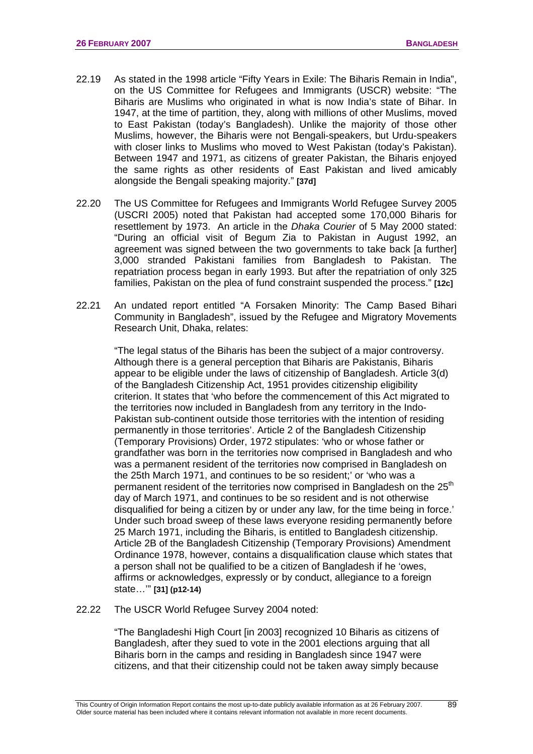22.19 As stated in the 1998 article "Fifty Years in Exile: The Biharis Remain in India", on the US Committee for Refugees and Immigrants (USCR) website: "The Biharis are Muslims who originated in what is now India's state of Bihar. In 1947, at the time of partition, they, along with millions of other Muslims, moved to East Pakistan (today's Bangladesh). Unlike the majority of those other Muslims, however, the Biharis were not Bengali-speakers, but Urdu-speakers with closer links to Muslims who moved to West Pakistan (today's Pakistan). Between 1947 and 1971, as citizens of greater Pakistan, the Biharis enjoyed the same rights as other residents of East Pakistan and lived amicably alongside the Bengali speaking majority." **[37d]**

22.20 The US Committee for Refugees and Immigrants World Refugee Survey 2005 (USCRI 2005) noted that Pakistan had accepted some 170,000 Biharis for resettlement by 1973. An article in the *Dhaka Courier* of 5 May 2000 stated: "During an official visit of Begum Zia to Pakistan in August 1992, an agreement was signed between the two governments to take back [a further] 3,000 stranded Pakistani families from Bangladesh to Pakistan. The repatriation process began in early 1993. But after the repatriation of only 325 families, Pakistan on the plea of fund constraint suspended the process." **[12c]**

22.21 An undated report entitled "A Forsaken Minority: The Camp Based Bihari Community in Bangladesh", issued by the Refugee and Migratory Movements Research Unit, Dhaka, relates:

> "The legal status of the Biharis has been the subject of a major controversy. Although there is a general perception that Biharis are Pakistanis, Biharis appear to be eligible under the laws of citizenship of Bangladesh. Article 3(d) of the Bangladesh Citizenship Act, 1951 provides citizenship eligibility criterion. It states that 'who before the commencement of this Act migrated to the territories now included in Bangladesh from any territory in the Indo-Pakistan sub-continent outside those territories with the intention of residing permanently in those territories'. Article 2 of the Bangladesh Citizenship (Temporary Provisions) Order, 1972 stipulates: 'who or whose father or grandfather was born in the territories now comprised in Bangladesh and who was a permanent resident of the territories now comprised in Bangladesh on the 25th March 1971, and continues to be so resident;' or 'who was a permanent resident of the territories now comprised in Bangladesh on the 25th day of March 1971, and continues to be so resident and is not otherwise disqualified for being a citizen by or under any law, for the time being in force.' Under such broad sweep of these laws everyone residing permanently before 25 March 1971, including the Biharis, is entitled to Bangladesh citizenship. Article 2B of the Bangladesh Citizenship (Temporary Provisions) Amendment Ordinance 1978, however, contains a disqualification clause which states that a person shall not be qualified to be a citizen of Bangladesh if he 'owes, affirms or acknowledges, expressly or by conduct, allegiance to a foreign state…'" **[31] (p12-14)**

22.22 The USCR World Refugee Survey 2004 noted:

> "The Bangladeshi High Court [in 2003] recognized 10 Biharis as citizens of Bangladesh, after they sued to vote in the 2001 elections arguing that all Biharis born in the camps and residing in Bangladesh since 1947 were citizens, and that their citizenship could not be taken away simply because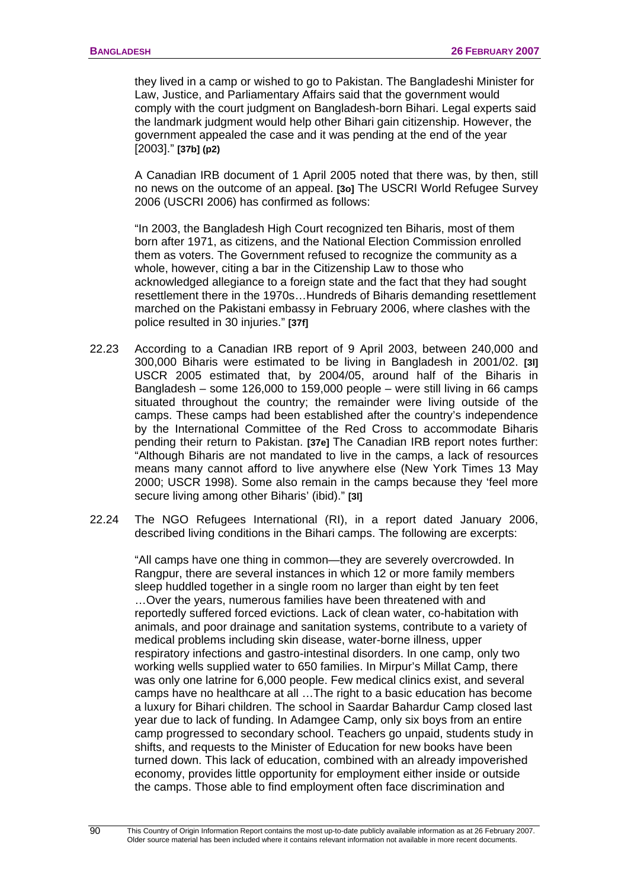they lived in a camp or wished to go to Pakistan. The Bangladeshi Minister for Law, Justice, and Parliamentary Affairs said that the government would comply with the court judgment on Bangladesh-born Bihari. Legal experts said the landmark judgment would help other Bihari gain citizenship. However, the government appealed the case and it was pending at the end of the year [2003]." **[37b] (p2)**

A Canadian IRB document of 1 April 2005 noted that there was, by then, still no news on the outcome of an appeal. **[3o]** The USCRI World Refugee Survey 2006 (USCRI 2006) has confirmed as follows:

"In 2003, the Bangladesh High Court recognized ten Biharis, most of them born after 1971, as citizens, and the National Election Commission enrolled them as voters. The Government refused to recognize the community as a whole, however, citing a bar in the Citizenship Law to those who acknowledged allegiance to a foreign state and the fact that they had sought resettlement there in the 1970s…Hundreds of Biharis demanding resettlement marched on the Pakistani embassy in February 2006, where clashes with the police resulted in 30 injuries." **[37f]**

22.23 According to a Canadian IRB report of 9 April 2003, between 240,000 and 300,000 Biharis were estimated to be living in Bangladesh in 2001/02. **[3l]** USCR 2005 estimated that, by 2004/05, around half of the Biharis in Bangladesh – some 126,000 to 159,000 people – were still living in 66 camps situated throughout the country; the remainder were living outside of the camps. These camps had been established after the country's independence by the International Committee of the Red Cross to accommodate Biharis pending their return to Pakistan. **[37e]** The Canadian IRB report notes further: "Although Biharis are not mandated to live in the camps, a lack of resources means many cannot afford to live anywhere else (New York Times 13 May 2000; USCR 1998). Some also remain in the camps because they 'feel more secure living among other Biharis' (ibid)." **[3l]**

22.24 The NGO Refugees International (RI), in a report dated January 2006, described living conditions in the Bihari camps. The following are excerpts:

"All camps have one thing in common—they are severely overcrowded. In Rangpur, there are several instances in which 12 or more family members sleep huddled together in a single room no larger than eight by ten feet …Over the years, numerous families have been threatened with and reportedly suffered forced evictions. Lack of clean water, co-habitation with animals, and poor drainage and sanitation systems, contribute to a variety of medical problems including skin disease, water-borne illness, upper respiratory infections and gastro-intestinal disorders. In one camp, only two working wells supplied water to 650 families. In Mirpur's Millat Camp, there was only one latrine for 6,000 people. Few medical clinics exist, and several camps have no healthcare at all …The right to a basic education has become a luxury for Bihari children. The school in Saardar Bahardur Camp closed last year due to lack of funding. In Adamgee Camp, only six boys from an entire camp progressed to secondary school. Teachers go unpaid, students study in shifts, and requests to the Minister of Education for new books have been turned down. This lack of education, combined with an already impoverished economy, provides little opportunity for employment either inside or outside the camps. Those able to find employment often face discrimination and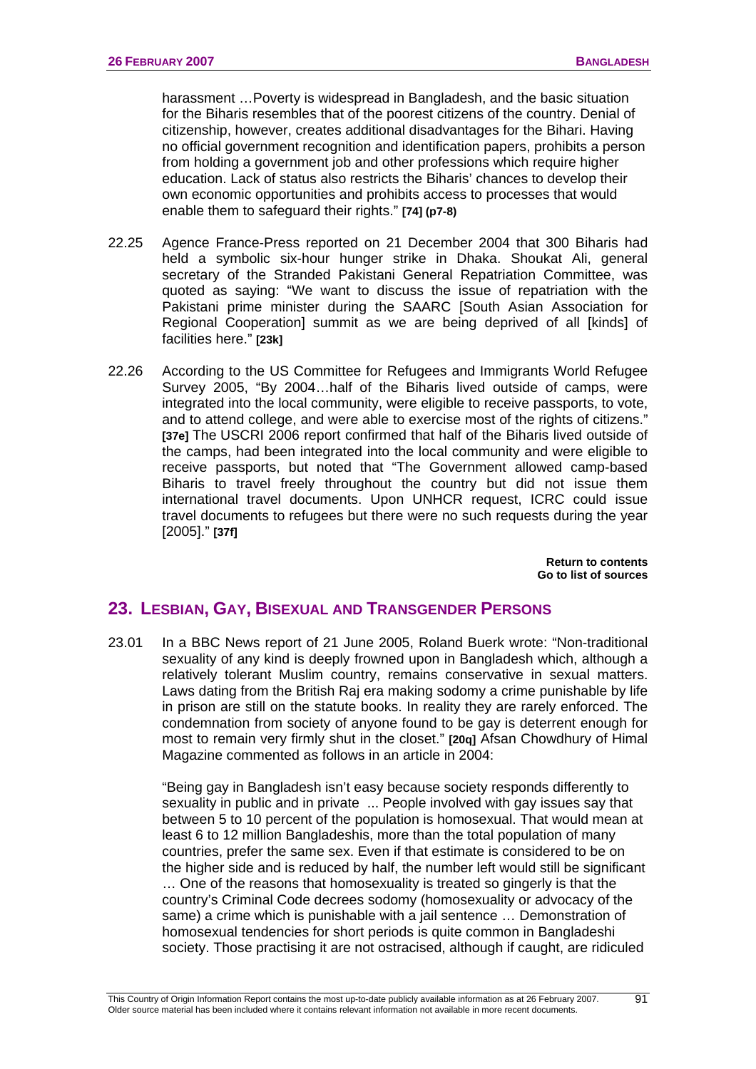harassment …Poverty is widespread in Bangladesh, and the basic situation for the Biharis resembles that of the poorest citizens of the country. Denial of citizenship, however, creates additional disadvantages for the Bihari. Having no official government recognition and identification papers, prohibits a person from holding a government job and other professions which require higher education. Lack of status also restricts the Biharis' chances to develop their own economic opportunities and prohibits access to processes that would enable them to safeguard their rights." **[74] (p7-8)**

22.25 Agence France-Press reported on 21 December 2004 that 300 Biharis had held a symbolic six-hour hunger strike in Dhaka. Shoukat Ali, general secretary of the Stranded Pakistani General Repatriation Committee, was quoted as saying: "We want to discuss the issue of repatriation with the Pakistani prime minister during the SAARC [South Asian Association for Regional Cooperation] summit as we are being deprived of all [kinds] of facilities here." **[23k]**

22.26 According to the US Committee for Refugees and Immigrants World Refugee Survey 2005, "By 2004…half of the Biharis lived outside of camps, were integrated into the local community, were eligible to receive passports, to vote, and to attend college, and were able to exercise most of the rights of citizens." **[37e]** The USCRI 2006 report confirmed that half of the Biharis lived outside of the camps, had been integrated into the local community and were eligible to receive passports, but noted that "The Government allowed camp-based Biharis to travel freely throughout the country but did not issue them international travel documents. Upon UNHCR request, ICRC could issue travel documents to refugees but there were no such requests during the year [2005]." **[37f]**

**Return to contents**
**Go to list of sources**

## 23. Lesbian, Gay, Bisexual and Transgender Persons

23.01 In a BBC News report of 21 June 2005, Roland Buerk wrote: "Non-traditional sexuality of any kind is deeply frowned upon in Bangladesh which, although a relatively tolerant Muslim country, remains conservative in sexual matters. Laws dating from the British Raj era making sodomy a crime punishable by life in prison are still on the statute books. In reality they are rarely enforced. The condemnation from society of anyone found to be gay is deterrent enough for most to remain very firmly shut in the closet." **[20q]** Afsan Chowdhury of Himal Magazine commented as follows in an article in 2004:

> "Being gay in Bangladesh isn't easy because society responds differently to sexuality in public and in private ... People involved with gay issues say that between 5 to 10 percent of the population is homosexual. That would mean at least 6 to 12 million Bangladeshis, more than the total population of many countries, prefer the same sex. Even if that estimate is considered to be on the higher side and is reduced by half, the number left would still be significant … One of the reasons that homosexuality is treated so gingerly is that the country's Criminal Code decrees sodomy (homosexuality or advocacy of the same) a crime which is punishable with a jail sentence … Demonstration of homosexual tendencies for short periods is quite common in Bangladeshi society. Those practising it are not ostracised, although if caught, are ridiculed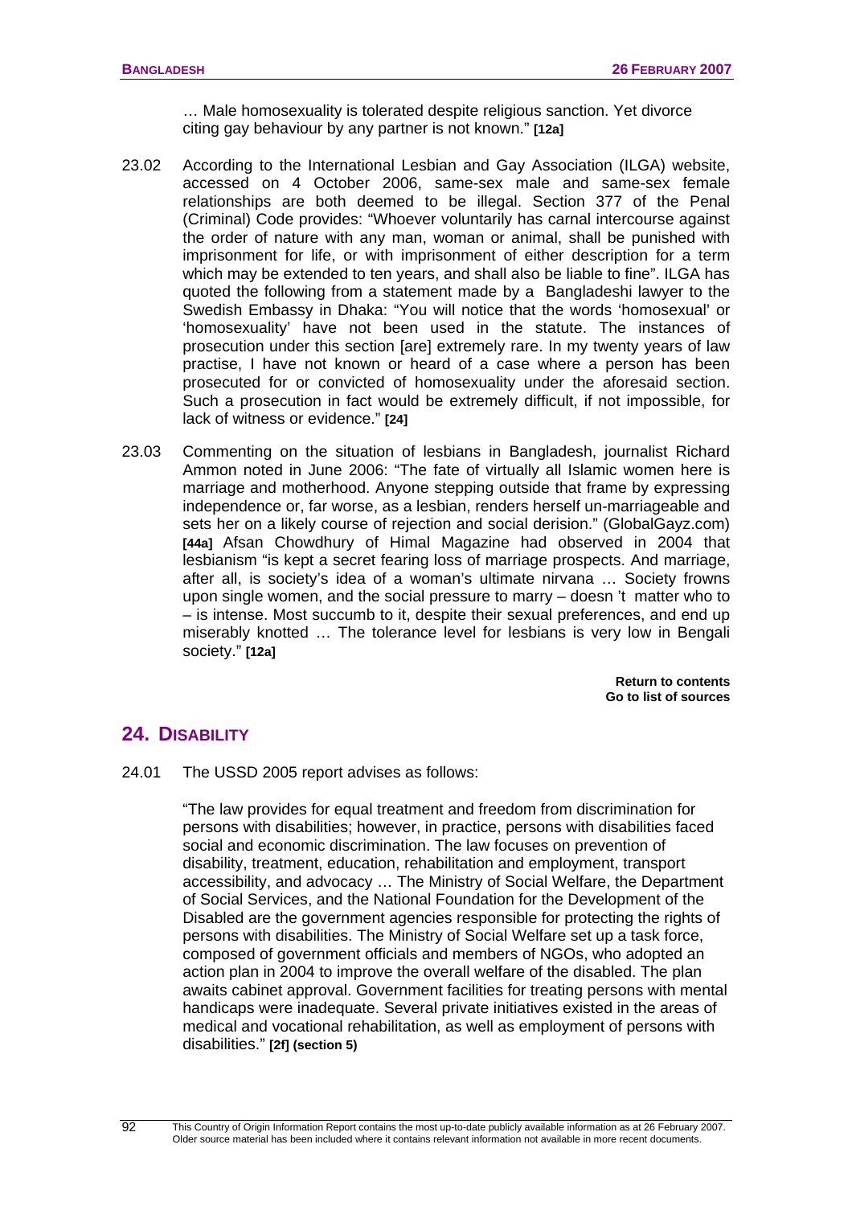… Male homosexuality is tolerated despite religious sanction. Yet divorce citing gay behaviour by any partner is not known." **[12a]**

23.02 According to the International Lesbian and Gay Association (ILGA) website, accessed on 4 October 2006, same-sex male and same-sex female relationships are both deemed to be illegal. Section 377 of the Penal (Criminal) Code provides: "Whoever voluntarily has carnal intercourse against the order of nature with any man, woman or animal, shall be punished with imprisonment for life, or with imprisonment of either description for a term which may be extended to ten years, and shall also be liable to fine". ILGA has quoted the following from a statement made by a Bangladeshi lawyer to the Swedish Embassy in Dhaka: "You will notice that the words 'homosexual' or 'homosexuality' have not been used in the statute. The instances of prosecution under this section [are] extremely rare. In my twenty years of law practise, I have not known or heard of a case where a person has been prosecuted for or convicted of homosexuality under the aforesaid section. Such a prosecution in fact would be extremely difficult, if not impossible, for lack of witness or evidence." **[24]**

23.03 Commenting on the situation of lesbians in Bangladesh, journalist Richard Ammon noted in June 2006: "The fate of virtually all Islamic women here is marriage and motherhood. Anyone stepping outside that frame by expressing independence or, far worse, as a lesbian, renders herself un-marriageable and sets her on a likely course of rejection and social derision." (GlobalGayz.com) **[44a]** Afsan Chowdhury of Himal Magazine had observed in 2004 that lesbianism "is kept a secret fearing loss of marriage prospects. And marriage, after all, is society's idea of a woman's ultimate nirvana … Society frowns upon single women, and the social pressure to marry – doesn 't matter who to – is intense. Most succumb to it, despite their sexual preferences, and end up miserably knotted … The tolerance level for lesbians is very low in Bengali society." **[12a]**

**Return to contents**
**Go to list of sources**

## 24. DISABILITY

24.01 The USSD 2005 report advises as follows:

"The law provides for equal treatment and freedom from discrimination for persons with disabilities; however, in practice, persons with disabilities faced social and economic discrimination. The law focuses on prevention of disability, treatment, education, rehabilitation and employment, transport accessibility, and advocacy … The Ministry of Social Welfare, the Department of Social Services, and the National Foundation for the Development of the Disabled are the government agencies responsible for protecting the rights of persons with disabilities. The Ministry of Social Welfare set up a task force, composed of government officials and members of NGOs, who adopted an action plan in 2004 to improve the overall welfare of the disabled. The plan awaits cabinet approval. Government facilities for treating persons with mental handicaps were inadequate. Several private initiatives existed in the areas of medical and vocational rehabilitation, as well as employment of persons with disabilities." **[2f] (section 5)**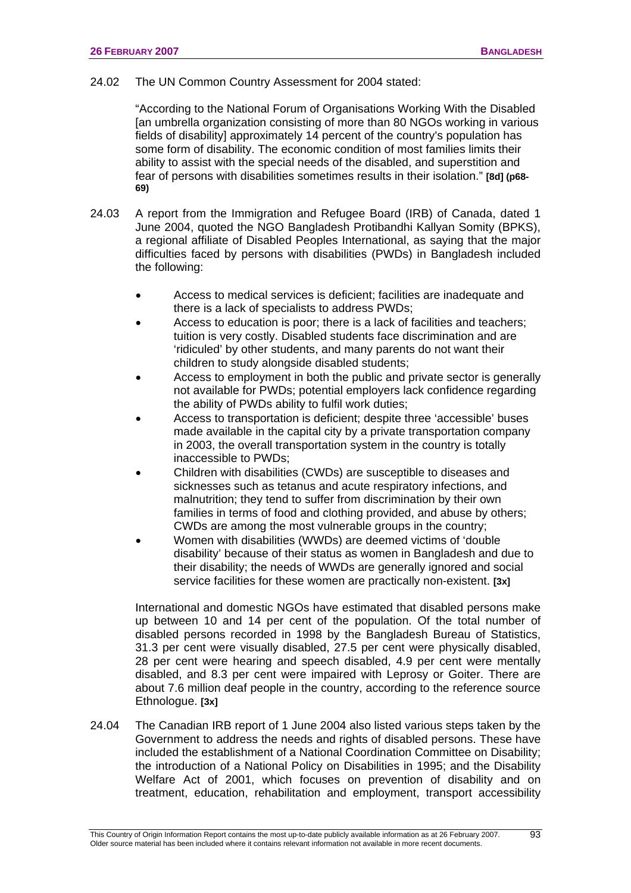24.02 The UN Common Country Assessment for 2004 stated:

"According to the National Forum of Organisations Working With the Disabled [an umbrella organization consisting of more than 80 NGOs working in various fields of disability] approximately 14 percent of the country's population has some form of disability. The economic condition of most families limits their ability to assist with the special needs of the disabled, and superstition and fear of persons with disabilities sometimes results in their isolation." **[8d] (p68-69)**

24.03 A report from the Immigration and Refugee Board (IRB) of Canada, dated 1 June 2004, quoted the NGO Bangladesh Protibandhi Kallyan Somity (BPKS), a regional affiliate of Disabled Peoples International, as saying that the major difficulties faced by persons with disabilities (PWDs) in Bangladesh included the following:

- Access to medical services is deficient; facilities are inadequate and there is a lack of specialists to address PWDs;
- Access to education is poor; there is a lack of facilities and teachers; tuition is very costly. Disabled students face discrimination and are 'ridiculed' by other students, and many parents do not want their children to study alongside disabled students;
- Access to employment in both the public and private sector is generally not available for PWDs; potential employers lack confidence regarding the ability of PWDs ability to fulfil work duties;
- Access to transportation is deficient; despite three 'accessible' buses made available in the capital city by a private transportation company in 2003, the overall transportation system in the country is totally inaccessible to PWDs;
- Children with disabilities (CWDs) are susceptible to diseases and sicknesses such as tetanus and acute respiratory infections, and malnutrition; they tend to suffer from discrimination by their own families in terms of food and clothing provided, and abuse by others; CWDs are among the most vulnerable groups in the country;
- Women with disabilities (WWDs) are deemed victims of 'double disability' because of their status as women in Bangladesh and due to their disability; the needs of WWDs are generally ignored and social service facilities for these women are practically non-existent. **[3x]**

International and domestic NGOs have estimated that disabled persons make up between 10 and 14 per cent of the population. Of the total number of disabled persons recorded in 1998 by the Bangladesh Bureau of Statistics, 31.3 per cent were visually disabled, 27.5 per cent were physically disabled, 28 per cent were hearing and speech disabled, 4.9 per cent were mentally disabled, and 8.3 per cent were impaired with Leprosy or Goiter. There are about 7.6 million deaf people in the country, according to the reference source Ethnologue. **[3x]**

24.04 The Canadian IRB report of 1 June 2004 also listed various steps taken by the Government to address the needs and rights of disabled persons. These have included the establishment of a National Coordination Committee on Disability; the introduction of a National Policy on Disabilities in 1995; and the Disability Welfare Act of 2001, which focuses on prevention of disability and on treatment, education, rehabilitation and employment, transport accessibility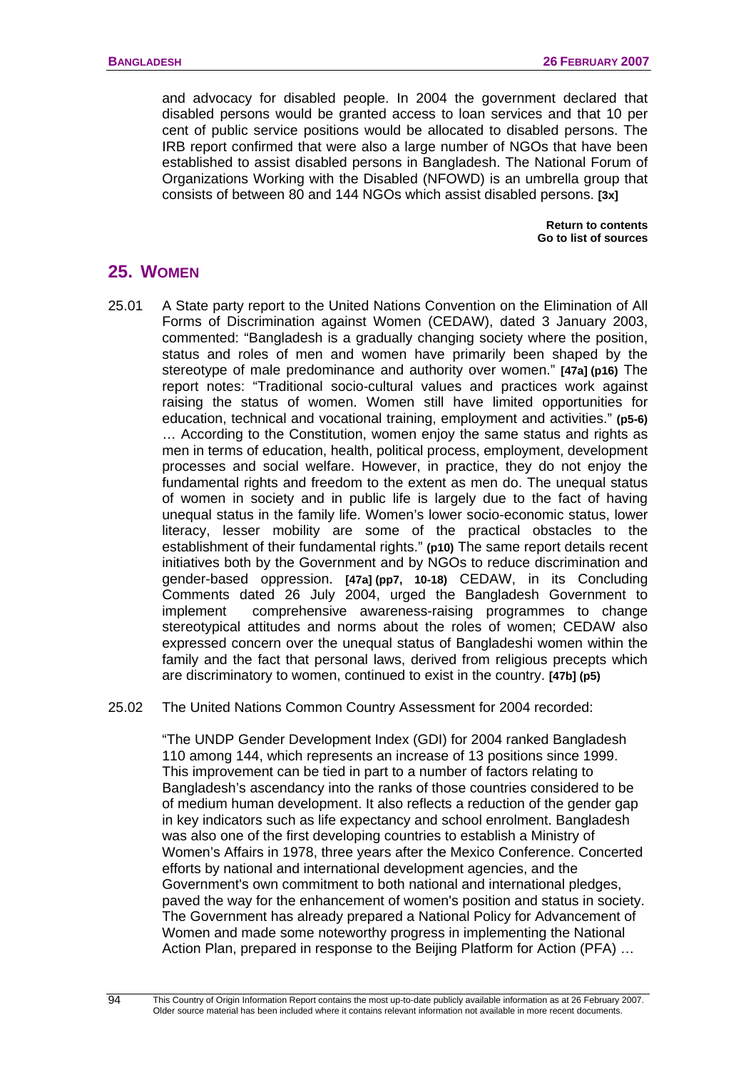and advocacy for disabled people. In 2004 the government declared that disabled persons would be granted access to loan services and that 10 per cent of public service positions would be allocated to disabled persons. The IRB report confirmed that were also a large number of NGOs that have been established to assist disabled persons in Bangladesh. The National Forum of Organizations Working with the Disabled (NFOWD) is an umbrella group that consists of between 80 and 144 NGOs which assist disabled persons. **[3x]**

**Return to contents**
**Go to list of sources**

## 25. WOMEN

25.01 A State party report to the United Nations Convention on the Elimination of All Forms of Discrimination against Women (CEDAW), dated 3 January 2003, commented: "Bangladesh is a gradually changing society where the position, status and roles of men and women have primarily been shaped by the stereotype of male predominance and authority over women." **[47a] (p16)** The report notes: "Traditional socio-cultural values and practices work against raising the status of women. Women still have limited opportunities for education, technical and vocational training, employment and activities." **(p5-6)** … According to the Constitution, women enjoy the same status and rights as men in terms of education, health, political process, employment, development processes and social welfare. However, in practice, they do not enjoy the fundamental rights and freedom to the extent as men do. The unequal status of women in society and in public life is largely due to the fact of having unequal status in the family life. Women's lower socio-economic status, lower literacy, lesser mobility are some of the practical obstacles to the establishment of their fundamental rights." **(p10)** The same report details recent initiatives both by the Government and by NGOs to reduce discrimination and gender-based oppression. **[47a] (pp7, 10-18)** CEDAW, in its Concluding Comments dated 26 July 2004, urged the Bangladesh Government to implement comprehensive awareness-raising programmes to change stereotypical attitudes and norms about the roles of women; CEDAW also expressed concern over the unequal status of Bangladeshi women within the family and the fact that personal laws, derived from religious precepts which are discriminatory to women, continued to exist in the country. **[47b] (p5)**

25.02 The United Nations Common Country Assessment for 2004 recorded:

"The UNDP Gender Development Index (GDI) for 2004 ranked Bangladesh 110 among 144, which represents an increase of 13 positions since 1999. This improvement can be tied in part to a number of factors relating to Bangladesh's ascendancy into the ranks of those countries considered to be of medium human development. It also reflects a reduction of the gender gap in key indicators such as life expectancy and school enrolment. Bangladesh was also one of the first developing countries to establish a Ministry of Women's Affairs in 1978, three years after the Mexico Conference. Concerted efforts by national and international development agencies, and the Government's own commitment to both national and international pledges, paved the way for the enhancement of women's position and status in society. The Government has already prepared a National Policy for Advancement of Women and made some noteworthy progress in implementing the National Action Plan, prepared in response to the Beijing Platform for Action (PFA) …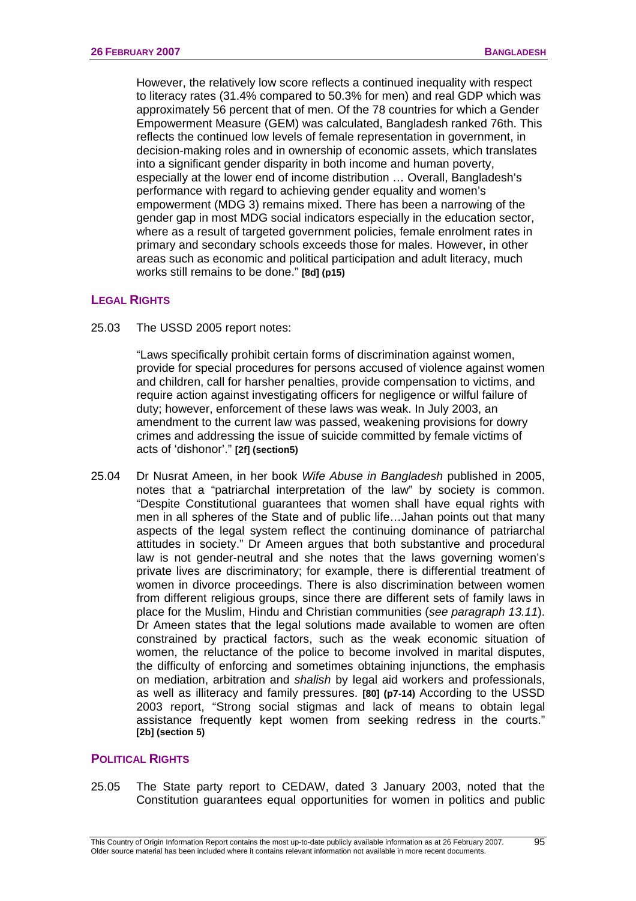However, the relatively low score reflects a continued inequality with respect to literacy rates (31.4% compared to 50.3% for men) and real GDP which was approximately 56 percent that of men. Of the 78 countries for which a Gender Empowerment Measure (GEM) was calculated, Bangladesh ranked 76th. This reflects the continued low levels of female representation in government, in decision-making roles and in ownership of economic assets, which translates into a significant gender disparity in both income and human poverty, especially at the lower end of income distribution … Overall, Bangladesh's performance with regard to achieving gender equality and women's empowerment (MDG 3) remains mixed. There has been a narrowing of the gender gap in most MDG social indicators especially in the education sector, where as a result of targeted government policies, female enrolment rates in primary and secondary schools exceeds those for males. However, in other areas such as economic and political participation and adult literacy, much works still remains to be done." **[8d] (p15)**

## LEGAL RIGHTS

25.03 The USSD 2005 report notes:

"Laws specifically prohibit certain forms of discrimination against women, provide for special procedures for persons accused of violence against women and children, call for harsher penalties, provide compensation to victims, and require action against investigating officers for negligence or wilful failure of duty; however, enforcement of these laws was weak. In July 2003, an amendment to the current law was passed, weakening provisions for dowry crimes and addressing the issue of suicide committed by female victims of acts of 'dishonor'." **[2f] (section5)**

25.04 Dr Nusrat Ameen, in her book *Wife Abuse in Bangladesh* published in 2005, notes that a "patriarchal interpretation of the law" by society is common. "Despite Constitutional guarantees that women shall have equal rights with men in all spheres of the State and of public life…Jahan points out that many aspects of the legal system reflect the continuing dominance of patriarchal attitudes in society." Dr Ameen argues that both substantive and procedural law is not gender-neutral and she notes that the laws governing women's private lives are discriminatory; for example, there is differential treatment of women in divorce proceedings. There is also discrimination between women from different religious groups, since there are different sets of family laws in place for the Muslim, Hindu and Christian communities (*see paragraph 13.11*). Dr Ameen states that the legal solutions made available to women are often constrained by practical factors, such as the weak economic situation of women, the reluctance of the police to become involved in marital disputes, the difficulty of enforcing and sometimes obtaining injunctions, the emphasis on mediation, arbitration and *shalish* by legal aid workers and professionals, as well as illiteracy and family pressures. **[80] (p7-14)** According to the USSD 2003 report, "Strong social stigmas and lack of means to obtain legal assistance frequently kept women from seeking redress in the courts." **[2b] (section 5)**

## POLITICAL RIGHTS

25.05 The State party report to CEDAW, dated 3 January 2003, noted that the Constitution guarantees equal opportunities for women in politics and public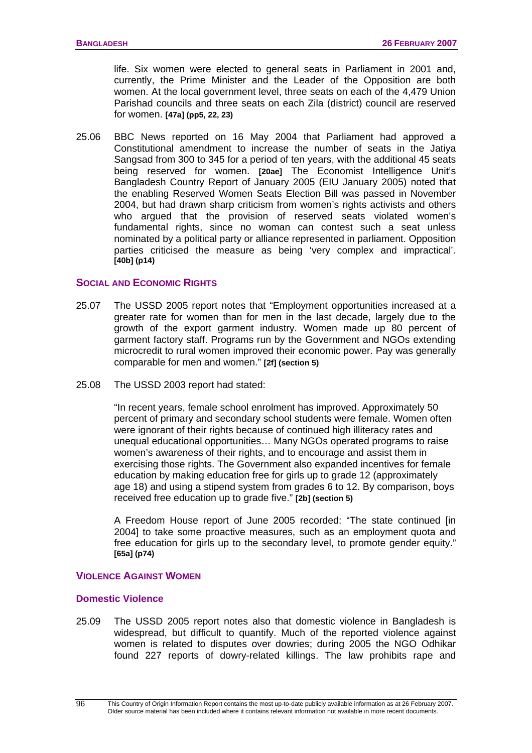life. Six women were elected to general seats in Parliament in 2001 and, currently, the Prime Minister and the Leader of the Opposition are both women. At the local government level, three seats on each of the 4,479 Union Parishad councils and three seats on each Zila (district) council are reserved for women. **[47a] (pp5, 22, 23)**

25.06 BBC News reported on 16 May 2004 that Parliament had approved a Constitutional amendment to increase the number of seats in the Jatiya Sangsad from 300 to 345 for a period of ten years, with the additional 45 seats being reserved for women. **[20ae]** The Economist Intelligence Unit's Bangladesh Country Report of January 2005 (EIU January 2005) noted that the enabling Reserved Women Seats Election Bill was passed in November 2004, but had drawn sharp criticism from women's rights activists and others who argued that the provision of reserved seats violated women's fundamental rights, since no woman can contest such a seat unless nominated by a political party or alliance represented in parliament. Opposition parties criticised the measure as being 'very complex and impractical'. **[40b] (p14)**

## SOCIAL AND ECONOMIC RIGHTS

25.07 The USSD 2005 report notes that "Employment opportunities increased at a greater rate for women than for men in the last decade, largely due to the growth of the export garment industry. Women made up 80 percent of garment factory staff. Programs run by the Government and NGOs extending microcredit to rural women improved their economic power. Pay was generally comparable for men and women." **[2f] (section 5)**

25.08 The USSD 2003 report had stated:

> "In recent years, female school enrolment has improved. Approximately 50 percent of primary and secondary school students were female. Women often were ignorant of their rights because of continued high illiteracy rates and unequal educational opportunities… Many NGOs operated programs to raise women's awareness of their rights, and to encourage and assist them in exercising those rights. The Government also expanded incentives for female education by making education free for girls up to grade 12 (approximately age 18) and using a stipend system from grades 6 to 12. By comparison, boys received free education up to grade five." **[2b] (section 5)**

A Freedom House report of June 2005 recorded: "The state continued [in 2004] to take some proactive measures, such as an employment quota and free education for girls up to the secondary level, to promote gender equity." **[65a] (p74)**

## VIOLENCE AGAINST WOMEN

### Domestic Violence

25.09 The USSD 2005 report notes also that domestic violence in Bangladesh is widespread, but difficult to quantify. Much of the reported violence against women is related to disputes over dowries; during 2005 the NGO Odhikar found 227 reports of dowry-related killings. The law prohibits rape and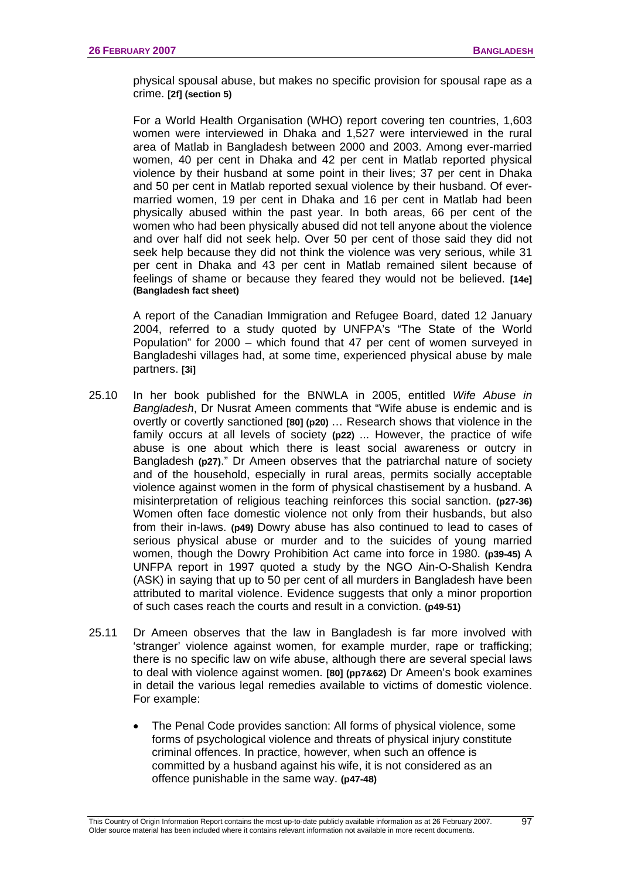physical spousal abuse, but makes no specific provision for spousal rape as a crime. **[2f] (section 5)**

For a World Health Organisation (WHO) report covering ten countries, 1,603 women were interviewed in Dhaka and 1,527 were interviewed in the rural area of Matlab in Bangladesh between 2000 and 2003. Among ever-married women, 40 per cent in Dhaka and 42 per cent in Matlab reported physical violence by their husband at some point in their lives; 37 per cent in Dhaka and 50 per cent in Matlab reported sexual violence by their husband. Of ever-married women, 19 per cent in Dhaka and 16 per cent in Matlab had been physically abused within the past year. In both areas, 66 per cent of the women who had been physically abused did not tell anyone about the violence and over half did not seek help. Over 50 per cent of those said they did not seek help because they did not think the violence was very serious, while 31 per cent in Dhaka and 43 per cent in Matlab remained silent because of feelings of shame or because they feared they would not be believed. **[14e] (Bangladesh fact sheet)**

A report of the Canadian Immigration and Refugee Board, dated 12 January 2004, referred to a study quoted by UNFPA's "The State of the World Population" for 2000 – which found that 47 per cent of women surveyed in Bangladeshi villages had, at some time, experienced physical abuse by male partners. **[3i]**

25.10 In her book published for the BNWLA in 2005, entitled *Wife Abuse in Bangladesh*, Dr Nusrat Ameen comments that "Wife abuse is endemic and is overtly or covertly sanctioned **[80] (p20)** … Research shows that violence in the family occurs at all levels of society **(p22)** ... However, the practice of wife abuse is one about which there is least social awareness or outcry in Bangladesh **(p27)**." Dr Ameen observes that the patriarchal nature of society and of the household, especially in rural areas, permits socially acceptable violence against women in the form of physical chastisement by a husband. A misinterpretation of religious teaching reinforces this social sanction. **(p27-36)** Women often face domestic violence not only from their husbands, but also from their in-laws. **(p49)** Dowry abuse has also continued to lead to cases of serious physical abuse or murder and to the suicides of young married women, though the Dowry Prohibition Act came into force in 1980. **(p39-45)** A UNFPA report in 1997 quoted a study by the NGO Ain-O-Shalish Kendra (ASK) in saying that up to 50 per cent of all murders in Bangladesh have been attributed to marital violence. Evidence suggests that only a minor proportion of such cases reach the courts and result in a conviction. **(p49-51)**

25.11 Dr Ameen observes that the law in Bangladesh is far more involved with 'stranger' violence against women, for example murder, rape or trafficking; there is no specific law on wife abuse, although there are several special laws to deal with violence against women. **[80] (pp7&62)** Dr Ameen's book examines in detail the various legal remedies available to victims of domestic violence. For example:

- The Penal Code provides sanction: All forms of physical violence, some forms of psychological violence and threats of physical injury constitute criminal offences. In practice, however, when such an offence is committed by a husband against his wife, it is not considered as an offence punishable in the same way. **(p47-48)**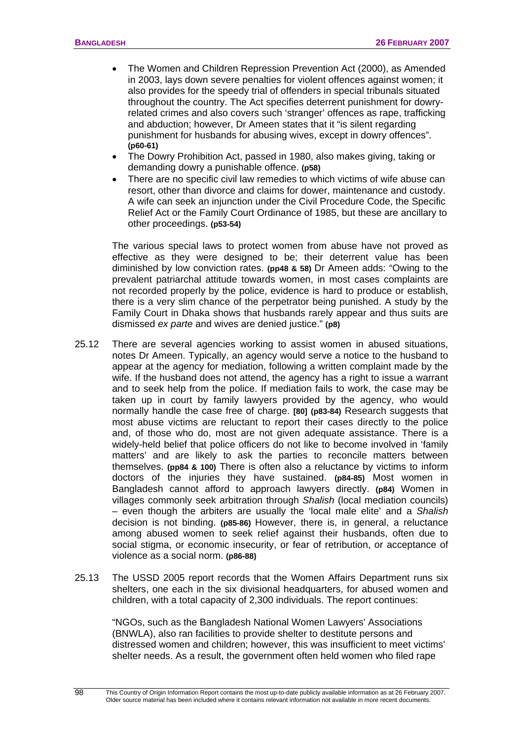- The Women and Children Repression Prevention Act (2000), as Amended in 2003, lays down severe penalties for violent offences against women; it also provides for the speedy trial of offenders in special tribunals situated throughout the country. The Act specifies deterrent punishment for dowry-related crimes and also covers such 'stranger' offences as rape, trafficking and abduction; however, Dr Ameen states that it "is silent regarding punishment for husbands for abusing wives, except in dowry offences". **(p60-61)**
- The Dowry Prohibition Act, passed in 1980, also makes giving, taking or demanding dowry a punishable offence. **(p58)**
- There are no specific civil law remedies to which victims of wife abuse can resort, other than divorce and claims for dower, maintenance and custody. A wife can seek an injunction under the Civil Procedure Code, the Specific Relief Act or the Family Court Ordinance of 1985, but these are ancillary to other proceedings. **(p53-54)**

The various special laws to protect women from abuse have not proved as effective as they were designed to be; their deterrent value has been diminished by low conviction rates. **(pp48 & 58)** Dr Ameen adds: "Owing to the prevalent patriarchal attitude towards women, in most cases complaints are not recorded properly by the police, evidence is hard to produce or establish, there is a very slim chance of the perpetrator being punished. A study by the Family Court in Dhaka shows that husbands rarely appear and thus suits are dismissed *ex parte* and wives are denied justice." **(p8)**

25.12 There are several agencies working to assist women in abused situations, notes Dr Ameen. Typically, an agency would serve a notice to the husband to appear at the agency for mediation, following a written complaint made by the wife. If the husband does not attend, the agency has a right to issue a warrant and to seek help from the police. If mediation fails to work, the case may be taken up in court by family lawyers provided by the agency, who would normally handle the case free of charge. **[80] (p83-84)** Research suggests that most abuse victims are reluctant to report their cases directly to the police and, of those who do, most are not given adequate assistance. There is a widely-held belief that police officers do not like to become involved in 'family matters' and are likely to ask the parties to reconcile matters between themselves. **(pp84 & 100)** There is often also a reluctance by victims to inform doctors of the injuries they have sustained. **(p84-85)** Most women in Bangladesh cannot afford to approach lawyers directly. **(p84)** Women in villages commonly seek arbitration through *Shalish* (local mediation councils) – even though the arbiters are usually the 'local male elite' and a *Shalish* decision is not binding. **(p85-86)** However, there is, in general, a reluctance among abused women to seek relief against their husbands, often due to social stigma, or economic insecurity, or fear of retribution, or acceptance of violence as a social norm. **(p86-88)**

25.13 The USSD 2005 report records that the Women Affairs Department runs six shelters, one each in the six divisional headquarters, for abused women and children, with a total capacity of 2,300 individuals. The report continues:

"NGOs, such as the Bangladesh National Women Lawyers' Associations (BNWLA), also ran facilities to provide shelter to destitute persons and distressed women and children; however, this was insufficient to meet victims' shelter needs. As a result, the government often held women who filed rape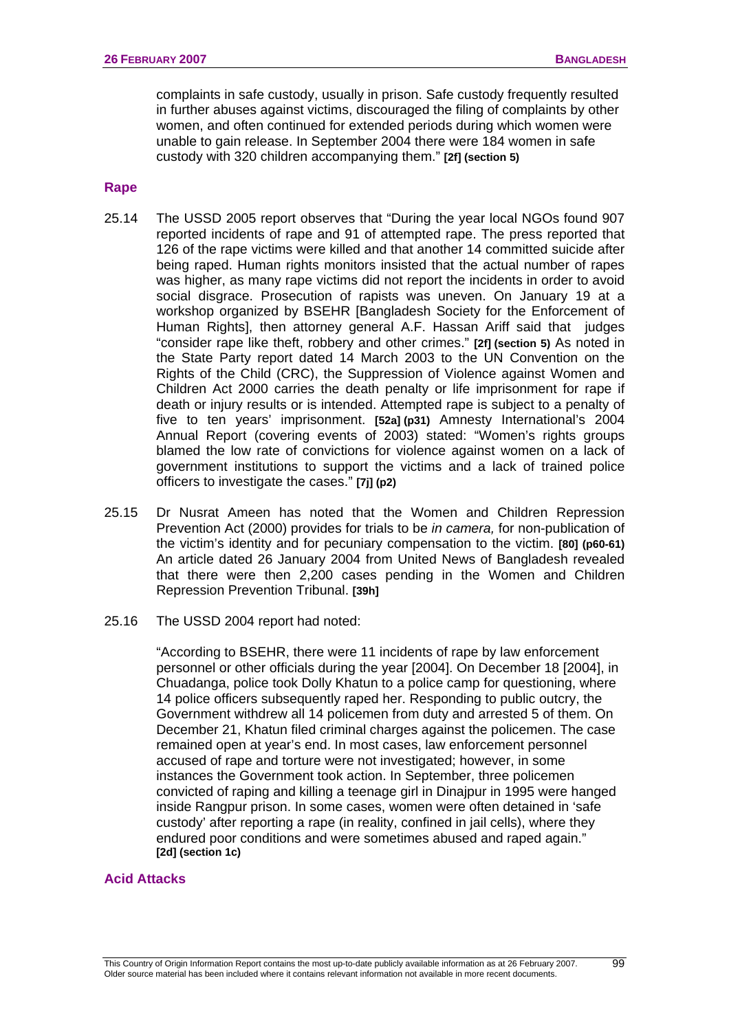complaints in safe custody, usually in prison. Safe custody frequently resulted in further abuses against victims, discouraged the filing of complaints by other women, and often continued for extended periods during which women were unable to gain release. In September 2004 there were 184 women in safe custody with 320 children accompanying them." **[2f] (section 5)**

## Rape

25.14 The USSD 2005 report observes that "During the year local NGOs found 907 reported incidents of rape and 91 of attempted rape. The press reported that 126 of the rape victims were killed and that another 14 committed suicide after being raped. Human rights monitors insisted that the actual number of rapes was higher, as many rape victims did not report the incidents in order to avoid social disgrace. Prosecution of rapists was uneven. On January 19 at a workshop organized by BSEHR [Bangladesh Society for the Enforcement of Human Rights], then attorney general A.F. Hassan Ariff said that judges "consider rape like theft, robbery and other crimes." **[2f] (section 5)** As noted in the State Party report dated 14 March 2003 to the UN Convention on the Rights of the Child (CRC), the Suppression of Violence against Women and Children Act 2000 carries the death penalty or life imprisonment for rape if death or injury results or is intended. Attempted rape is subject to a penalty of five to ten years' imprisonment. **[52a] (p31)** Amnesty International's 2004 Annual Report (covering events of 2003) stated: "Women's rights groups blamed the low rate of convictions for violence against women on a lack of government institutions to support the victims and a lack of trained police officers to investigate the cases." **[7j] (p2)**

25.15 Dr Nusrat Ameen has noted that the Women and Children Repression Prevention Act (2000) provides for trials to be *in camera,* for non-publication of the victim's identity and for pecuniary compensation to the victim. **[80] (p60-61)** An article dated 26 January 2004 from United News of Bangladesh revealed that there were then 2,200 cases pending in the Women and Children Repression Prevention Tribunal. **[39h]**

25.16 The USSD 2004 report had noted:

> "According to BSEHR, there were 11 incidents of rape by law enforcement personnel or other officials during the year [2004]. On December 18 [2004], in Chuadanga, police took Dolly Khatun to a police camp for questioning, where 14 police officers subsequently raped her. Responding to public outcry, the Government withdrew all 14 policemen from duty and arrested 5 of them. On December 21, Khatun filed criminal charges against the policemen. The case remained open at year's end. In most cases, law enforcement personnel accused of rape and torture were not investigated; however, in some instances the Government took action. In September, three policemen convicted of raping and killing a teenage girl in Dinajpur in 1995 were hanged inside Rangpur prison. In some cases, women were often detained in 'safe custody' after reporting a rape (in reality, confined in jail cells), where they endured poor conditions and were sometimes abused and raped again." **[2d] (section 1c)**

## Acid Attacks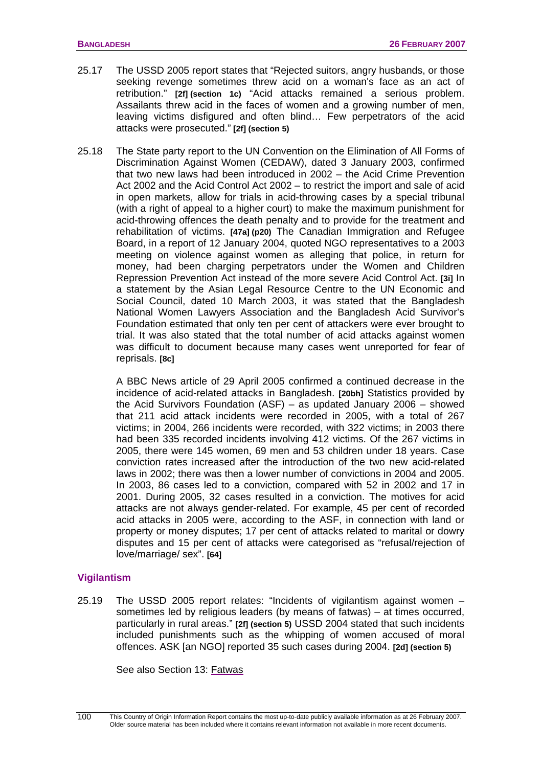25.17 The USSD 2005 report states that "Rejected suitors, angry husbands, or those seeking revenge sometimes threw acid on a woman's face as an act of retribution." **[2f] (section 1c)** "Acid attacks remained a serious problem. Assailants threw acid in the faces of women and a growing number of men, leaving victims disfigured and often blind… Few perpetrators of the acid attacks were prosecuted." **[2f] (section 5)**

25.18 The State party report to the UN Convention on the Elimination of All Forms of Discrimination Against Women (CEDAW), dated 3 January 2003, confirmed that two new laws had been introduced in 2002 – the Acid Crime Prevention Act 2002 and the Acid Control Act 2002 – to restrict the import and sale of acid in open markets, allow for trials in acid-throwing cases by a special tribunal (with a right of appeal to a higher court) to make the maximum punishment for acid-throwing offences the death penalty and to provide for the treatment and rehabilitation of victims. **[47a] (p20)** The Canadian Immigration and Refugee Board, in a report of 12 January 2004, quoted NGO representatives to a 2003 meeting on violence against women as alleging that police, in return for money, had been charging perpetrators under the Women and Children Repression Prevention Act instead of the more severe Acid Control Act. **[3i]** In a statement by the Asian Legal Resource Centre to the UN Economic and Social Council, dated 10 March 2003, it was stated that the Bangladesh National Women Lawyers Association and the Bangladesh Acid Survivor's Foundation estimated that only ten per cent of attackers were ever brought to trial. It was also stated that the total number of acid attacks against women was difficult to document because many cases went unreported for fear of reprisals. **[8c]**

A BBC News article of 29 April 2005 confirmed a continued decrease in the incidence of acid-related attacks in Bangladesh. **[20bh]** Statistics provided by the Acid Survivors Foundation (ASF) – as updated January 2006 – showed that 211 acid attack incidents were recorded in 2005, with a total of 267 victims; in 2004, 266 incidents were recorded, with 322 victims; in 2003 there had been 335 recorded incidents involving 412 victims. Of the 267 victims in 2005, there were 145 women, 69 men and 53 children under 18 years. Case conviction rates increased after the introduction of the two new acid-related laws in 2002; there was then a lower number of convictions in 2004 and 2005. In 2003, 86 cases led to a conviction, compared with 52 in 2002 and 17 in 2001. During 2005, 32 cases resulted in a conviction. The motives for acid attacks are not always gender-related. For example, 45 per cent of recorded acid attacks in 2005 were, according to the ASF, in connection with land or property or money disputes; 17 per cent of attacks related to marital or dowry disputes and 15 per cent of attacks were categorised as "refusal/rejection of love/marriage/ sex". **[64]**

### Vigilantism

25.19 The USSD 2005 report relates: "Incidents of vigilantism against women – sometimes led by religious leaders (by means of fatwas) – at times occurred, particularly in rural areas." **[2f] (section 5)** USSD 2004 stated that such incidents included punishments such as the whipping of women accused of moral offences. ASK [an NGO] reported 35 such cases during 2004. **[2d] (section 5)**

See also Section 13: Fatwas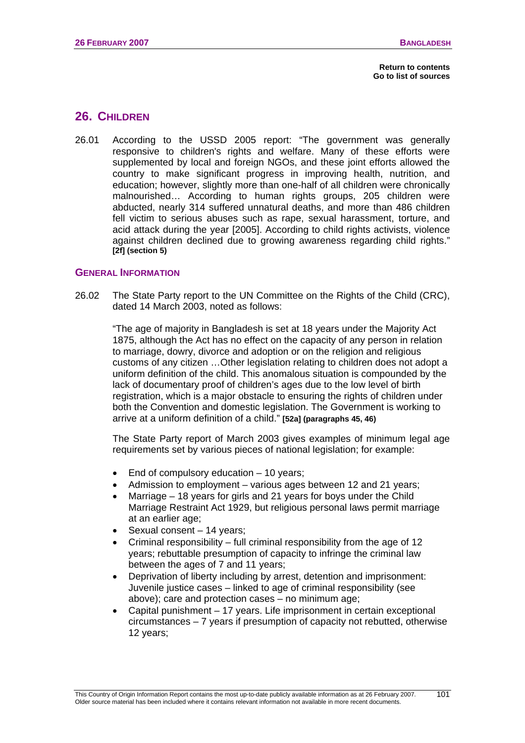**Return to contents**
**Go to list of sources**

## 26. CHILDREN

26.01 According to the USSD 2005 report: "The government was generally responsive to children's rights and welfare. Many of these efforts were supplemented by local and foreign NGOs, and these joint efforts allowed the country to make significant progress in improving health, nutrition, and education; however, slightly more than one-half of all children were chronically malnourished… According to human rights groups, 205 children were abducted, nearly 314 suffered unnatural deaths, and more than 486 children fell victim to serious abuses such as rape, sexual harassment, torture, and acid attack during the year [2005]. According to child rights activists, violence against children declined due to growing awareness regarding child rights." **[2f] (section 5)**

### GENERAL INFORMATION

26.02 The State Party report to the UN Committee on the Rights of the Child (CRC), dated 14 March 2003, noted as follows:

"The age of majority in Bangladesh is set at 18 years under the Majority Act 1875, although the Act has no effect on the capacity of any person in relation to marriage, dowry, divorce and adoption or on the religion and religious customs of any citizen …Other legislation relating to children does not adopt a uniform definition of the child. This anomalous situation is compounded by the lack of documentary proof of children's ages due to the low level of birth registration, which is a major obstacle to ensuring the rights of children under both the Convention and domestic legislation. The Government is working to arrive at a uniform definition of a child." **[52a] (paragraphs 45, 46)**

The State Party report of March 2003 gives examples of minimum legal age requirements set by various pieces of national legislation; for example:

- End of compulsory education – 10 years;
- Admission to employment – various ages between 12 and 21 years;
- Marriage – 18 years for girls and 21 years for boys under the Child Marriage Restraint Act 1929, but religious personal laws permit marriage at an earlier age;
- Sexual consent – 14 years;
- Criminal responsibility – full criminal responsibility from the age of 12 years; rebuttable presumption of capacity to infringe the criminal law between the ages of 7 and 11 years;
- Deprivation of liberty including by arrest, detention and imprisonment: Juvenile justice cases – linked to age of criminal responsibility (see above); care and protection cases – no minimum age;
- Capital punishment – 17 years. Life imprisonment in certain exceptional circumstances – 7 years if presumption of capacity not rebutted, otherwise 12 years;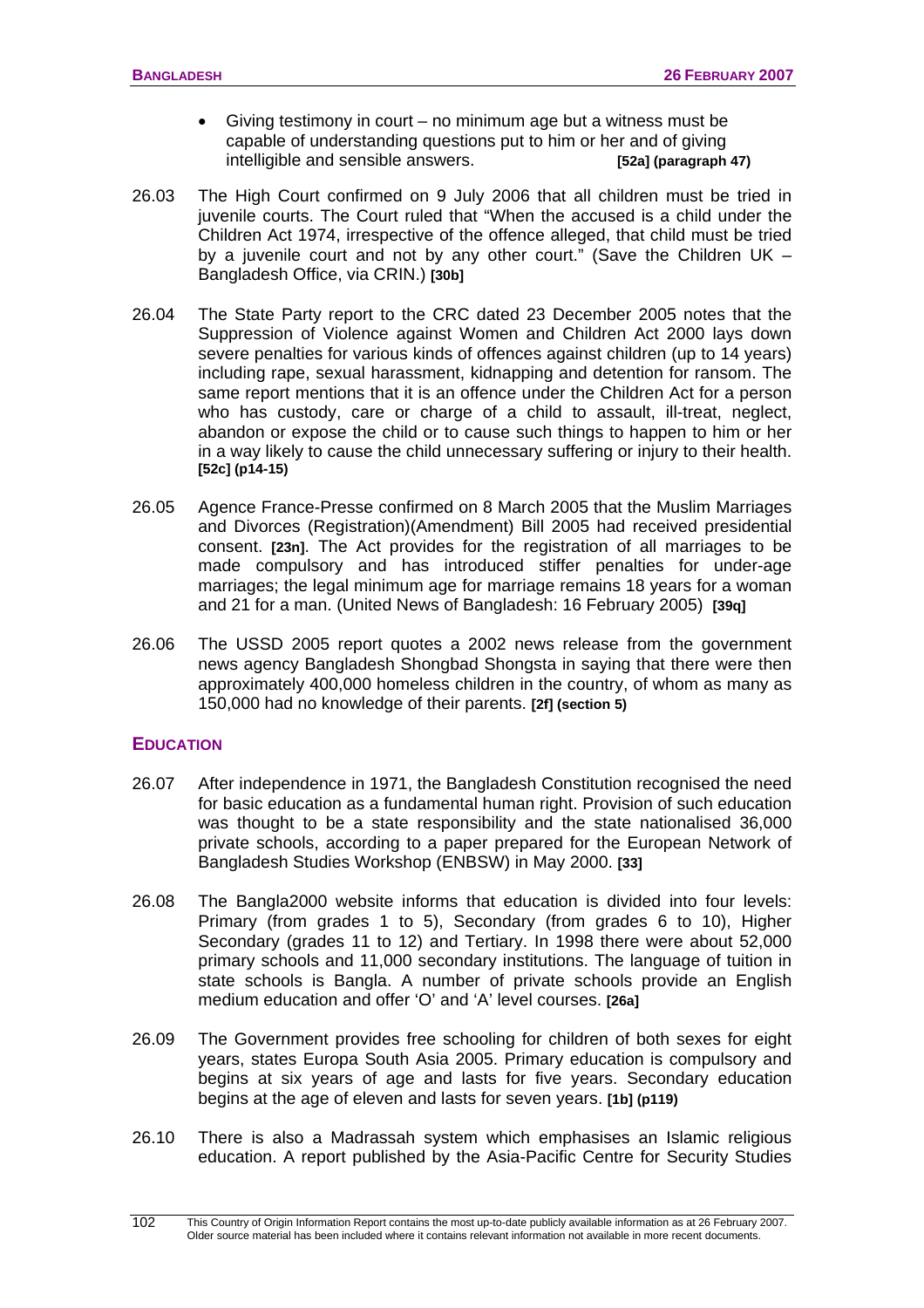- Giving testimony in court – no minimum age but a witness must be capable of understanding questions put to him or her and of giving intelligible and sensible answers. **[52a] (paragraph 47)**

26.03 The High Court confirmed on 9 July 2006 that all children must be tried in juvenile courts. The Court ruled that "When the accused is a child under the Children Act 1974, irrespective of the offence alleged, that child must be tried by a juvenile court and not by any other court." (Save the Children UK – Bangladesh Office, via CRIN.) **[30b]**

26.04 The State Party report to the CRC dated 23 December 2005 notes that the Suppression of Violence against Women and Children Act 2000 lays down severe penalties for various kinds of offences against children (up to 14 years) including rape, sexual harassment, kidnapping and detention for ransom. The same report mentions that it is an offence under the Children Act for a person who has custody, care or charge of a child to assault, ill-treat, neglect, abandon or expose the child or to cause such things to happen to him or her in a way likely to cause the child unnecessary suffering or injury to their health. **[52c] (p14-15)**

26.05 Agence France-Presse confirmed on 8 March 2005 that the Muslim Marriages and Divorces (Registration)(Amendment) Bill 2005 had received presidential consent. **[23n]**. The Act provides for the registration of all marriages to be made compulsory and has introduced stiffer penalties for under-age marriages; the legal minimum age for marriage remains 18 years for a woman and 21 for a man. (United News of Bangladesh: 16 February 2005) **[39q]**

26.06 The USSD 2005 report quotes a 2002 news release from the government news agency Bangladesh Shongbad Shongsta in saying that there were then approximately 400,000 homeless children in the country, of whom as many as 150,000 had no knowledge of their parents. **[2f] (section 5)**

## EDUCATION

26.07 After independence in 1971, the Bangladesh Constitution recognised the need for basic education as a fundamental human right. Provision of such education was thought to be a state responsibility and the state nationalised 36,000 private schools, according to a paper prepared for the European Network of Bangladesh Studies Workshop (ENBSW) in May 2000. **[33]**

26.08 The Bangla2000 website informs that education is divided into four levels: Primary (from grades 1 to 5), Secondary (from grades 6 to 10), Higher Secondary (grades 11 to 12) and Tertiary. In 1998 there were about 52,000 primary schools and 11,000 secondary institutions. The language of tuition in state schools is Bangla. A number of private schools provide an English medium education and offer 'O' and 'A' level courses. **[26a]**

26.09 The Government provides free schooling for children of both sexes for eight years, states Europa South Asia 2005. Primary education is compulsory and begins at six years of age and lasts for five years. Secondary education begins at the age of eleven and lasts for seven years. **[1b] (p119)**

26.10 There is also a Madrassah system which emphasises an Islamic religious education. A report published by the Asia-Pacific Centre for Security Studies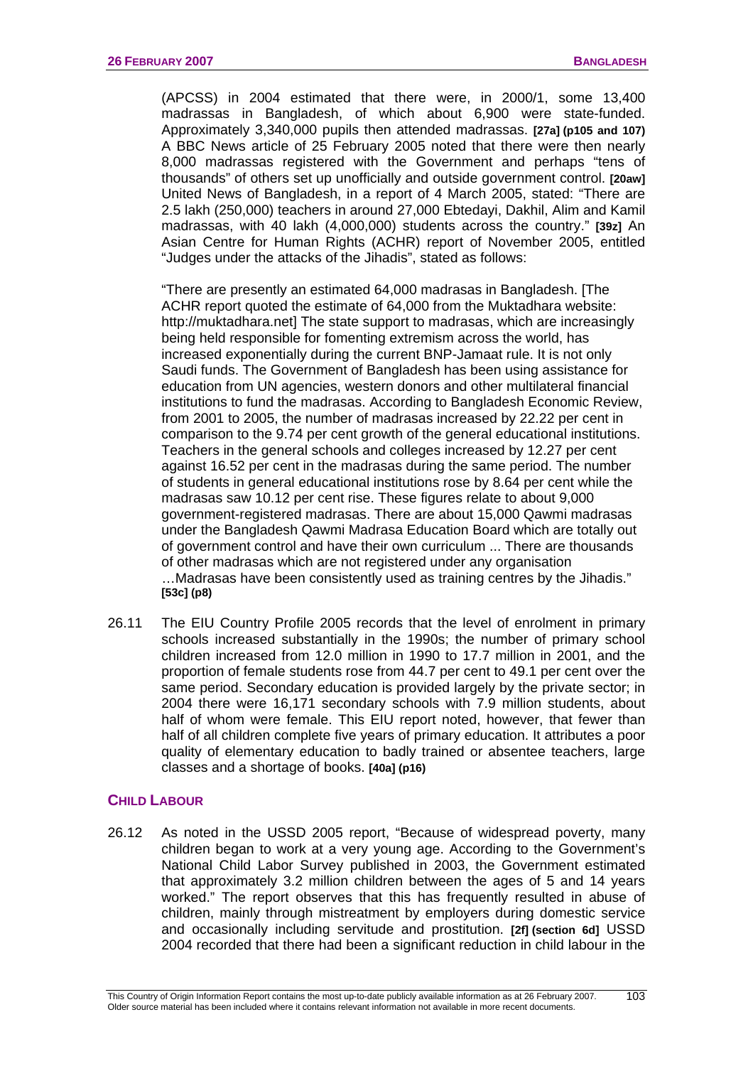(APCSS) in 2004 estimated that there were, in 2000/1, some 13,400 madrassas in Bangladesh, of which about 6,900 were state-funded. Approximately 3,340,000 pupils then attended madrassas. **[27a] (p105 and 107)** A BBC News article of 25 February 2005 noted that there were then nearly 8,000 madrassas registered with the Government and perhaps "tens of thousands" of others set up unofficially and outside government control. **[20aw]** United News of Bangladesh, in a report of 4 March 2005, stated: "There are 2.5 lakh (250,000) teachers in around 27,000 Ebtedayi, Dakhil, Alim and Kamil madrassas, with 40 lakh (4,000,000) students across the country." **[39z]** An Asian Centre for Human Rights (ACHR) report of November 2005, entitled "Judges under the attacks of the Jihadis", stated as follows:

"There are presently an estimated 64,000 madrasas in Bangladesh. [The ACHR report quoted the estimate of 64,000 from the Muktadhara website: http://muktadhara.net] The state support to madrasas, which are increasingly being held responsible for fomenting extremism across the world, has increased exponentially during the current BNP-Jamaat rule. It is not only Saudi funds. The Government of Bangladesh has been using assistance for education from UN agencies, western donors and other multilateral financial institutions to fund the madrasas. According to Bangladesh Economic Review, from 2001 to 2005, the number of madrasas increased by 22.22 per cent in comparison to the 9.74 per cent growth of the general educational institutions. Teachers in the general schools and colleges increased by 12.27 per cent against 16.52 per cent in the madrasas during the same period. The number of students in general educational institutions rose by 8.64 per cent while the madrasas saw 10.12 per cent rise. These figures relate to about 9,000 government-registered madrasas. There are about 15,000 Qawmi madrasas under the Bangladesh Qawmi Madrasa Education Board which are totally out of government control and have their own curriculum ... There are thousands of other madrasas which are not registered under any organisation …Madrasas have been consistently used as training centres by the Jihadis." **[53c] (p8)**

26.11 The EIU Country Profile 2005 records that the level of enrolment in primary schools increased substantially in the 1990s; the number of primary school children increased from 12.0 million in 1990 to 17.7 million in 2001, and the proportion of female students rose from 44.7 per cent to 49.1 per cent over the same period. Secondary education is provided largely by the private sector; in 2004 there were 16,171 secondary schools with 7.9 million students, about half of whom were female. This EIU report noted, however, that fewer than half of all children complete five years of primary education. It attributes a poor quality of elementary education to badly trained or absentee teachers, large classes and a shortage of books. **[40a] (p16)**

## CHILD LABOUR

26.12 As noted in the USSD 2005 report, "Because of widespread poverty, many children began to work at a very young age. According to the Government's National Child Labor Survey published in 2003, the Government estimated that approximately 3.2 million children between the ages of 5 and 14 years worked." The report observes that this has frequently resulted in abuse of children, mainly through mistreatment by employers during domestic service and occasionally including servitude and prostitution. **[2f] (section 6d)** USSD 2004 recorded that there had been a significant reduction in child labour in the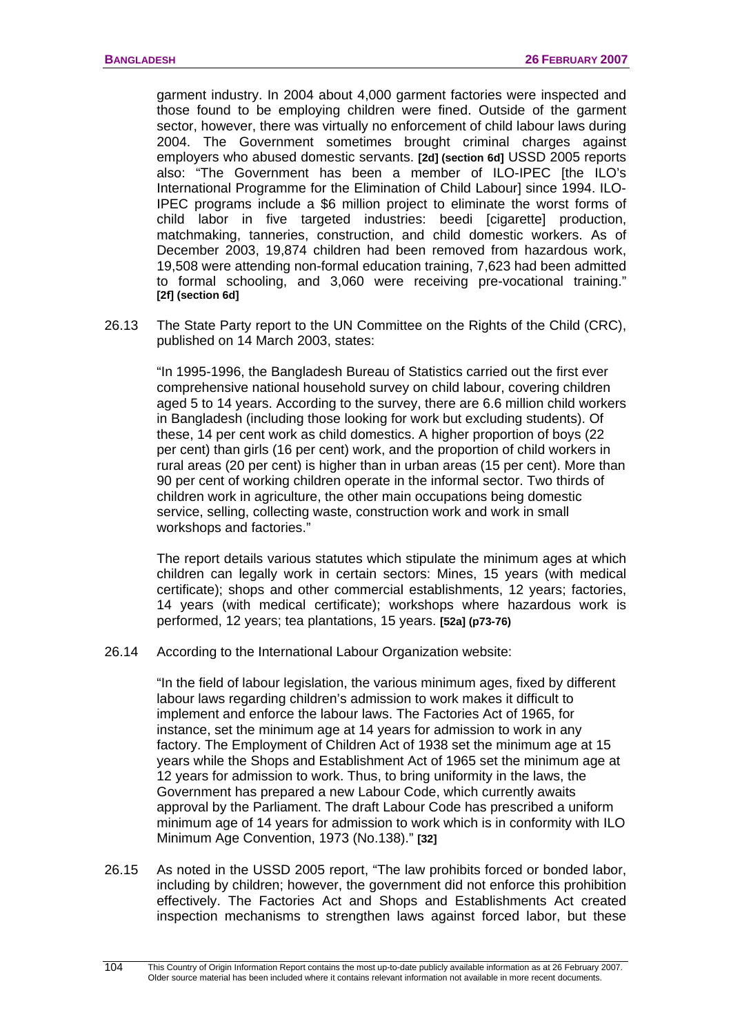garment industry. In 2004 about 4,000 garment factories were inspected and those found to be employing children were fined. Outside of the garment sector, however, there was virtually no enforcement of child labour laws during 2004. The Government sometimes brought criminal charges against employers who abused domestic servants. **[2d] (section 6d)** USSD 2005 reports also: "The Government has been a member of ILO-IPEC [the ILO's International Programme for the Elimination of Child Labour] since 1994. ILO-IPEC programs include a $6 million project to eliminate the worst forms of child labor in five targeted industries: beedi [cigarette] production, matchmaking, tanneries, construction, and child domestic workers. As of December 2003, 19,874 children had been removed from hazardous work, 19,508 were attending non-formal education training, 7,623 had been admitted to formal schooling, and 3,060 were receiving pre-vocational training." **[2f] (section 6d)**

26.13 The State Party report to the UN Committee on the Rights of the Child (CRC), published on 14 March 2003, states:

> "In 1995-1996, the Bangladesh Bureau of Statistics carried out the first ever comprehensive national household survey on child labour, covering children aged 5 to 14 years. According to the survey, there are 6.6 million child workers in Bangladesh (including those looking for work but excluding students). Of these, 14 per cent work as child domestics. A higher proportion of boys (22 per cent) than girls (16 per cent) work, and the proportion of child workers in rural areas (20 per cent) is higher than in urban areas (15 per cent). More than 90 per cent of working children operate in the informal sector. Two thirds of children work in agriculture, the other main occupations being domestic service, selling, collecting waste, construction work and work in small workshops and factories."

The report details various statutes which stipulate the minimum ages at which children can legally work in certain sectors: Mines, 15 years (with medical certificate); shops and other commercial establishments, 12 years; factories, 14 years (with medical certificate); workshops where hazardous work is performed, 12 years; tea plantations, 15 years. **[52a] (p73-76)**

26.14 According to the International Labour Organization website:

> "In the field of labour legislation, the various minimum ages, fixed by different labour laws regarding children's admission to work makes it difficult to implement and enforce the labour laws. The Factories Act of 1965, for instance, set the minimum age at 14 years for admission to work in any factory. The Employment of Children Act of 1938 set the minimum age at 15 years while the Shops and Establishment Act of 1965 set the minimum age at 12 years for admission to work. Thus, to bring uniformity in the laws, the Government has prepared a new Labour Code, which currently awaits approval by the Parliament. The draft Labour Code has prescribed a uniform minimum age of 14 years for admission to work which is in conformity with ILO Minimum Age Convention, 1973 (No.138)." **[32]**

26.15 As noted in the USSD 2005 report, "The law prohibits forced or bonded labor, including by children; however, the government did not enforce this prohibition effectively. The Factories Act and Shops and Establishments Act created inspection mechanisms to strengthen laws against forced labor, but these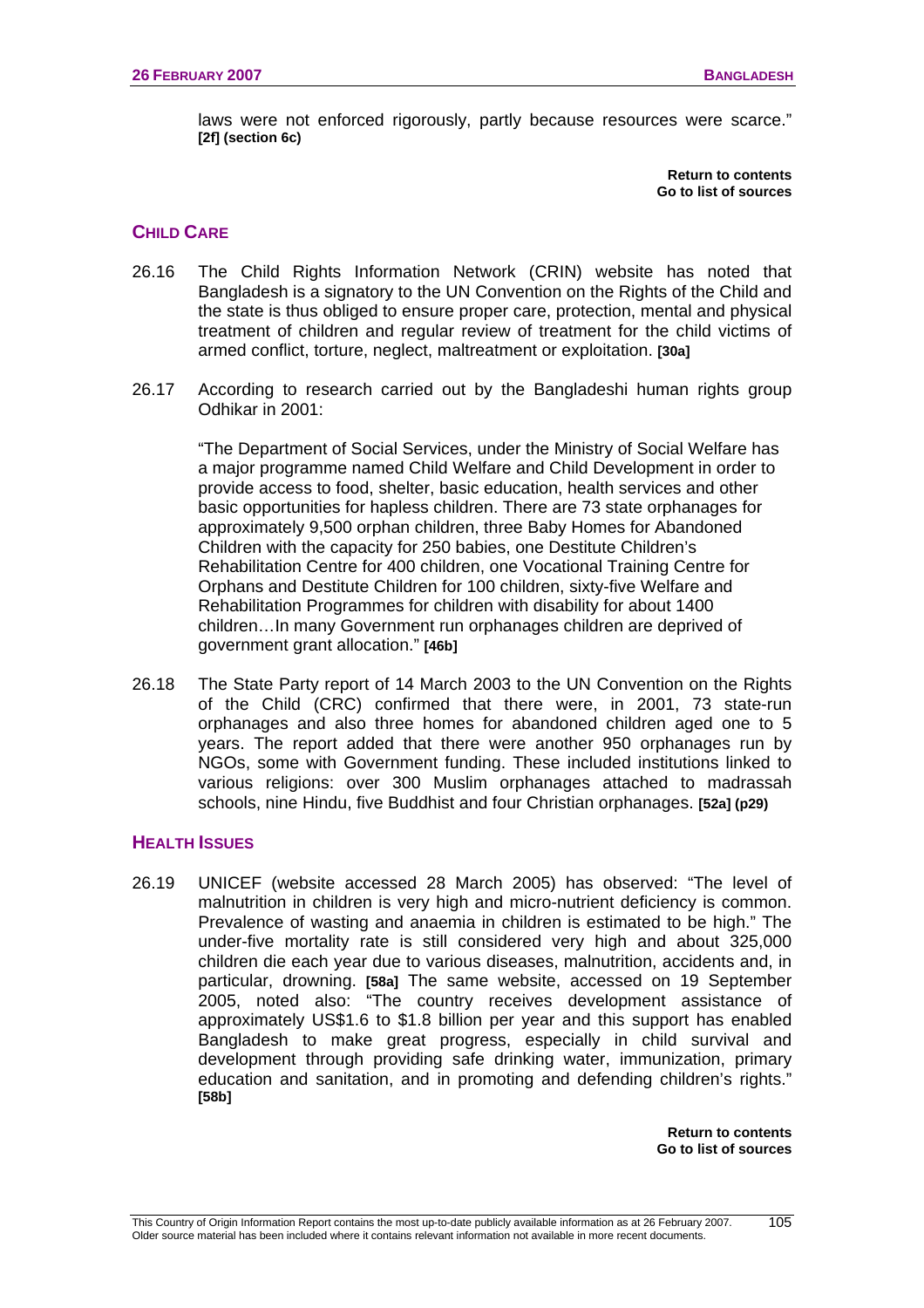laws were not enforced rigorously, partly because resources were scarce." **[2f] (section 6c)**

**Return to contents**
**Go to list of sources**

## CHILD CARE

26.16 The Child Rights Information Network (CRIN) website has noted that Bangladesh is a signatory to the UN Convention on the Rights of the Child and the state is thus obliged to ensure proper care, protection, mental and physical treatment of children and regular review of treatment for the child victims of armed conflict, torture, neglect, maltreatment or exploitation. **[30a]**

26.17 According to research carried out by the Bangladeshi human rights group Odhikar in 2001:

> "The Department of Social Services, under the Ministry of Social Welfare has a major programme named Child Welfare and Child Development in order to provide access to food, shelter, basic education, health services and other basic opportunities for hapless children. There are 73 state orphanages for approximately 9,500 orphan children, three Baby Homes for Abandoned Children with the capacity for 250 babies, one Destitute Children's Rehabilitation Centre for 400 children, one Vocational Training Centre for Orphans and Destitute Children for 100 children, sixty-five Welfare and Rehabilitation Programmes for children with disability for about 1400 children…In many Government run orphanages children are deprived of government grant allocation." **[46b]**

26.18 The State Party report of 14 March 2003 to the UN Convention on the Rights of the Child (CRC) confirmed that there were, in 2001, 73 state-run orphanages and also three homes for abandoned children aged one to 5 years. The report added that there were another 950 orphanages run by NGOs, some with Government funding. These included institutions linked to various religions: over 300 Muslim orphanages attached to madrassah schools, nine Hindu, five Buddhist and four Christian orphanages. **[52a] (p29)**

## HEALTH ISSUES

26.19 UNICEF (website accessed 28 March 2005) has observed: "The level of malnutrition in children is very high and micro-nutrient deficiency is common. Prevalence of wasting and anaemia in children is estimated to be high." The under-five mortality rate is still considered very high and about 325,000 children die each year due to various diseases, malnutrition, accidents and, in particular, drowning. **[58a]** The same website, accessed on 19 September 2005, noted also: "The country receives development assistance of approximately US$1.6 to $1.8 billion per year and this support has enabled Bangladesh to make great progress, especially in child survival and development through providing safe drinking water, immunization, primary education and sanitation, and in promoting and defending children's rights." **[58b]**

**Return to contents**
**Go to list of sources**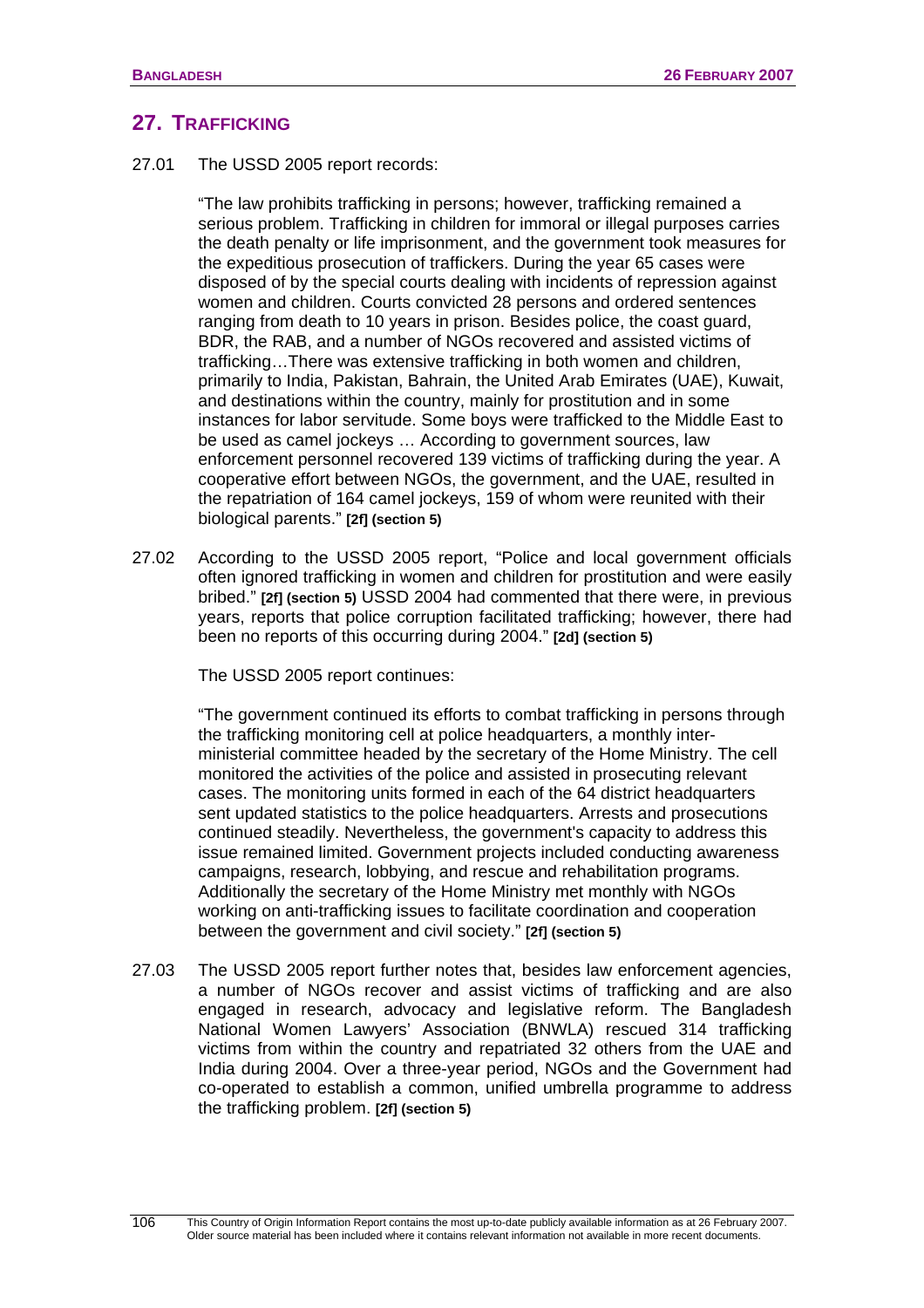## 27. TRAFFICKING

27.01 The USSD 2005 report records:

> "The law prohibits trafficking in persons; however, trafficking remained a serious problem. Trafficking in children for immoral or illegal purposes carries the death penalty or life imprisonment, and the government took measures for the expeditious prosecution of traffickers. During the year 65 cases were disposed of by the special courts dealing with incidents of repression against women and children. Courts convicted 28 persons and ordered sentences ranging from death to 10 years in prison. Besides police, the coast guard, BDR, the RAB, and a number of NGOs recovered and assisted victims of trafficking…There was extensive trafficking in both women and children, primarily to India, Pakistan, Bahrain, the United Arab Emirates (UAE), Kuwait, and destinations within the country, mainly for prostitution and in some instances for labor servitude. Some boys were trafficked to the Middle East to be used as camel jockeys … According to government sources, law enforcement personnel recovered 139 victims of trafficking during the year. A cooperative effort between NGOs, the government, and the UAE, resulted in the repatriation of 164 camel jockeys, 159 of whom were reunited with their biological parents." **[2f] (section 5)**

27.02 According to the USSD 2005 report, "Police and local government officials often ignored trafficking in women and children for prostitution and were easily bribed." **[2f] (section 5)** USSD 2004 had commented that there were, in previous years, reports that police corruption facilitated trafficking; however, there had been no reports of this occurring during 2004." **[2d] (section 5)**

The USSD 2005 report continues:

> "The government continued its efforts to combat trafficking in persons through the trafficking monitoring cell at police headquarters, a monthly inter-ministerial committee headed by the secretary of the Home Ministry. The cell monitored the activities of the police and assisted in prosecuting relevant cases. The monitoring units formed in each of the 64 district headquarters sent updated statistics to the police headquarters. Arrests and prosecutions continued steadily. Nevertheless, the government's capacity to address this issue remained limited. Government projects included conducting awareness campaigns, research, lobbying, and rescue and rehabilitation programs. Additionally the secretary of the Home Ministry met monthly with NGOs working on anti-trafficking issues to facilitate coordination and cooperation between the government and civil society." **[2f] (section 5)**

27.03 The USSD 2005 report further notes that, besides law enforcement agencies, a number of NGOs recover and assist victims of trafficking and are also engaged in research, advocacy and legislative reform. The Bangladesh National Women Lawyers' Association (BNWLA) rescued 314 trafficking victims from within the country and repatriated 32 others from the UAE and India during 2004. Over a three-year period, NGOs and the Government had co-operated to establish a common, unified umbrella programme to address the trafficking problem. **[2f] (section 5)**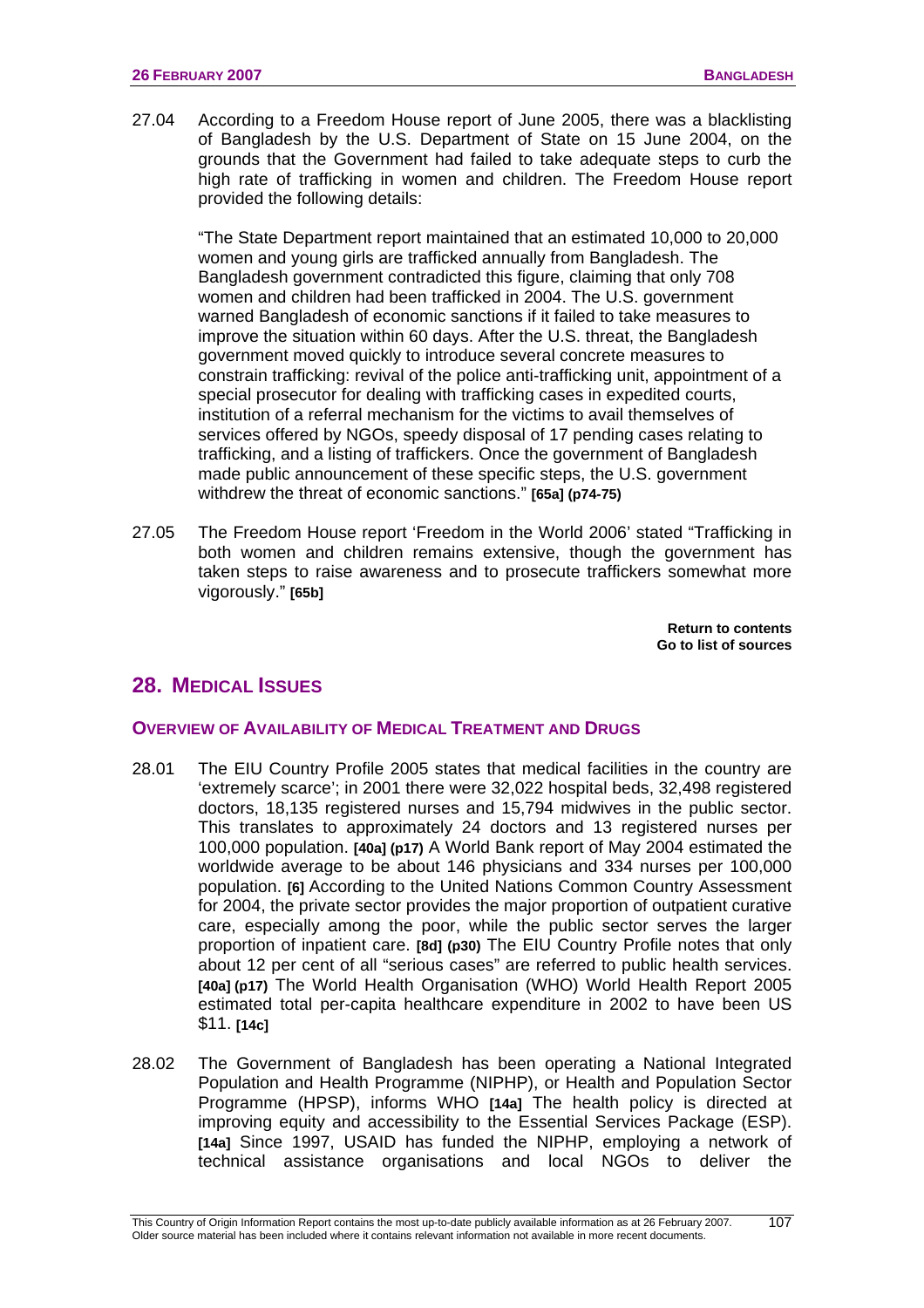27.04 According to a Freedom House report of June 2005, there was a blacklisting of Bangladesh by the U.S. Department of State on 15 June 2004, on the grounds that the Government had failed to take adequate steps to curb the high rate of trafficking in women and children. The Freedom House report provided the following details:

> "The State Department report maintained that an estimated 10,000 to 20,000 women and young girls are trafficked annually from Bangladesh. The Bangladesh government contradicted this figure, claiming that only 708 women and children had been trafficked in 2004. The U.S. government warned Bangladesh of economic sanctions if it failed to take measures to improve the situation within 60 days. After the U.S. threat, the Bangladesh government moved quickly to introduce several concrete measures to constrain trafficking: revival of the police anti-trafficking unit, appointment of a special prosecutor for dealing with trafficking cases in expedited courts, institution of a referral mechanism for the victims to avail themselves of services offered by NGOs, speedy disposal of 17 pending cases relating to trafficking, and a listing of traffickers. Once the government of Bangladesh made public announcement of these specific steps, the U.S. government withdrew the threat of economic sanctions." **[65a] (p74-75)**

27.05 The Freedom House report 'Freedom in the World 2006' stated "Trafficking in both women and children remains extensive, though the government has taken steps to raise awareness and to prosecute traffickers somewhat more vigorously." **[65b]**

**Return to contents**
**Go to list of sources**

## 28. Medical Issues

### Overview of Availability of Medical Treatment and Drugs

28.01 The EIU Country Profile 2005 states that medical facilities in the country are 'extremely scarce'; in 2001 there were 32,022 hospital beds, 32,498 registered doctors, 18,135 registered nurses and 15,794 midwives in the public sector. This translates to approximately 24 doctors and 13 registered nurses per 100,000 population. **[40a] (p17)** A World Bank report of May 2004 estimated the worldwide average to be about 146 physicians and 334 nurses per 100,000 population. **[6]** According to the United Nations Common Country Assessment for 2004, the private sector provides the major proportion of outpatient curative care, especially among the poor, while the public sector serves the larger proportion of inpatient care. **[8d] (p30)** The EIU Country Profile notes that only about 12 per cent of all "serious cases" are referred to public health services. **[40a] (p17)** The World Health Organisation (WHO) World Health Report 2005 estimated total per-capita healthcare expenditure in 2002 to have been US $11. **[14c]**

28.02 The Government of Bangladesh has been operating a National Integrated Population and Health Programme (NIPHP), or Health and Population Sector Programme (HPSP), informs WHO **[14a]** The health policy is directed at improving equity and accessibility to the Essential Services Package (ESP). **[14a]** Since 1997, USAID has funded the NIPHP, employing a network of technical assistance organisations and local NGOs to deliver the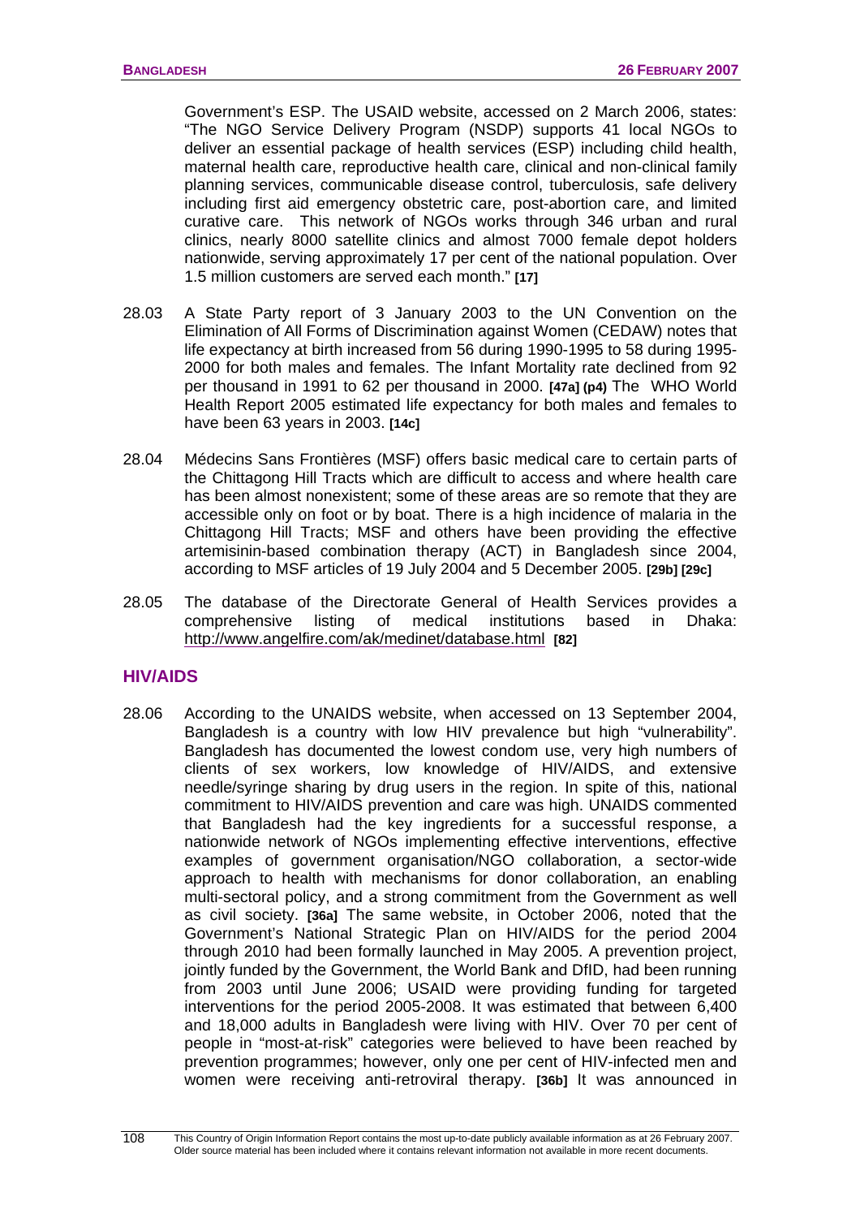Government's ESP. The USAID website, accessed on 2 March 2006, states: "The NGO Service Delivery Program (NSDP) supports 41 local NGOs to deliver an essential package of health services (ESP) including child health, maternal health care, reproductive health care, clinical and non-clinical family planning services, communicable disease control, tuberculosis, safe delivery including first aid emergency obstetric care, post-abortion care, and limited curative care. This network of NGOs works through 346 urban and rural clinics, nearly 8000 satellite clinics and almost 7000 female depot holders nationwide, serving approximately 17 per cent of the national population. Over 1.5 million customers are served each month." **[17]**

28.03 A State Party report of 3 January 2003 to the UN Convention on the Elimination of All Forms of Discrimination against Women (CEDAW) notes that life expectancy at birth increased from 56 during 1990-1995 to 58 during 1995-2000 for both males and females. The Infant Mortality rate declined from 92 per thousand in 1991 to 62 per thousand in 2000. **[47a] (p4)** The WHO World Health Report 2005 estimated life expectancy for both males and females to have been 63 years in 2003. **[14c]**

28.04 Médecins Sans Frontières (MSF) offers basic medical care to certain parts of the Chittagong Hill Tracts which are difficult to access and where health care has been almost nonexistent; some of these areas are so remote that they are accessible only on foot or by boat. There is a high incidence of malaria in the Chittagong Hill Tracts; MSF and others have been providing the effective artemisinin-based combination therapy (ACT) in Bangladesh since 2004, according to MSF articles of 19 July 2004 and 5 December 2005. **[29b] [29c]**

28.05 The database of the Directorate General of Health Services provides a comprehensive listing of medical institutions based in Dhaka: http://www.angelfire.com/ak/medinet/database.html **[82]**

## HIV/AIDS

28.06 According to the UNAIDS website, when accessed on 13 September 2004, Bangladesh is a country with low HIV prevalence but high "vulnerability". Bangladesh has documented the lowest condom use, very high numbers of clients of sex workers, low knowledge of HIV/AIDS, and extensive needle/syringe sharing by drug users in the region. In spite of this, national commitment to HIV/AIDS prevention and care was high. UNAIDS commented that Bangladesh had the key ingredients for a successful response, a nationwide network of NGOs implementing effective interventions, effective examples of government organisation/NGO collaboration, a sector-wide approach to health with mechanisms for donor collaboration, an enabling multi-sectoral policy, and a strong commitment from the Government as well as civil society. **[36a]** The same website, in October 2006, noted that the Government's National Strategic Plan on HIV/AIDS for the period 2004 through 2010 had been formally launched in May 2005. A prevention project, jointly funded by the Government, the World Bank and DfID, had been running from 2003 until June 2006; USAID were providing funding for targeted interventions for the period 2005-2008. It was estimated that between 6,400 and 18,000 adults in Bangladesh were living with HIV. Over 70 per cent of people in "most-at-risk" categories were believed to have been reached by prevention programmes; however, only one per cent of HIV-infected men and women were receiving anti-retroviral therapy. **[36b]** It was announced in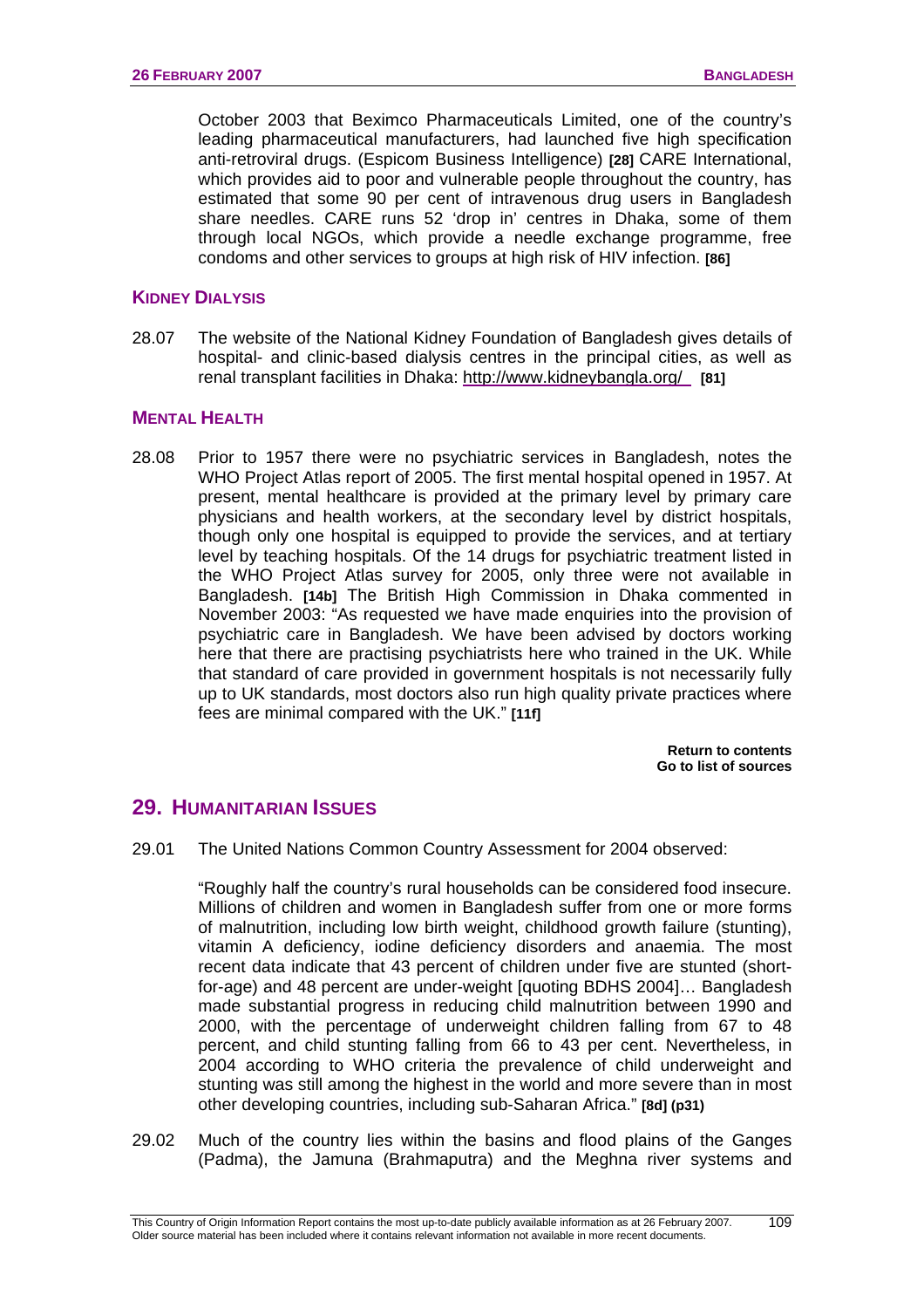October 2003 that Beximco Pharmaceuticals Limited, one of the country's leading pharmaceutical manufacturers, had launched five high specification anti-retroviral drugs. (Espicom Business Intelligence) **[28]** CARE International, which provides aid to poor and vulnerable people throughout the country, has estimated that some 90 per cent of intravenous drug users in Bangladesh share needles. CARE runs 52 'drop in' centres in Dhaka, some of them through local NGOs, which provide a needle exchange programme, free condoms and other services to groups at high risk of HIV infection. **[86]**

### KIDNEY DIALYSIS

28.07 The website of the National Kidney Foundation of Bangladesh gives details of hospital- and clinic-based dialysis centres in the principal cities, as well as renal transplant facilities in Dhaka: http://www.kidneybangla.org/ **[81]**

### MENTAL HEALTH

28.08 Prior to 1957 there were no psychiatric services in Bangladesh, notes the WHO Project Atlas report of 2005. The first mental hospital opened in 1957. At present, mental healthcare is provided at the primary level by primary care physicians and health workers, at the secondary level by district hospitals, though only one hospital is equipped to provide the services, and at tertiary level by teaching hospitals. Of the 14 drugs for psychiatric treatment listed in the WHO Project Atlas survey for 2005, only three were not available in Bangladesh. **[14b]** The British High Commission in Dhaka commented in November 2003: "As requested we have made enquiries into the provision of psychiatric care in Bangladesh. We have been advised by doctors working here that there are practising psychiatrists here who trained in the UK. While that standard of care provided in government hospitals is not necessarily fully up to UK standards, most doctors also run high quality private practices where fees are minimal compared with the UK." **[11f]**

**Return to contents**
**Go to list of sources**

## 29. HUMANITARIAN ISSUES

29.01 The United Nations Common Country Assessment for 2004 observed:

"Roughly half the country's rural households can be considered food insecure. Millions of children and women in Bangladesh suffer from one or more forms of malnutrition, including low birth weight, childhood growth failure (stunting), vitamin A deficiency, iodine deficiency disorders and anaemia. The most recent data indicate that 43 percent of children under five are stunted (short-for-age) and 48 percent are under-weight [quoting BDHS 2004]… Bangladesh made substantial progress in reducing child malnutrition between 1990 and 2000, with the percentage of underweight children falling from 67 to 48 percent, and child stunting falling from 66 to 43 per cent. Nevertheless, in 2004 according to WHO criteria the prevalence of child underweight and stunting was still among the highest in the world and more severe than in most other developing countries, including sub-Saharan Africa." **[8d] (p31)**

29.02 Much of the country lies within the basins and flood plains of the Ganges (Padma), the Jamuna (Brahmaputra) and the Meghna river systems and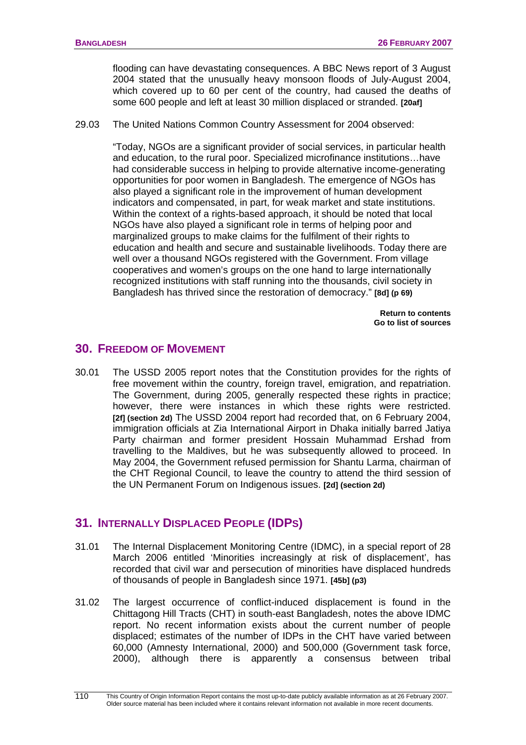flooding can have devastating consequences. A BBC News report of 3 August 2004 stated that the unusually heavy monsoon floods of July-August 2004, which covered up to 60 per cent of the country, had caused the deaths of some 600 people and left at least 30 million displaced or stranded. **[20af]**

29.03 The United Nations Common Country Assessment for 2004 observed:

"Today, NGOs are a significant provider of social services, in particular health and education, to the rural poor. Specialized microfinance institutions…have had considerable success in helping to provide alternative income-generating opportunities for poor women in Bangladesh. The emergence of NGOs has also played a significant role in the improvement of human development indicators and compensated, in part, for weak market and state institutions. Within the context of a rights-based approach, it should be noted that local NGOs have also played a significant role in terms of helping poor and marginalized groups to make claims for the fulfilment of their rights to education and health and secure and sustainable livelihoods. Today there are well over a thousand NGOs registered with the Government. From village cooperatives and women's groups on the one hand to large internationally recognized institutions with staff running into the thousands, civil society in Bangladesh has thrived since the restoration of democracy." **[8d] (p 69)**

**Return to contents**
**Go to list of sources**

## 30. Freedom of Movement

30.01 The USSD 2005 report notes that the Constitution provides for the rights of free movement within the country, foreign travel, emigration, and repatriation. The Government, during 2005, generally respected these rights in practice; however, there were instances in which these rights were restricted. **[2f] (section 2d)** The USSD 2004 report had recorded that, on 6 February 2004, immigration officials at Zia International Airport in Dhaka initially barred Jatiya Party chairman and former president Hossain Muhammad Ershad from travelling to the Maldives, but he was subsequently allowed to proceed. In May 2004, the Government refused permission for Shantu Larma, chairman of the CHT Regional Council, to leave the country to attend the third session of the UN Permanent Forum on Indigenous issues. **[2d] (section 2d)**

## 31. Internally Displaced People (IDPs)

31.01 The Internal Displacement Monitoring Centre (IDMC), in a special report of 28 March 2006 entitled 'Minorities increasingly at risk of displacement', has recorded that civil war and persecution of minorities have displaced hundreds of thousands of people in Bangladesh since 1971. **[45b] (p3)**

31.02 The largest occurrence of conflict-induced displacement is found in the Chittagong Hill Tracts (CHT) in south-east Bangladesh, notes the above IDMC report. No recent information exists about the current number of people displaced; estimates of the number of IDPs in the CHT have varied between 60,000 (Amnesty International, 2000) and 500,000 (Government task force, 2000), although there is apparently a consensus between tribal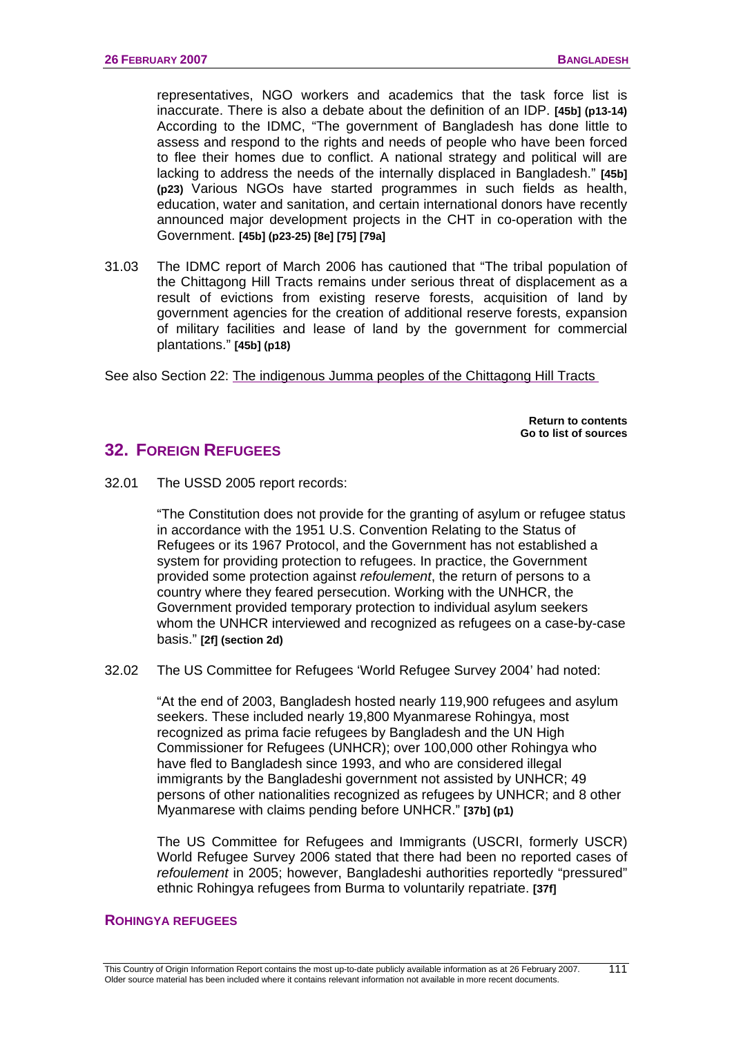representatives, NGO workers and academics that the task force list is inaccurate. There is also a debate about the definition of an IDP. **[45b] (p13-14)** According to the IDMC, "The government of Bangladesh has done little to assess and respond to the rights and needs of people who have been forced to flee their homes due to conflict. A national strategy and political will are lacking to address the needs of the internally displaced in Bangladesh." **[45b] (p23)** Various NGOs have started programmes in such fields as health, education, water and sanitation, and certain international donors have recently announced major development projects in the CHT in co-operation with the Government. **[45b] (p23-25) [8e] [75] [79a]**

31.03 The IDMC report of March 2006 has cautioned that "The tribal population of the Chittagong Hill Tracts remains under serious threat of displacement as a result of evictions from existing reserve forests, acquisition of land by government agencies for the creation of additional reserve forests, expansion of military facilities and lease of land by the government for commercial plantations." **[45b] (p18)**

See also Section 22: The indigenous Jumma peoples of the Chittagong Hill Tracts

**Return to contents**
**Go to list of sources**

## 32. Foreign Refugees

32.01 The USSD 2005 report records:

"The Constitution does not provide for the granting of asylum or refugee status in accordance with the 1951 U.S. Convention Relating to the Status of Refugees or its 1967 Protocol, and the Government has not established a system for providing protection to refugees. In practice, the Government provided some protection against *refoulement*, the return of persons to a country where they feared persecution. Working with the UNHCR, the Government provided temporary protection to individual asylum seekers whom the UNHCR interviewed and recognized as refugees on a case-by-case basis." **[2f] (section 2d)**

32.02 The US Committee for Refugees 'World Refugee Survey 2004' had noted:

"At the end of 2003, Bangladesh hosted nearly 119,900 refugees and asylum seekers. These included nearly 19,800 Myanmarese Rohingya, most recognized as prima facie refugees by Bangladesh and the UN High Commissioner for Refugees (UNHCR); over 100,000 other Rohingya who have fled to Bangladesh since 1993, and who are considered illegal immigrants by the Bangladeshi government not assisted by UNHCR; 49 persons of other nationalities recognized as refugees by UNHCR; and 8 other Myanmarese with claims pending before UNHCR." **[37b] (p1)**

The US Committee for Refugees and Immigrants (USCRI, formerly USCR) World Refugee Survey 2006 stated that there had been no reported cases of *refoulement* in 2005; however, Bangladeshi authorities reportedly "pressured" ethnic Rohingya refugees from Burma to voluntarily repatriate. **[37f]**

### Rohingya Refugees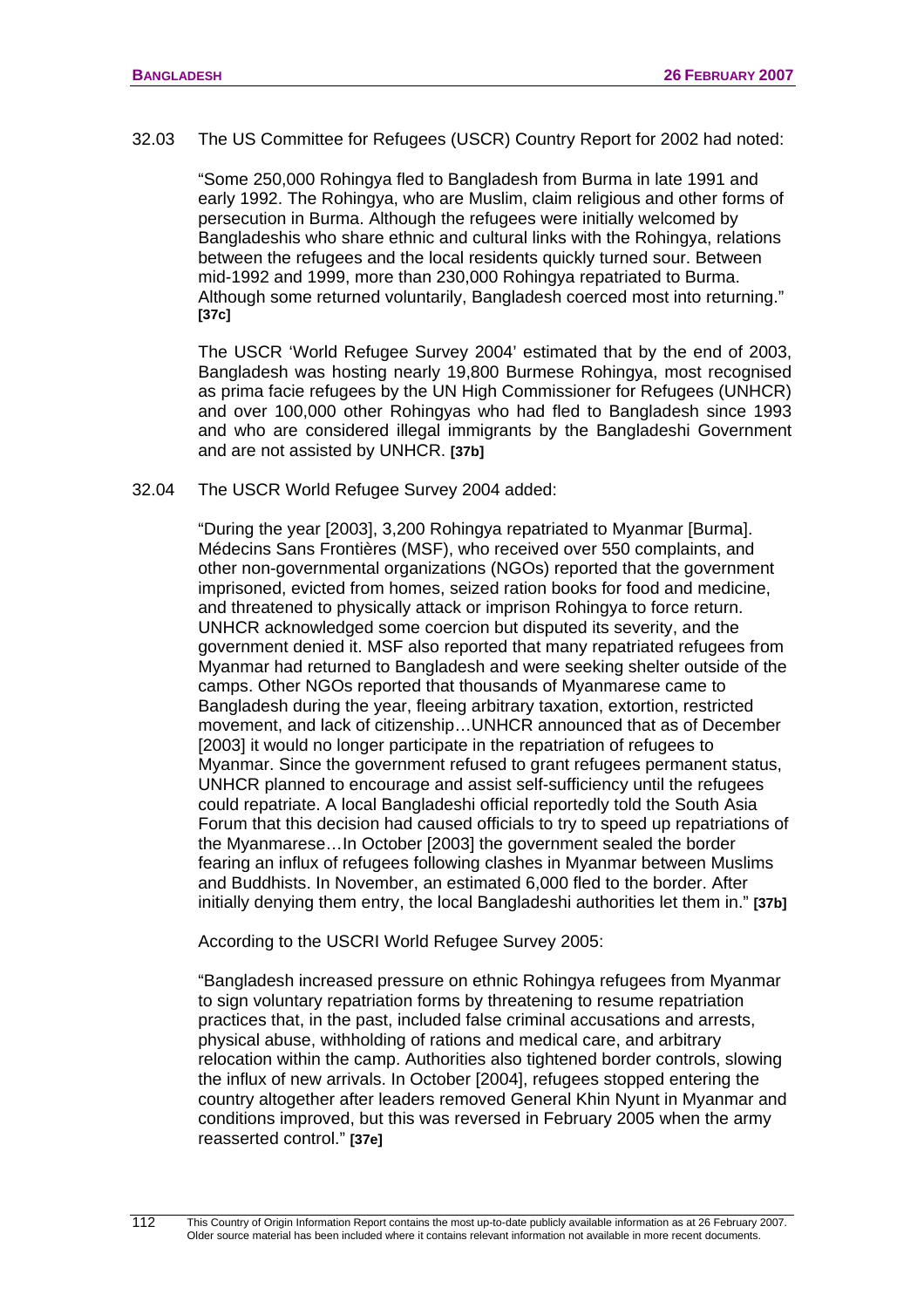32.03 The US Committee for Refugees (USCR) Country Report for 2002 had noted:

"Some 250,000 Rohingya fled to Bangladesh from Burma in late 1991 and early 1992. The Rohingya, who are Muslim, claim religious and other forms of persecution in Burma. Although the refugees were initially welcomed by Bangladeshis who share ethnic and cultural links with the Rohingya, relations between the refugees and the local residents quickly turned sour. Between mid-1992 and 1999, more than 230,000 Rohingya repatriated to Burma. Although some returned voluntarily, Bangladesh coerced most into returning." **[37c]**

The USCR 'World Refugee Survey 2004' estimated that by the end of 2003, Bangladesh was hosting nearly 19,800 Burmese Rohingya, most recognised as prima facie refugees by the UN High Commissioner for Refugees (UNHCR) and over 100,000 other Rohingyas who had fled to Bangladesh since 1993 and who are considered illegal immigrants by the Bangladeshi Government and are not assisted by UNHCR. **[37b]**

32.04 The USCR World Refugee Survey 2004 added:

"During the year [2003], 3,200 Rohingya repatriated to Myanmar [Burma]. Médecins Sans Frontières (MSF), who received over 550 complaints, and other non-governmental organizations (NGOs) reported that the government imprisoned, evicted from homes, seized ration books for food and medicine, and threatened to physically attack or imprison Rohingya to force return. UNHCR acknowledged some coercion but disputed its severity, and the government denied it. MSF also reported that many repatriated refugees from Myanmar had returned to Bangladesh and were seeking shelter outside of the camps. Other NGOs reported that thousands of Myanmarese came to Bangladesh during the year, fleeing arbitrary taxation, extortion, restricted movement, and lack of citizenship…UNHCR announced that as of December [2003] it would no longer participate in the repatriation of refugees to Myanmar. Since the government refused to grant refugees permanent status, UNHCR planned to encourage and assist self-sufficiency until the refugees could repatriate. A local Bangladeshi official reportedly told the South Asia Forum that this decision had caused officials to try to speed up repatriations of the Myanmarese…In October [2003] the government sealed the border fearing an influx of refugees following clashes in Myanmar between Muslims and Buddhists. In November, an estimated 6,000 fled to the border. After initially denying them entry, the local Bangladeshi authorities let them in." **[37b]**

According to the USCRI World Refugee Survey 2005:

"Bangladesh increased pressure on ethnic Rohingya refugees from Myanmar to sign voluntary repatriation forms by threatening to resume repatriation practices that, in the past, included false criminal accusations and arrests, physical abuse, withholding of rations and medical care, and arbitrary relocation within the camp. Authorities also tightened border controls, slowing the influx of new arrivals. In October [2004], refugees stopped entering the country altogether after leaders removed General Khin Nyunt in Myanmar and conditions improved, but this was reversed in February 2005 when the army reasserted control." **[37e]**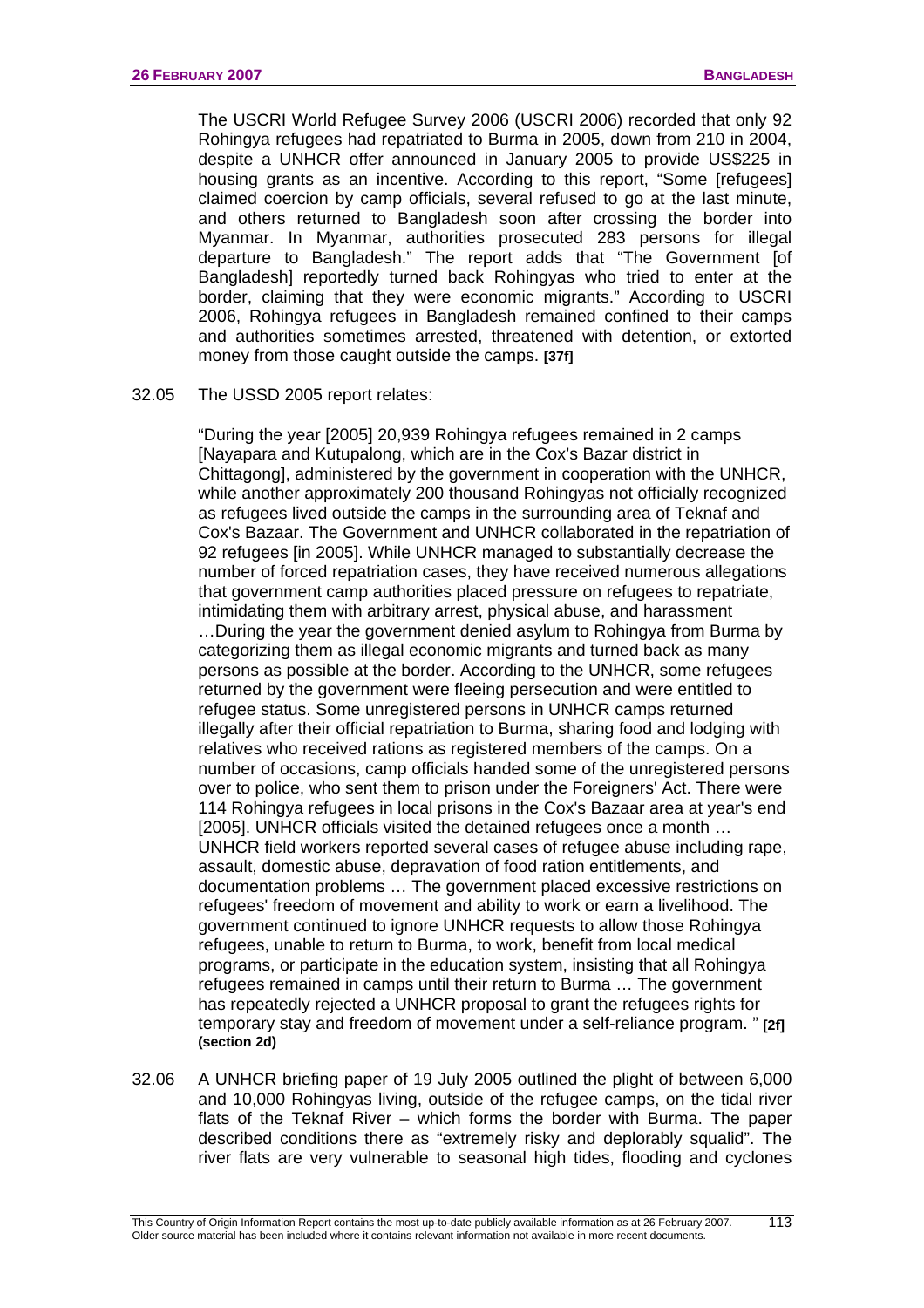The USCRI World Refugee Survey 2006 (USCRI 2006) recorded that only 92 Rohingya refugees had repatriated to Burma in 2005, down from 210 in 2004, despite a UNHCR offer announced in January 2005 to provide US$225 in housing grants as an incentive. According to this report, "Some [refugees] claimed coercion by camp officials, several refused to go at the last minute, and others returned to Bangladesh soon after crossing the border into Myanmar. In Myanmar, authorities prosecuted 283 persons for illegal departure to Bangladesh." The report adds that "The Government [of Bangladesh] reportedly turned back Rohingyas who tried to enter at the border, claiming that they were economic migrants." According to USCRI 2006, Rohingya refugees in Bangladesh remained confined to their camps and authorities sometimes arrested, threatened with detention, or extorted money from those caught outside the camps. **[37f]**

32.05 The USSD 2005 report relates:

"During the year [2005] 20,939 Rohingya refugees remained in 2 camps [Nayapara and Kutupalong, which are in the Cox's Bazar district in Chittagong], administered by the government in cooperation with the UNHCR, while another approximately 200 thousand Rohingyas not officially recognized as refugees lived outside the camps in the surrounding area of Teknaf and Cox's Bazaar. The Government and UNHCR collaborated in the repatriation of 92 refugees [in 2005]. While UNHCR managed to substantially decrease the number of forced repatriation cases, they have received numerous allegations that government camp authorities placed pressure on refugees to repatriate, intimidating them with arbitrary arrest, physical abuse, and harassment …During the year the government denied asylum to Rohingya from Burma by categorizing them as illegal economic migrants and turned back as many persons as possible at the border. According to the UNHCR, some refugees returned by the government were fleeing persecution and were entitled to refugee status. Some unregistered persons in UNHCR camps returned illegally after their official repatriation to Burma, sharing food and lodging with relatives who received rations as registered members of the camps. On a number of occasions, camp officials handed some of the unregistered persons over to police, who sent them to prison under the Foreigners' Act. There were 114 Rohingya refugees in local prisons in the Cox's Bazaar area at year's end [2005]. UNHCR officials visited the detained refugees once a month … UNHCR field workers reported several cases of refugee abuse including rape, assault, domestic abuse, depravation of food ration entitlements, and documentation problems … The government placed excessive restrictions on refugees' freedom of movement and ability to work or earn a livelihood. The government continued to ignore UNHCR requests to allow those Rohingya refugees, unable to return to Burma, to work, benefit from local medical programs, or participate in the education system, insisting that all Rohingya refugees remained in camps until their return to Burma … The government has repeatedly rejected a UNHCR proposal to grant the refugees rights for temporary stay and freedom of movement under a self-reliance program. " **[2f] (section 2d)**

32.06 A UNHCR briefing paper of 19 July 2005 outlined the plight of between 6,000 and 10,000 Rohingyas living, outside of the refugee camps, on the tidal river flats of the Teknaf River – which forms the border with Burma. The paper described conditions there as "extremely risky and deplorably squalid". The river flats are very vulnerable to seasonal high tides, flooding and cyclones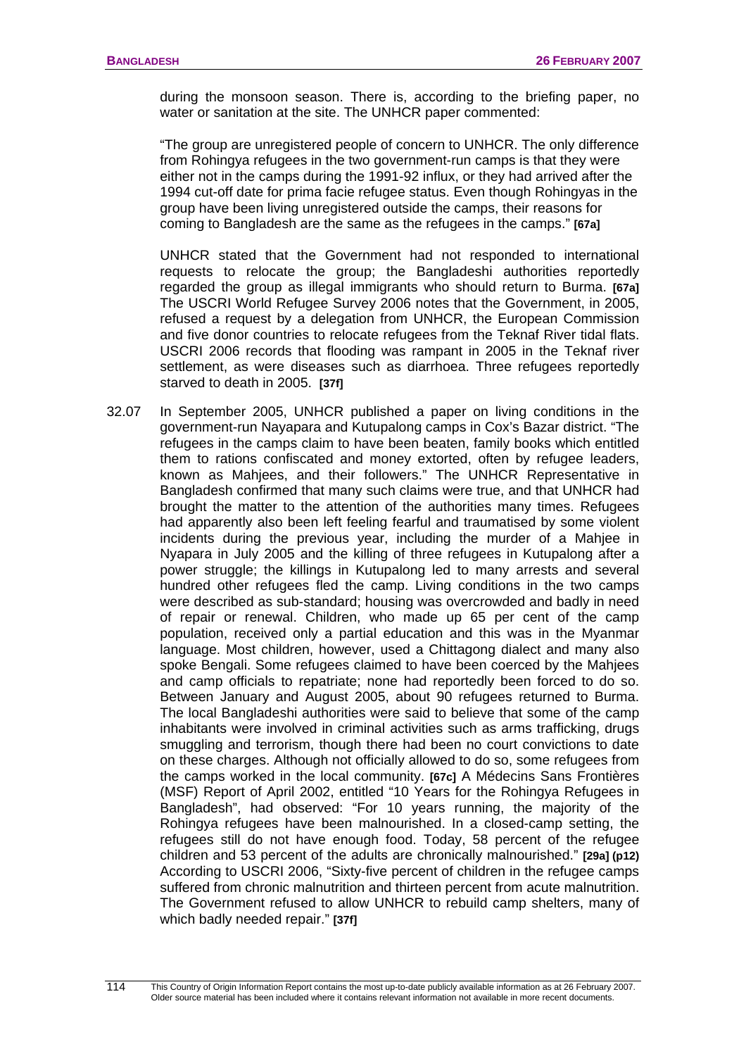during the monsoon season. There is, according to the briefing paper, no water or sanitation at the site. The UNHCR paper commented:

"The group are unregistered people of concern to UNHCR. The only difference from Rohingya refugees in the two government-run camps is that they were either not in the camps during the 1991-92 influx, or they had arrived after the 1994 cut-off date for prima facie refugee status. Even though Rohingyas in the group have been living unregistered outside the camps, their reasons for coming to Bangladesh are the same as the refugees in the camps." **[67a]**

UNHCR stated that the Government had not responded to international requests to relocate the group; the Bangladeshi authorities reportedly regarded the group as illegal immigrants who should return to Burma. **[67a]** The USCRI World Refugee Survey 2006 notes that the Government, in 2005, refused a request by a delegation from UNHCR, the European Commission and five donor countries to relocate refugees from the Teknaf River tidal flats. USCRI 2006 records that flooding was rampant in 2005 in the Teknaf river settlement, as were diseases such as diarrhoea. Three refugees reportedly starved to death in 2005. **[37f]**

32.07 In September 2005, UNHCR published a paper on living conditions in the government-run Nayapara and Kutupalong camps in Cox's Bazar district. "The refugees in the camps claim to have been beaten, family books which entitled them to rations confiscated and money extorted, often by refugee leaders, known as Mahjees, and their followers." The UNHCR Representative in Bangladesh confirmed that many such claims were true, and that UNHCR had brought the matter to the attention of the authorities many times. Refugees had apparently also been left feeling fearful and traumatised by some violent incidents during the previous year, including the murder of a Mahjee in Nyapara in July 2005 and the killing of three refugees in Kutupalong after a power struggle; the killings in Kutupalong led to many arrests and several hundred other refugees fled the camp. Living conditions in the two camps were described as sub-standard; housing was overcrowded and badly in need of repair or renewal. Children, who made up 65 per cent of the camp population, received only a partial education and this was in the Myanmar language. Most children, however, used a Chittagong dialect and many also spoke Bengali. Some refugees claimed to have been coerced by the Mahjees and camp officials to repatriate; none had reportedly been forced to do so. Between January and August 2005, about 90 refugees returned to Burma. The local Bangladeshi authorities were said to believe that some of the camp inhabitants were involved in criminal activities such as arms trafficking, drugs smuggling and terrorism, though there had been no court convictions to date on these charges. Although not officially allowed to do so, some refugees from the camps worked in the local community. **[67c]** A Médecins Sans Frontières (MSF) Report of April 2002, entitled "10 Years for the Rohingya Refugees in Bangladesh", had observed: "For 10 years running, the majority of the Rohingya refugees have been malnourished. In a closed-camp setting, the refugees still do not have enough food. Today, 58 percent of the refugee children and 53 percent of the adults are chronically malnourished." **[29a] (p12)** According to USCRI 2006, "Sixty-five percent of children in the refugee camps suffered from chronic malnutrition and thirteen percent from acute malnutrition. The Government refused to allow UNHCR to rebuild camp shelters, many of which badly needed repair." **[37f]**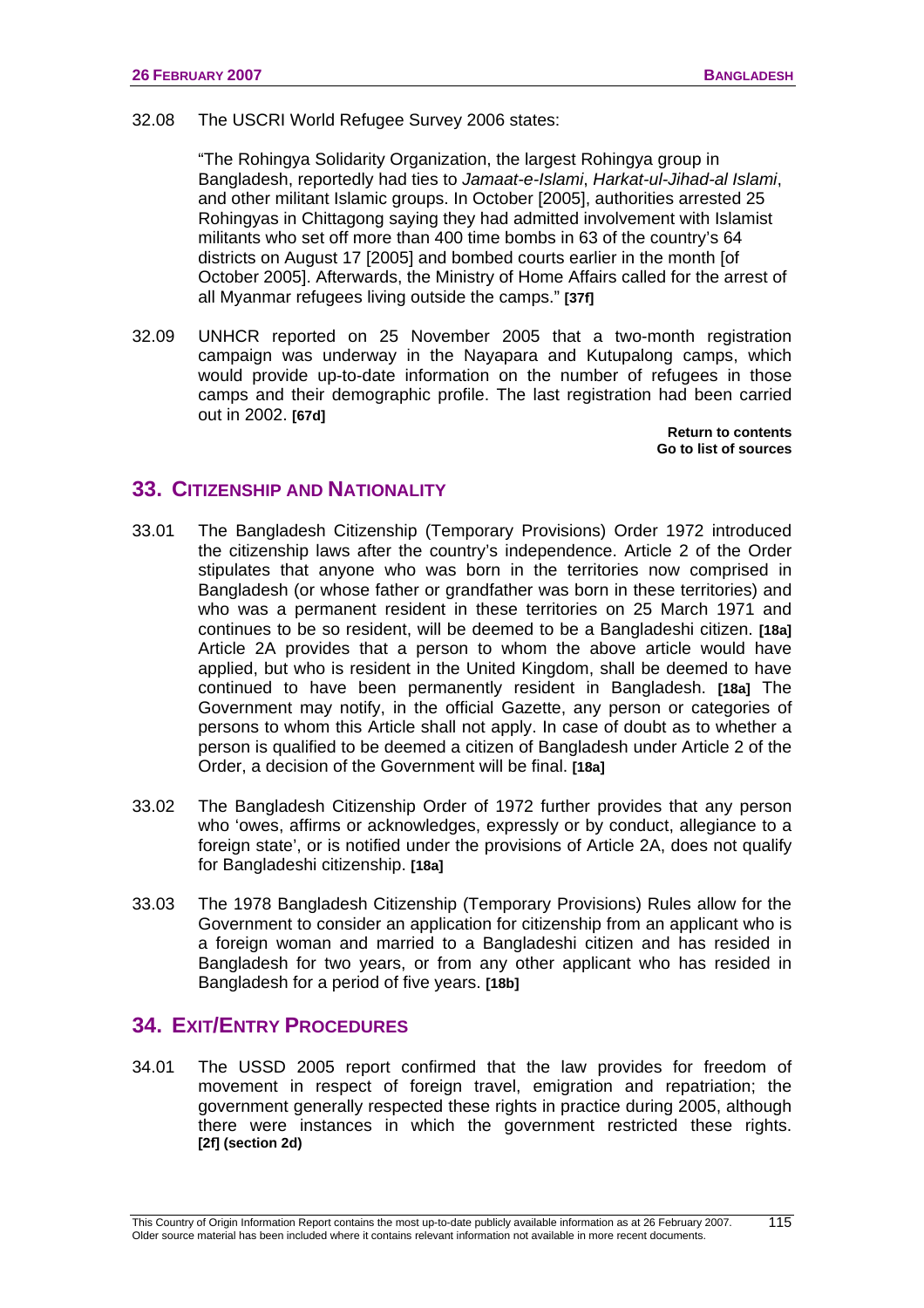32.08 The USCRI World Refugee Survey 2006 states:

> "The Rohingya Solidarity Organization, the largest Rohingya group in Bangladesh, reportedly had ties to *Jamaat-e-Islami*, *Harkat-ul-Jihad-al Islami*, and other militant Islamic groups. In October [2005], authorities arrested 25 Rohingyas in Chittagong saying they had admitted involvement with Islamist militants who set off more than 400 time bombs in 63 of the country's 64 districts on August 17 [2005] and bombed courts earlier in the month [of October 2005]. Afterwards, the Ministry of Home Affairs called for the arrest of all Myanmar refugees living outside the camps." **[37f]**

32.09 UNHCR reported on 25 November 2005 that a two-month registration campaign was underway in the Nayapara and Kutupalong camps, which would provide up-to-date information on the number of refugees in those camps and their demographic profile. The last registration had been carried out in 2002. **[67d]**

**Return to contents**
**Go to list of sources**

## 33. Citizenship and Nationality

33.01 The Bangladesh Citizenship (Temporary Provisions) Order 1972 introduced the citizenship laws after the country's independence. Article 2 of the Order stipulates that anyone who was born in the territories now comprised in Bangladesh (or whose father or grandfather was born in these territories) and who was a permanent resident in these territories on 25 March 1971 and continues to be so resident, will be deemed to be a Bangladeshi citizen. **[18a]** Article 2A provides that a person to whom the above article would have applied, but who is resident in the United Kingdom, shall be deemed to have continued to have been permanently resident in Bangladesh. **[18a]** The Government may notify, in the official Gazette, any person or categories of persons to whom this Article shall not apply. In case of doubt as to whether a person is qualified to be deemed a citizen of Bangladesh under Article 2 of the Order, a decision of the Government will be final. **[18a]**

33.02 The Bangladesh Citizenship Order of 1972 further provides that any person who 'owes, affirms or acknowledges, expressly or by conduct, allegiance to a foreign state', or is notified under the provisions of Article 2A, does not qualify for Bangladeshi citizenship. **[18a]**

33.03 The 1978 Bangladesh Citizenship (Temporary Provisions) Rules allow for the Government to consider an application for citizenship from an applicant who is a foreign woman and married to a Bangladeshi citizen and has resided in Bangladesh for two years, or from any other applicant who has resided in Bangladesh for a period of five years. **[18b]**

## 34. Exit/Entry Procedures

34.01 The USSD 2005 report confirmed that the law provides for freedom of movement in respect of foreign travel, emigration and repatriation; the government generally respected these rights in practice during 2005, although there were instances in which the government restricted these rights. **[2f] (section 2d)**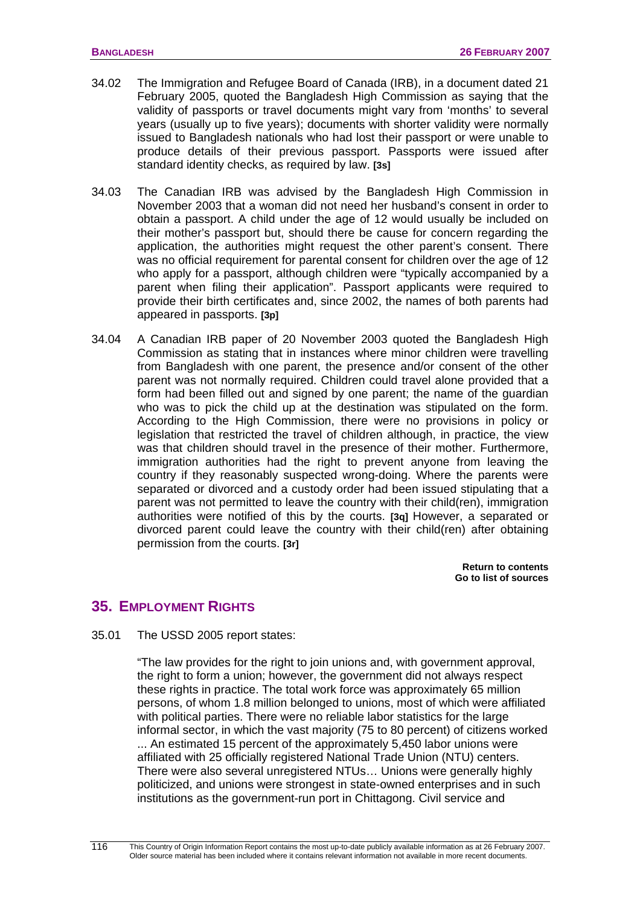34.02 The Immigration and Refugee Board of Canada (IRB), in a document dated 21 February 2005, quoted the Bangladesh High Commission as saying that the validity of passports or travel documents might vary from 'months' to several years (usually up to five years); documents with shorter validity were normally issued to Bangladesh nationals who had lost their passport or were unable to produce details of their previous passport. Passports were issued after standard identity checks, as required by law. **[3s]**

34.03 The Canadian IRB was advised by the Bangladesh High Commission in November 2003 that a woman did not need her husband's consent in order to obtain a passport. A child under the age of 12 would usually be included on their mother's passport but, should there be cause for concern regarding the application, the authorities might request the other parent's consent. There was no official requirement for parental consent for children over the age of 12 who apply for a passport, although children were "typically accompanied by a parent when filing their application". Passport applicants were required to provide their birth certificates and, since 2002, the names of both parents had appeared in passports. **[3p]**

34.04 A Canadian IRB paper of 20 November 2003 quoted the Bangladesh High Commission as stating that in instances where minor children were travelling from Bangladesh with one parent, the presence and/or consent of the other parent was not normally required. Children could travel alone provided that a form had been filled out and signed by one parent; the name of the guardian who was to pick the child up at the destination was stipulated on the form. According to the High Commission, there were no provisions in policy or legislation that restricted the travel of children although, in practice, the view was that children should travel in the presence of their mother. Furthermore, immigration authorities had the right to prevent anyone from leaving the country if they reasonably suspected wrong-doing. Where the parents were separated or divorced and a custody order had been issued stipulating that a parent was not permitted to leave the country with their child(ren), immigration authorities were notified of this by the courts. **[3q]** However, a separated or divorced parent could leave the country with their child(ren) after obtaining permission from the courts. **[3r]**

**Return to contents**
**Go to list of sources**

## 35. EMPLOYMENT RIGHTS

35.01 The USSD 2005 report states:

> "The law provides for the right to join unions and, with government approval, the right to form a union; however, the government did not always respect these rights in practice. The total work force was approximately 65 million persons, of whom 1.8 million belonged to unions, most of which were affiliated with political parties. There were no reliable labor statistics for the large informal sector, in which the vast majority (75 to 80 percent) of citizens worked ... An estimated 15 percent of the approximately 5,450 labor unions were affiliated with 25 officially registered National Trade Union (NTU) centers. There were also several unregistered NTUs… Unions were generally highly politicized, and unions were strongest in state-owned enterprises and in such institutions as the government-run port in Chittagong. Civil service and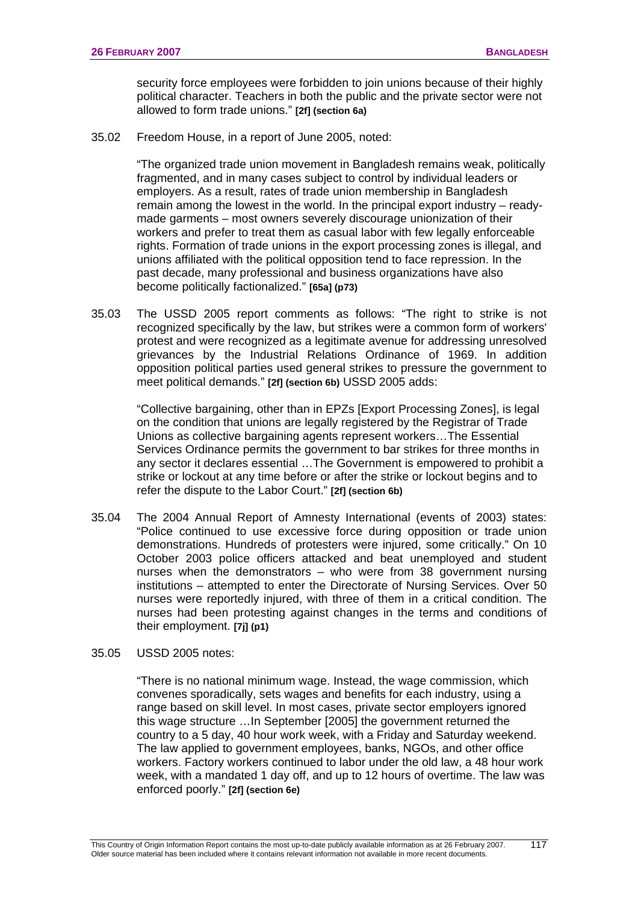security force employees were forbidden to join unions because of their highly political character. Teachers in both the public and the private sector were not allowed to form trade unions." **[2f] (section 6a)**

35.02 Freedom House, in a report of June 2005, noted:

> "The organized trade union movement in Bangladesh remains weak, politically fragmented, and in many cases subject to control by individual leaders or employers. As a result, rates of trade union membership in Bangladesh remain among the lowest in the world. In the principal export industry – ready-made garments – most owners severely discourage unionization of their workers and prefer to treat them as casual labor with few legally enforceable rights. Formation of trade unions in the export processing zones is illegal, and unions affiliated with the political opposition tend to face repression. In the past decade, many professional and business organizations have also become politically factionalized." **[65a] (p73)**

35.03 The USSD 2005 report comments as follows: "The right to strike is not recognized specifically by the law, but strikes were a common form of workers' protest and were recognized as a legitimate avenue for addressing unresolved grievances by the Industrial Relations Ordinance of 1969. In addition opposition political parties used general strikes to pressure the government to meet political demands." **[2f] (section 6b)** USSD 2005 adds:

> "Collective bargaining, other than in EPZs [Export Processing Zones], is legal on the condition that unions are legally registered by the Registrar of Trade Unions as collective bargaining agents represent workers…The Essential Services Ordinance permits the government to bar strikes for three months in any sector it declares essential …The Government is empowered to prohibit a strike or lockout at any time before or after the strike or lockout begins and to refer the dispute to the Labor Court." **[2f] (section 6b)**

35.04 The 2004 Annual Report of Amnesty International (events of 2003) states: "Police continued to use excessive force during opposition or trade union demonstrations. Hundreds of protesters were injured, some critically." On 10 October 2003 police officers attacked and beat unemployed and student nurses when the demonstrators – who were from 38 government nursing institutions – attempted to enter the Directorate of Nursing Services. Over 50 nurses were reportedly injured, with three of them in a critical condition. The nurses had been protesting against changes in the terms and conditions of their employment. **[7j] (p1)**

35.05 USSD 2005 notes:

> "There is no national minimum wage. Instead, the wage commission, which convenes sporadically, sets wages and benefits for each industry, using a range based on skill level. In most cases, private sector employers ignored this wage structure …In September [2005] the government returned the country to a 5 day, 40 hour work week, with a Friday and Saturday weekend. The law applied to government employees, banks, NGOs, and other office workers. Factory workers continued to labor under the old law, a 48 hour work week, with a mandated 1 day off, and up to 12 hours of overtime. The law was enforced poorly." **[2f] (section 6e)**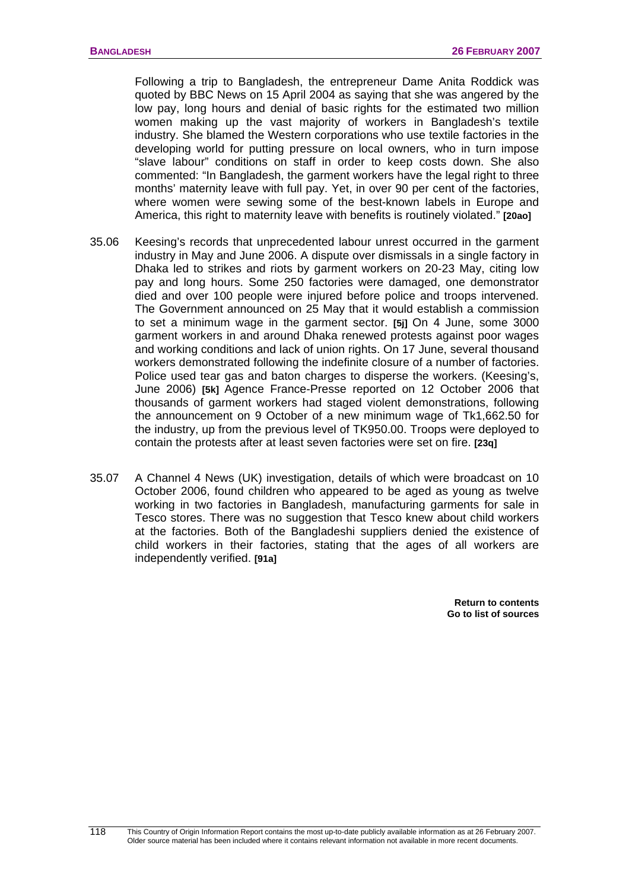Following a trip to Bangladesh, the entrepreneur Dame Anita Roddick was quoted by BBC News on 15 April 2004 as saying that she was angered by the low pay, long hours and denial of basic rights for the estimated two million women making up the vast majority of workers in Bangladesh's textile industry. She blamed the Western corporations who use textile factories in the developing world for putting pressure on local owners, who in turn impose "slave labour" conditions on staff in order to keep costs down. She also commented: "In Bangladesh, the garment workers have the legal right to three months' maternity leave with full pay. Yet, in over 90 per cent of the factories, where women were sewing some of the best-known labels in Europe and America, this right to maternity leave with benefits is routinely violated." **[20ao]**

35.06 Keesing's records that unprecedented labour unrest occurred in the garment industry in May and June 2006. A dispute over dismissals in a single factory in Dhaka led to strikes and riots by garment workers on 20-23 May, citing low pay and long hours. Some 250 factories were damaged, one demonstrator died and over 100 people were injured before police and troops intervened. The Government announced on 25 May that it would establish a commission to set a minimum wage in the garment sector. **[5j]** On 4 June, some 3000 garment workers in and around Dhaka renewed protests against poor wages and working conditions and lack of union rights. On 17 June, several thousand workers demonstrated following the indefinite closure of a number of factories. Police used tear gas and baton charges to disperse the workers. (Keesing's, June 2006) **[5k]** Agence France-Presse reported on 12 October 2006 that thousands of garment workers had staged violent demonstrations, following the announcement on 9 October of a new minimum wage of Tk1,662.50 for the industry, up from the previous level of TK950.00. Troops were deployed to contain the protests after at least seven factories were set on fire. **[23q]**

35.07 A Channel 4 News (UK) investigation, details of which were broadcast on 10 October 2006, found children who appeared to be aged as young as twelve working in two factories in Bangladesh, manufacturing garments for sale in Tesco stores. There was no suggestion that Tesco knew about child workers at the factories. Both of the Bangladeshi suppliers denied the existence of child workers in their factories, stating that the ages of all workers are independently verified. **[91a]**

**Return to contents**
**Go to list of sources**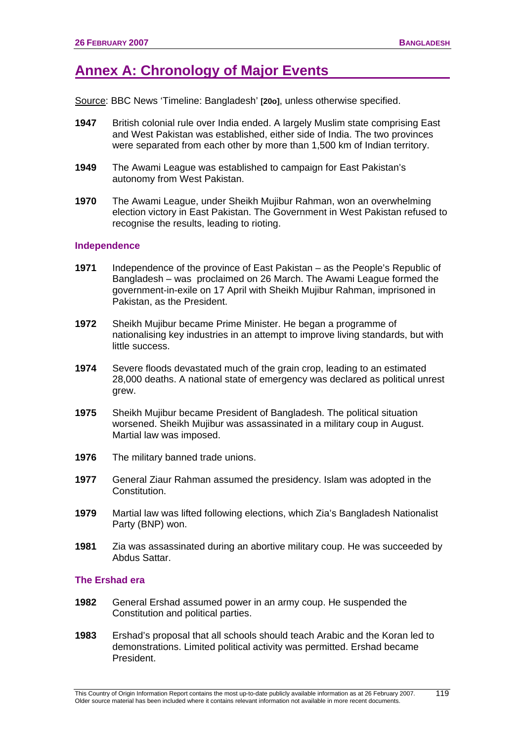## Annex A: Chronology of Major Events

Source: BBC News 'Timeline: Bangladesh' **[20o]**, unless otherwise specified.

**1947** British colonial rule over India ended. A largely Muslim state comprising East and West Pakistan was established, either side of India. The two provinces were separated from each other by more than 1,500 km of Indian territory.

**1949** The Awami League was established to campaign for East Pakistan's autonomy from West Pakistan.

**1970** The Awami League, under Sheikh Mujibur Rahman, won an overwhelming election victory in East Pakistan. The Government in West Pakistan refused to recognise the results, leading to rioting.

### Independence

**1971** Independence of the province of East Pakistan – as the People's Republic of Bangladesh – was proclaimed on 26 March. The Awami League formed the government-in-exile on 17 April with Sheikh Mujibur Rahman, imprisoned in Pakistan, as the President.

**1972** Sheikh Mujibur became Prime Minister. He began a programme of nationalising key industries in an attempt to improve living standards, but with little success.

**1974** Severe floods devastated much of the grain crop, leading to an estimated 28,000 deaths. A national state of emergency was declared as political unrest grew.

**1975** Sheikh Mujibur became President of Bangladesh. The political situation worsened. Sheikh Mujibur was assassinated in a military coup in August. Martial law was imposed.

**1976** The military banned trade unions.

**1977** General Ziaur Rahman assumed the presidency. Islam was adopted in the Constitution.

**1979** Martial law was lifted following elections, which Zia's Bangladesh Nationalist Party (BNP) won.

**1981** Zia was assassinated during an abortive military coup. He was succeeded by Abdus Sattar.

### The Ershad era

**1982** General Ershad assumed power in an army coup. He suspended the Constitution and political parties.

**1983** Ershad's proposal that all schools should teach Arabic and the Koran led to demonstrations. Limited political activity was permitted. Ershad became President.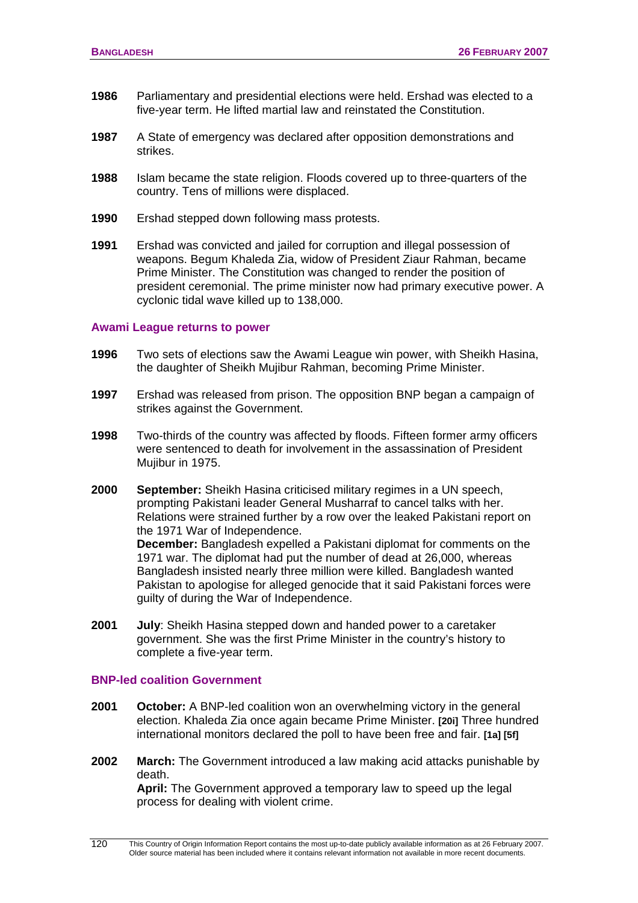**1986** Parliamentary and presidential elections were held. Ershad was elected to a five-year term. He lifted martial law and reinstated the Constitution.

**1987** A State of emergency was declared after opposition demonstrations and strikes.

**1988** Islam became the state religion. Floods covered up to three-quarters of the country. Tens of millions were displaced.

**1990** Ershad stepped down following mass protests.

**1991** Ershad was convicted and jailed for corruption and illegal possession of weapons. Begum Khaleda Zia, widow of President Ziaur Rahman, became Prime Minister. The Constitution was changed to render the position of president ceremonial. The prime minister now had primary executive power. A cyclonic tidal wave killed up to 138,000.

### Awami League returns to power

**1996** Two sets of elections saw the Awami League win power, with Sheikh Hasina, the daughter of Sheikh Mujibur Rahman, becoming Prime Minister.

**1997** Ershad was released from prison. The opposition BNP began a campaign of strikes against the Government.

**1998** Two-thirds of the country was affected by floods. Fifteen former army officers were sentenced to death for involvement in the assassination of President Mujibur in 1975.

**2000** **September:** Sheikh Hasina criticised military regimes in a UN speech, prompting Pakistani leader General Musharraf to cancel talks with her. Relations were strained further by a row over the leaked Pakistani report on the 1971 War of Independence.
**December:** Bangladesh expelled a Pakistani diplomat for comments on the 1971 war. The diplomat had put the number of dead at 26,000, whereas Bangladesh insisted nearly three million were killed. Bangladesh wanted Pakistan to apologise for alleged genocide that it said Pakistani forces were guilty of during the War of Independence.

**2001** **July**: Sheikh Hasina stepped down and handed power to a caretaker government. She was the first Prime Minister in the country's history to complete a five-year term.

### BNP-led coalition Government

**2001** **October:** A BNP-led coalition won an overwhelming victory in the general election. Khaleda Zia once again became Prime Minister. **[20i]** Three hundred international monitors declared the poll to have been free and fair. **[1a] [5f]**

**2002** **March:** The Government introduced a law making acid attacks punishable by death.
**April:** The Government approved a temporary law to speed up the legal process for dealing with violent crime.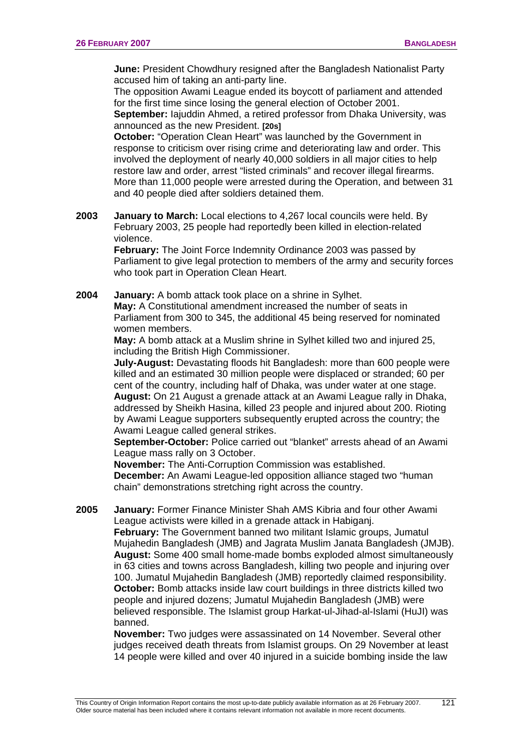**June:** President Chowdhury resigned after the Bangladesh Nationalist Party accused him of taking an anti-party line.

The opposition Awami League ended its boycott of parliament and attended for the first time since losing the general election of October 2001.

**September:** Iajuddin Ahmed, a retired professor from Dhaka University, was announced as the new President. **[20s]**

**October:** "Operation Clean Heart" was launched by the Government in response to criticism over rising crime and deteriorating law and order. This involved the deployment of nearly 40,000 soldiers in all major cities to help restore law and order, arrest "listed criminals" and recover illegal firearms. More than 11,000 people were arrested during the Operation, and between 31 and 40 people died after soldiers detained them.

**2003** **January to March:** Local elections to 4,267 local councils were held. By February 2003, 25 people had reportedly been killed in election-related violence.

**February:** The Joint Force Indemnity Ordinance 2003 was passed by Parliament to give legal protection to members of the army and security forces who took part in Operation Clean Heart.

**2004** **January:** A bomb attack took place on a shrine in Sylhet.

**May:** A Constitutional amendment increased the number of seats in Parliament from 300 to 345, the additional 45 being reserved for nominated women members.

**May:** A bomb attack at a Muslim shrine in Sylhet killed two and injured 25, including the British High Commissioner.

**July-August:** Devastating floods hit Bangladesh: more than 600 people were killed and an estimated 30 million people were displaced or stranded; 60 per cent of the country, including half of Dhaka, was under water at one stage.

**August:** On 21 August a grenade attack at an Awami League rally in Dhaka, addressed by Sheikh Hasina, killed 23 people and injured about 200. Rioting by Awami League supporters subsequently erupted across the country; the Awami League called general strikes.

**September-October:** Police carried out "blanket" arrests ahead of an Awami League mass rally on 3 October.

**November:** The Anti-Corruption Commission was established.

**December:** An Awami League-led opposition alliance staged two "human chain" demonstrations stretching right across the country.

**2005** **January:** Former Finance Minister Shah AMS Kibria and four other Awami League activists were killed in a grenade attack in Habiganj.

**February:** The Government banned two militant Islamic groups, Jumatul Mujahedin Bangladesh (JMB) and Jagrata Muslim Janata Bangladesh (JMJB).

**August:** Some 400 small home-made bombs exploded almost simultaneously in 63 cities and towns across Bangladesh, killing two people and injuring over 100. Jumatul Mujahedin Bangladesh (JMB) reportedly claimed responsibility.

**October:** Bomb attacks inside law court buildings in three districts killed two people and injured dozens; Jumatul Mujahedin Bangladesh (JMB) were believed responsible. The Islamist group Harkat-ul-Jihad-al-Islami (HuJI) was banned.

**November:** Two judges were assassinated on 14 November. Several other judges received death threats from Islamist groups. On 29 November at least 14 people were killed and over 40 injured in a suicide bombing inside the law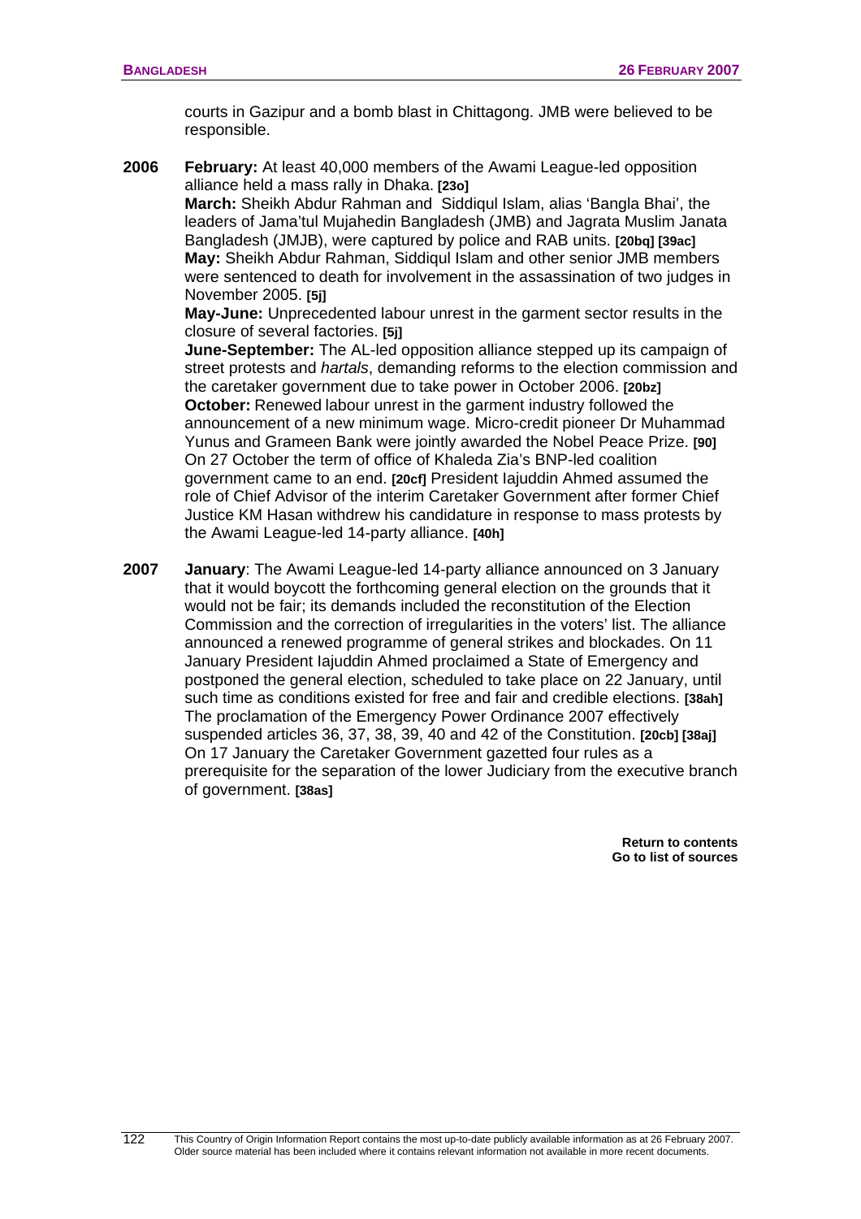courts in Gazipur and a bomb blast in Chittagong. JMB were believed to be responsible.

**2006** **February:** At least 40,000 members of the Awami League-led opposition alliance held a mass rally in Dhaka. **[23o]**

**March:** Sheikh Abdur Rahman and Siddiqul Islam, alias 'Bangla Bhai', the leaders of Jama'tul Mujahedin Bangladesh (JMB) and Jagrata Muslim Janata Bangladesh (JMJB), were captured by police and RAB units. **[20bq] [39ac]**

**May:** Sheikh Abdur Rahman, Siddiqul Islam and other senior JMB members were sentenced to death for involvement in the assassination of two judges in November 2005. **[5j]**

**May-June:** Unprecedented labour unrest in the garment sector results in the closure of several factories. **[5j]**

**June-September:** The AL-led opposition alliance stepped up its campaign of street protests and *hartals*, demanding reforms to the election commission and the caretaker government due to take power in October 2006. **[20bz]**

**October:** Renewed labour unrest in the garment industry followed the announcement of a new minimum wage. Micro-credit pioneer Dr Muhammad Yunus and Grameen Bank were jointly awarded the Nobel Peace Prize. **[90]** On 27 October the term of office of Khaleda Zia's BNP-led coalition government came to an end. **[20cf]** President Iajuddin Ahmed assumed the role of Chief Advisor of the interim Caretaker Government after former Chief Justice KM Hasan withdrew his candidature in response to mass protests by the Awami League-led 14-party alliance. **[40h]**

**2007** **January**: The Awami League-led 14-party alliance announced on 3 January that it would boycott the forthcoming general election on the grounds that it would not be fair; its demands included the reconstitution of the Election Commission and the correction of irregularities in the voters' list. The alliance announced a renewed programme of general strikes and blockades. On 11 January President Iajuddin Ahmed proclaimed a State of Emergency and postponed the general election, scheduled to take place on 22 January, until such time as conditions existed for free and fair and credible elections. **[38ah]** The proclamation of the Emergency Power Ordinance 2007 effectively suspended articles 36, 37, 38, 39, 40 and 42 of the Constitution. **[20cb] [38aj]** On 17 January the Caretaker Government gazetted four rules as a prerequisite for the separation of the lower Judiciary from the executive branch of government. **[38as]**

**Return to contents**
**Go to list of sources**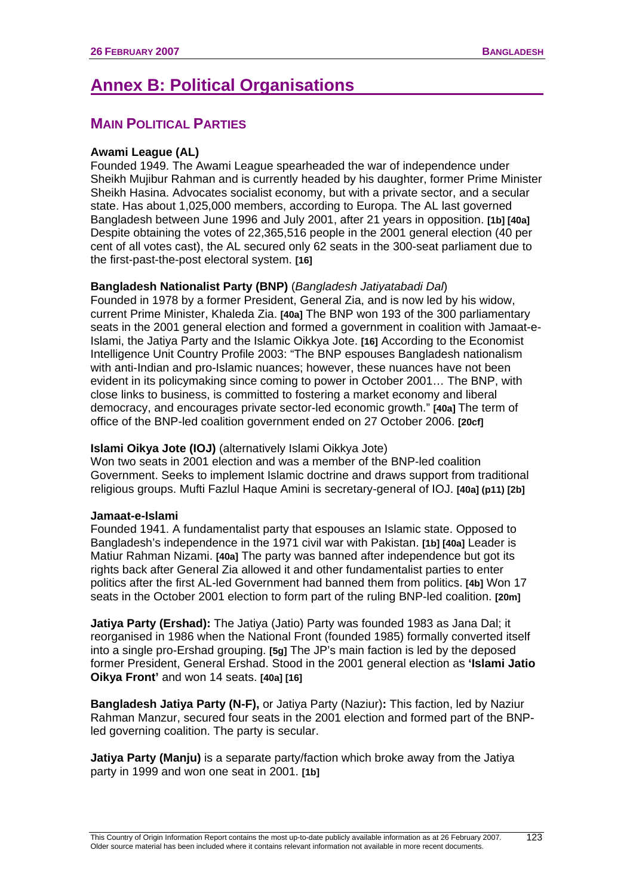# Annex B: Political Organisations

## MAIN POLITICAL PARTIES

**Awami League (AL)**
Founded 1949. The Awami League spearheaded the war of independence under Sheikh Mujibur Rahman and is currently headed by his daughter, former Prime Minister Sheikh Hasina. Advocates socialist economy, but with a private sector, and a secular state. Has about 1,025,000 members, according to Europa. The AL last governed Bangladesh between June 1996 and July 2001, after 21 years in opposition. **[1b] [40a]** Despite obtaining the votes of 22,365,516 people in the 2001 general election (40 per cent of all votes cast), the AL secured only 62 seats in the 300-seat parliament due to the first-past-the-post electoral system. **[16]**

**Bangladesh Nationalist Party (BNP)** (*Bangladesh Jatiyatabadi Dal*)
Founded in 1978 by a former President, General Zia, and is now led by his widow, current Prime Minister, Khaleda Zia. **[40a]** The BNP won 193 of the 300 parliamentary seats in the 2001 general election and formed a government in coalition with Jamaat-e-Islami, the Jatiya Party and the Islamic Oikkya Jote. **[16]** According to the Economist Intelligence Unit Country Profile 2003: "The BNP espouses Bangladesh nationalism with anti-Indian and pro-Islamic nuances; however, these nuances have not been evident in its policymaking since coming to power in October 2001… The BNP, with close links to business, is committed to fostering a market economy and liberal democracy, and encourages private sector-led economic growth." **[40a]** The term of office of the BNP-led coalition government ended on 27 October 2006. **[20cf]**

**Islami Oikya Jote (IOJ)** (alternatively Islami Oikkya Jote)
Won two seats in 2001 election and was a member of the BNP-led coalition Government. Seeks to implement Islamic doctrine and draws support from traditional religious groups. Mufti Fazlul Haque Amini is secretary-general of IOJ. **[40a] (p11) [2b]**

**Jamaat-e-Islami**
Founded 1941. A fundamentalist party that espouses an Islamic state. Opposed to Bangladesh's independence in the 1971 civil war with Pakistan. **[1b] [40a]** Leader is Matiur Rahman Nizami. **[40a]** The party was banned after independence but got its rights back after General Zia allowed it and other fundamentalist parties to enter politics after the first AL-led Government had banned them from politics. **[4b]** Won 17 seats in the October 2001 election to form part of the ruling BNP-led coalition. **[20m]**

**Jatiya Party (Ershad):** The Jatiya (Jatio) Party was founded 1983 as Jana Dal; it reorganised in 1986 when the National Front (founded 1985) formally converted itself into a single pro-Ershad grouping. **[5g]** The JP's main faction is led by the deposed former President, General Ershad. Stood in the 2001 general election as **'Islami Jatio Oikya Front'** and won 14 seats. **[40a] [16]**

**Bangladesh Jatiya Party (N-F),** or Jatiya Party (Naziur)**:** This faction, led by Naziur Rahman Manzur, secured four seats in the 2001 election and formed part of the BNP-led governing coalition. The party is secular.

**Jatiya Party (Manju)** is a separate party/faction which broke away from the Jatiya party in 1999 and won one seat in 2001. **[1b]**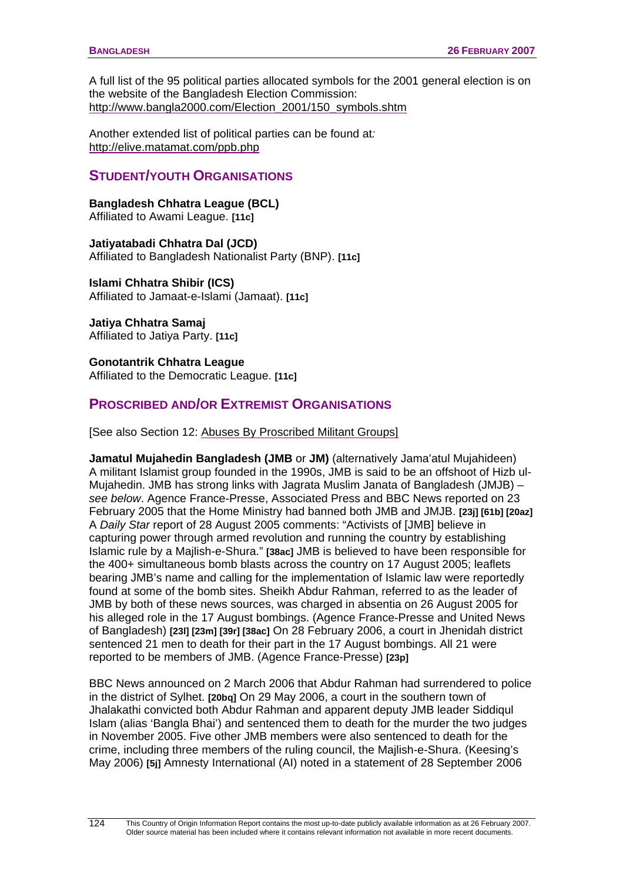A full list of the 95 political parties allocated symbols for the 2001 general election is on the website of the Bangladesh Election Commission: http://www.bangla2000.com/Election_2001/150_symbols.shtm

Another extended list of political parties can be found at*:* http://elive.matamat.com/ppb.php

## STUDENT/YOUTH ORGANISATIONS

**Bangladesh Chhatra League (BCL)**
Affiliated to Awami League. **[11c]**

**Jatiyatabadi Chhatra Dal (JCD)**
Affiliated to Bangladesh Nationalist Party (BNP). **[11c]**

**Islami Chhatra Shibir (ICS)**
Affiliated to Jamaat-e-Islami (Jamaat). **[11c]**

**Jatiya Chhatra Samaj**
Affiliated to Jatiya Party. **[11c]**

**Gonotantrik Chhatra League**
Affiliated to the Democratic League. **[11c]**

## PROSCRIBED AND/OR EXTREMIST ORGANISATIONS

[See also Section 12: Abuses By Proscribed Militant Groups]

**Jamatul Mujahedin Bangladesh (JMB** or **JM)** (alternatively Jama'atul Mujahideen) A militant Islamist group founded in the 1990s, JMB is said to be an offshoot of Hizb ul-Mujahedin. JMB has strong links with Jagrata Muslim Janata of Bangladesh (JMJB) – *see below*. Agence France-Presse, Associated Press and BBC News reported on 23 February 2005 that the Home Ministry had banned both JMB and JMJB. **[23j] [61b] [20az]** A *Daily Star* report of 28 August 2005 comments: "Activists of [JMB] believe in capturing power through armed revolution and running the country by establishing Islamic rule by a Majlish-e-Shura." **[38ac]** JMB is believed to have been responsible for the 400+ simultaneous bomb blasts across the country on 17 August 2005; leaflets bearing JMB's name and calling for the implementation of Islamic law were reportedly found at some of the bomb sites. Sheikh Abdur Rahman, referred to as the leader of JMB by both of these news sources, was charged in absentia on 26 August 2005 for his alleged role in the 17 August bombings. (Agence France-Presse and United News of Bangladesh) **[23l] [23m] [39r] [38ac]** On 28 February 2006, a court in Jhenidah district sentenced 21 men to death for their part in the 17 August bombings. All 21 were reported to be members of JMB. (Agence France-Presse) **[23p]**

BBC News announced on 2 March 2006 that Abdur Rahman had surrendered to police in the district of Sylhet. **[20bq]** On 29 May 2006, a court in the southern town of Jhalakathi convicted both Abdur Rahman and apparent deputy JMB leader Siddiqul Islam (alias 'Bangla Bhai') and sentenced them to death for the murder the two judges in November 2005. Five other JMB members were also sentenced to death for the crime, including three members of the ruling council, the Majlish-e-Shura. (Keesing's May 2006) **[5j]** Amnesty International (AI) noted in a statement of 28 September 2006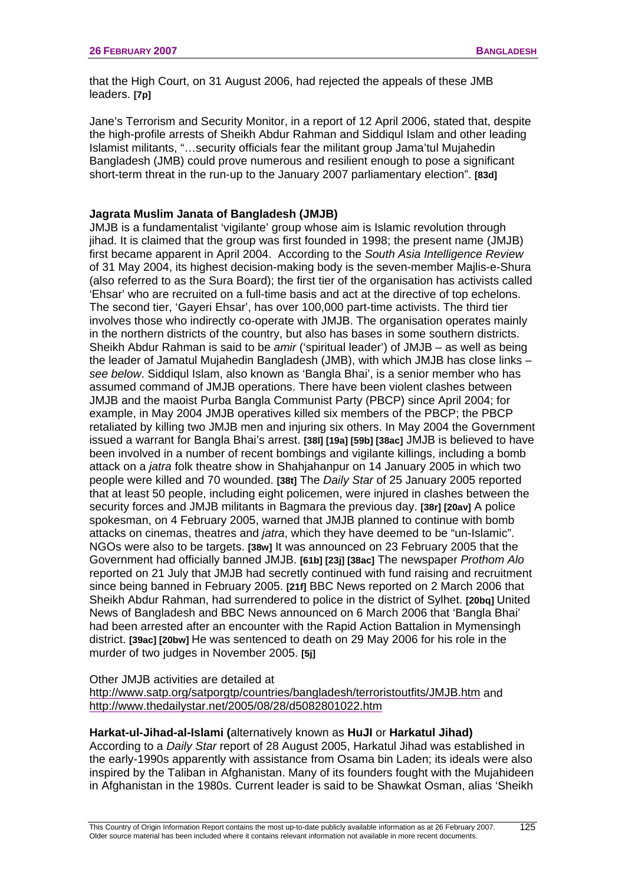that the High Court, on 31 August 2006, had rejected the appeals of these JMB leaders. **[7p]**

Jane's Terrorism and Security Monitor, in a report of 12 April 2006, stated that, despite the high-profile arrests of Sheikh Abdur Rahman and Siddiqul Islam and other leading Islamist militants, "…security officials fear the militant group Jama'tul Mujahedin Bangladesh (JMB) could prove numerous and resilient enough to pose a significant short-term threat in the run-up to the January 2007 parliamentary election". **[83d]**

**Jagrata Muslim Janata of Bangladesh (JMJB)**

JMJB is a fundamentalist 'vigilante' group whose aim is Islamic revolution through jihad. It is claimed that the group was first founded in 1998; the present name (JMJB) first became apparent in April 2004. According to the *South Asia Intelligence Review* of 31 May 2004, its highest decision-making body is the seven-member Majlis-e-Shura (also referred to as the Sura Board); the first tier of the organisation has activists called 'Ehsar' who are recruited on a full-time basis and act at the directive of top echelons. The second tier, 'Gayeri Ehsar', has over 100,000 part-time activists. The third tier involves those who indirectly co-operate with JMJB. The organisation operates mainly in the northern districts of the country, but also has bases in some southern districts. Sheikh Abdur Rahman is said to be *amir* ('spiritual leader') of JMJB – as well as being the leader of Jamatul Mujahedin Bangladesh (JMB), with which JMJB has close links – *see below*. Siddiqul Islam, also known as 'Bangla Bhai', is a senior member who has assumed command of JMJB operations. There have been violent clashes between JMJB and the maoist Purba Bangla Communist Party (PBCP) since April 2004; for example, in May 2004 JMJB operatives killed six members of the PBCP; the PBCP retaliated by killing two JMJB men and injuring six others. In May 2004 the Government issued a warrant for Bangla Bhai's arrest. **[38l] [19a] [59b] [38ac]** JMJB is believed to have been involved in a number of recent bombings and vigilante killings, including a bomb attack on a *jatra* folk theatre show in Shahjahanpur on 14 January 2005 in which two people were killed and 70 wounded. **[38t]** The *Daily Star* of 25 January 2005 reported that at least 50 people, including eight policemen, were injured in clashes between the security forces and JMJB militants in Bagmara the previous day. **[38r] [20av]** A police spokesman, on 4 February 2005, warned that JMJB planned to continue with bomb attacks on cinemas, theatres and *jatra*, which they have deemed to be "un-Islamic". NGOs were also to be targets. **[38w]** It was announced on 23 February 2005 that the Government had officially banned JMJB. **[61b] [23j] [38ac]** The newspaper *Prothom Alo* reported on 21 July that JMJB had secretly continued with fund raising and recruitment since being banned in February 2005. **[21f]** BBC News reported on 2 March 2006 that Sheikh Abdur Rahman, had surrendered to police in the district of Sylhet. **[20bq]** United News of Bangladesh and BBC News announced on 6 March 2006 that 'Bangla Bhai' had been arrested after an encounter with the Rapid Action Battalion in Mymensingh district. **[39ac] [20bw]** He was sentenced to death on 29 May 2006 for his role in the murder of two judges in November 2005. **[5j]**

Other JMJB activities are detailed at
http://www.satp.org/satporgtp/countries/bangladesh/terroristoutfits/JMJB.htm and
http://www.thedailystar.net/2005/08/28/d5082801022.htm

**Harkat-ul-Jihad-al-Islami (**alternatively known as **HuJI** or **Harkatul Jihad)**

According to a *Daily Star* report of 28 August 2005, Harkatul Jihad was established in the early-1990s apparently with assistance from Osama bin Laden; its ideals were also inspired by the Taliban in Afghanistan. Many of its founders fought with the Mujahideen in Afghanistan in the 1980s. Current leader is said to be Shawkat Osman, alias 'Sheikh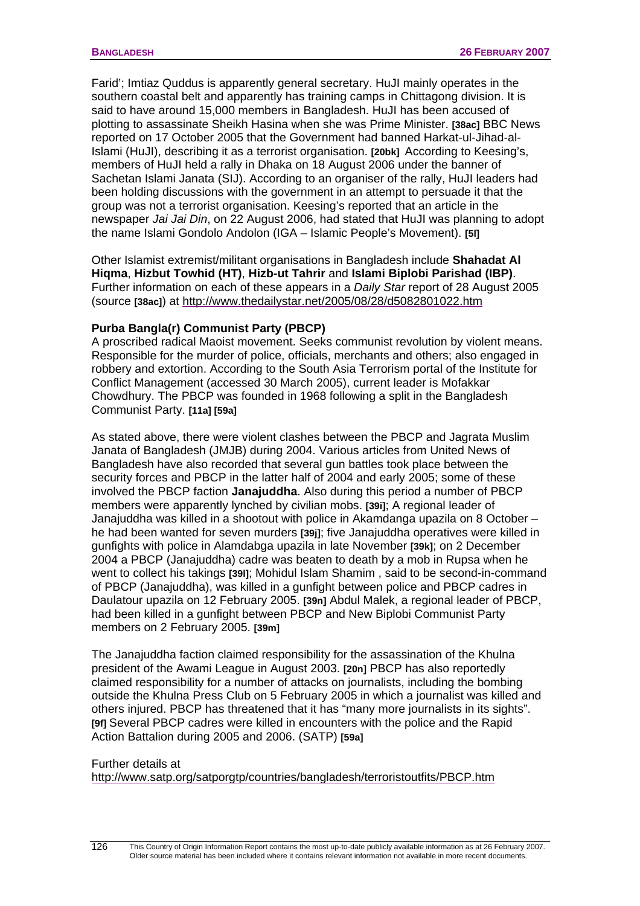Farid'; Imtiaz Quddus is apparently general secretary. HuJI mainly operates in the southern coastal belt and apparently has training camps in Chittagong division. It is said to have around 15,000 members in Bangladesh. HuJI has been accused of plotting to assassinate Sheikh Hasina when she was Prime Minister. **[38ac]** BBC News reported on 17 October 2005 that the Government had banned Harkat-ul-Jihad-al-Islami (HuJI), describing it as a terrorist organisation. **[20bk]** According to Keesing's, members of HuJI held a rally in Dhaka on 18 August 2006 under the banner of Sachetan Islami Janata (SIJ). According to an organiser of the rally, HuJI leaders had been holding discussions with the government in an attempt to persuade it that the group was not a terrorist organisation. Keesing's reported that an article in the newspaper *Jai Jai Din*, on 22 August 2006, had stated that HuJI was planning to adopt the name Islami Gondolo Andolon (IGA – Islamic People's Movement). **[5l]**

Other Islamist extremist/militant organisations in Bangladesh include **Shahadat Al Hiqma**, **Hizbut Towhid (HT)**, **Hizb-ut Tahrir** and **Islami Biplobi Parishad (IBP)**. Further information on each of these appears in a *Daily Star* report of 28 August 2005 (source **[38ac]**) at http://www.thedailystar.net/2005/08/28/d5082801022.htm

**Purba Bangla(r) Communist Party (PBCP)**
A proscribed radical Maoist movement. Seeks communist revolution by violent means. Responsible for the murder of police, officials, merchants and others; also engaged in robbery and extortion. According to the South Asia Terrorism portal of the Institute for Conflict Management (accessed 30 March 2005), current leader is Mofakkar Chowdhury. The PBCP was founded in 1968 following a split in the Bangladesh Communist Party. **[11a] [59a]**

As stated above, there were violent clashes between the PBCP and Jagrata Muslim Janata of Bangladesh (JMJB) during 2004. Various articles from United News of Bangladesh have also recorded that several gun battles took place between the security forces and PBCP in the latter half of 2004 and early 2005; some of these involved the PBCP faction **Janajuddha**. Also during this period a number of PBCP members were apparently lynched by civilian mobs. **[39i]**; A regional leader of Janajuddha was killed in a shootout with police in Akamdanga upazila on 8 October – he had been wanted for seven murders **[39j]**; five Janajuddha operatives were killed in gunfights with police in Alamdabga upazila in late November **[39k]**; on 2 December 2004 a PBCP (Janajuddha) cadre was beaten to death by a mob in Rupsa when he went to collect his takings **[39l]**; Mohidul Islam Shamim , said to be second-in-command of PBCP (Janajuddha), was killed in a gunfight between police and PBCP cadres in Daulatour upazila on 12 February 2005. **[39n]** Abdul Malek, a regional leader of PBCP, had been killed in a gunfight between PBCP and New Biplobi Communist Party members on 2 February 2005. **[39m]**

The Janajuddha faction claimed responsibility for the assassination of the Khulna president of the Awami League in August 2003. **[20n]** PBCP has also reportedly claimed responsibility for a number of attacks on journalists, including the bombing outside the Khulna Press Club on 5 February 2005 in which a journalist was killed and others injured. PBCP has threatened that it has "many more journalists in its sights". **[9f]** Several PBCP cadres were killed in encounters with the police and the Rapid Action Battalion during 2005 and 2006. (SATP) **[59a]**

Further details at
http://www.satp.org/satporgtp/countries/bangladesh/terroristoutfits/PBCP.htm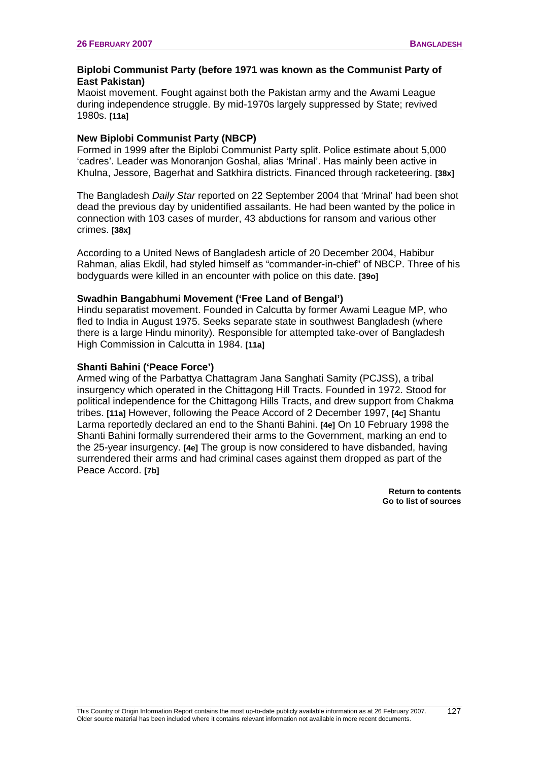**Biplobi Communist Party (before 1971 was known as the Communist Party of East Pakistan)**

Maoist movement. Fought against both the Pakistan army and the Awami League during independence struggle. By mid-1970s largely suppressed by State; revived 1980s. **[11a]**

**New Biplobi Communist Party (NBCP)**

Formed in 1999 after the Biplobi Communist Party split. Police estimate about 5,000 'cadres'. Leader was Monoranjon Goshal, alias 'Mrinal'. Has mainly been active in Khulna, Jessore, Bagerhat and Satkhira districts. Financed through racketeering. **[38x]**

The Bangladesh *Daily Star* reported on 22 September 2004 that 'Mrinal' had been shot dead the previous day by unidentified assailants. He had been wanted by the police in connection with 103 cases of murder, 43 abductions for ransom and various other crimes. **[38x]**

According to a United News of Bangladesh article of 20 December 2004, Habibur Rahman, alias Ekdil, had styled himself as "commander-in-chief" of NBCP. Three of his bodyguards were killed in an encounter with police on this date. **[39o]**

**Swadhin Bangabhumi Movement ('Free Land of Bengal')**

Hindu separatist movement. Founded in Calcutta by former Awami League MP, who fled to India in August 1975. Seeks separate state in southwest Bangladesh (where there is a large Hindu minority). Responsible for attempted take-over of Bangladesh High Commission in Calcutta in 1984. **[11a]**

**Shanti Bahini ('Peace Force')**

Armed wing of the Parbattya Chattagram Jana Sanghati Samity (PCJSS), a tribal insurgency which operated in the Chittagong Hill Tracts. Founded in 1972. Stood for political independence for the Chittagong Hills Tracts, and drew support from Chakma tribes. **[11a]** However, following the Peace Accord of 2 December 1997, **[4c]** Shantu Larma reportedly declared an end to the Shanti Bahini. **[4e]** On 10 February 1998 the Shanti Bahini formally surrendered their arms to the Government, marking an end to the 25-year insurgency. **[4e]** The group is now considered to have disbanded, having surrendered their arms and had criminal cases against them dropped as part of the Peace Accord. **[7b]**

**Return to contents**
**Go to list of sources**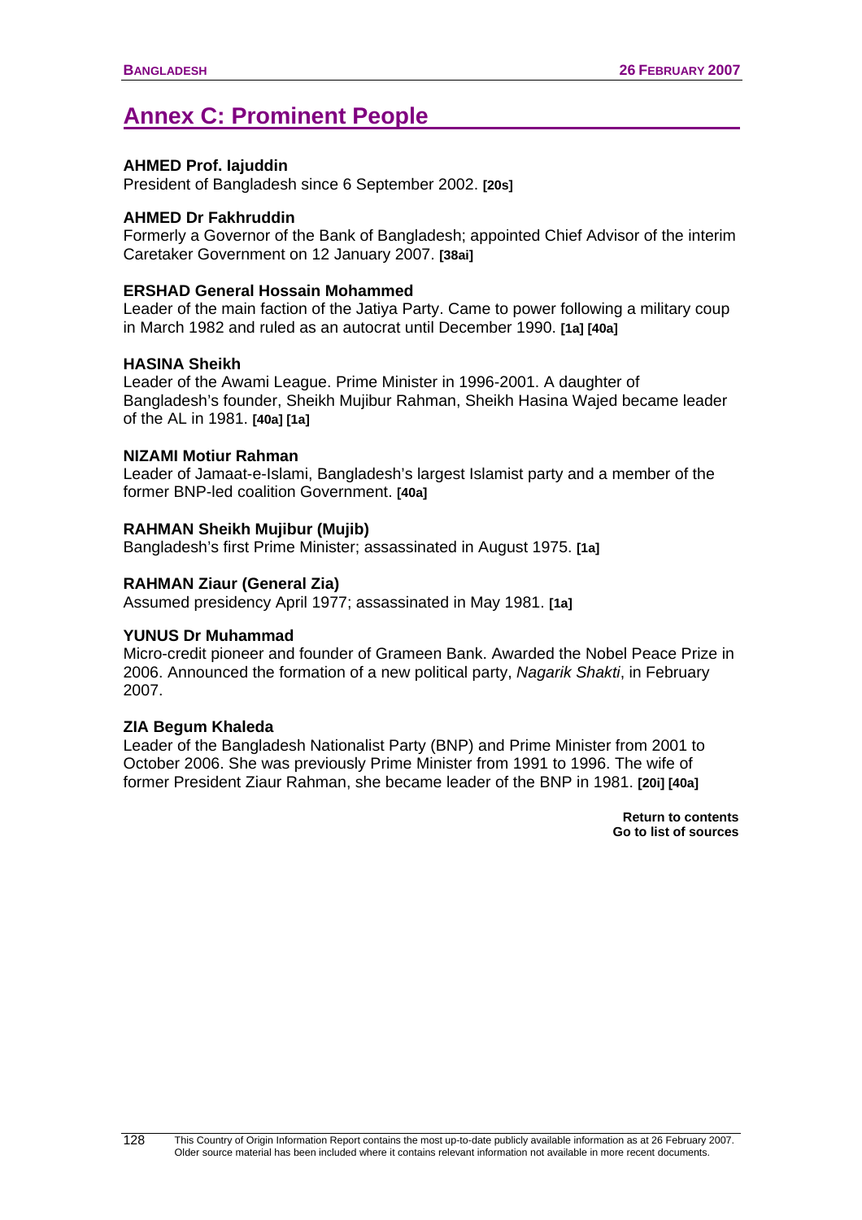## Annex C: Prominent People

**AHMED Prof. Iajuddin**
President of Bangladesh since 6 September 2002. **[20s]**

**AHMED Dr Fakhruddin**
Formerly a Governor of the Bank of Bangladesh; appointed Chief Advisor of the interim Caretaker Government on 12 January 2007. **[38ai]**

**ERSHAD General Hossain Mohammed**
Leader of the main faction of the Jatiya Party. Came to power following a military coup in March 1982 and ruled as an autocrat until December 1990. **[1a] [40a]**

**HASINA Sheikh**
Leader of the Awami League. Prime Minister in 1996-2001. A daughter of Bangladesh's founder, Sheikh Mujibur Rahman, Sheikh Hasina Wajed became leader of the AL in 1981. **[40a] [1a]**

**NIZAMI Motiur Rahman**
Leader of Jamaat-e-Islami, Bangladesh's largest Islamist party and a member of the former BNP-led coalition Government. **[40a]**

**RAHMAN Sheikh Mujibur (Mujib)**
Bangladesh's first Prime Minister; assassinated in August 1975. **[1a]**

**RAHMAN Ziaur (General Zia)**
Assumed presidency April 1977; assassinated in May 1981. **[1a]**

**YUNUS Dr Muhammad**
Micro-credit pioneer and founder of Grameen Bank. Awarded the Nobel Peace Prize in 2006. Announced the formation of a new political party, *Nagarik Shakti*, in February 2007.

**ZIA Begum Khaleda**
Leader of the Bangladesh Nationalist Party (BNP) and Prime Minister from 2001 to October 2006. She was previously Prime Minister from 1991 to 1996. The wife of former President Ziaur Rahman, she became leader of the BNP in 1981. **[20i] [40a]**

**Return to contents**
**Go to list of sources**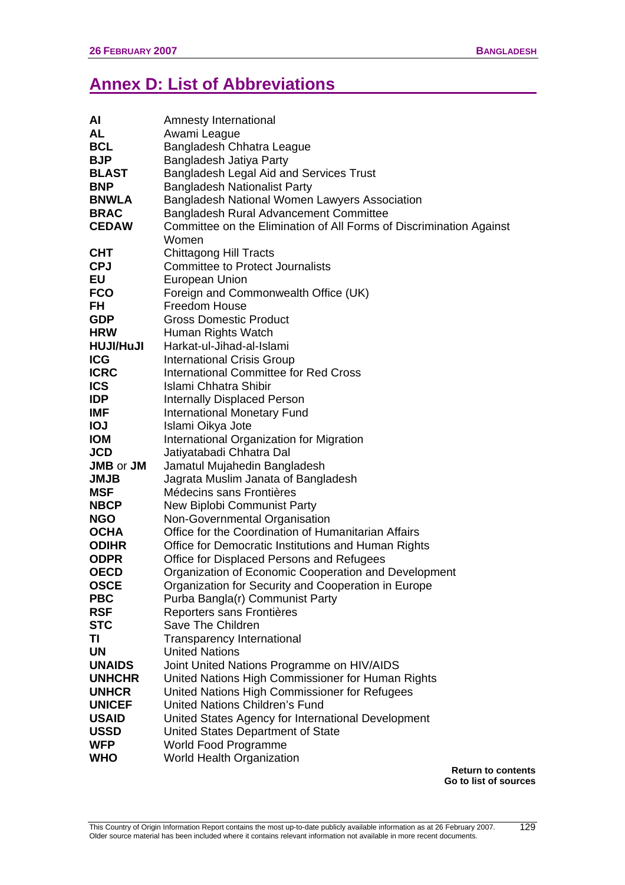## Annex D: List of Abbreviations

| | |
|---|---|
| **AI** | Amnesty International |
| **AL** | Awami League |
| **BCL** | Bangladesh Chhatra League |
| **BJP** | Bangladesh Jatiya Party |
| **BLAST** | Bangladesh Legal Aid and Services Trust |
| **BNP** | Bangladesh Nationalist Party |
| **BNWLA** | Bangladesh National Women Lawyers Association |
| **BRAC** | Bangladesh Rural Advancement Committee |
| **CEDAW** | Committee on the Elimination of All Forms of Discrimination Against Women |
| **CHT** | Chittagong Hill Tracts |
| **CPJ** | Committee to Protect Journalists |
| **EU** | European Union |
| **FCO** | Foreign and Commonwealth Office (UK) |
| **FH** | Freedom House |
| **GDP** | Gross Domestic Product |
| **HRW** | Human Rights Watch |
| **HUJI/HuJI** | Harkat-ul-Jihad-al-Islami |
| **ICG** | International Crisis Group |
| **ICRC** | International Committee for Red Cross |
| **ICS** | Islami Chhatra Shibir |
| **IDP** | Internally Displaced Person |
| **IMF** | International Monetary Fund |
| **IOJ** | Islami Oikya Jote |
| **IOM** | International Organization for Migration |
| **JCD** | Jatiyatabadi Chhatra Dal |
| **JMB** or **JM** | Jamatul Mujahedin Bangladesh |
| **JMJB** | Jagrata Muslim Janata of Bangladesh |
| **MSF** | Médecins sans Frontières |
| **NBCP** | New Biplobi Communist Party |
| **NGO** | Non-Governmental Organisation |
| **OCHA** | Office for the Coordination of Humanitarian Affairs |
| **ODIHR** | Office for Democratic Institutions and Human Rights |
| **ODPR** | Office for Displaced Persons and Refugees |
| **OECD** | Organization of Economic Cooperation and Development |
| **OSCE** | Organization for Security and Cooperation in Europe |
| **PBC** | Purba Bangla(r) Communist Party |
| **RSF** | Reporters sans Frontières |
| **STC** | Save The Children |
| **TI** | Transparency International |
| **UN** | United Nations |
| **UNAIDS** | Joint United Nations Programme on HIV/AIDS |
| **UNHCHR** | United Nations High Commissioner for Human Rights |
| **UNHCR** | United Nations High Commissioner for Refugees |
| **UNICEF** | United Nations Children's Fund |
| **USAID** | United States Agency for International Development |
| **USSD** | United States Department of State |
| **WFP** | World Food Programme |
| **WHO** | World Health Organization |

**Return to contents**
**Go to list of sources**

This Country of Origin Information Report contains the most up-to-date publicly available information as at 26 February 2007. Older source material has been included where it contains relevant information not available in more recent documents.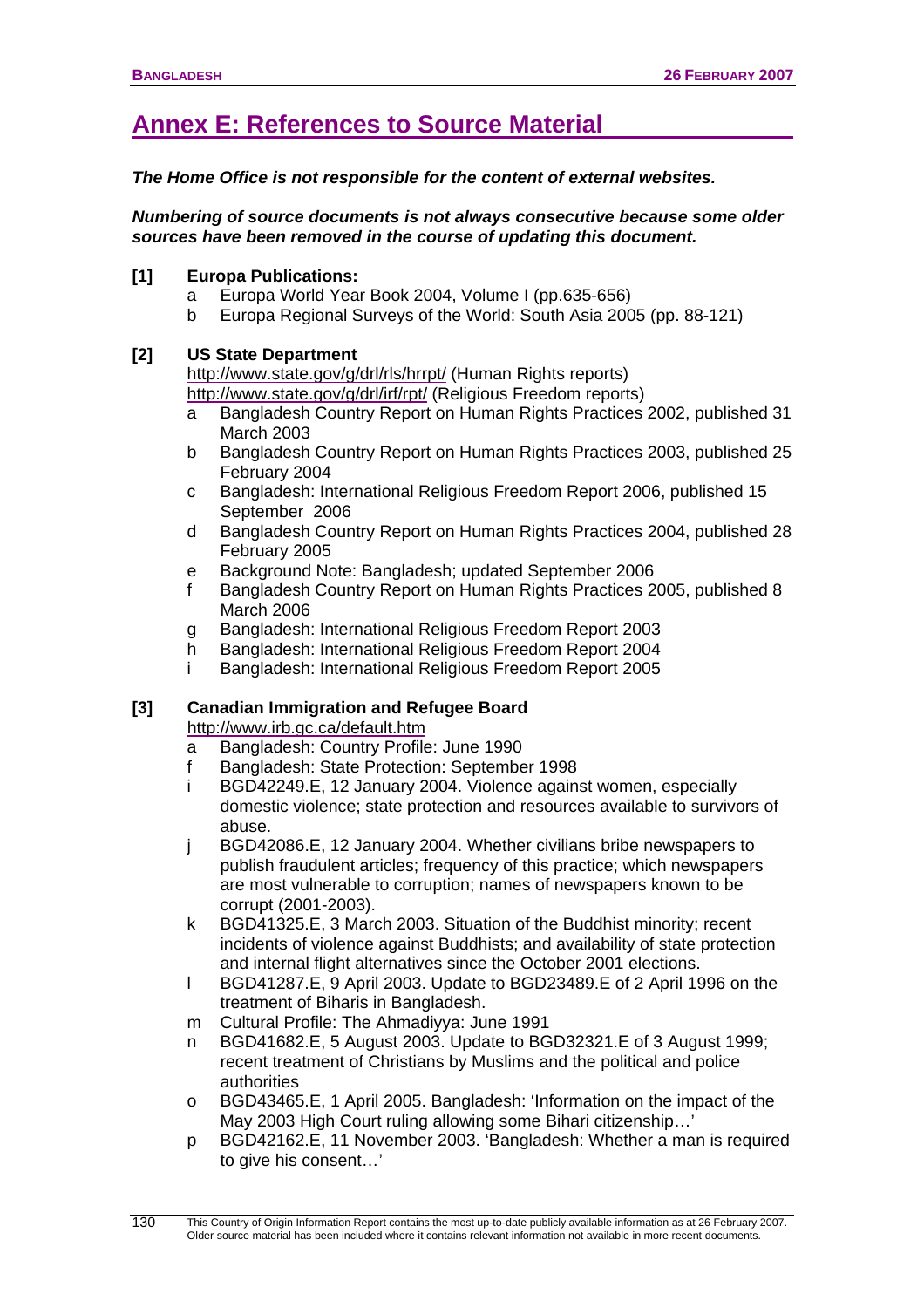## Annex E: References to Source Material

***The Home Office is not responsible for the content of external websites.***

***Numbering of source documents is not always consecutive because some older sources have been removed in the course of updating this document.***

**[1] Europa Publications:**

- a Europa World Year Book 2004, Volume I (pp.635-656)
- b Europa Regional Surveys of the World: South Asia 2005 (pp. 88-121)

**[2] US State Department**

http://www.state.gov/g/drl/rls/hrrpt/ (Human Rights reports)
http://www.state.gov/g/drl/irf/rpt/ (Religious Freedom reports)

- a Bangladesh Country Report on Human Rights Practices 2002, published 31 March 2003
- b Bangladesh Country Report on Human Rights Practices 2003, published 25 February 2004
- c Bangladesh: International Religious Freedom Report 2006, published 15 September 2006
- d Bangladesh Country Report on Human Rights Practices 2004, published 28 February 2005
- e Background Note: Bangladesh; updated September 2006
- f Bangladesh Country Report on Human Rights Practices 2005, published 8 March 2006
- g Bangladesh: International Religious Freedom Report 2003
- h Bangladesh: International Religious Freedom Report 2004
- i Bangladesh: International Religious Freedom Report 2005

**[3] Canadian Immigration and Refugee Board**

http://www.irb.gc.ca/default.htm

- a Bangladesh: Country Profile: June 1990
- f Bangladesh: State Protection: September 1998
- i BGD42249.E, 12 January 2004. Violence against women, especially domestic violence; state protection and resources available to survivors of abuse.
- j BGD42086.E, 12 January 2004. Whether civilians bribe newspapers to publish fraudulent articles; frequency of this practice; which newspapers are most vulnerable to corruption; names of newspapers known to be corrupt (2001-2003).
- k BGD41325.E, 3 March 2003. Situation of the Buddhist minority; recent incidents of violence against Buddhists; and availability of state protection and internal flight alternatives since the October 2001 elections.
- l BGD41287.E, 9 April 2003. Update to BGD23489.E of 2 April 1996 on the treatment of Biharis in Bangladesh.
- m Cultural Profile: The Ahmadiyya: June 1991
- n BGD41682.E, 5 August 2003. Update to BGD32321.E of 3 August 1999; recent treatment of Christians by Muslims and the political and police authorities
- o BGD43465.E, 1 April 2005. Bangladesh: 'Information on the impact of the May 2003 High Court ruling allowing some Bihari citizenship…'
- p BGD42162.E, 11 November 2003. 'Bangladesh: Whether a man is required to give his consent…'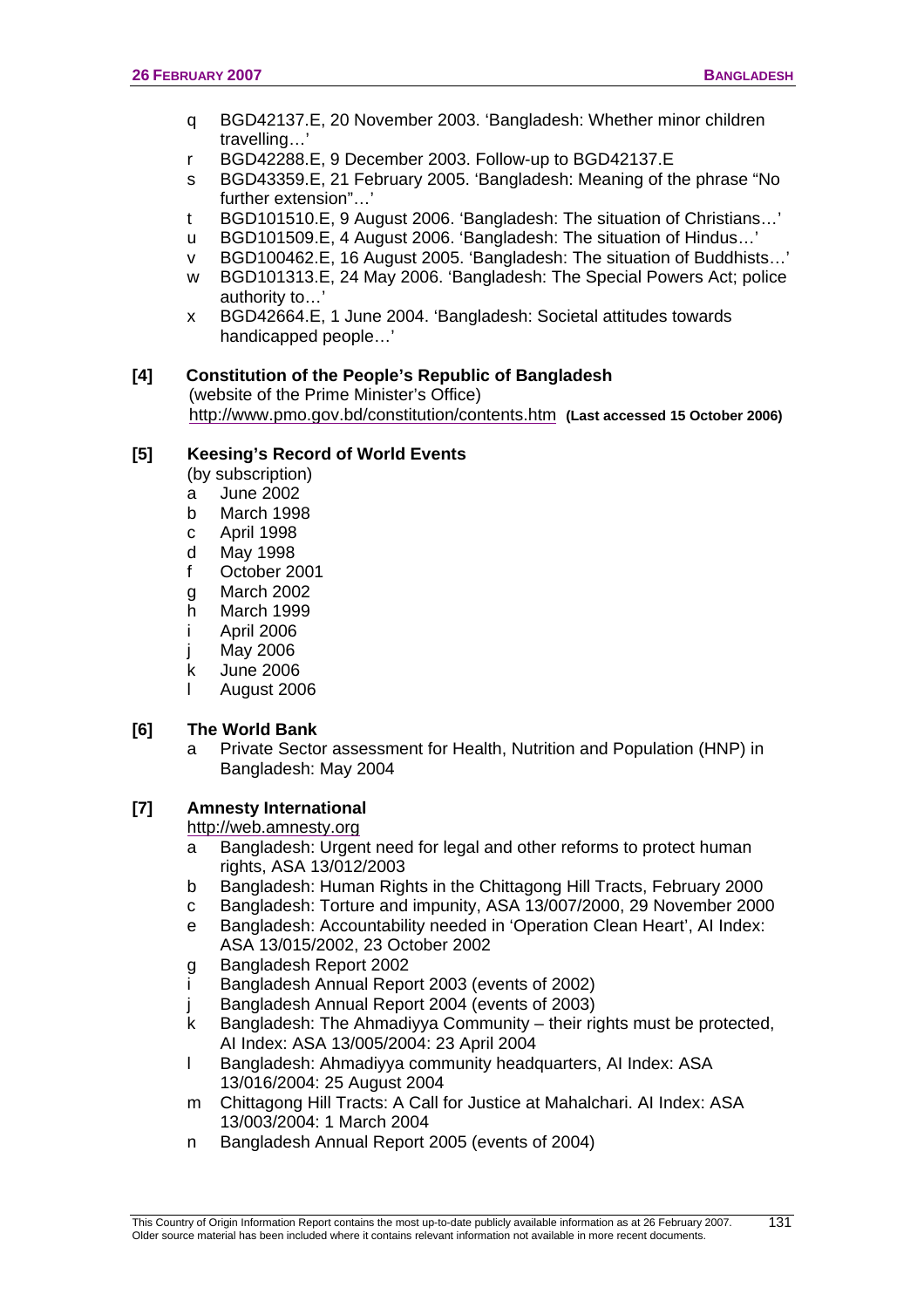- q BGD42137.E, 20 November 2003. 'Bangladesh: Whether minor children travelling…'
- r BGD42288.E, 9 December 2003. Follow-up to BGD42137.E
- s BGD43359.E, 21 February 2005. 'Bangladesh: Meaning of the phrase "No further extension"…'
- t BGD101510.E, 9 August 2006. 'Bangladesh: The situation of Christians…'
- u BGD101509.E, 4 August 2006. 'Bangladesh: The situation of Hindus…'
- v BGD100462.E, 16 August 2005. 'Bangladesh: The situation of Buddhists…'
- w BGD101313.E, 24 May 2006. 'Bangladesh: The Special Powers Act; police authority to…'
- x BGD42664.E, 1 June 2004. 'Bangladesh: Societal attitudes towards handicapped people…'

**[4] Constitution of the People's Republic of Bangladesh**
(website of the Prime Minister's Office)
http://www.pmo.gov.bd/constitution/contents.htm **(Last accessed 15 October 2006)**

**[5] Keesing's Record of World Events**
(by subscription)

- a June 2002
- b March 1998
- c April 1998
- d May 1998
- f October 2001
- g March 2002
- h March 1999
- i April 2006
- j May 2006
- k June 2006
- l August 2006

**[6] The World Bank**

- a Private Sector assessment for Health, Nutrition and Population (HNP) in Bangladesh: May 2004

**[7] Amnesty International**
http://web.amnesty.org

- a Bangladesh: Urgent need for legal and other reforms to protect human rights, ASA 13/012/2003
- b Bangladesh: Human Rights in the Chittagong Hill Tracts, February 2000
- c Bangladesh: Torture and impunity, ASA 13/007/2000, 29 November 2000
- e Bangladesh: Accountability needed in 'Operation Clean Heart', AI Index: ASA 13/015/2002, 23 October 2002
- g Bangladesh Report 2002
- i Bangladesh Annual Report 2003 (events of 2002)
- j Bangladesh Annual Report 2004 (events of 2003)
- k Bangladesh: The Ahmadiyya Community – their rights must be protected, AI Index: ASA 13/005/2004: 23 April 2004
- l Bangladesh: Ahmadiyya community headquarters, AI Index: ASA 13/016/2004: 25 August 2004
- m Chittagong Hill Tracts: A Call for Justice at Mahalchari. AI Index: ASA 13/003/2004: 1 March 2004
- n Bangladesh Annual Report 2005 (events of 2004)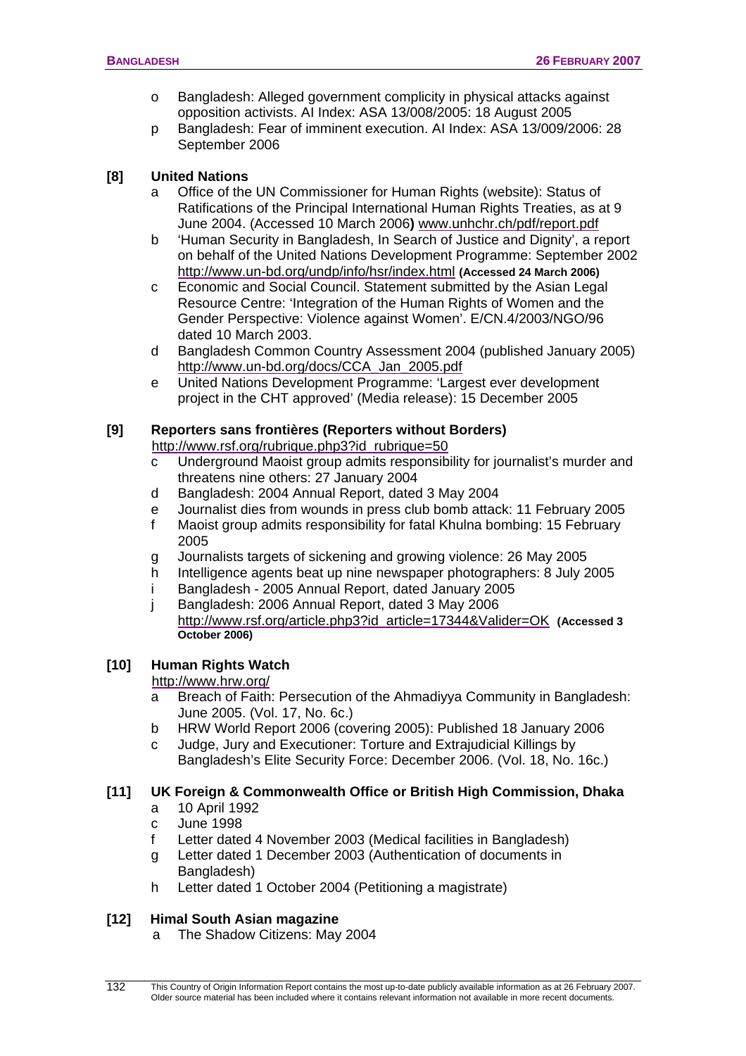- o Bangladesh: Alleged government complicity in physical attacks against opposition activists. AI Index: ASA 13/008/2005: 18 August 2005
- p Bangladesh: Fear of imminent execution. AI Index: ASA 13/009/2006: 28 September 2006

**[8] United Nations**

- a Office of the UN Commissioner for Human Rights (website): Status of Ratifications of the Principal International Human Rights Treaties, as at 9 June 2004. (Accessed 10 March 2006**)** www.unhchr.ch/pdf/report.pdf
- b 'Human Security in Bangladesh, In Search of Justice and Dignity', a report on behalf of the United Nations Development Programme: September 2002 http://www.un-bd.org/undp/info/hsr/index.html **(Accessed 24 March 2006)**
- c Economic and Social Council. Statement submitted by the Asian Legal Resource Centre: 'Integration of the Human Rights of Women and the Gender Perspective: Violence against Women'. E/CN.4/2003/NGO/96 dated 10 March 2003.
- d Bangladesh Common Country Assessment 2004 (published January 2005) http://www.un-bd.org/docs/CCA_Jan_2005.pdf
- e United Nations Development Programme: 'Largest ever development project in the CHT approved' (Media release): 15 December 2005

**[9] Reporters sans frontières (Reporters without Borders)**
http://www.rsf.org/rubrique.php3?id_rubrique=50

- c Underground Maoist group admits responsibility for journalist's murder and threatens nine others: 27 January 2004
- d Bangladesh: 2004 Annual Report, dated 3 May 2004
- e Journalist dies from wounds in press club bomb attack: 11 February 2005
- f Maoist group admits responsibility for fatal Khulna bombing: 15 February 2005
- g Journalists targets of sickening and growing violence: 26 May 2005
- h Intelligence agents beat up nine newspaper photographers: 8 July 2005
- i Bangladesh - 2005 Annual Report, dated January 2005
- j Bangladesh: 2006 Annual Report, dated 3 May 2006 http://www.rsf.org/article.php3?id_article=17344&Valider=OK **(Accessed 3 October 2006)**

**[10] Human Rights Watch**
http://www.hrw.org/

- a Breach of Faith: Persecution of the Ahmadiyya Community in Bangladesh: June 2005. (Vol. 17, No. 6c.)
- b HRW World Report 2006 (covering 2005): Published 18 January 2006
- c Judge, Jury and Executioner: Torture and Extrajudicial Killings by Bangladesh's Elite Security Force: December 2006. (Vol. 18, No. 16c.)

**[11] UK Foreign & Commonwealth Office or British High Commission, Dhaka**

- a 10 April 1992
- c June 1998
- f Letter dated 4 November 2003 (Medical facilities in Bangladesh)
- g Letter dated 1 December 2003 (Authentication of documents in Bangladesh)
- h Letter dated 1 October 2004 (Petitioning a magistrate)

**[12] Himal South Asian magazine**

- a The Shadow Citizens: May 2004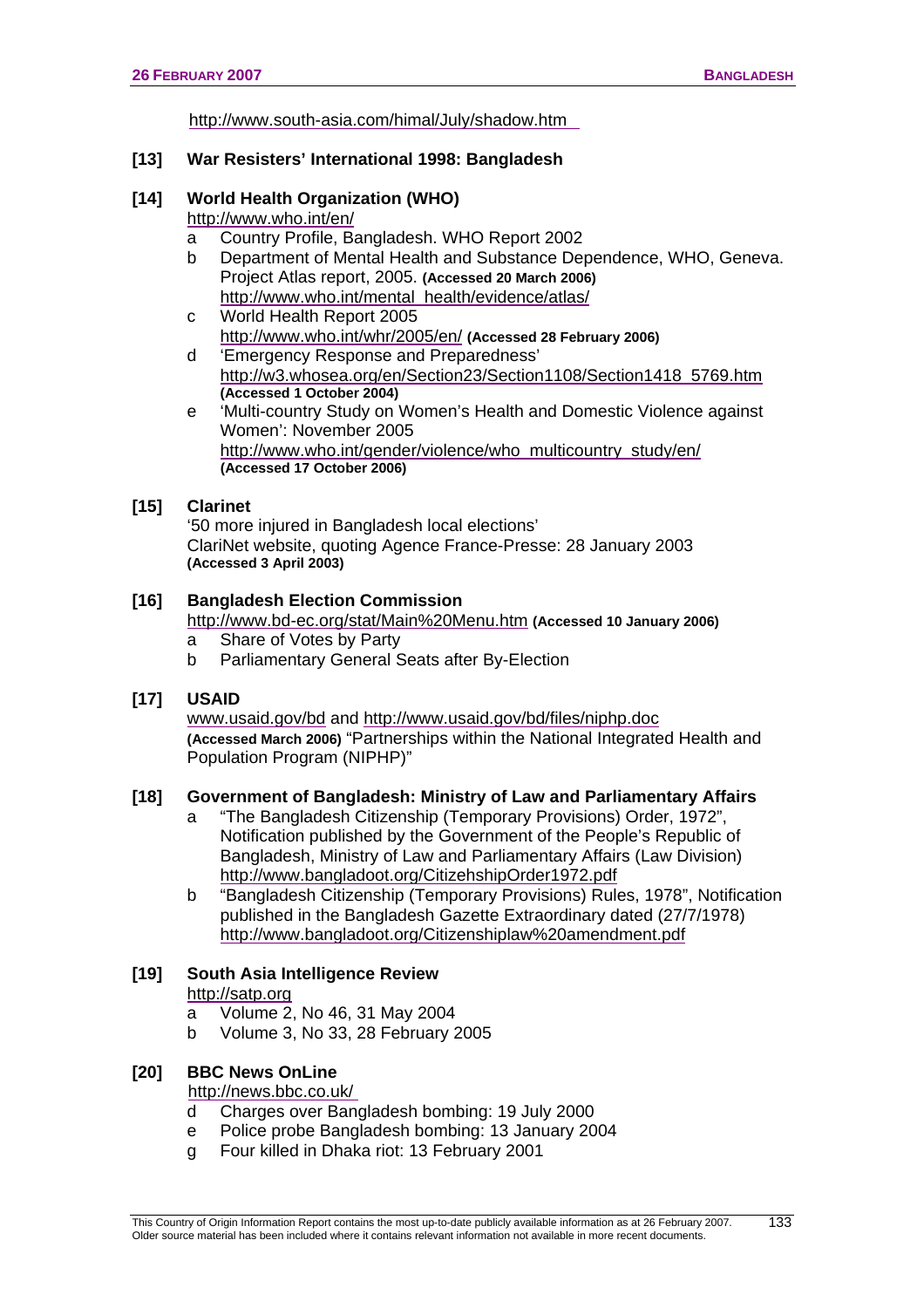http://www.south-asia.com/himal/July/shadow.htm

**[13] War Resisters' International 1998: Bangladesh**

**[14] World Health Organization (WHO)**
http://www.who.int/en/

a Country Profile, Bangladesh. WHO Report 2002
b Department of Mental Health and Substance Dependence, WHO, Geneva. Project Atlas report, 2005. **(Accessed 20 March 2006)** http://www.who.int/mental_health/evidence/atlas/
c World Health Report 2005 http://www.who.int/whr/2005/en/ **(Accessed 28 February 2006)**
d 'Emergency Response and Preparedness' http://w3.whosea.org/en/Section23/Section1108/Section1418_5769.htm **(Accessed 1 October 2004)**
e 'Multi-country Study on Women's Health and Domestic Violence against Women': November 2005 http://www.who.int/gender/violence/who_multicountry_study/en/ **(Accessed 17 October 2006)**

**[15] Clarinet**
'50 more injured in Bangladesh local elections'
ClariNet website, quoting Agence France-Presse: 28 January 2003
**(Accessed 3 April 2003)**

**[16] Bangladesh Election Commission**
http://www.bd-ec.org/stat/Main%20Menu.htm **(Accessed 10 January 2006)**

a Share of Votes by Party
b Parliamentary General Seats after By-Election

**[17] USAID**
www.usaid.gov/bd and http://www.usaid.gov/bd/files/niphp.doc **(Accessed March 2006)** "Partnerships within the National Integrated Health and Population Program (NIPHP)"

**[18] Government of Bangladesh: Ministry of Law and Parliamentary Affairs**

a "The Bangladesh Citizenship (Temporary Provisions) Order, 1972", Notification published by the Government of the People's Republic of Bangladesh, Ministry of Law and Parliamentary Affairs (Law Division) http://www.bangladoot.org/CitizehshipOrder1972.pdf
b "Bangladesh Citizenship (Temporary Provisions) Rules, 1978", Notification published in the Bangladesh Gazette Extraordinary dated (27/7/1978) http://www.bangladoot.org/Citizenshiplaw%20amendment.pdf

**[19] South Asia Intelligence Review**
http://satp.org

a Volume 2, No 46, 31 May 2004
b Volume 3, No 33, 28 February 2005

**[20] BBC News OnLine**
http://news.bbc.co.uk/

d Charges over Bangladesh bombing: 19 July 2000
e Police probe Bangladesh bombing: 13 January 2004
g Four killed in Dhaka riot: 13 February 2001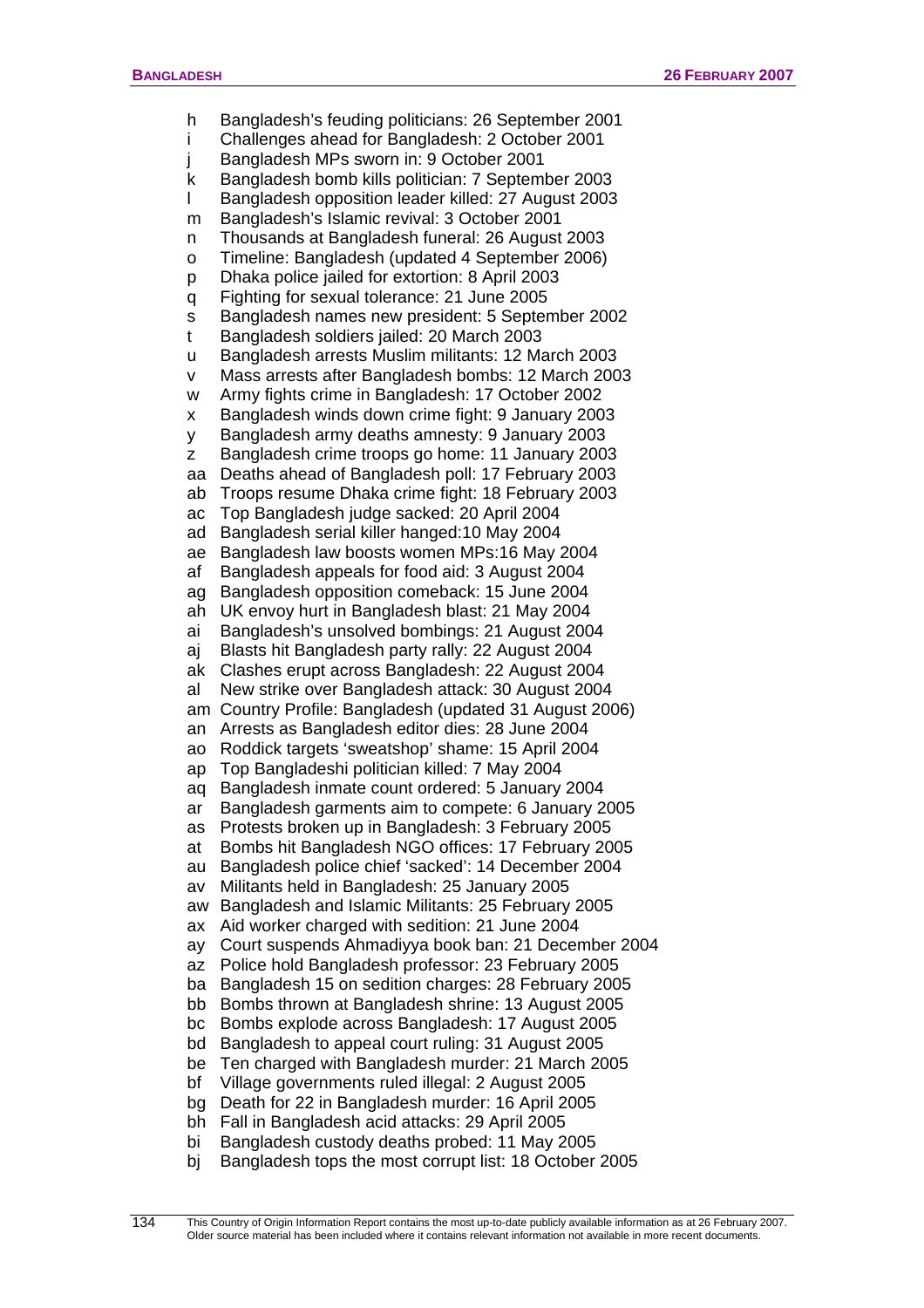h Bangladesh's feuding politicians: 26 September 2001
i Challenges ahead for Bangladesh: 2 October 2001
j Bangladesh MPs sworn in: 9 October 2001
k Bangladesh bomb kills politician: 7 September 2003
l Bangladesh opposition leader killed: 27 August 2003
m Bangladesh's Islamic revival: 3 October 2001
n Thousands at Bangladesh funeral: 26 August 2003
o Timeline: Bangladesh (updated 4 September 2006)
p Dhaka police jailed for extortion: 8 April 2003
q Fighting for sexual tolerance: 21 June 2005
s Bangladesh names new president: 5 September 2002
t Bangladesh soldiers jailed: 20 March 2003
u Bangladesh arrests Muslim militants: 12 March 2003
v Mass arrests after Bangladesh bombs: 12 March 2003
w Army fights crime in Bangladesh: 17 October 2002
x Bangladesh winds down crime fight: 9 January 2003
y Bangladesh army deaths amnesty: 9 January 2003
z Bangladesh crime troops go home: 11 January 2003
aa Deaths ahead of Bangladesh poll: 17 February 2003
ab Troops resume Dhaka crime fight: 18 February 2003
ac Top Bangladesh judge sacked: 20 April 2004
ad Bangladesh serial killer hanged:10 May 2004
ae Bangladesh law boosts women MPs:16 May 2004
af Bangladesh appeals for food aid: 3 August 2004
ag Bangladesh opposition comeback: 15 June 2004
ah UK envoy hurt in Bangladesh blast: 21 May 2004
ai Bangladesh's unsolved bombings: 21 August 2004
aj Blasts hit Bangladesh party rally: 22 August 2004
ak Clashes erupt across Bangladesh: 22 August 2004
al New strike over Bangladesh attack: 30 August 2004
am Country Profile: Bangladesh (updated 31 August 2006)
an Arrests as Bangladesh editor dies: 28 June 2004
ao Roddick targets 'sweatshop' shame: 15 April 2004
ap Top Bangladeshi politician killed: 7 May 2004
aq Bangladesh inmate count ordered: 5 January 2004
ar Bangladesh garments aim to compete: 6 January 2005
as Protests broken up in Bangladesh: 3 February 2005
at Bombs hit Bangladesh NGO offices: 17 February 2005
au Bangladesh police chief 'sacked': 14 December 2004
av Militants held in Bangladesh: 25 January 2005
aw Bangladesh and Islamic Militants: 25 February 2005
ax Aid worker charged with sedition: 21 June 2004
ay Court suspends Ahmadiyya book ban: 21 December 2004
az Police hold Bangladesh professor: 23 February 2005
ba Bangladesh 15 on sedition charges: 28 February 2005
bb Bombs thrown at Bangladesh shrine: 13 August 2005
bc Bombs explode across Bangladesh: 17 August 2005
bd Bangladesh to appeal court ruling: 31 August 2005
be Ten charged with Bangladesh murder: 21 March 2005
bf Village governments ruled illegal: 2 August 2005
bg Death for 22 in Bangladesh murder: 16 April 2005
bh Fall in Bangladesh acid attacks: 29 April 2005
bi Bangladesh custody deaths probed: 11 May 2005
bj Bangladesh tops the most corrupt list: 18 October 2005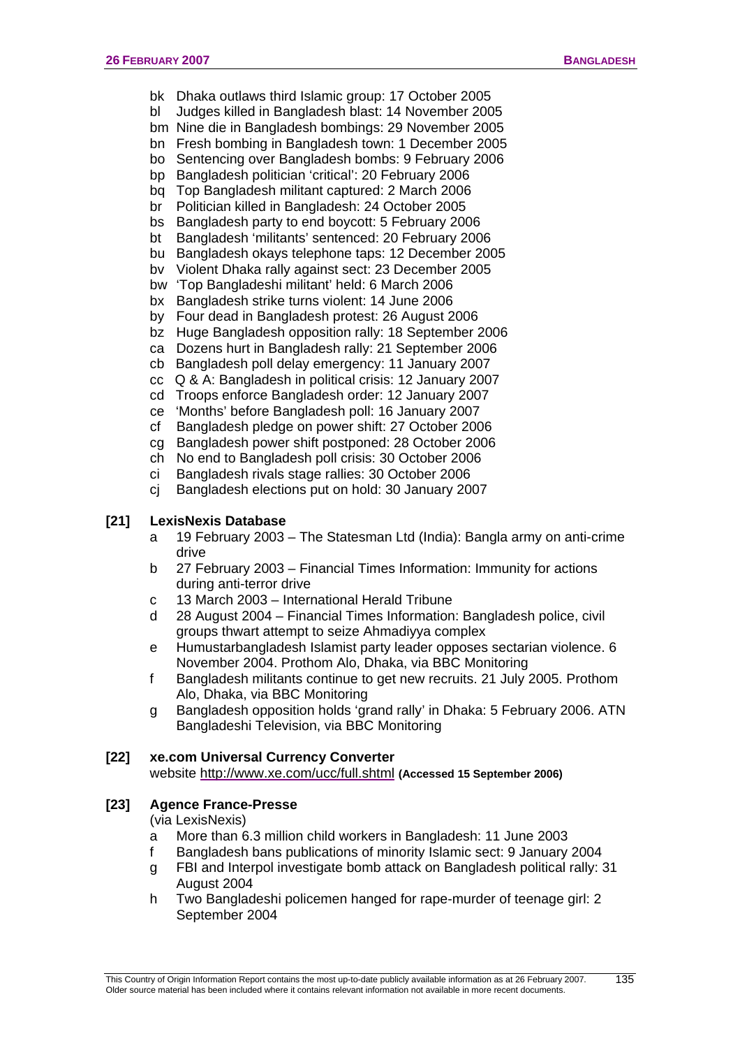- bk Dhaka outlaws third Islamic group: 17 October 2005
- bl Judges killed in Bangladesh blast: 14 November 2005
- bm Nine die in Bangladesh bombings: 29 November 2005
- bn Fresh bombing in Bangladesh town: 1 December 2005
- bo Sentencing over Bangladesh bombs: 9 February 2006
- bp Bangladesh politician 'critical': 20 February 2006
- bq Top Bangladesh militant captured: 2 March 2006
- br Politician killed in Bangladesh: 24 October 2005
- bs Bangladesh party to end boycott: 5 February 2006
- bt Bangladesh 'militants' sentenced: 20 February 2006
- bu Bangladesh okays telephone taps: 12 December 2005
- bv Violent Dhaka rally against sect: 23 December 2005
- bw 'Top Bangladeshi militant' held: 6 March 2006
- bx Bangladesh strike turns violent: 14 June 2006
- by Four dead in Bangladesh protest: 26 August 2006
- bz Huge Bangladesh opposition rally: 18 September 2006
- ca Dozens hurt in Bangladesh rally: 21 September 2006
- cb Bangladesh poll delay emergency: 11 January 2007
- cc Q & A: Bangladesh in political crisis: 12 January 2007
- cd Troops enforce Bangladesh order: 12 January 2007
- ce 'Months' before Bangladesh poll: 16 January 2007
- cf Bangladesh pledge on power shift: 27 October 2006
- cg Bangladesh power shift postponed: 28 October 2006
- ch No end to Bangladesh poll crisis: 30 October 2006
- ci Bangladesh rivals stage rallies: 30 October 2006
- cj Bangladesh elections put on hold: 30 January 2007

**[21] LexisNexis Database**

- a 19 February 2003 – The Statesman Ltd (India): Bangla army on anti-crime drive
- b 27 February 2003 – Financial Times Information: Immunity for actions during anti-terror drive
- c 13 March 2003 – International Herald Tribune
- d 28 August 2004 – Financial Times Information: Bangladesh police, civil groups thwart attempt to seize Ahmadiyya complex
- e Humustarbangladesh Islamist party leader opposes sectarian violence. 6 November 2004. Prothom Alo, Dhaka, via BBC Monitoring
- f Bangladesh militants continue to get new recruits. 21 July 2005. Prothom Alo, Dhaka, via BBC Monitoring
- g Bangladesh opposition holds 'grand rally' in Dhaka: 5 February 2006. ATN Bangladeshi Television, via BBC Monitoring

**[22] xe.com Universal Currency Converter**

website http://www.xe.com/ucc/full.shtml **(Accessed 15 September 2006)**

**[23] Agence France-Presse**

(via LexisNexis)

- a More than 6.3 million child workers in Bangladesh: 11 June 2003
- f Bangladesh bans publications of minority Islamic sect: 9 January 2004
- g FBI and Interpol investigate bomb attack on Bangladesh political rally: 31 August 2004
- h Two Bangladeshi policemen hanged for rape-murder of teenage girl: 2 September 2004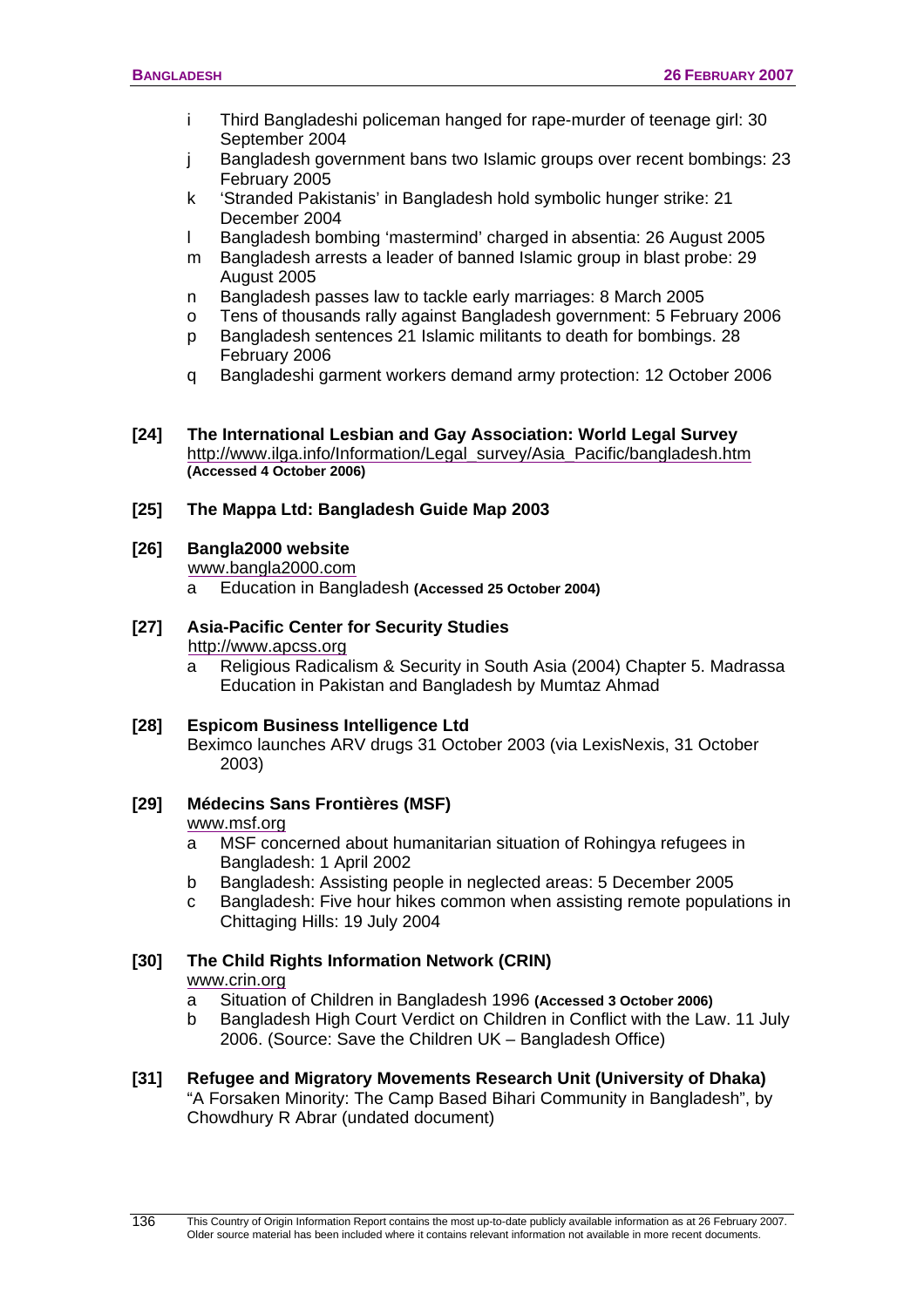- i Third Bangladeshi policeman hanged for rape-murder of teenage girl: 30 September 2004
- j Bangladesh government bans two Islamic groups over recent bombings: 23 February 2005
- k 'Stranded Pakistanis' in Bangladesh hold symbolic hunger strike: 21 December 2004
- l Bangladesh bombing 'mastermind' charged in absentia: 26 August 2005
- m Bangladesh arrests a leader of banned Islamic group in blast probe: 29 August 2005
- n Bangladesh passes law to tackle early marriages: 8 March 2005
- o Tens of thousands rally against Bangladesh government: 5 February 2006
- p Bangladesh sentences 21 Islamic militants to death for bombings. 28 February 2006
- q Bangladeshi garment workers demand army protection: 12 October 2006

**[24] The International Lesbian and Gay Association: World Legal Survey**
http://www.ilga.info/Information/Legal_survey/Asia_Pacific/bangladesh.htm
**(Accessed 4 October 2006)**

**[25] The Mappa Ltd: Bangladesh Guide Map 2003**

**[26] Bangla2000 website**
www.bangla2000.com
- a Education in Bangladesh **(Accessed 25 October 2004)**

**[27] Asia-Pacific Center for Security Studies**
http://www.apcss.org
- a Religious Radicalism & Security in South Asia (2004) Chapter 5. Madrassa Education in Pakistan and Bangladesh by Mumtaz Ahmad

**[28] Espicom Business Intelligence Ltd**
Beximco launches ARV drugs 31 October 2003 (via LexisNexis, 31 October 2003)

**[29] Médecins Sans Frontières (MSF)**
www.msf.org
- a MSF concerned about humanitarian situation of Rohingya refugees in Bangladesh: 1 April 2002
- b Bangladesh: Assisting people in neglected areas: 5 December 2005
- c Bangladesh: Five hour hikes common when assisting remote populations in Chittaging Hills: 19 July 2004

**[30] The Child Rights Information Network (CRIN)**
www.crin.org
- a Situation of Children in Bangladesh 1996 **(Accessed 3 October 2006)**
- b Bangladesh High Court Verdict on Children in Conflict with the Law. 11 July 2006. (Source: Save the Children UK – Bangladesh Office)

**[31] Refugee and Migratory Movements Research Unit (University of Dhaka)**
"A Forsaken Minority: The Camp Based Bihari Community in Bangladesh", by Chowdhury R Abrar (undated document)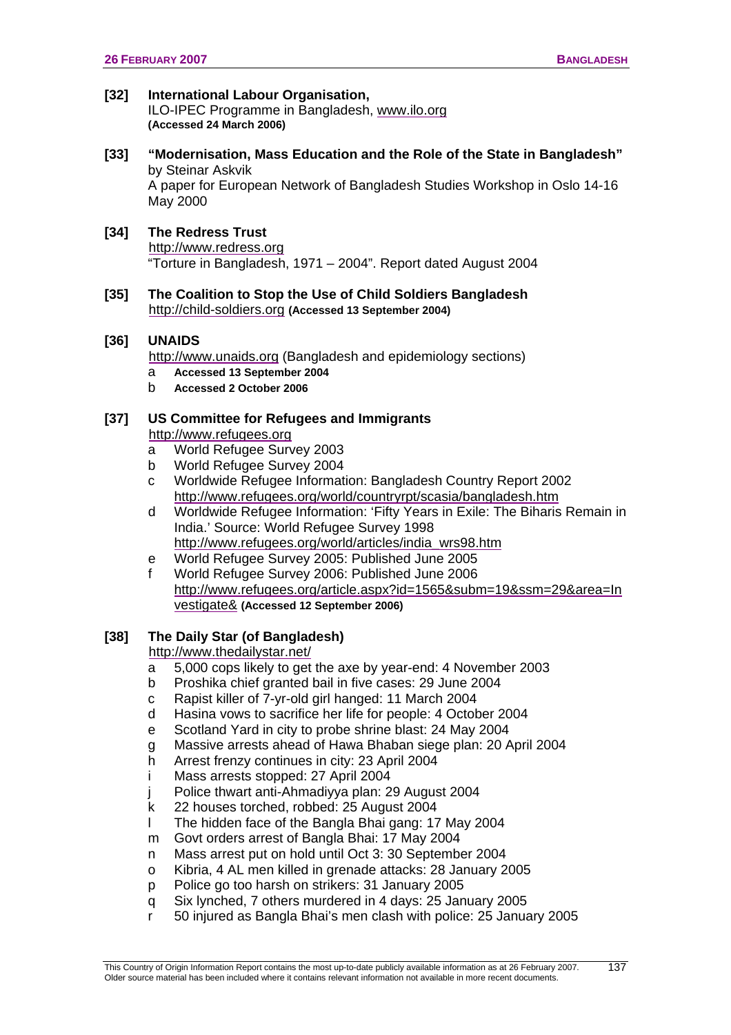**[32] International Labour Organisation,**
ILO-IPEC Programme in Bangladesh, www.ilo.org
**(Accessed 24 March 2006)**

**[33] "Modernisation, Mass Education and the Role of the State in Bangladesh"**
by Steinar Askvik
A paper for European Network of Bangladesh Studies Workshop in Oslo 14-16 May 2000

**[34] The Redress Trust**
http://www.redress.org
"Torture in Bangladesh, 1971 – 2004". Report dated August 2004

**[35] The Coalition to Stop the Use of Child Soldiers Bangladesh**
http://child-soldiers.org **(Accessed 13 September 2004)**

**[36] UNAIDS**
http://www.unaids.org (Bangladesh and epidemiology sections)

- a **Accessed 13 September 2004**
- b **Accessed 2 October 2006**

**[37] US Committee for Refugees and Immigrants**
http://www.refugees.org

- a World Refugee Survey 2003
- b World Refugee Survey 2004
- c Worldwide Refugee Information: Bangladesh Country Report 2002
  http://www.refugees.org/world/countryrpt/scasia/bangladesh.htm
- d Worldwide Refugee Information: 'Fifty Years in Exile: The Biharis Remain in India.' Source: World Refugee Survey 1998
  http://www.refugees.org/world/articles/india_wrs98.htm
- e World Refugee Survey 2005: Published June 2005
- f World Refugee Survey 2006: Published June 2006
  http://www.refugees.org/article.aspx?id=1565&subm=19&ssm=29&area=Investigate& **(Accessed 12 September 2006)**

**[38] The Daily Star (of Bangladesh)**
http://www.thedailystar.net/

- a 5,000 cops likely to get the axe by year-end: 4 November 2003
- b Proshika chief granted bail in five cases: 29 June 2004
- c Rapist killer of 7-yr-old girl hanged: 11 March 2004
- d Hasina vows to sacrifice her life for people: 4 October 2004
- e Scotland Yard in city to probe shrine blast: 24 May 2004
- g Massive arrests ahead of Hawa Bhaban siege plan: 20 April 2004
- h Arrest frenzy continues in city: 23 April 2004
- i Mass arrests stopped: 27 April 2004
- j Police thwart anti-Ahmadiyya plan: 29 August 2004
- k 22 houses torched, robbed: 25 August 2004
- l The hidden face of the Bangla Bhai gang: 17 May 2004
- m Govt orders arrest of Bangla Bhai: 17 May 2004
- n Mass arrest put on hold until Oct 3: 30 September 2004
- o Kibria, 4 AL men killed in grenade attacks: 28 January 2005
- p Police go too harsh on strikers: 31 January 2005
- q Six lynched, 7 others murdered in 4 days: 25 January 2005
- r 50 injured as Bangla Bhai's men clash with police: 25 January 2005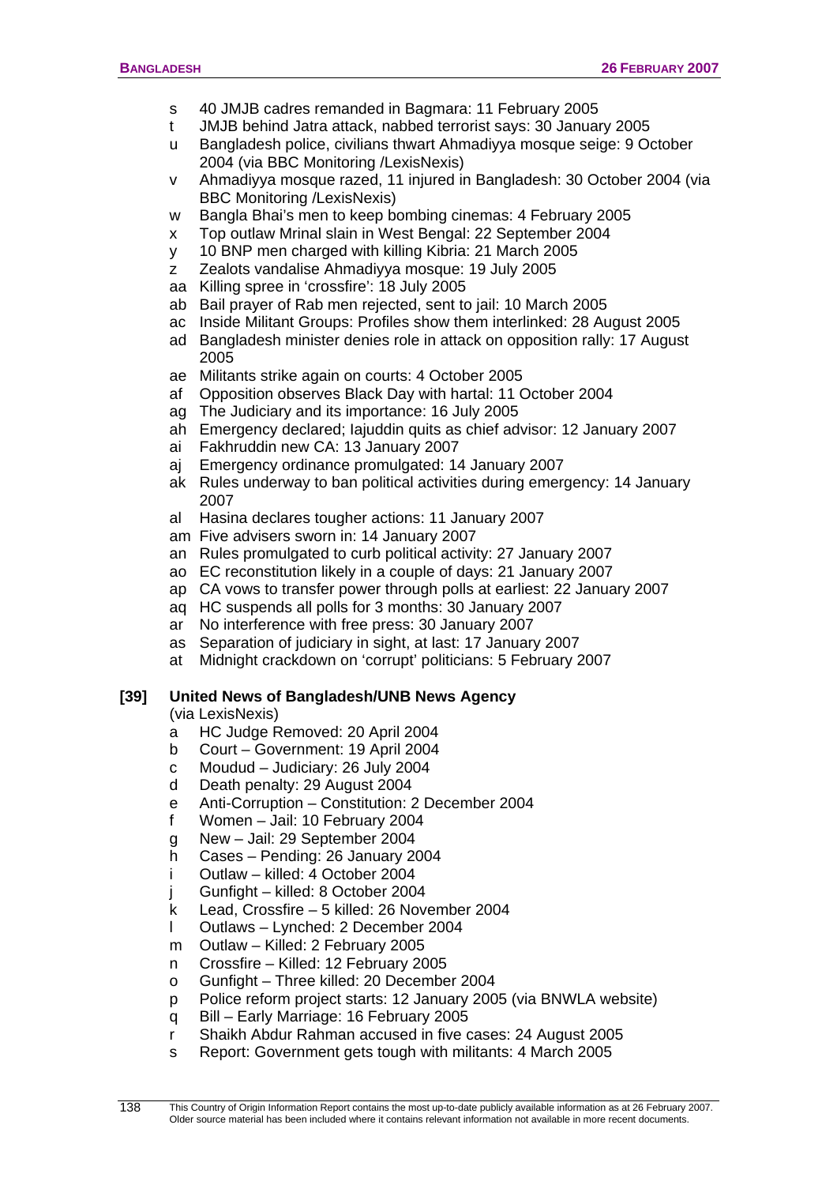- s 40 JMJB cadres remanded in Bagmara: 11 February 2005
- t JMJB behind Jatra attack, nabbed terrorist says: 30 January 2005
- u Bangladesh police, civilians thwart Ahmadiyya mosque seige: 9 October 2004 (via BBC Monitoring /LexisNexis)
- v Ahmadiyya mosque razed, 11 injured in Bangladesh: 30 October 2004 (via BBC Monitoring /LexisNexis)
- w Bangla Bhai's men to keep bombing cinemas: 4 February 2005
- x Top outlaw Mrinal slain in West Bengal: 22 September 2004
- y 10 BNP men charged with killing Kibria: 21 March 2005
- z Zealots vandalise Ahmadiyya mosque: 19 July 2005
- aa Killing spree in 'crossfire': 18 July 2005
- ab Bail prayer of Rab men rejected, sent to jail: 10 March 2005
- ac Inside Militant Groups: Profiles show them interlinked: 28 August 2005
- ad Bangladesh minister denies role in attack on opposition rally: 17 August 2005
- ae Militants strike again on courts: 4 October 2005
- af Opposition observes Black Day with hartal: 11 October 2004
- ag The Judiciary and its importance: 16 July 2005
- ah Emergency declared; Iajuddin quits as chief advisor: 12 January 2007
- ai Fakhruddin new CA: 13 January 2007
- aj Emergency ordinance promulgated: 14 January 2007
- ak Rules underway to ban political activities during emergency: 14 January 2007
- al Hasina declares tougher actions: 11 January 2007
- am Five advisers sworn in: 14 January 2007
- an Rules promulgated to curb political activity: 27 January 2007
- ao EC reconstitution likely in a couple of days: 21 January 2007
- ap CA vows to transfer power through polls at earliest: 22 January 2007
- aq HC suspends all polls for 3 months: 30 January 2007
- ar No interference with free press: 30 January 2007
- as Separation of judiciary in sight, at last: 17 January 2007
- at Midnight crackdown on 'corrupt' politicians: 5 February 2007

**[39] United News of Bangladesh/UNB News Agency**
(via LexisNexis)

- a HC Judge Removed: 20 April 2004
- b Court – Government: 19 April 2004
- c Moudud – Judiciary: 26 July 2004
- d Death penalty: 29 August 2004
- e Anti-Corruption – Constitution: 2 December 2004
- f Women – Jail: 10 February 2004
- g New – Jail: 29 September 2004
- h Cases – Pending: 26 January 2004
- i Outlaw – killed: 4 October 2004
- j Gunfight – killed: 8 October 2004
- k Lead, Crossfire – 5 killed: 26 November 2004
- l Outlaws – Lynched: 2 December 2004
- m Outlaw – Killed: 2 February 2005
- n Crossfire – Killed: 12 February 2005
- o Gunfight – Three killed: 20 December 2004
- p Police reform project starts: 12 January 2005 (via BNWLA website)
- q Bill – Early Marriage: 16 February 2005
- r Shaikh Abdur Rahman accused in five cases: 24 August 2005
- s Report: Government gets tough with militants: 4 March 2005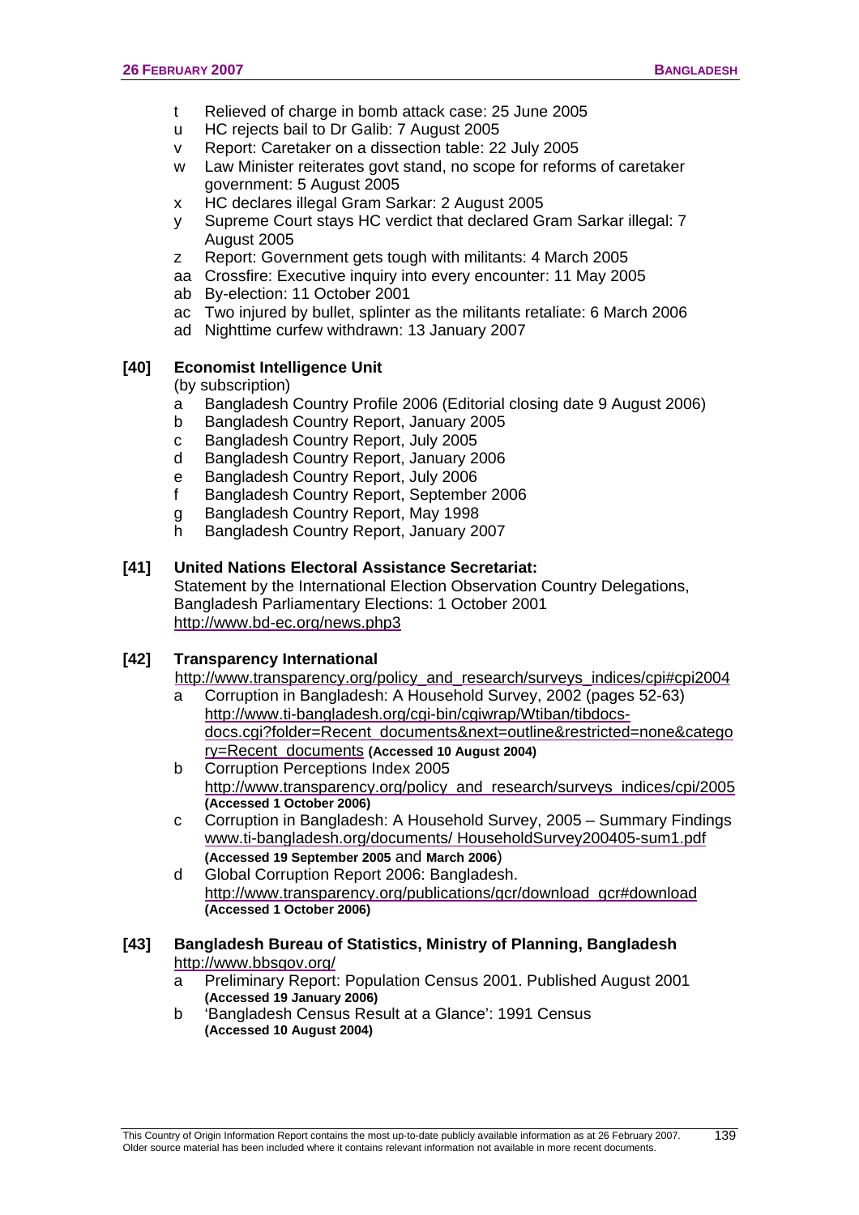- t Relieved of charge in bomb attack case: 25 June 2005
- u HC rejects bail to Dr Galib: 7 August 2005
- v Report: Caretaker on a dissection table: 22 July 2005
- w Law Minister reiterates govt stand, no scope for reforms of caretaker government: 5 August 2005
- x HC declares illegal Gram Sarkar: 2 August 2005
- y Supreme Court stays HC verdict that declared Gram Sarkar illegal: 7 August 2005
- z Report: Government gets tough with militants: 4 March 2005
- aa Crossfire: Executive inquiry into every encounter: 11 May 2005
- ab By-election: 11 October 2001
- ac Two injured by bullet, splinter as the militants retaliate: 6 March 2006
- ad Nighttime curfew withdrawn: 13 January 2007

**[40] Economist Intelligence Unit**
(by subscription)

- a Bangladesh Country Profile 2006 (Editorial closing date 9 August 2006)
- b Bangladesh Country Report, January 2005
- c Bangladesh Country Report, July 2005
- d Bangladesh Country Report, January 2006
- e Bangladesh Country Report, July 2006
- f Bangladesh Country Report, September 2006
- g Bangladesh Country Report, May 1998
- h Bangladesh Country Report, January 2007

**[41] United Nations Electoral Assistance Secretariat:**
Statement by the International Election Observation Country Delegations, Bangladesh Parliamentary Elections: 1 October 2001
http://www.bd-ec.org/news.php3

**[42] Transparency International**
http://www.transparency.org/policy_and_research/surveys_indices/cpi#cpi2004

- a Corruption in Bangladesh: A Household Survey, 2002 (pages 52-63)
  http://www.ti-bangladesh.org/cgi-bin/cgiwrap/Wtiban/tibdocs-docs.cgi?folder=Recent_documents&next=outline&restricted=none&category=Recent_documents **(Accessed 10 August 2004)**
- b Corruption Perceptions Index 2005
  http://www.transparency.org/policy_and_research/surveys_indices/cpi/2005
  **(Accessed 1 October 2006)**
- c Corruption in Bangladesh: A Household Survey, 2005 – Summary Findings
  www.ti-bangladesh.org/documents/ HouseholdSurvey200405-sum1.pdf
  **(Accessed 19 September 2005** and **March 2006**)
- d Global Corruption Report 2006: Bangladesh.
  http://www.transparency.org/publications/gcr/download_gcr#download
  **(Accessed 1 October 2006)**

**[43] Bangladesh Bureau of Statistics, Ministry of Planning, Bangladesh**
http://www.bbsgov.org/

- a Preliminary Report: Population Census 2001. Published August 2001
  **(Accessed 19 January 2006)**
- b 'Bangladesh Census Result at a Glance': 1991 Census
  **(Accessed 10 August 2004)**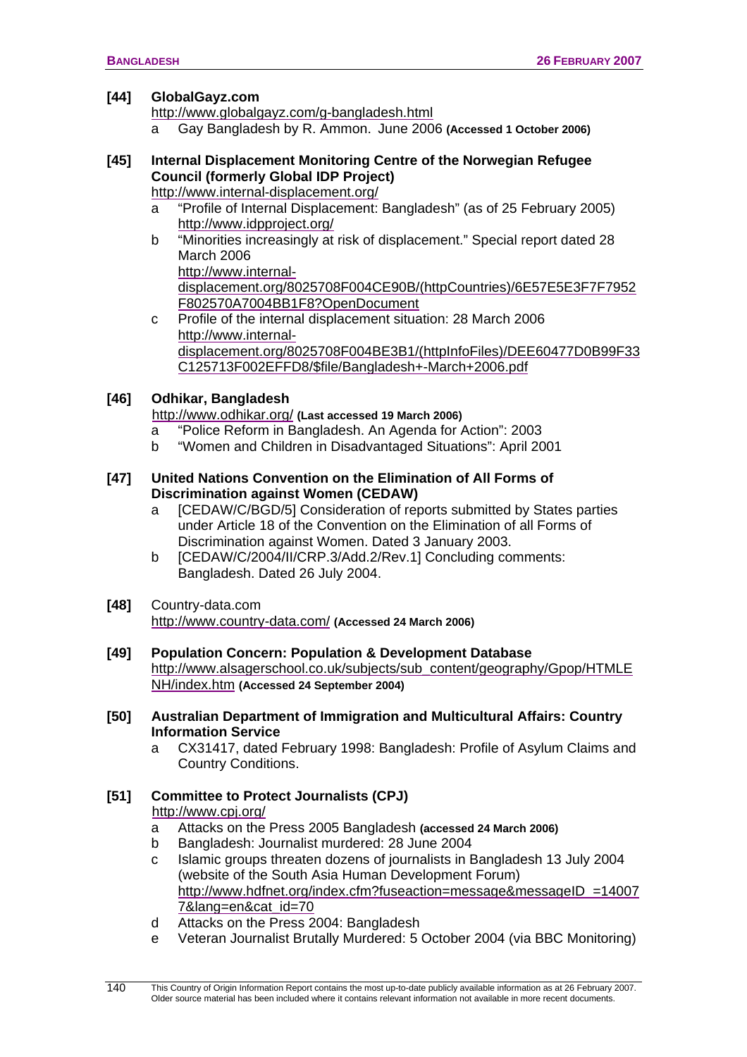**[44] GlobalGayz.com**
http://www.globalgayz.com/g-bangladesh.html

a Gay Bangladesh by R. Ammon. June 2006 **(Accessed 1 October 2006)**

**[45] Internal Displacement Monitoring Centre of the Norwegian Refugee Council (formerly Global IDP Project)**
http://www.internal-displacement.org/

a "Profile of Internal Displacement: Bangladesh" (as of 25 February 2005) http://www.idpproject.org/

b "Minorities increasingly at risk of displacement." Special report dated 28 March 2006 http://www.internal-displacement.org/8025708F004CE90B/(httpCountries)/6E57E5E3F7F7952F802570A7004BB1F8?OpenDocument

c Profile of the internal displacement situation: 28 March 2006 http://www.internal-displacement.org/8025708F004BE3B1/(httpInfoFiles)/DEE60477D0B99F33C125713F002EFFD8/$file/Bangladesh+-March+2006.pdf

**[46] Odhikar, Bangladesh**
http://www.odhikar.org/ **(Last accessed 19 March 2006)**

a "Police Reform in Bangladesh. An Agenda for Action": 2003

b "Women and Children in Disadvantaged Situations": April 2001

**[47] United Nations Convention on the Elimination of All Forms of Discrimination against Women (CEDAW)**

a [CEDAW/C/BGD/5] Consideration of reports submitted by States parties under Article 18 of the Convention on the Elimination of all Forms of Discrimination against Women. Dated 3 January 2003.

b [CEDAW/C/2004/II/CRP.3/Add.2/Rev.1] Concluding comments: Bangladesh. Dated 26 July 2004.

**[48]** Country-data.com
http://www.country-data.com/ **(Accessed 24 March 2006)**

**[49] Population Concern: Population & Development Database**
http://www.alsagerschool.co.uk/subjects/sub_content/geography/Gpop/HTMLENH/index.htm **(Accessed 24 September 2004)**

**[50] Australian Department of Immigration and Multicultural Affairs: Country Information Service**

a CX31417, dated February 1998: Bangladesh: Profile of Asylum Claims and Country Conditions.

**[51] Committee to Protect Journalists (CPJ)**
http://www.cpj.org/

a Attacks on the Press 2005 Bangladesh **(accessed 24 March 2006)**

b Bangladesh: Journalist murdered: 28 June 2004

c Islamic groups threaten dozens of journalists in Bangladesh 13 July 2004 (website of the South Asia Human Development Forum) http://www.hdfnet.org/index.cfm?fuseaction=message&messageID =140077&lang=en&cat_id=70

d Attacks on the Press 2004: Bangladesh

e Veteran Journalist Brutally Murdered: 5 October 2004 (via BBC Monitoring)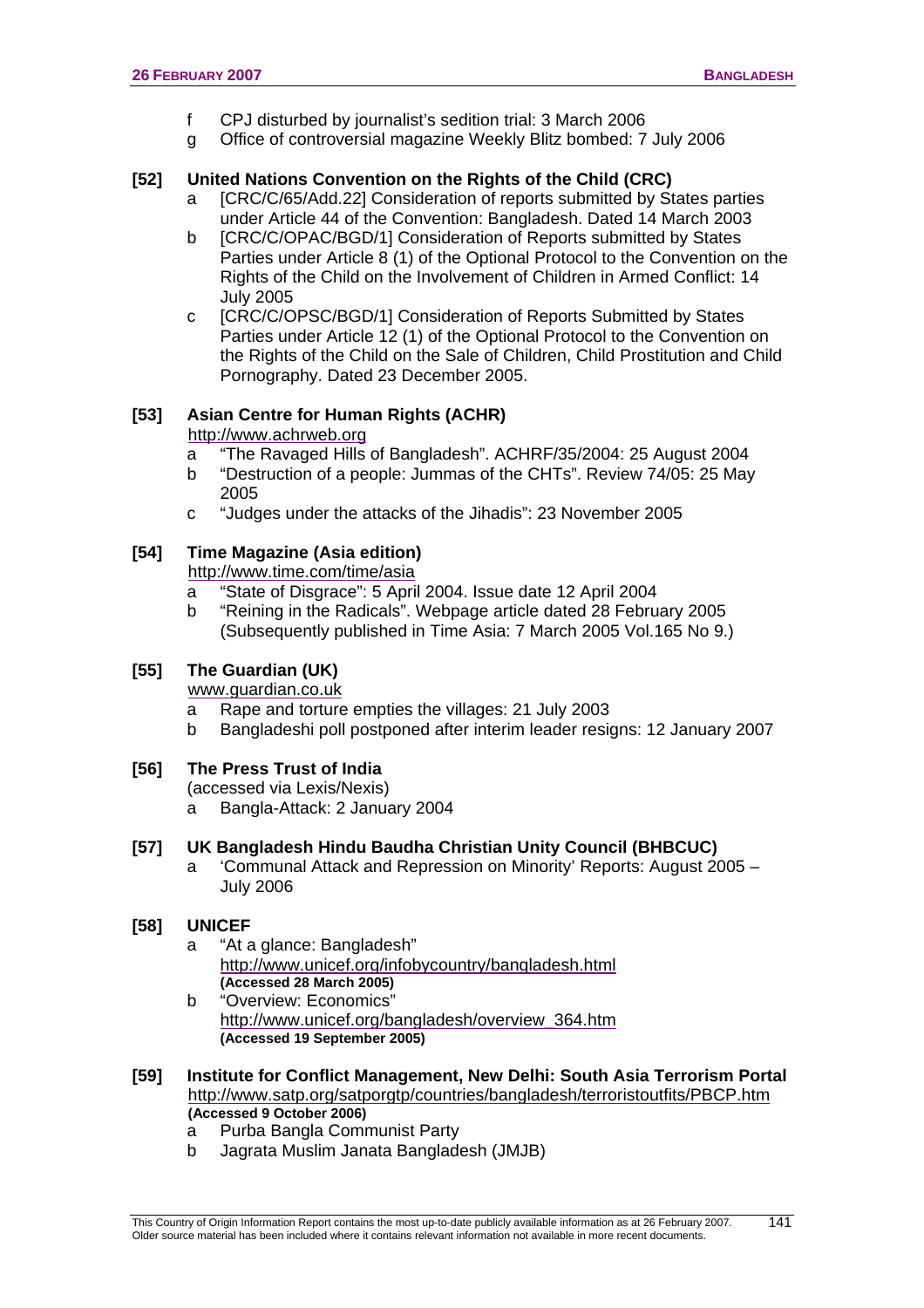f CPJ disturbed by journalist's sedition trial: 3 March 2006
g Office of controversial magazine Weekly Blitz bombed: 7 July 2006

**[52] United Nations Convention on the Rights of the Child (CRC)**

a [CRC/C/65/Add.22] Consideration of reports submitted by States parties under Article 44 of the Convention: Bangladesh. Dated 14 March 2003
b [CRC/C/OPAC/BGD/1] Consideration of Reports submitted by States Parties under Article 8 (1) of the Optional Protocol to the Convention on the Rights of the Child on the Involvement of Children in Armed Conflict: 14 July 2005
c [CRC/C/OPSC/BGD/1] Consideration of Reports Submitted by States Parties under Article 12 (1) of the Optional Protocol to the Convention on the Rights of the Child on the Sale of Children, Child Prostitution and Child Pornography. Dated 23 December 2005.

**[53] Asian Centre for Human Rights (ACHR)**

http://www.achrweb.org

a "The Ravaged Hills of Bangladesh". ACHRF/35/2004: 25 August 2004
b "Destruction of a people: Jummas of the CHTs". Review 74/05: 25 May 2005
c "Judges under the attacks of the Jihadis": 23 November 2005

**[54] Time Magazine (Asia edition)**

http://www.time.com/time/asia

a "State of Disgrace": 5 April 2004. Issue date 12 April 2004
b "Reining in the Radicals". Webpage article dated 28 February 2005 (Subsequently published in Time Asia: 7 March 2005 Vol.165 No 9.)

**[55] The Guardian (UK)**

www.guardian.co.uk

a Rape and torture empties the villages: 21 July 2003
b Bangladeshi poll postponed after interim leader resigns: 12 January 2007

**[56] The Press Trust of India**

(accessed via Lexis/Nexis)

a Bangla-Attack: 2 January 2004

**[57] UK Bangladesh Hindu Baudha Christian Unity Council (BHBCUC)**

a 'Communal Attack and Repression on Minority' Reports: August 2005 – July 2006

**[58] UNICEF**

a "At a glance: Bangladesh"
http://www.unicef.org/infobycountry/bangladesh.html
**(Accessed 28 March 2005)**
b "Overview: Economics"
http://www.unicef.org/bangladesh/overview_364.htm
**(Accessed 19 September 2005)**

**[59] Institute for Conflict Management, New Delhi: South Asia Terrorism Portal**

http://www.satp.org/satporgtp/countries/bangladesh/terroristoutfits/PBCP.htm
**(Accessed 9 October 2006)**

a Purba Bangla Communist Party
b Jagrata Muslim Janata Bangladesh (JMJB)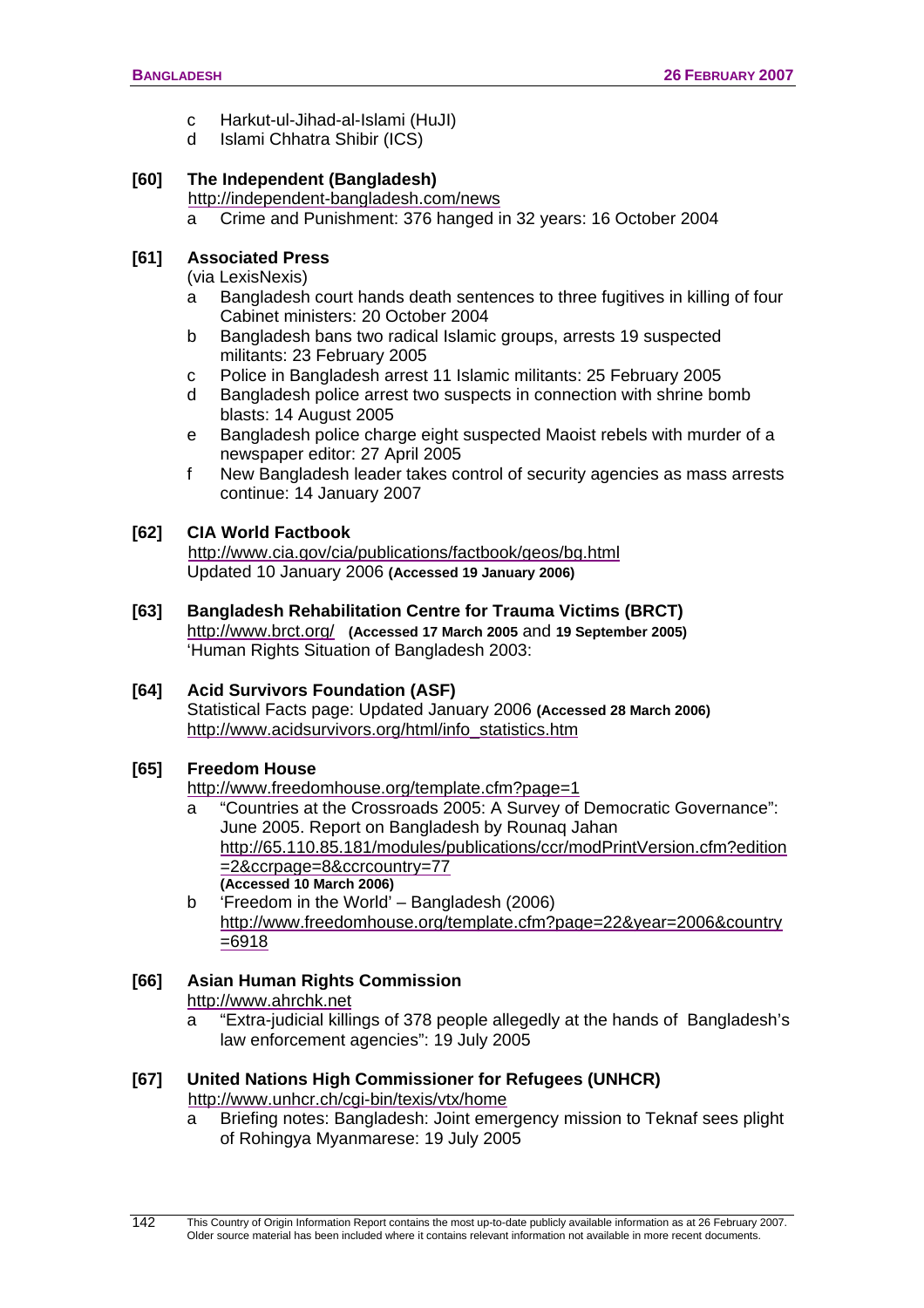- c Harkut-ul-Jihad-al-Islami (HuJI)
- d Islami Chhatra Shibir (ICS)

**[60] The Independent (Bangladesh)**
http://independent-bangladesh.com/news
- a Crime and Punishment: 376 hanged in 32 years: 16 October 2004

**[61] Associated Press**
(via LexisNexis)
- a Bangladesh court hands death sentences to three fugitives in killing of four Cabinet ministers: 20 October 2004
- b Bangladesh bans two radical Islamic groups, arrests 19 suspected militants: 23 February 2005
- c Police in Bangladesh arrest 11 Islamic militants: 25 February 2005
- d Bangladesh police arrest two suspects in connection with shrine bomb blasts: 14 August 2005
- e Bangladesh police charge eight suspected Maoist rebels with murder of a newspaper editor: 27 April 2005
- f New Bangladesh leader takes control of security agencies as mass arrests continue: 14 January 2007

**[62] CIA World Factbook**
http://www.cia.gov/cia/publications/factbook/geos/bg.html
Updated 10 January 2006 **(Accessed 19 January 2006)**

**[63] Bangladesh Rehabilitation Centre for Trauma Victims (BRCT)**
http://www.brct.org/ **(Accessed 17 March 2005** and **19 September 2005)**
'Human Rights Situation of Bangladesh 2003:

**[64] Acid Survivors Foundation (ASF)**
Statistical Facts page: Updated January 2006 **(Accessed 28 March 2006)**
http://www.acidsurvivors.org/html/info_statistics.htm

**[65] Freedom House**
http://www.freedomhouse.org/template.cfm?page=1
- a "Countries at the Crossroads 2005: A Survey of Democratic Governance": June 2005. Report on Bangladesh by Rounaq Jahan
  http://65.110.85.181/modules/publications/ccr/modPrintVersion.cfm?edition=2&ccrpage=8&ccrcountry=77
  **(Accessed 10 March 2006)**
- b 'Freedom in the World' – Bangladesh (2006)
  http://www.freedomhouse.org/template.cfm?page=22&year=2006&country=6918

**[66] Asian Human Rights Commission**
http://www.ahrchk.net
- a "Extra-judicial killings of 378 people allegedly at the hands of Bangladesh's law enforcement agencies": 19 July 2005

**[67] United Nations High Commissioner for Refugees (UNHCR)**
http://www.unhcr.ch/cgi-bin/texis/vtx/home
- a Briefing notes: Bangladesh: Joint emergency mission to Teknaf sees plight of Rohingya Myanmarese: 19 July 2005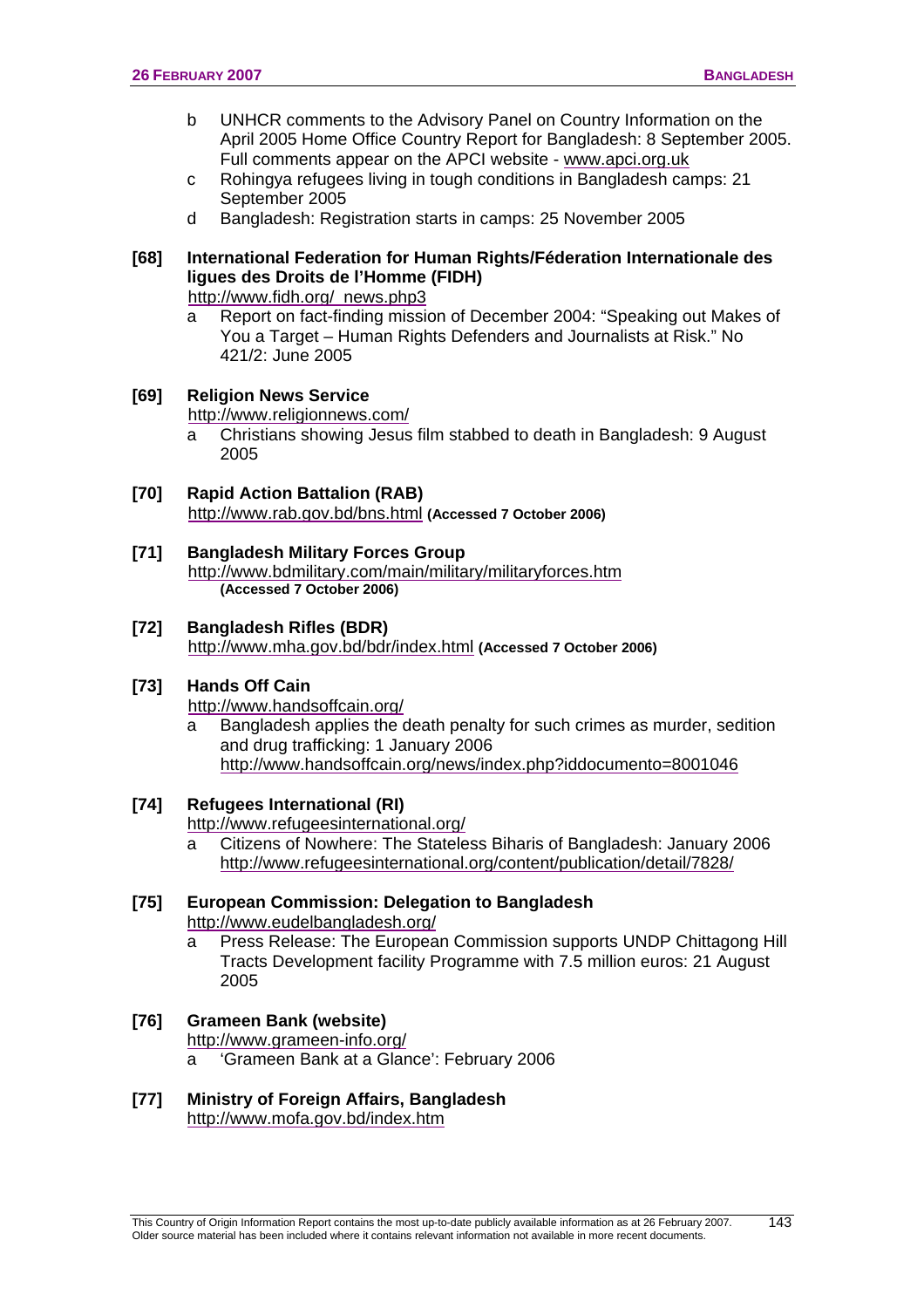- b UNHCR comments to the Advisory Panel on Country Information on the April 2005 Home Office Country Report for Bangladesh: 8 September 2005. Full comments appear on the APCI website - www.apci.org.uk
- c Rohingya refugees living in tough conditions in Bangladesh camps: 21 September 2005
- d Bangladesh: Registration starts in camps: 25 November 2005

**[68] International Federation for Human Rights/Féderation Internationale des ligues des Droits de l'Homme (FIDH)**
http://www.fidh.org/_news.php3

- a Report on fact-finding mission of December 2004: "Speaking out Makes of You a Target – Human Rights Defenders and Journalists at Risk." No 421/2: June 2005

**[69] Religion News Service**
http://www.religionnews.com/

- a Christians showing Jesus film stabbed to death in Bangladesh: 9 August 2005

**[70] Rapid Action Battalion (RAB)**
http://www.rab.gov.bd/bns.html **(Accessed 7 October 2006)**

**[71] Bangladesh Military Forces Group**
http://www.bdmilitary.com/main/military/militaryforces.htm **(Accessed 7 October 2006)**

**[72] Bangladesh Rifles (BDR)**
http://www.mha.gov.bd/bdr/index.html **(Accessed 7 October 2006)**

**[73] Hands Off Cain**
http://www.handsoffcain.org/

- a Bangladesh applies the death penalty for such crimes as murder, sedition and drug trafficking: 1 January 2006
  http://www.handsoffcain.org/news/index.php?iddocumento=8001046

**[74] Refugees International (RI)**
http://www.refugeesinternational.org/

- a Citizens of Nowhere: The Stateless Biharis of Bangladesh: January 2006
  http://www.refugeesinternational.org/content/publication/detail/7828/

**[75] European Commission: Delegation to Bangladesh**
http://www.eudelbangladesh.org/

- a Press Release: The European Commission supports UNDP Chittagong Hill Tracts Development facility Programme with 7.5 million euros: 21 August 2005

**[76] Grameen Bank (website)**
http://www.grameen-info.org/

- a 'Grameen Bank at a Glance': February 2006

**[77] Ministry of Foreign Affairs, Bangladesh**
http://www.mofa.gov.bd/index.htm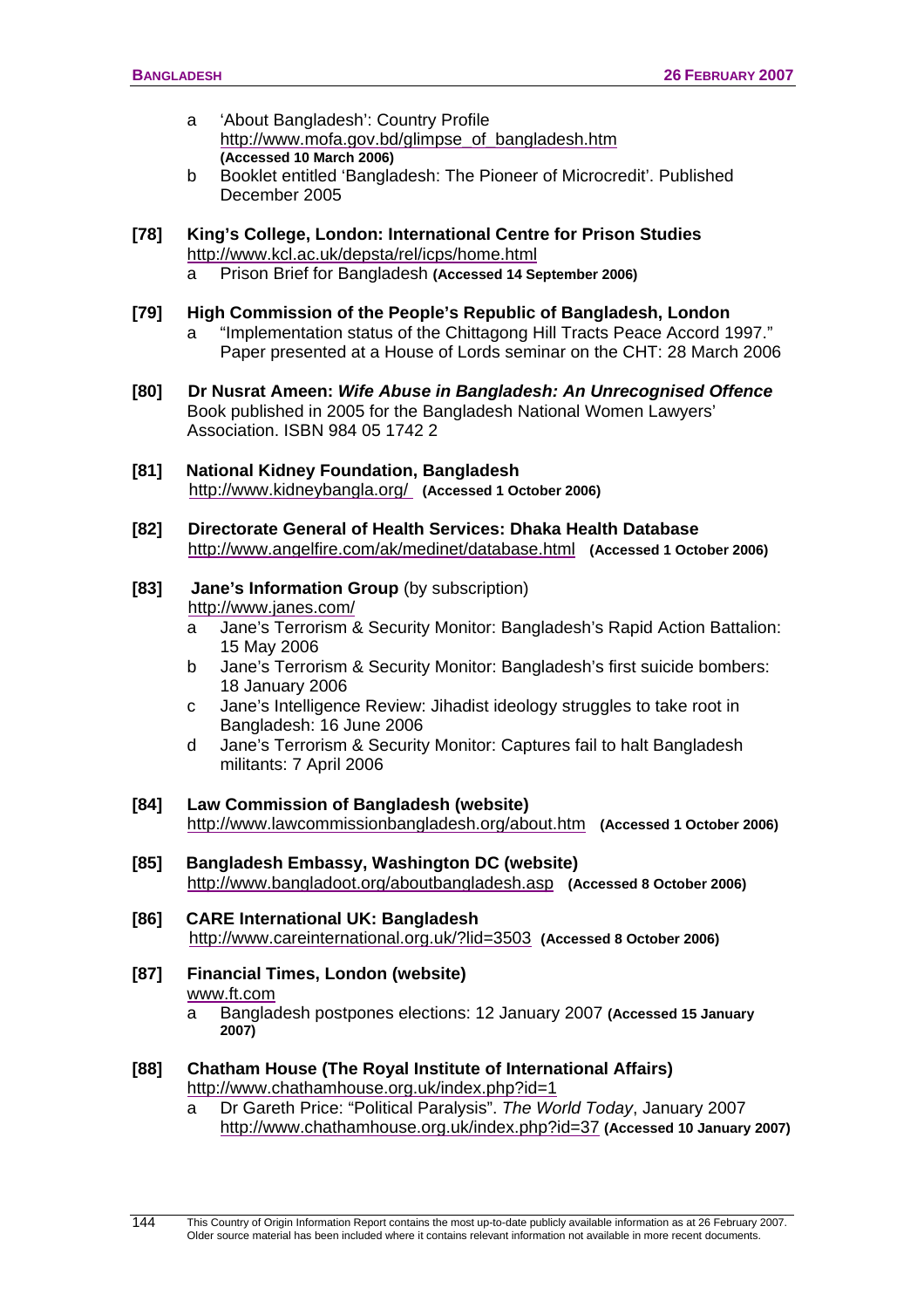- a 'About Bangladesh': Country Profile
  http://www.mofa.gov.bd/glimpse_of_bangladesh.htm
  **(Accessed 10 March 2006)**
- b Booklet entitled 'Bangladesh: The Pioneer of Microcredit'. Published December 2005

**[78] King's College, London: International Centre for Prison Studies**
http://www.kcl.ac.uk/depsta/rel/icps/home.html
- a Prison Brief for Bangladesh **(Accessed 14 September 2006)**

**[79] High Commission of the People's Republic of Bangladesh, London**
- a "Implementation status of the Chittagong Hill Tracts Peace Accord 1997." Paper presented at a House of Lords seminar on the CHT: 28 March 2006

**[80] Dr Nusrat Ameen: *Wife Abuse in Bangladesh: An Unrecognised Offence***
Book published in 2005 for the Bangladesh National Women Lawyers' Association. ISBN 984 05 1742 2

**[81] National Kidney Foundation, Bangladesh**
http://www.kidneybangla.org/ **(Accessed 1 October 2006)**

**[82] Directorate General of Health Services: Dhaka Health Database**
http://www.angelfire.com/ak/medinet/database.html **(Accessed 1 October 2006)**

**[83] Jane's Information Group** (by subscription)
http://www.janes.com/
- a Jane's Terrorism & Security Monitor: Bangladesh's Rapid Action Battalion: 15 May 2006
- b Jane's Terrorism & Security Monitor: Bangladesh's first suicide bombers: 18 January 2006
- c Jane's Intelligence Review: Jihadist ideology struggles to take root in Bangladesh: 16 June 2006
- d Jane's Terrorism & Security Monitor: Captures fail to halt Bangladesh militants: 7 April 2006

**[84] Law Commission of Bangladesh (website)**
http://www.lawcommissionbangladesh.org/about.htm **(Accessed 1 October 2006)**

**[85] Bangladesh Embassy, Washington DC (website)**
http://www.bangladoot.org/aboutbangladesh.asp **(Accessed 8 October 2006)**

**[86] CARE International UK: Bangladesh**
http://www.careinternational.org.uk/?lid=3503 **(Accessed 8 October 2006)**

**[87] Financial Times, London (website)**
www.ft.com
- a Bangladesh postpones elections: 12 January 2007 **(Accessed 15 January 2007)**

**[88] Chatham House (The Royal Institute of International Affairs)**
http://www.chathamhouse.org.uk/index.php?id=1
- a Dr Gareth Price: "Political Paralysis". *The World Today*, January 2007
  http://www.chathamhouse.org.uk/index.php?id=37 **(Accessed 10 January 2007)**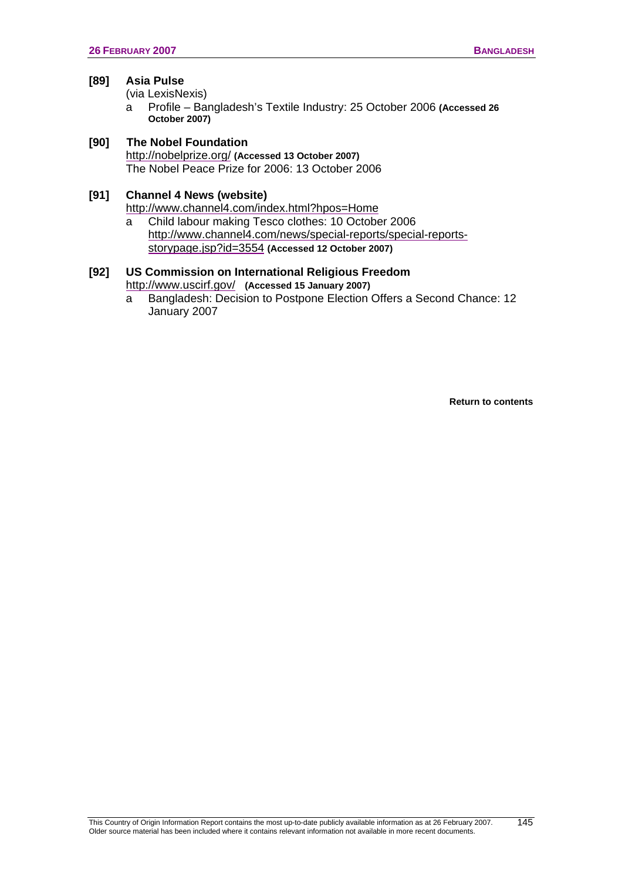**[89] Asia Pulse**
(via LexisNexis)

a Profile – Bangladesh's Textile Industry: 25 October 2006 **(Accessed 26 October 2007)**

**[90] The Nobel Foundation**
http://nobelprize.org/ **(Accessed 13 October 2007)**
The Nobel Peace Prize for 2006: 13 October 2006

**[91] Channel 4 News (website)**
http://www.channel4.com/index.html?hpos=Home

a Child labour making Tesco clothes: 10 October 2006
http://www.channel4.com/news/special-reports/special-reports-storypage.jsp?id=3554 **(Accessed 12 October 2007)**

**[92] US Commission on International Religious Freedom**
http://www.uscirf.gov/ **(Accessed 15 January 2007)**

a Bangladesh: Decision to Postpone Election Offers a Second Chance: 12 January 2007

**Return to contents**

This Country of Origin Information Report contains the most up-to-date publicly available information as at 26 February 2007. Older source material has been included where it contains relevant information not available in more recent documents.